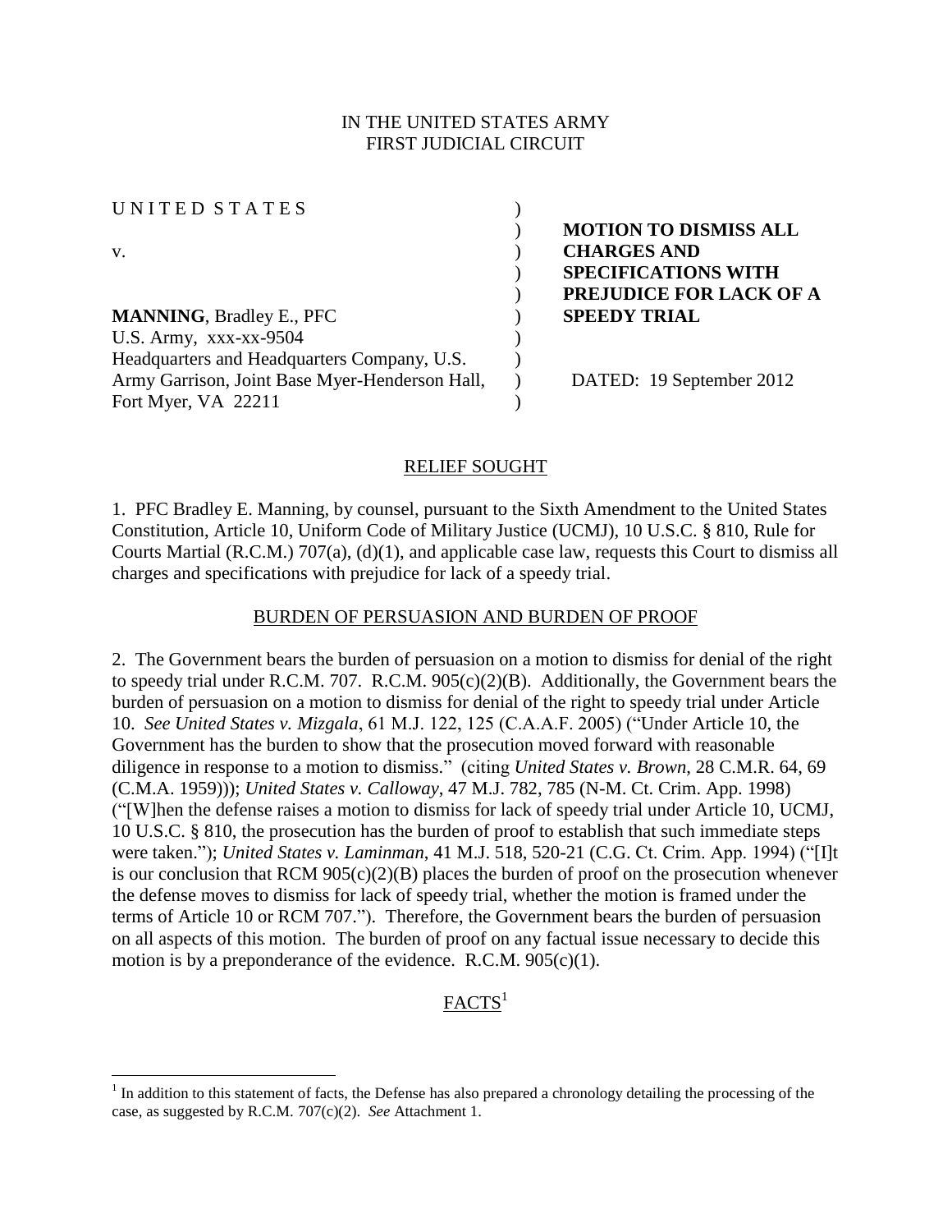IN THE UNITED STATES ARMY
FIRST JUDICIAL CIRCUIT

| | |
|---|---|
| UNITED STATES<br><br>v.<br><br>**MANNING**, Bradley E., PFC<br>U.S. Army, xxx-xx-9504<br>Headquarters and Headquarters Company, U.S. Army Garrison, Joint Base Myer-Henderson Hall, Fort Myer, VA 22211 | **MOTION TO DISMISS ALL CHARGES AND SPECIFICATIONS WITH PREJUDICE FOR LACK OF A SPEEDY TRIAL**<br><br>DATED: 19 September 2012 |

## RELIEF SOUGHT

1. PFC Bradley E. Manning, by counsel, pursuant to the Sixth Amendment to the United States Constitution, Article 10, Uniform Code of Military Justice (UCMJ), 10 U.S.C. § 810, Rule for Courts Martial (R.C.M.) 707(a), (d)(1), and applicable case law, requests this Court to dismiss all charges and specifications with prejudice for lack of a speedy trial.

## BURDEN OF PERSUASION AND BURDEN OF PROOF

2. The Government bears the burden of persuasion on a motion to dismiss for denial of the right to speedy trial under R.C.M. 707. R.C.M. 905(c)(2)(B). Additionally, the Government bears the burden of persuasion on a motion to dismiss for denial of the right to speedy trial under Article 10. *See United States v. Mizgala*, 61 M.J. 122, 125 (C.A.A.F. 2005) ("Under Article 10, the Government has the burden to show that the prosecution moved forward with reasonable diligence in response to a motion to dismiss." (citing *United States v. Brown*, 28 C.M.R. 64, 69 (C.M.A. 1959))); *United States v. Calloway*, 47 M.J. 782, 785 (N-M. Ct. Crim. App. 1998) ("[W]hen the defense raises a motion to dismiss for lack of speedy trial under Article 10, UCMJ, 10 U.S.C. § 810, the prosecution has the burden of proof to establish that such immediate steps were taken."); *United States v. Laminman*, 41 M.J. 518, 520-21 (C.G. Ct. Crim. App. 1994) ("[I]t is our conclusion that RCM 905(c)(2)(B) places the burden of proof on the prosecution whenever the defense moves to dismiss for lack of speedy trial, whether the motion is framed under the terms of Article 10 or RCM 707."). Therefore, the Government bears the burden of persuasion on all aspects of this motion. The burden of proof on any factual issue necessary to decide this motion is by a preponderance of the evidence. R.C.M. 905(c)(1).

## FACTS[1]

[1] In addition to this statement of facts, the Defense has also prepared a chronology detailing the processing of the case, as suggested by R.C.M. 707(c)(2). *See* Attachment 1.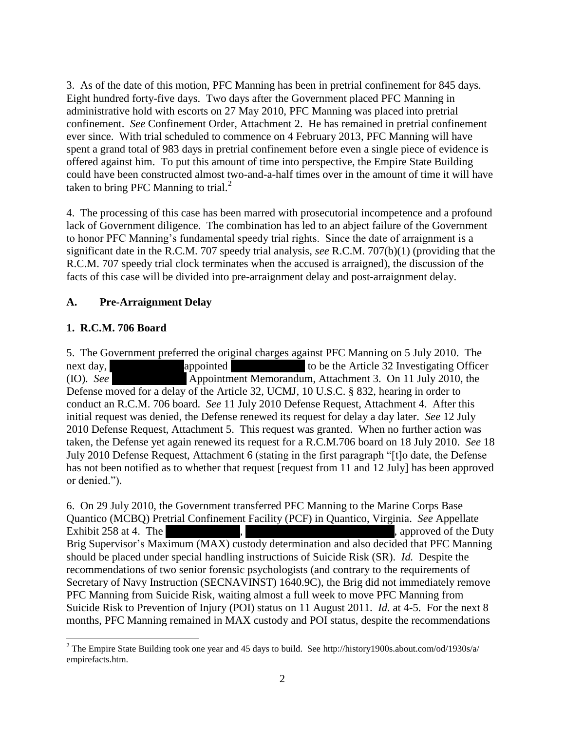3. As of the date of this motion, PFC Manning has been in pretrial confinement for 845 days. Eight hundred forty-five days. Two days after the Government placed PFC Manning in administrative hold with escorts on 27 May 2010, PFC Manning was placed into pretrial confinement. *See* Confinement Order, Attachment 2. He has remained in pretrial confinement ever since. With trial scheduled to commence on 4 February 2013, PFC Manning will have spent a grand total of 983 days in pretrial confinement before even a single piece of evidence is offered against him. To put this amount of time into perspective, the Empire State Building could have been constructed almost two-and-a-half times over in the amount of time it will have taken to bring PFC Manning to trial.[2]

4. The processing of this case has been marred with prosecutorial incompetence and a profound lack of Government diligence. The combination has led to an abject failure of the Government to honor PFC Manning's fundamental speedy trial rights. Since the date of arraignment is a significant date in the R.C.M. 707 speedy trial analysis, *see* R.C.M. 707(b)(1) (providing that the R.C.M. 707 speedy trial clock terminates when the accused is arraigned), the discussion of the facts of this case will be divided into pre-arraignment delay and post-arraignment delay.

## A. Pre-Arraignment Delay

### 1. R.C.M. 706 Board

5. The Government preferred the original charges against PFC Manning on 5 July 2010. The next day, [REDACTED] appointed [REDACTED] to be the Article 32 Investigating Officer (IO). *See* [REDACTED] Appointment Memorandum, Attachment 3. On 11 July 2010, the Defense moved for a delay of the Article 32, UCMJ, 10 U.S.C. § 832, hearing in order to conduct an R.C.M. 706 board. *See* 11 July 2010 Defense Request, Attachment 4. After this initial request was denied, the Defense renewed its request for delay a day later. *See* 12 July 2010 Defense Request, Attachment 5. This request was granted. When no further action was taken, the Defense yet again renewed its request for a R.C.M.706 board on 18 July 2010. *See* 18 July 2010 Defense Request, Attachment 6 (stating in the first paragraph "[t]o date, the Defense has not been notified as to whether that request [request from 11 and 12 July] has been approved or denied.").

6. On 29 July 2010, the Government transferred PFC Manning to the Marine Corps Base Quantico (MCBQ) Pretrial Confinement Facility (PCF) in Quantico, Virginia. *See* Appellate Exhibit 258 at 4. The [REDACTED], [REDACTED], approved of the Duty Brig Supervisor's Maximum (MAX) custody determination and also decided that PFC Manning should be placed under special handling instructions of Suicide Risk (SR). *Id.* Despite the recommendations of two senior forensic psychologists (and contrary to the requirements of Secretary of Navy Instruction (SECNAVINST) 1640.9C), the Brig did not immediately remove PFC Manning from Suicide Risk, waiting almost a full week to move PFC Manning from Suicide Risk to Prevention of Injury (POI) status on 11 August 2011. *Id.* at 4-5. For the next 8 months, PFC Manning remained in MAX custody and POI status, despite the recommendations

---

[2] The Empire State Building took one year and 45 days to build. See http://history1900s.about.com/od/1930s/a/empirefacts.htm.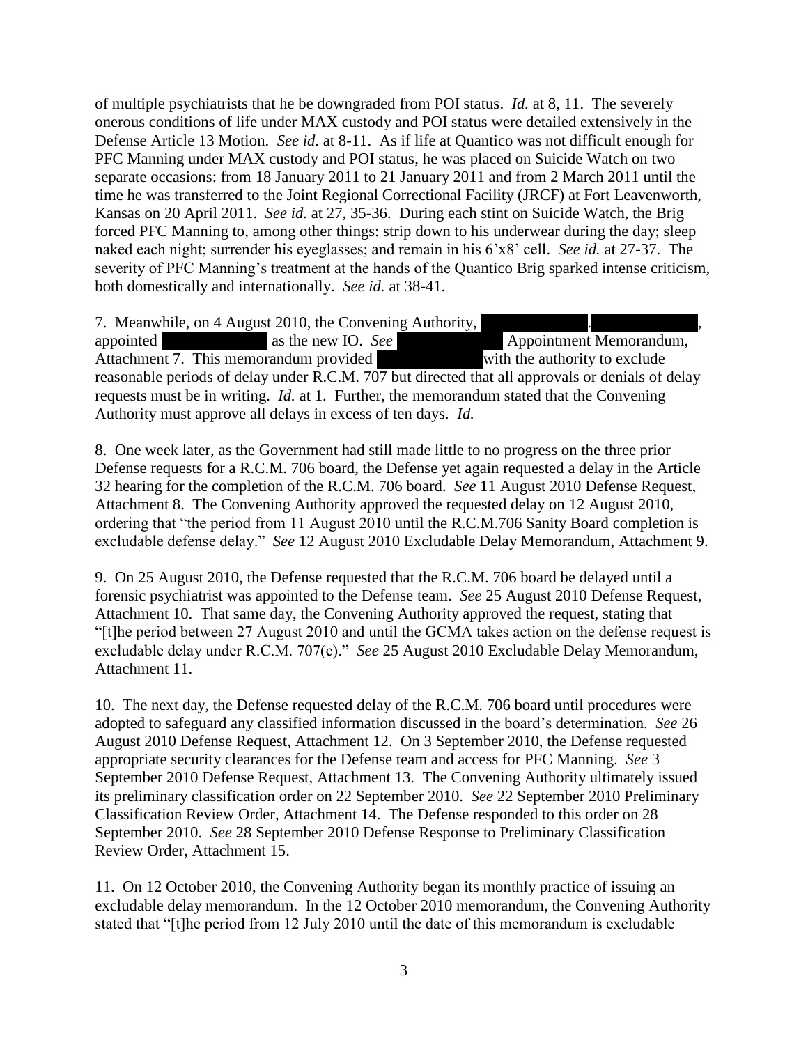of multiple psychiatrists that he be downgraded from POI status. *Id.* at 8, 11. The severely onerous conditions of life under MAX custody and POI status were detailed extensively in the Defense Article 13 Motion. *See id.* at 8-11. As if life at Quantico was not difficult enough for PFC Manning under MAX custody and POI status, he was placed on Suicide Watch on two separate occasions: from 18 January 2011 to 21 January 2011 and from 2 March 2011 until the time he was transferred to the Joint Regional Correctional Facility (JRCF) at Fort Leavenworth, Kansas on 20 April 2011. *See id.* at 27, 35-36. During each stint on Suicide Watch, the Brig forced PFC Manning to, among other things: strip down to his underwear during the day; sleep naked each night; surrender his eyeglasses; and remain in his 6'x8' cell. *See id.* at 27-37. The severity of PFC Manning's treatment at the hands of the Quantico Brig sparked intense criticism, both domestically and internationally. *See id.* at 38-41.

7. Meanwhile, on 4 August 2010, the Convening Authority, [REDACTED]. [REDACTED], appointed [REDACTED] as the new IO. *See* [REDACTED] Appointment Memorandum, Attachment 7. This memorandum provided [REDACTED] with the authority to exclude reasonable periods of delay under R.C.M. 707 but directed that all approvals or denials of delay requests must be in writing. *Id.* at 1. Further, the memorandum stated that the Convening Authority must approve all delays in excess of ten days. *Id.*

8. One week later, as the Government had still made little to no progress on the three prior Defense requests for a R.C.M. 706 board, the Defense yet again requested a delay in the Article 32 hearing for the completion of the R.C.M. 706 board. *See* 11 August 2010 Defense Request, Attachment 8. The Convening Authority approved the requested delay on 12 August 2010, ordering that "the period from 11 August 2010 until the R.C.M.706 Sanity Board completion is excludable defense delay." *See* 12 August 2010 Excludable Delay Memorandum, Attachment 9.

9. On 25 August 2010, the Defense requested that the R.C.M. 706 board be delayed until a forensic psychiatrist was appointed to the Defense team. *See* 25 August 2010 Defense Request, Attachment 10. That same day, the Convening Authority approved the request, stating that "[t]he period between 27 August 2010 and until the GCMA takes action on the defense request is excludable delay under R.C.M. 707(c)." *See* 25 August 2010 Excludable Delay Memorandum, Attachment 11.

10. The next day, the Defense requested delay of the R.C.M. 706 board until procedures were adopted to safeguard any classified information discussed in the board's determination. *See* 26 August 2010 Defense Request, Attachment 12. On 3 September 2010, the Defense requested appropriate security clearances for the Defense team and access for PFC Manning. *See* 3 September 2010 Defense Request, Attachment 13. The Convening Authority ultimately issued its preliminary classification order on 22 September 2010. *See* 22 September 2010 Preliminary Classification Review Order, Attachment 14. The Defense responded to this order on 28 September 2010. *See* 28 September 2010 Defense Response to Preliminary Classification Review Order, Attachment 15.

11. On 12 October 2010, the Convening Authority began its monthly practice of issuing an excludable delay memorandum. In the 12 October 2010 memorandum, the Convening Authority stated that "[t]he period from 12 July 2010 until the date of this memorandum is excludable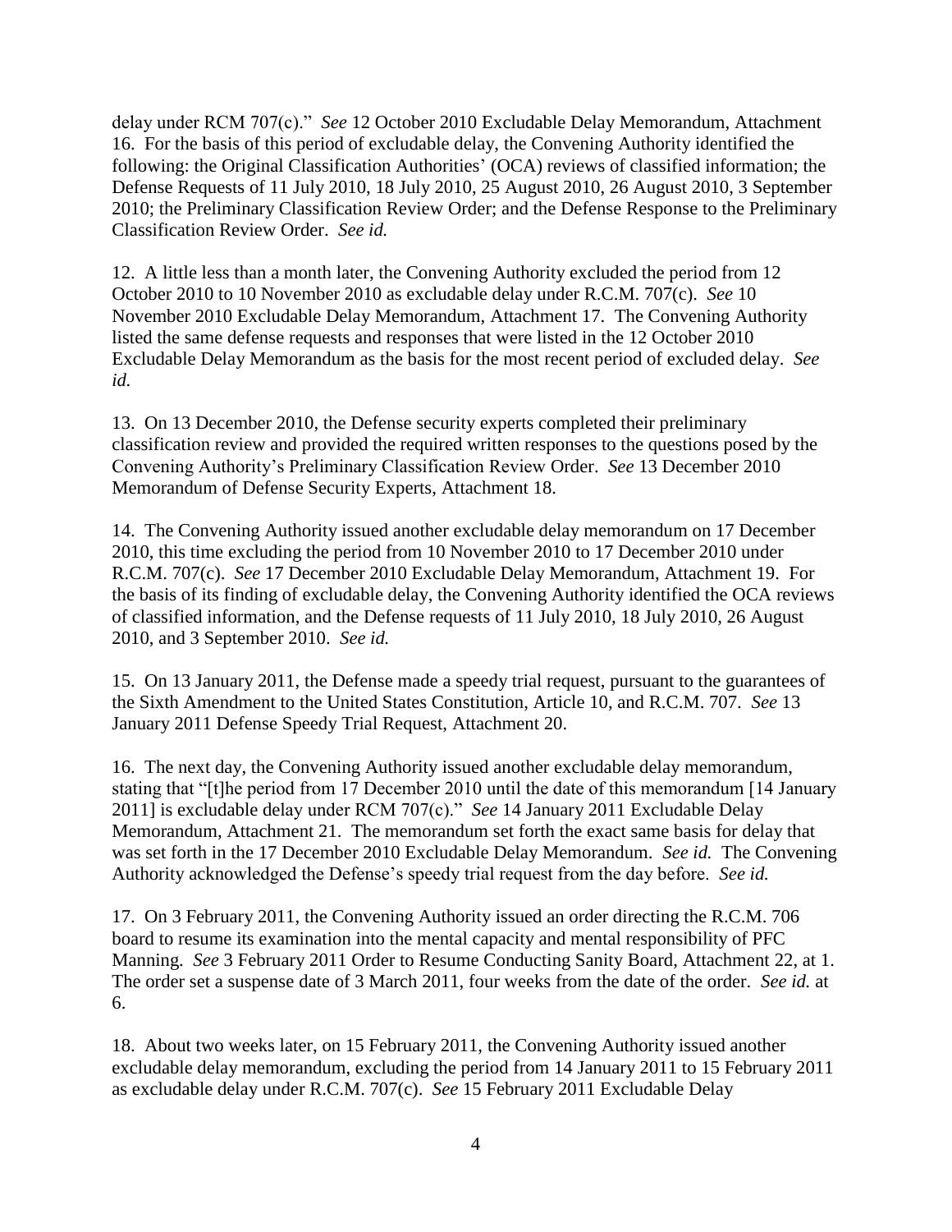delay under RCM 707(c)." *See* 12 October 2010 Excludable Delay Memorandum, Attachment 16. For the basis of this period of excludable delay, the Convening Authority identified the following: the Original Classification Authorities' (OCA) reviews of classified information; the Defense Requests of 11 July 2010, 18 July 2010, 25 August 2010, 26 August 2010, 3 September 2010; the Preliminary Classification Review Order; and the Defense Response to the Preliminary Classification Review Order. *See id.*

12. A little less than a month later, the Convening Authority excluded the period from 12 October 2010 to 10 November 2010 as excludable delay under R.C.M. 707(c). *See* 10 November 2010 Excludable Delay Memorandum, Attachment 17. The Convening Authority listed the same defense requests and responses that were listed in the 12 October 2010 Excludable Delay Memorandum as the basis for the most recent period of excluded delay. *See id.*

13. On 13 December 2010, the Defense security experts completed their preliminary classification review and provided the required written responses to the questions posed by the Convening Authority's Preliminary Classification Review Order. *See* 13 December 2010 Memorandum of Defense Security Experts, Attachment 18.

14. The Convening Authority issued another excludable delay memorandum on 17 December 2010, this time excluding the period from 10 November 2010 to 17 December 2010 under R.C.M. 707(c). *See* 17 December 2010 Excludable Delay Memorandum, Attachment 19. For the basis of its finding of excludable delay, the Convening Authority identified the OCA reviews of classified information, and the Defense requests of 11 July 2010, 18 July 2010, 26 August 2010, and 3 September 2010. *See id.*

15. On 13 January 2011, the Defense made a speedy trial request, pursuant to the guarantees of the Sixth Amendment to the United States Constitution, Article 10, and R.C.M. 707. *See* 13 January 2011 Defense Speedy Trial Request, Attachment 20.

16. The next day, the Convening Authority issued another excludable delay memorandum, stating that "[t]he period from 17 December 2010 until the date of this memorandum [14 January 2011] is excludable delay under RCM 707(c)." *See* 14 January 2011 Excludable Delay Memorandum, Attachment 21. The memorandum set forth the exact same basis for delay that was set forth in the 17 December 2010 Excludable Delay Memorandum. *See id.* The Convening Authority acknowledged the Defense's speedy trial request from the day before. *See id.*

17. On 3 February 2011, the Convening Authority issued an order directing the R.C.M. 706 board to resume its examination into the mental capacity and mental responsibility of PFC Manning. *See* 3 February 2011 Order to Resume Conducting Sanity Board, Attachment 22, at 1. The order set a suspense date of 3 March 2011, four weeks from the date of the order. *See id.* at 6.

18. About two weeks later, on 15 February 2011, the Convening Authority issued another excludable delay memorandum, excluding the period from 14 January 2011 to 15 February 2011 as excludable delay under R.C.M. 707(c). *See* 15 February 2011 Excludable Delay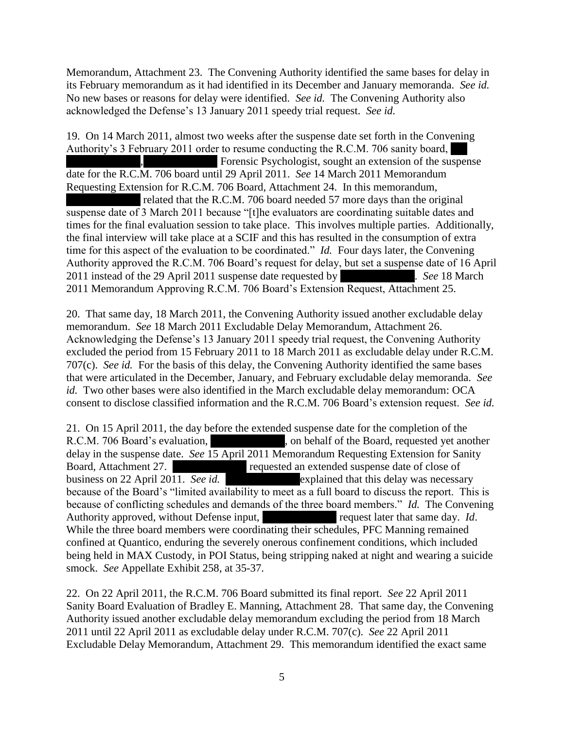Memorandum, Attachment 23. The Convening Authority identified the same bases for delay in its February memorandum as it had identified in its December and January memoranda. *See id.* No new bases or reasons for delay were identified. *See id.* The Convening Authority also acknowledged the Defense's 13 January 2011 speedy trial request. *See id.*

19. On 14 March 2011, almost two weeks after the suspense date set forth in the Convening Authority's 3 February 2011 order to resume conducting the R.C.M. 706 sanity board, , Forensic Psychologist, sought an extension of the suspense date for the R.C.M. 706 board until 29 April 2011. *See* 14 March 2011 Memorandum Requesting Extension for R.C.M. 706 Board, Attachment 24. In this memorandum, related that the R.C.M. 706 board needed 57 more days than the original suspense date of 3 March 2011 because "[t]he evaluators are coordinating suitable dates and times for the final evaluation session to take place. This involves multiple parties. Additionally, the final interview will take place at a SCIF and this has resulted in the consumption of extra time for this aspect of the evaluation to be coordinated." *Id.* Four days later, the Convening Authority approved the R.C.M. 706 Board's request for delay, but set a suspense date of 16 April 2011 instead of the 29 April 2011 suspense date requested by . *See* 18 March 2011 Memorandum Approving R.C.M. 706 Board's Extension Request, Attachment 25.

20. That same day, 18 March 2011, the Convening Authority issued another excludable delay memorandum. *See* 18 March 2011 Excludable Delay Memorandum, Attachment 26. Acknowledging the Defense's 13 January 2011 speedy trial request, the Convening Authority excluded the period from 15 February 2011 to 18 March 2011 as excludable delay under R.C.M. 707(c). *See id.* For the basis of this delay, the Convening Authority identified the same bases that were articulated in the December, January, and February excludable delay memoranda. *See id.* Two other bases were also identified in the March excludable delay memorandum: OCA consent to disclose classified information and the R.C.M. 706 Board's extension request. *See id.*

21. On 15 April 2011, the day before the extended suspense date for the completion of the R.C.M. 706 Board's evaluation, , on behalf of the Board, requested yet another delay in the suspense date. *See* 15 April 2011 Memorandum Requesting Extension for Sanity Board, Attachment 27. requested an extended suspense date of close of business on 22 April 2011. *See id.* explained that this delay was necessary because of the Board's "limited availability to meet as a full board to discuss the report. This is because of conflicting schedules and demands of the three board members." *Id.* The Convening Authority approved, without Defense input, request later that same day. *Id*. While the three board members were coordinating their schedules, PFC Manning remained confined at Quantico, enduring the severely onerous confinement conditions, which included being held in MAX Custody, in POI Status, being stripping naked at night and wearing a suicide smock. *See* Appellate Exhibit 258, at 35-37.

22. On 22 April 2011, the R.C.M. 706 Board submitted its final report. *See* 22 April 2011 Sanity Board Evaluation of Bradley E. Manning, Attachment 28. That same day, the Convening Authority issued another excludable delay memorandum excluding the period from 18 March 2011 until 22 April 2011 as excludable delay under R.C.M. 707(c). *See* 22 April 2011 Excludable Delay Memorandum, Attachment 29. This memorandum identified the exact same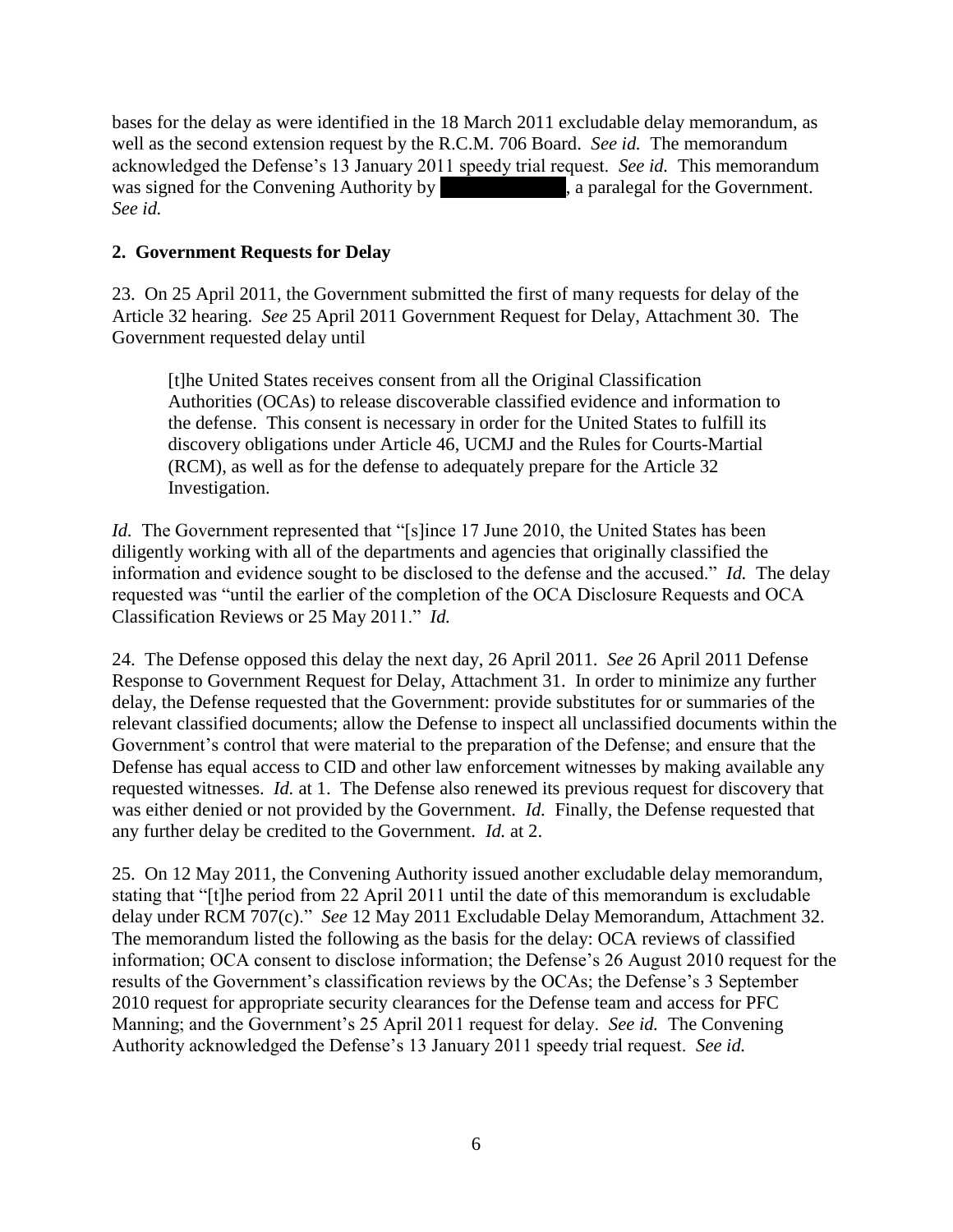bases for the delay as were identified in the 18 March 2011 excludable delay memorandum, as well as the second extension request by the R.C.M. 706 Board. *See id.* The memorandum acknowledged the Defense's 13 January 2011 speedy trial request. *See id.* This memorandum was signed for the Convening Authority by ██████████, a paralegal for the Government. *See id.*

**2. Government Requests for Delay**

23. On 25 April 2011, the Government submitted the first of many requests for delay of the Article 32 hearing. *See* 25 April 2011 Government Request for Delay, Attachment 30. The Government requested delay until

> [t]he United States receives consent from all the Original Classification Authorities (OCAs) to release discoverable classified evidence and information to the defense. This consent is necessary in order for the United States to fulfill its discovery obligations under Article 46, UCMJ and the Rules for Courts-Martial (RCM), as well as for the defense to adequately prepare for the Article 32 Investigation.

*Id.* The Government represented that "[s]ince 17 June 2010, the United States has been diligently working with all of the departments and agencies that originally classified the information and evidence sought to be disclosed to the defense and the accused." *Id.* The delay requested was "until the earlier of the completion of the OCA Disclosure Requests and OCA Classification Reviews or 25 May 2011." *Id.*

24. The Defense opposed this delay the next day, 26 April 2011. *See* 26 April 2011 Defense Response to Government Request for Delay, Attachment 31. In order to minimize any further delay, the Defense requested that the Government: provide substitutes for or summaries of the relevant classified documents; allow the Defense to inspect all unclassified documents within the Government's control that were material to the preparation of the Defense; and ensure that the Defense has equal access to CID and other law enforcement witnesses by making available any requested witnesses. *Id.* at 1. The Defense also renewed its previous request for discovery that was either denied or not provided by the Government. *Id.* Finally, the Defense requested that any further delay be credited to the Government. *Id.* at 2.

25. On 12 May 2011, the Convening Authority issued another excludable delay memorandum, stating that "[t]he period from 22 April 2011 until the date of this memorandum is excludable delay under RCM 707(c)." *See* 12 May 2011 Excludable Delay Memorandum, Attachment 32. The memorandum listed the following as the basis for the delay: OCA reviews of classified information; OCA consent to disclose information; the Defense's 26 August 2010 request for the results of the Government's classification reviews by the OCAs; the Defense's 3 September 2010 request for appropriate security clearances for the Defense team and access for PFC Manning; and the Government's 25 April 2011 request for delay. *See id.* The Convening Authority acknowledged the Defense's 13 January 2011 speedy trial request. *See id.*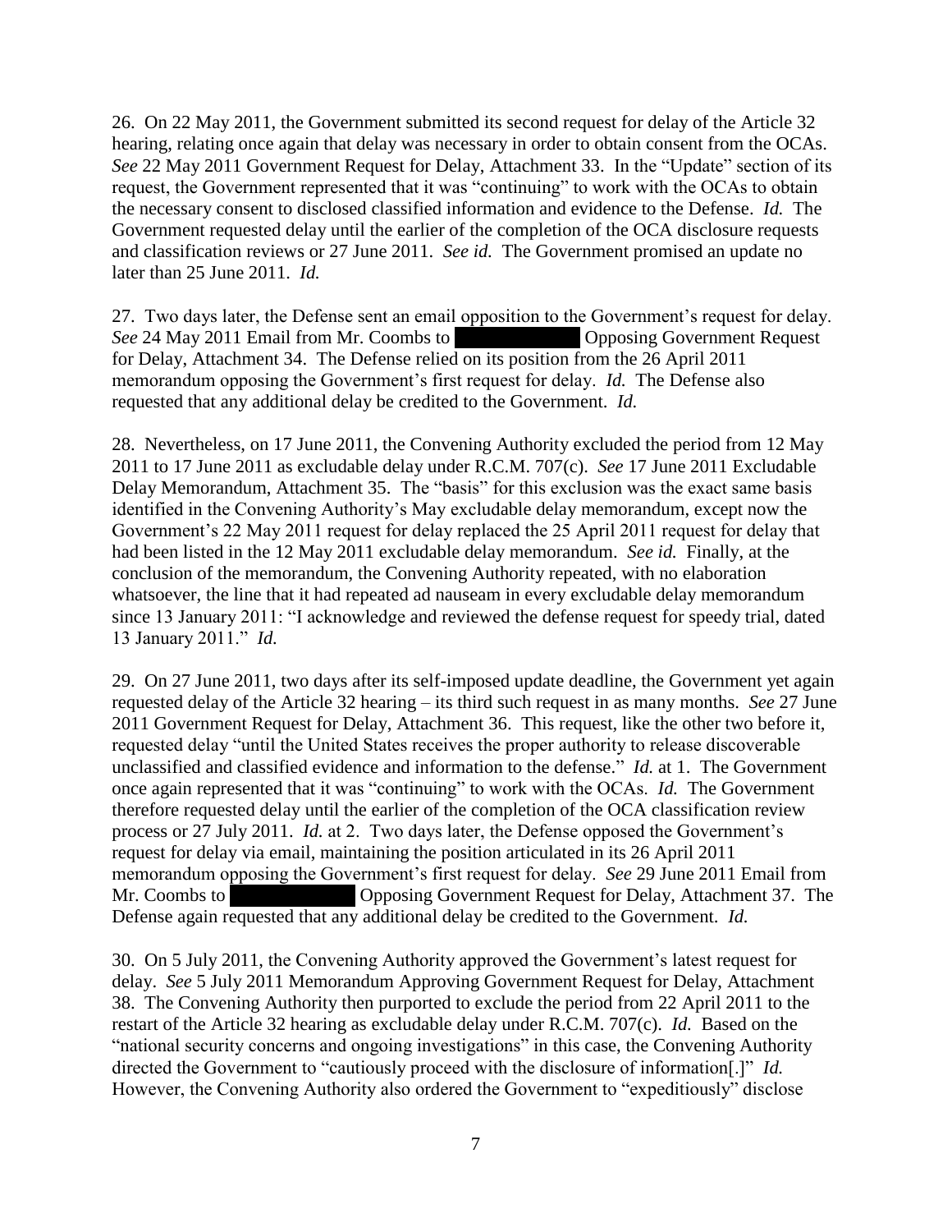26. On 22 May 2011, the Government submitted its second request for delay of the Article 32 hearing, relating once again that delay was necessary in order to obtain consent from the OCAs. *See* 22 May 2011 Government Request for Delay, Attachment 33. In the "Update" section of its request, the Government represented that it was "continuing" to work with the OCAs to obtain the necessary consent to disclosed classified information and evidence to the Defense. *Id.* The Government requested delay until the earlier of the completion of the OCA disclosure requests and classification reviews or 27 June 2011. *See id.* The Government promised an update no later than 25 June 2011. *Id.*

27. Two days later, the Defense sent an email opposition to the Government's request for delay. *See* 24 May 2011 Email from Mr. Coombs to [REDACTED] Opposing Government Request for Delay, Attachment 34. The Defense relied on its position from the 26 April 2011 memorandum opposing the Government's first request for delay. *Id.* The Defense also requested that any additional delay be credited to the Government. *Id.*

28. Nevertheless, on 17 June 2011, the Convening Authority excluded the period from 12 May 2011 to 17 June 2011 as excludable delay under R.C.M. 707(c). *See* 17 June 2011 Excludable Delay Memorandum, Attachment 35. The "basis" for this exclusion was the exact same basis identified in the Convening Authority's May excludable delay memorandum, except now the Government's 22 May 2011 request for delay replaced the 25 April 2011 request for delay that had been listed in the 12 May 2011 excludable delay memorandum. *See id.* Finally, at the conclusion of the memorandum, the Convening Authority repeated, with no elaboration whatsoever, the line that it had repeated ad nauseam in every excludable delay memorandum since 13 January 2011: "I acknowledge and reviewed the defense request for speedy trial, dated 13 January 2011." *Id.*

29. On 27 June 2011, two days after its self-imposed update deadline, the Government yet again requested delay of the Article 32 hearing – its third such request in as many months. *See* 27 June 2011 Government Request for Delay, Attachment 36. This request, like the other two before it, requested delay "until the United States receives the proper authority to release discoverable unclassified and classified evidence and information to the defense." *Id.* at 1. The Government once again represented that it was "continuing" to work with the OCAs. *Id.* The Government therefore requested delay until the earlier of the completion of the OCA classification review process or 27 July 2011. *Id.* at 2. Two days later, the Defense opposed the Government's request for delay via email, maintaining the position articulated in its 26 April 2011 memorandum opposing the Government's first request for delay. *See* 29 June 2011 Email from Mr. Coombs to [REDACTED] Opposing Government Request for Delay, Attachment 37. The Defense again requested that any additional delay be credited to the Government. *Id.*

30. On 5 July 2011, the Convening Authority approved the Government's latest request for delay. *See* 5 July 2011 Memorandum Approving Government Request for Delay, Attachment 38. The Convening Authority then purported to exclude the period from 22 April 2011 to the restart of the Article 32 hearing as excludable delay under R.C.M. 707(c). *Id.* Based on the "national security concerns and ongoing investigations" in this case, the Convening Authority directed the Government to "cautiously proceed with the disclosure of information[.]" *Id.* However, the Convening Authority also ordered the Government to "expeditiously" disclose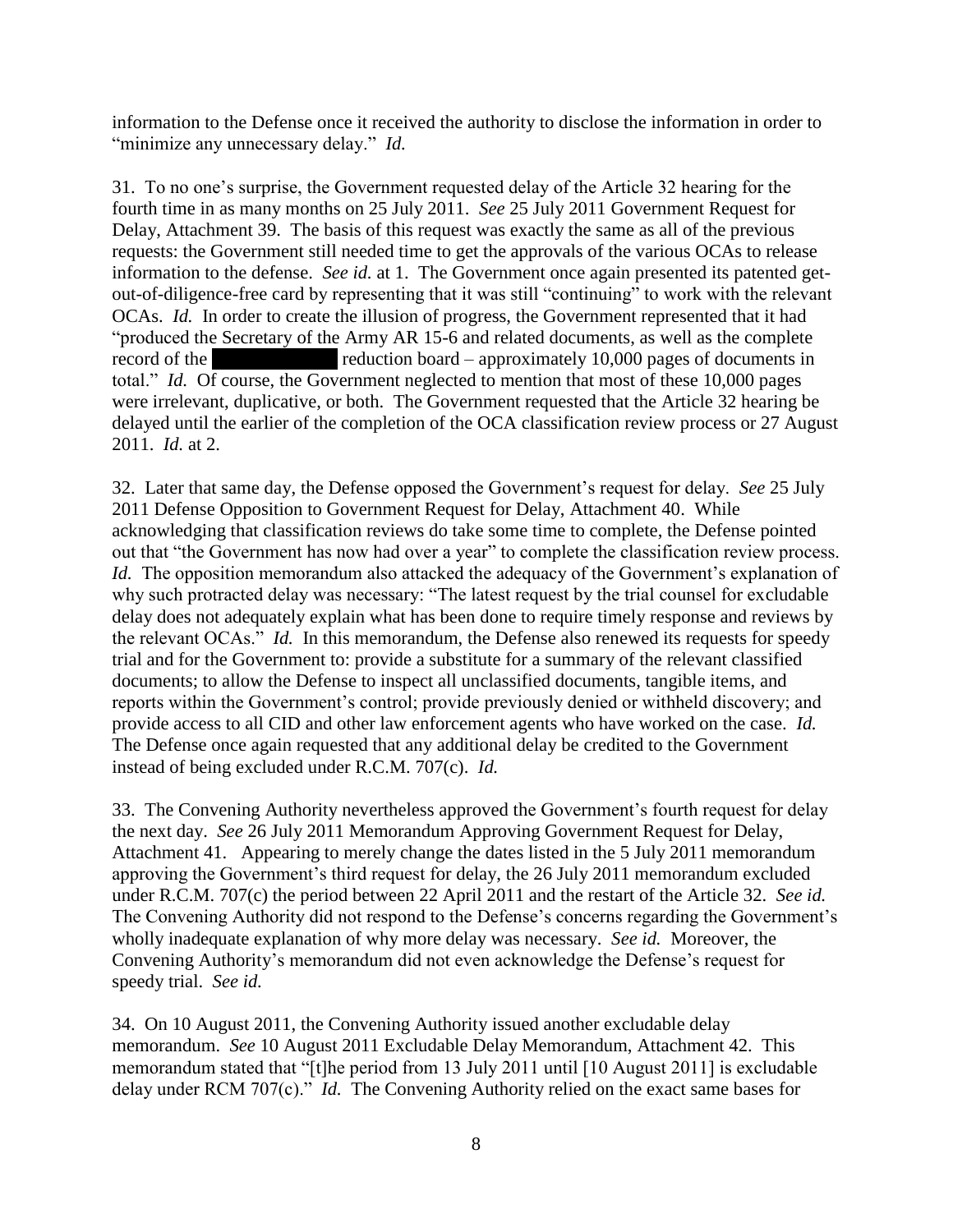information to the Defense once it received the authority to disclose the information in order to "minimize any unnecessary delay." *Id.*

31. To no one's surprise, the Government requested delay of the Article 32 hearing for the fourth time in as many months on 25 July 2011. *See* 25 July 2011 Government Request for Delay, Attachment 39. The basis of this request was exactly the same as all of the previous requests: the Government still needed time to get the approvals of the various OCAs to release information to the defense. *See id.* at 1. The Government once again presented its patented get-out-of-diligence-free card by representing that it was still "continuing" to work with the relevant OCAs. *Id.* In order to create the illusion of progress, the Government represented that it had "produced the Secretary of the Army AR 15-6 and related documents, as well as the complete record of the [REDACTED] reduction board – approximately 10,000 pages of documents in total." *Id.* Of course, the Government neglected to mention that most of these 10,000 pages were irrelevant, duplicative, or both. The Government requested that the Article 32 hearing be delayed until the earlier of the completion of the OCA classification review process or 27 August 2011. *Id.* at 2.

32. Later that same day, the Defense opposed the Government's request for delay. *See* 25 July 2011 Defense Opposition to Government Request for Delay, Attachment 40. While acknowledging that classification reviews do take some time to complete, the Defense pointed out that "the Government has now had over a year" to complete the classification review process. *Id.* The opposition memorandum also attacked the adequacy of the Government's explanation of why such protracted delay was necessary: "The latest request by the trial counsel for excludable delay does not adequately explain what has been done to require timely response and reviews by the relevant OCAs." *Id.* In this memorandum, the Defense also renewed its requests for speedy trial and for the Government to: provide a substitute for a summary of the relevant classified documents; to allow the Defense to inspect all unclassified documents, tangible items, and reports within the Government's control; provide previously denied or withheld discovery; and provide access to all CID and other law enforcement agents who have worked on the case. *Id.* The Defense once again requested that any additional delay be credited to the Government instead of being excluded under R.C.M. 707(c). *Id.*

33. The Convening Authority nevertheless approved the Government's fourth request for delay the next day. *See* 26 July 2011 Memorandum Approving Government Request for Delay, Attachment 41. Appearing to merely change the dates listed in the 5 July 2011 memorandum approving the Government's third request for delay, the 26 July 2011 memorandum excluded under R.C.M. 707(c) the period between 22 April 2011 and the restart of the Article 32. *See id.* The Convening Authority did not respond to the Defense's concerns regarding the Government's wholly inadequate explanation of why more delay was necessary. *See id.* Moreover, the Convening Authority's memorandum did not even acknowledge the Defense's request for speedy trial. *See id.*

34. On 10 August 2011, the Convening Authority issued another excludable delay memorandum. *See* 10 August 2011 Excludable Delay Memorandum, Attachment 42. This memorandum stated that "[t]he period from 13 July 2011 until [10 August 2011] is excludable delay under RCM 707(c)." *Id.* The Convening Authority relied on the exact same bases for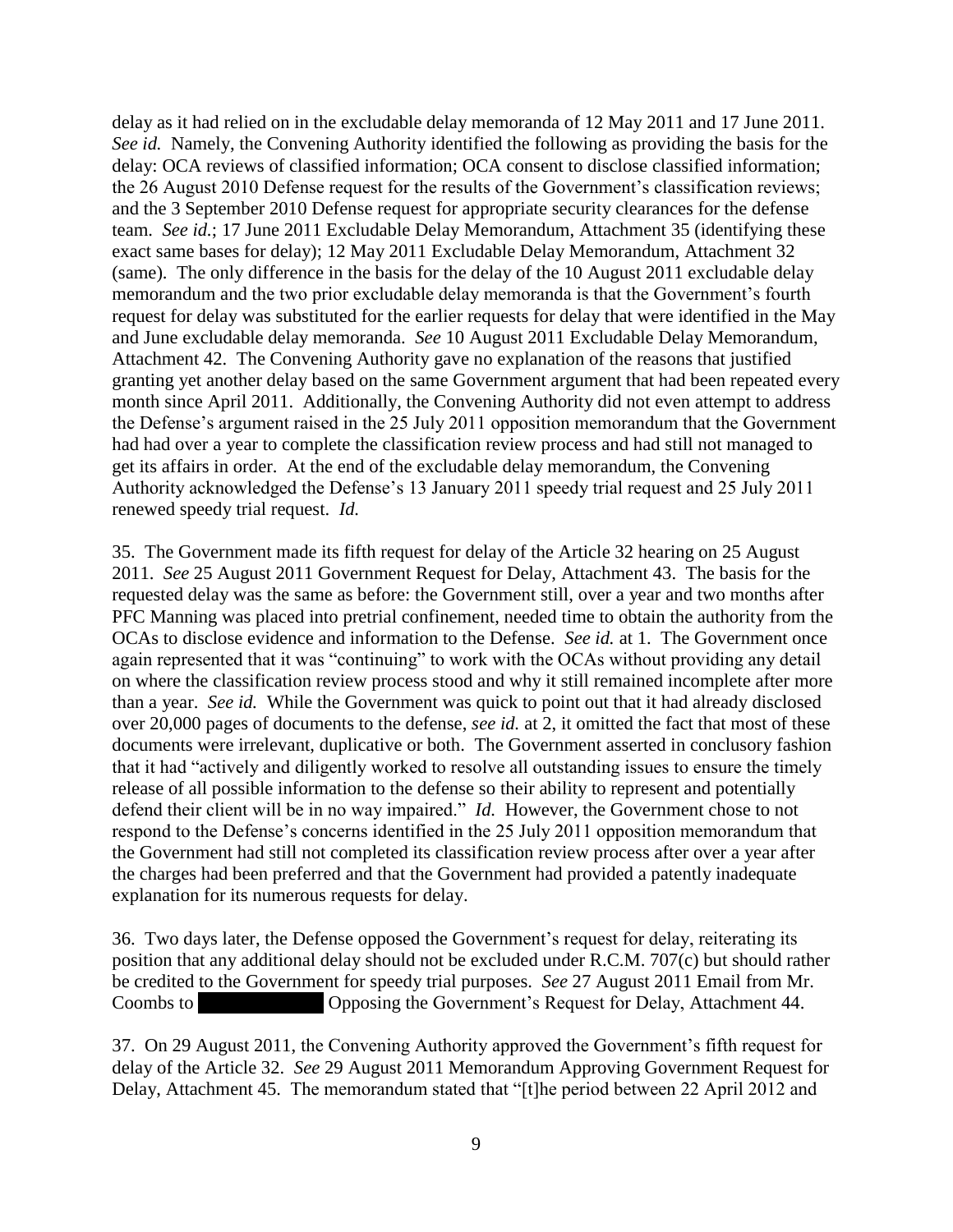delay as it had relied on in the excludable delay memoranda of 12 May 2011 and 17 June 2011. *See id.* Namely, the Convening Authority identified the following as providing the basis for the delay: OCA reviews of classified information; OCA consent to disclose classified information; the 26 August 2010 Defense request for the results of the Government's classification reviews; and the 3 September 2010 Defense request for appropriate security clearances for the defense team. *See id.*; 17 June 2011 Excludable Delay Memorandum, Attachment 35 (identifying these exact same bases for delay); 12 May 2011 Excludable Delay Memorandum, Attachment 32 (same). The only difference in the basis for the delay of the 10 August 2011 excludable delay memorandum and the two prior excludable delay memoranda is that the Government's fourth request for delay was substituted for the earlier requests for delay that were identified in the May and June excludable delay memoranda. *See* 10 August 2011 Excludable Delay Memorandum, Attachment 42. The Convening Authority gave no explanation of the reasons that justified granting yet another delay based on the same Government argument that had been repeated every month since April 2011. Additionally, the Convening Authority did not even attempt to address the Defense's argument raised in the 25 July 2011 opposition memorandum that the Government had had over a year to complete the classification review process and had still not managed to get its affairs in order. At the end of the excludable delay memorandum, the Convening Authority acknowledged the Defense's 13 January 2011 speedy trial request and 25 July 2011 renewed speedy trial request. *Id.*

35. The Government made its fifth request for delay of the Article 32 hearing on 25 August 2011. *See* 25 August 2011 Government Request for Delay, Attachment 43. The basis for the requested delay was the same as before: the Government still, over a year and two months after PFC Manning was placed into pretrial confinement, needed time to obtain the authority from the OCAs to disclose evidence and information to the Defense. *See id.* at 1. The Government once again represented that it was "continuing" to work with the OCAs without providing any detail on where the classification review process stood and why it still remained incomplete after more than a year. *See id.* While the Government was quick to point out that it had already disclosed over 20,000 pages of documents to the defense, *see id.* at 2, it omitted the fact that most of these documents were irrelevant, duplicative or both. The Government asserted in conclusory fashion that it had "actively and diligently worked to resolve all outstanding issues to ensure the timely release of all possible information to the defense so their ability to represent and potentially defend their client will be in no way impaired." *Id.* However, the Government chose to not respond to the Defense's concerns identified in the 25 July 2011 opposition memorandum that the Government had still not completed its classification review process after over a year after the charges had been preferred and that the Government had provided a patently inadequate explanation for its numerous requests for delay.

36. Two days later, the Defense opposed the Government's request for delay, reiterating its position that any additional delay should not be excluded under R.C.M. 707(c) but should rather be credited to the Government for speedy trial purposes. *See* 27 August 2011 Email from Mr. Coombs to [REDACTED] Opposing the Government's Request for Delay, Attachment 44.

37. On 29 August 2011, the Convening Authority approved the Government's fifth request for delay of the Article 32. *See* 29 August 2011 Memorandum Approving Government Request for Delay, Attachment 45. The memorandum stated that "[t]he period between 22 April 2012 and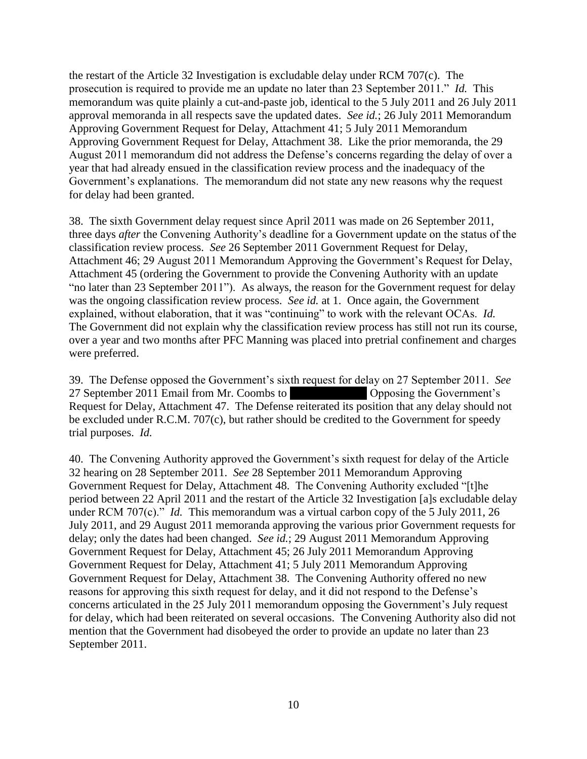the restart of the Article 32 Investigation is excludable delay under RCM 707(c). The prosecution is required to provide me an update no later than 23 September 2011." *Id.* This memorandum was quite plainly a cut-and-paste job, identical to the 5 July 2011 and 26 July 2011 approval memoranda in all respects save the updated dates. *See id.*; 26 July 2011 Memorandum Approving Government Request for Delay, Attachment 41; 5 July 2011 Memorandum Approving Government Request for Delay, Attachment 38. Like the prior memoranda, the 29 August 2011 memorandum did not address the Defense's concerns regarding the delay of over a year that had already ensued in the classification review process and the inadequacy of the Government's explanations. The memorandum did not state any new reasons why the request for delay had been granted.

38. The sixth Government delay request since April 2011 was made on 26 September 2011, three days *after* the Convening Authority's deadline for a Government update on the status of the classification review process. *See* 26 September 2011 Government Request for Delay, Attachment 46; 29 August 2011 Memorandum Approving the Government's Request for Delay, Attachment 45 (ordering the Government to provide the Convening Authority with an update "no later than 23 September 2011"). As always, the reason for the Government request for delay was the ongoing classification review process. *See id.* at 1. Once again, the Government explained, without elaboration, that it was "continuing" to work with the relevant OCAs. *Id.* The Government did not explain why the classification review process has still not run its course, over a year and two months after PFC Manning was placed into pretrial confinement and charges were preferred.

39. The Defense opposed the Government's sixth request for delay on 27 September 2011. *See* 27 September 2011 Email from Mr. Coombs to [REDACTED] Opposing the Government's Request for Delay, Attachment 47. The Defense reiterated its position that any delay should not be excluded under R.C.M. 707(c), but rather should be credited to the Government for speedy trial purposes. *Id.*

40. The Convening Authority approved the Government's sixth request for delay of the Article 32 hearing on 28 September 2011. *See* 28 September 2011 Memorandum Approving Government Request for Delay, Attachment 48. The Convening Authority excluded "[t]he period between 22 April 2011 and the restart of the Article 32 Investigation [a]s excludable delay under RCM 707(c)." *Id.* This memorandum was a virtual carbon copy of the 5 July 2011, 26 July 2011, and 29 August 2011 memoranda approving the various prior Government requests for delay; only the dates had been changed. *See id.*; 29 August 2011 Memorandum Approving Government Request for Delay, Attachment 45; 26 July 2011 Memorandum Approving Government Request for Delay, Attachment 41; 5 July 2011 Memorandum Approving Government Request for Delay, Attachment 38. The Convening Authority offered no new reasons for approving this sixth request for delay, and it did not respond to the Defense's concerns articulated in the 25 July 2011 memorandum opposing the Government's July request for delay, which had been reiterated on several occasions. The Convening Authority also did not mention that the Government had disobeyed the order to provide an update no later than 23 September 2011.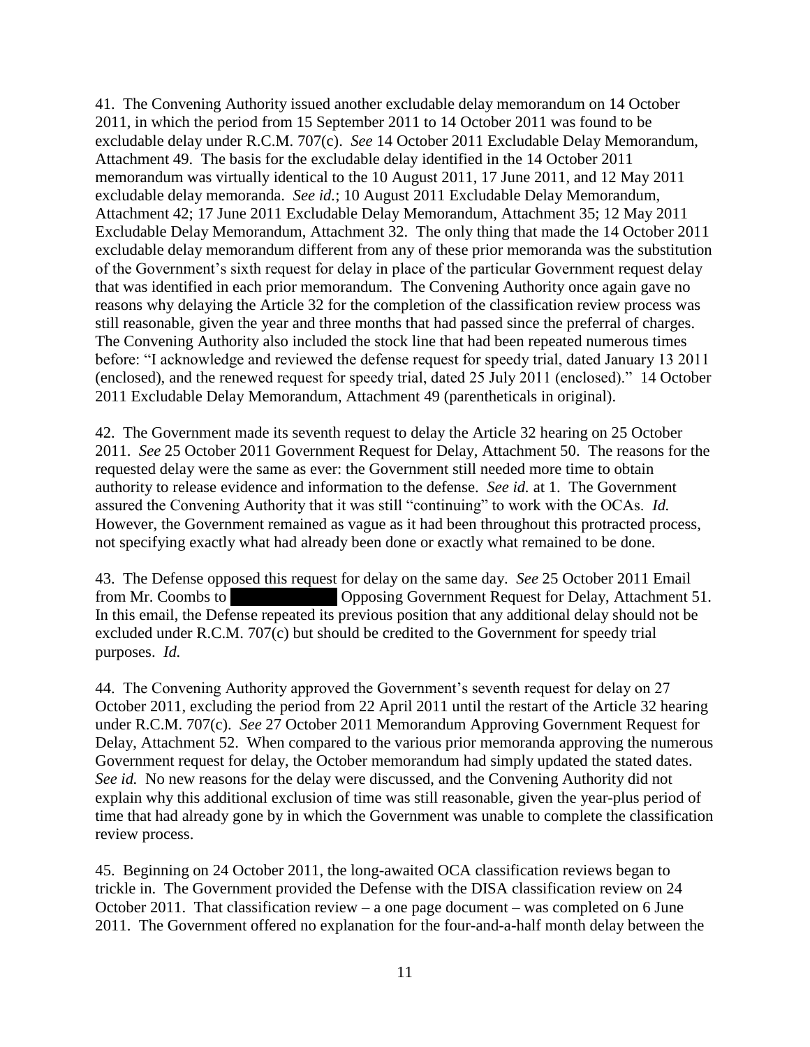41. The Convening Authority issued another excludable delay memorandum on 14 October 2011, in which the period from 15 September 2011 to 14 October 2011 was found to be excludable delay under R.C.M. 707(c). *See* 14 October 2011 Excludable Delay Memorandum, Attachment 49. The basis for the excludable delay identified in the 14 October 2011 memorandum was virtually identical to the 10 August 2011, 17 June 2011, and 12 May 2011 excludable delay memoranda. *See id.*; 10 August 2011 Excludable Delay Memorandum, Attachment 42; 17 June 2011 Excludable Delay Memorandum, Attachment 35; 12 May 2011 Excludable Delay Memorandum, Attachment 32. The only thing that made the 14 October 2011 excludable delay memorandum different from any of these prior memoranda was the substitution of the Government's sixth request for delay in place of the particular Government request delay that was identified in each prior memorandum. The Convening Authority once again gave no reasons why delaying the Article 32 for the completion of the classification review process was still reasonable, given the year and three months that had passed since the preferral of charges. The Convening Authority also included the stock line that had been repeated numerous times before: "I acknowledge and reviewed the defense request for speedy trial, dated January 13 2011 (enclosed), and the renewed request for speedy trial, dated 25 July 2011 (enclosed)." 14 October 2011 Excludable Delay Memorandum, Attachment 49 (parentheticals in original).

42. The Government made its seventh request to delay the Article 32 hearing on 25 October 2011. *See* 25 October 2011 Government Request for Delay, Attachment 50. The reasons for the requested delay were the same as ever: the Government still needed more time to obtain authority to release evidence and information to the defense. *See id.* at 1. The Government assured the Convening Authority that it was still "continuing" to work with the OCAs. *Id.* However, the Government remained as vague as it had been throughout this protracted process, not specifying exactly what had already been done or exactly what remained to be done.

43. The Defense opposed this request for delay on the same day. *See* 25 October 2011 Email from Mr. Coombs to [REDACTED] Opposing Government Request for Delay, Attachment 51. In this email, the Defense repeated its previous position that any additional delay should not be excluded under R.C.M. 707(c) but should be credited to the Government for speedy trial purposes. *Id.*

44. The Convening Authority approved the Government's seventh request for delay on 27 October 2011, excluding the period from 22 April 2011 until the restart of the Article 32 hearing under R.C.M. 707(c). *See* 27 October 2011 Memorandum Approving Government Request for Delay, Attachment 52. When compared to the various prior memoranda approving the numerous Government request for delay, the October memorandum had simply updated the stated dates. *See id.* No new reasons for the delay were discussed, and the Convening Authority did not explain why this additional exclusion of time was still reasonable, given the year-plus period of time that had already gone by in which the Government was unable to complete the classification review process.

45. Beginning on 24 October 2011, the long-awaited OCA classification reviews began to trickle in. The Government provided the Defense with the DISA classification review on 24 October 2011. That classification review – a one page document – was completed on 6 June 2011. The Government offered no explanation for the four-and-a-half month delay between the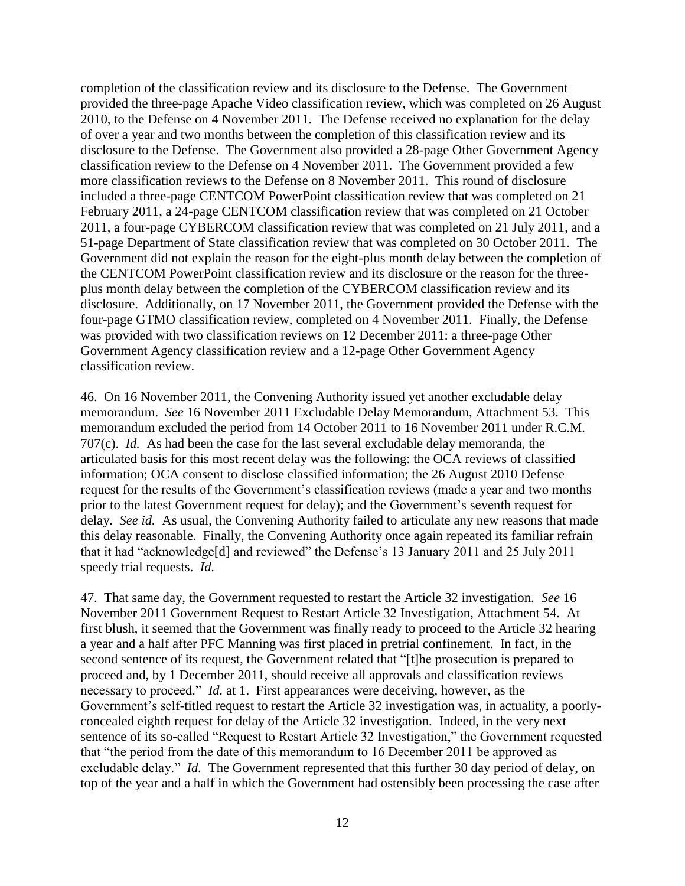completion of the classification review and its disclosure to the Defense. The Government provided the three-page Apache Video classification review, which was completed on 26 August 2010, to the Defense on 4 November 2011. The Defense received no explanation for the delay of over a year and two months between the completion of this classification review and its disclosure to the Defense. The Government also provided a 28-page Other Government Agency classification review to the Defense on 4 November 2011. The Government provided a few more classification reviews to the Defense on 8 November 2011. This round of disclosure included a three-page CENTCOM PowerPoint classification review that was completed on 21 February 2011, a 24-page CENTCOM classification review that was completed on 21 October 2011, a four-page CYBERCOM classification review that was completed on 21 July 2011, and a 51-page Department of State classification review that was completed on 30 October 2011. The Government did not explain the reason for the eight-plus month delay between the completion of the CENTCOM PowerPoint classification review and its disclosure or the reason for the three-plus month delay between the completion of the CYBERCOM classification review and its disclosure. Additionally, on 17 November 2011, the Government provided the Defense with the four-page GTMO classification review, completed on 4 November 2011. Finally, the Defense was provided with two classification reviews on 12 December 2011: a three-page Other Government Agency classification review and a 12-page Other Government Agency classification review.

46. On 16 November 2011, the Convening Authority issued yet another excludable delay memorandum. *See* 16 November 2011 Excludable Delay Memorandum, Attachment 53. This memorandum excluded the period from 14 October 2011 to 16 November 2011 under R.C.M. 707(c). *Id.* As had been the case for the last several excludable delay memoranda, the articulated basis for this most recent delay was the following: the OCA reviews of classified information; OCA consent to disclose classified information; the 26 August 2010 Defense request for the results of the Government's classification reviews (made a year and two months prior to the latest Government request for delay); and the Government's seventh request for delay. *See id.* As usual, the Convening Authority failed to articulate any new reasons that made this delay reasonable. Finally, the Convening Authority once again repeated its familiar refrain that it had "acknowledge[d] and reviewed" the Defense's 13 January 2011 and 25 July 2011 speedy trial requests. *Id.*

47. That same day, the Government requested to restart the Article 32 investigation. *See* 16 November 2011 Government Request to Restart Article 32 Investigation, Attachment 54. At first blush, it seemed that the Government was finally ready to proceed to the Article 32 hearing a year and a half after PFC Manning was first placed in pretrial confinement. In fact, in the second sentence of its request, the Government related that "[t]he prosecution is prepared to proceed and, by 1 December 2011, should receive all approvals and classification reviews necessary to proceed." *Id.* at 1. First appearances were deceiving, however, as the Government's self-titled request to restart the Article 32 investigation was, in actuality, a poorly-concealed eighth request for delay of the Article 32 investigation. Indeed, in the very next sentence of its so-called "Request to Restart Article 32 Investigation," the Government requested that "the period from the date of this memorandum to 16 December 2011 be approved as excludable delay." *Id.* The Government represented that this further 30 day period of delay, on top of the year and a half in which the Government had ostensibly been processing the case after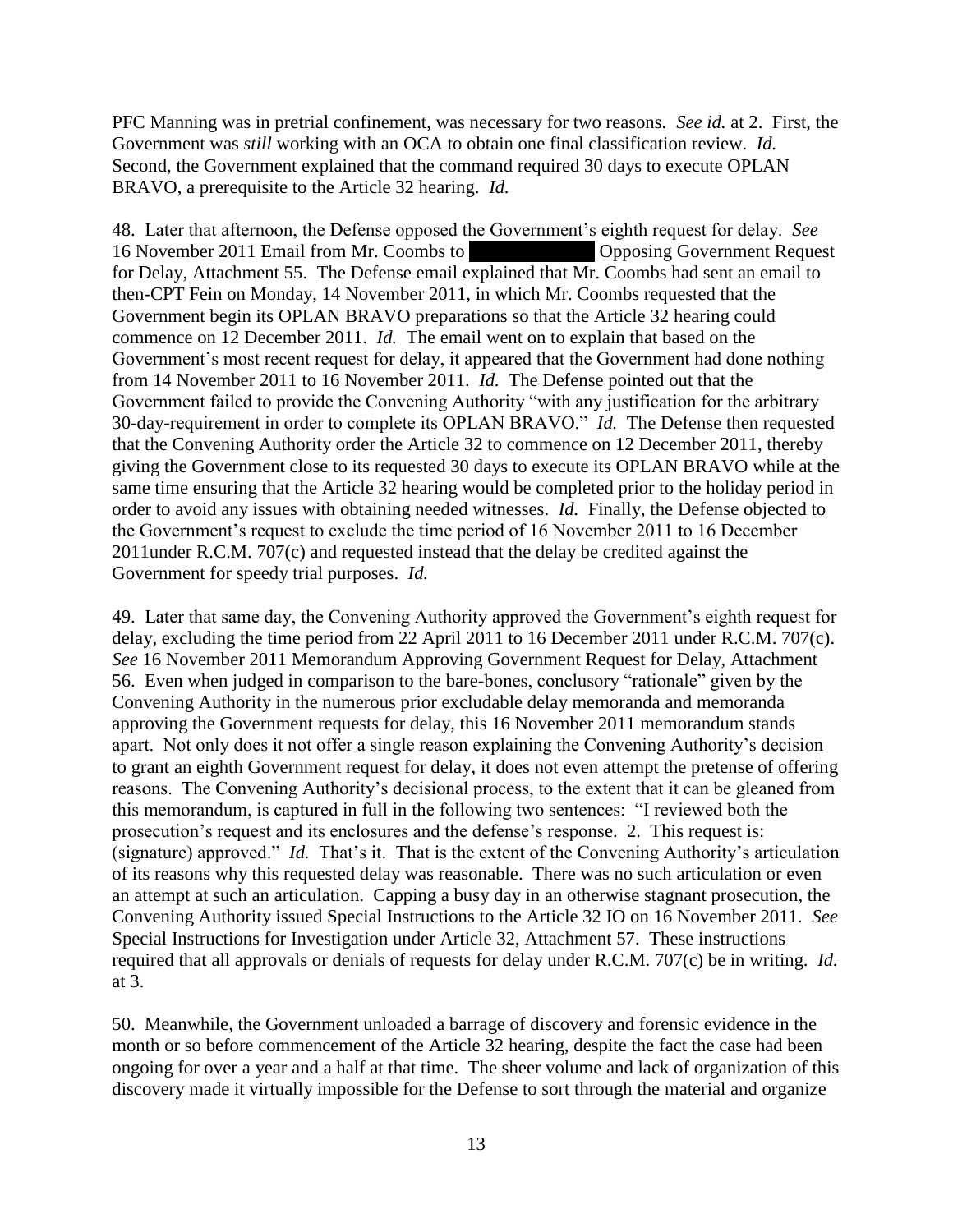PFC Manning was in pretrial confinement, was necessary for two reasons. *See id.* at 2. First, the Government was *still* working with an OCA to obtain one final classification review. *Id.* Second, the Government explained that the command required 30 days to execute OPLAN BRAVO, a prerequisite to the Article 32 hearing. *Id.*

48. Later that afternoon, the Defense opposed the Government's eighth request for delay. *See* 16 November 2011 Email from Mr. Coombs to [REDACTED] Opposing Government Request for Delay, Attachment 55. The Defense email explained that Mr. Coombs had sent an email to then-CPT Fein on Monday, 14 November 2011, in which Mr. Coombs requested that the Government begin its OPLAN BRAVO preparations so that the Article 32 hearing could commence on 12 December 2011. *Id.* The email went on to explain that based on the Government's most recent request for delay, it appeared that the Government had done nothing from 14 November 2011 to 16 November 2011. *Id.* The Defense pointed out that the Government failed to provide the Convening Authority "with any justification for the arbitrary 30-day-requirement in order to complete its OPLAN BRAVO." *Id.* The Defense then requested that the Convening Authority order the Article 32 to commence on 12 December 2011, thereby giving the Government close to its requested 30 days to execute its OPLAN BRAVO while at the same time ensuring that the Article 32 hearing would be completed prior to the holiday period in order to avoid any issues with obtaining needed witnesses. *Id.* Finally, the Defense objected to the Government's request to exclude the time period of 16 November 2011 to 16 December 2011under R.C.M. 707(c) and requested instead that the delay be credited against the Government for speedy trial purposes. *Id.*

49. Later that same day, the Convening Authority approved the Government's eighth request for delay, excluding the time period from 22 April 2011 to 16 December 2011 under R.C.M. 707(c). *See* 16 November 2011 Memorandum Approving Government Request for Delay, Attachment 56. Even when judged in comparison to the bare-bones, conclusory "rationale" given by the Convening Authority in the numerous prior excludable delay memoranda and memoranda approving the Government requests for delay, this 16 November 2011 memorandum stands apart. Not only does it not offer a single reason explaining the Convening Authority's decision to grant an eighth Government request for delay, it does not even attempt the pretense of offering reasons. The Convening Authority's decisional process, to the extent that it can be gleaned from this memorandum, is captured in full in the following two sentences: "I reviewed both the prosecution's request and its enclosures and the defense's response. 2. This request is: (signature) approved." *Id.* That's it. That is the extent of the Convening Authority's articulation of its reasons why this requested delay was reasonable. There was no such articulation or even an attempt at such an articulation. Capping a busy day in an otherwise stagnant prosecution, the Convening Authority issued Special Instructions to the Article 32 IO on 16 November 2011. *See* Special Instructions for Investigation under Article 32, Attachment 57. These instructions required that all approvals or denials of requests for delay under R.C.M. 707(c) be in writing. *Id.* at 3.

50. Meanwhile, the Government unloaded a barrage of discovery and forensic evidence in the month or so before commencement of the Article 32 hearing, despite the fact the case had been ongoing for over a year and a half at that time. The sheer volume and lack of organization of this discovery made it virtually impossible for the Defense to sort through the material and organize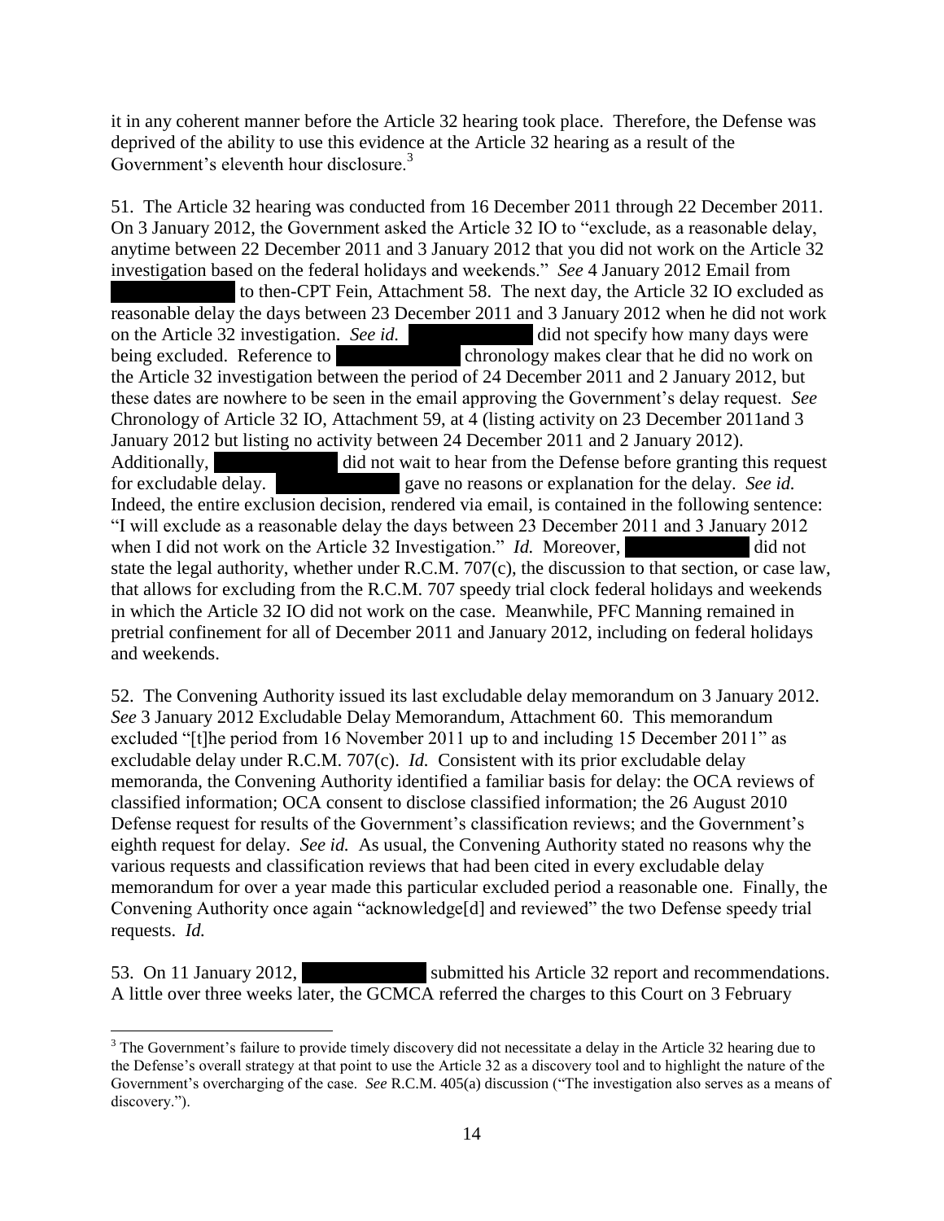it in any coherent manner before the Article 32 hearing took place. Therefore, the Defense was deprived of the ability to use this evidence at the Article 32 hearing as a result of the Government's eleventh hour disclosure.[3]

51. The Article 32 hearing was conducted from 16 December 2011 through 22 December 2011. On 3 January 2012, the Government asked the Article 32 IO to "exclude, as a reasonable delay, anytime between 22 December 2011 and 3 January 2012 that you did not work on the Article 32 investigation based on the federal holidays and weekends." *See* 4 January 2012 Email from [REDACTED] to then-CPT Fein, Attachment 58. The next day, the Article 32 IO excluded as reasonable delay the days between 23 December 2011 and 3 January 2012 when he did not work on the Article 32 investigation. *See id.* [REDACTED] did not specify how many days were being excluded. Reference to [REDACTED] chronology makes clear that he did no work on the Article 32 investigation between the period of 24 December 2011 and 2 January 2012, but these dates are nowhere to be seen in the email approving the Government's delay request. *See* Chronology of Article 32 IO, Attachment 59, at 4 (listing activity on 23 December 2011and 3 January 2012 but listing no activity between 24 December 2011 and 2 January 2012). Additionally, [REDACTED] did not wait to hear from the Defense before granting this request for excludable delay. [REDACTED] gave no reasons or explanation for the delay. *See id.* Indeed, the entire exclusion decision, rendered via email, is contained in the following sentence: "I will exclude as a reasonable delay the days between 23 December 2011 and 3 January 2012 when I did not work on the Article 32 Investigation." *Id.* Moreover, [REDACTED] did not state the legal authority, whether under R.C.M. 707(c), the discussion to that section, or case law, that allows for excluding from the R.C.M. 707 speedy trial clock federal holidays and weekends in which the Article 32 IO did not work on the case. Meanwhile, PFC Manning remained in pretrial confinement for all of December 2011 and January 2012, including on federal holidays and weekends.

52. The Convening Authority issued its last excludable delay memorandum on 3 January 2012. *See* 3 January 2012 Excludable Delay Memorandum, Attachment 60. This memorandum excluded "[t]he period from 16 November 2011 up to and including 15 December 2011" as excludable delay under R.C.M. 707(c). *Id.* Consistent with its prior excludable delay memoranda, the Convening Authority identified a familiar basis for delay: the OCA reviews of classified information; OCA consent to disclose classified information; the 26 August 2010 Defense request for results of the Government's classification reviews; and the Government's eighth request for delay. *See id.* As usual, the Convening Authority stated no reasons why the various requests and classification reviews that had been cited in every excludable delay memorandum for over a year made this particular excluded period a reasonable one. Finally, the Convening Authority once again "acknowledge[d] and reviewed" the two Defense speedy trial requests. *Id.*

53. On 11 January 2012, [REDACTED] submitted his Article 32 report and recommendations. A little over three weeks later, the GCMCA referred the charges to this Court on 3 February

---

[3] The Government's failure to provide timely discovery did not necessitate a delay in the Article 32 hearing due to the Defense's overall strategy at that point to use the Article 32 as a discovery tool and to highlight the nature of the Government's overcharging of the case. *See* R.C.M. 405(a) discussion ("The investigation also serves as a means of discovery.").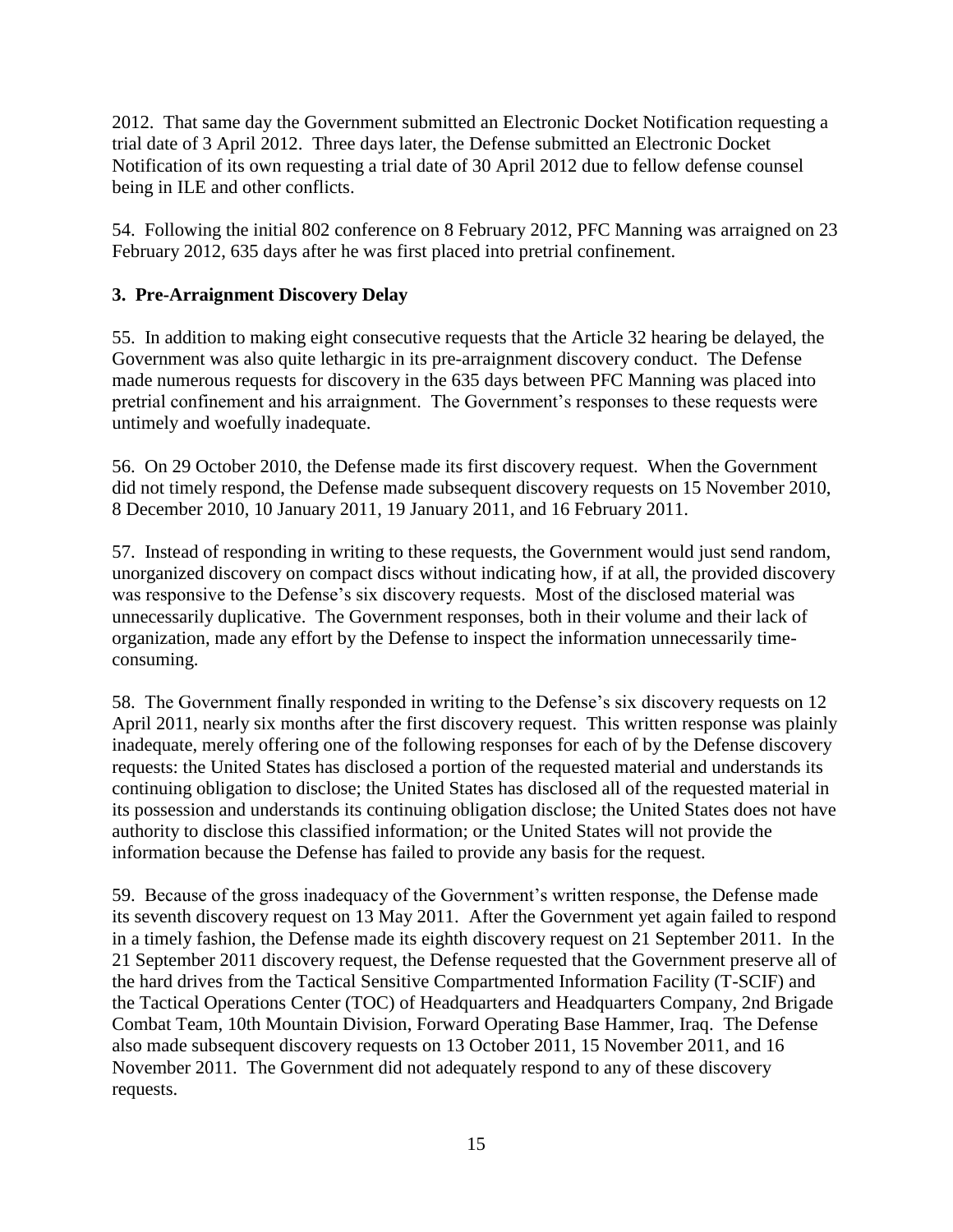2012. That same day the Government submitted an Electronic Docket Notification requesting a trial date of 3 April 2012. Three days later, the Defense submitted an Electronic Docket Notification of its own requesting a trial date of 30 April 2012 due to fellow defense counsel being in ILE and other conflicts.

54. Following the initial 802 conference on 8 February 2012, PFC Manning was arraigned on 23 February 2012, 635 days after he was first placed into pretrial confinement.

### 3. Pre-Arraignment Discovery Delay

55. In addition to making eight consecutive requests that the Article 32 hearing be delayed, the Government was also quite lethargic in its pre-arraignment discovery conduct. The Defense made numerous requests for discovery in the 635 days between PFC Manning was placed into pretrial confinement and his arraignment. The Government's responses to these requests were untimely and woefully inadequate.

56. On 29 October 2010, the Defense made its first discovery request. When the Government did not timely respond, the Defense made subsequent discovery requests on 15 November 2010, 8 December 2010, 10 January 2011, 19 January 2011, and 16 February 2011.

57. Instead of responding in writing to these requests, the Government would just send random, unorganized discovery on compact discs without indicating how, if at all, the provided discovery was responsive to the Defense's six discovery requests. Most of the disclosed material was unnecessarily duplicative. The Government responses, both in their volume and their lack of organization, made any effort by the Defense to inspect the information unnecessarily time-consuming.

58. The Government finally responded in writing to the Defense's six discovery requests on 12 April 2011, nearly six months after the first discovery request. This written response was plainly inadequate, merely offering one of the following responses for each of by the Defense discovery requests: the United States has disclosed a portion of the requested material and understands its continuing obligation to disclose; the United States has disclosed all of the requested material in its possession and understands its continuing obligation disclose; the United States does not have authority to disclose this classified information; or the United States will not provide the information because the Defense has failed to provide any basis for the request.

59. Because of the gross inadequacy of the Government's written response, the Defense made its seventh discovery request on 13 May 2011. After the Government yet again failed to respond in a timely fashion, the Defense made its eighth discovery request on 21 September 2011. In the 21 September 2011 discovery request, the Defense requested that the Government preserve all of the hard drives from the Tactical Sensitive Compartmented Information Facility (T-SCIF) and the Tactical Operations Center (TOC) of Headquarters and Headquarters Company, 2nd Brigade Combat Team, 10th Mountain Division, Forward Operating Base Hammer, Iraq. The Defense also made subsequent discovery requests on 13 October 2011, 15 November 2011, and 16 November 2011. The Government did not adequately respond to any of these discovery requests.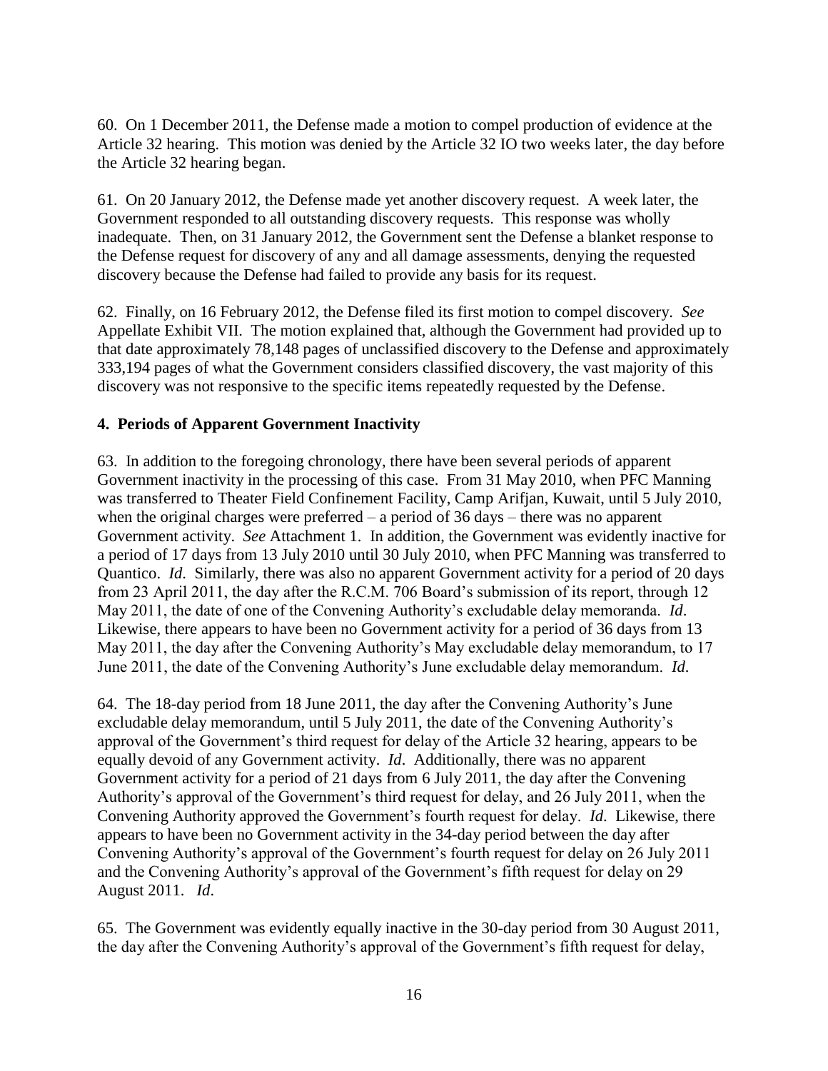60. On 1 December 2011, the Defense made a motion to compel production of evidence at the Article 32 hearing. This motion was denied by the Article 32 IO two weeks later, the day before the Article 32 hearing began.

61. On 20 January 2012, the Defense made yet another discovery request. A week later, the Government responded to all outstanding discovery requests. This response was wholly inadequate. Then, on 31 January 2012, the Government sent the Defense a blanket response to the Defense request for discovery of any and all damage assessments, denying the requested discovery because the Defense had failed to provide any basis for its request.

62. Finally, on 16 February 2012, the Defense filed its first motion to compel discovery. *See* Appellate Exhibit VII. The motion explained that, although the Government had provided up to that date approximately 78,148 pages of unclassified discovery to the Defense and approximately 333,194 pages of what the Government considers classified discovery, the vast majority of this discovery was not responsive to the specific items repeatedly requested by the Defense.

**4. Periods of Apparent Government Inactivity**

63. In addition to the foregoing chronology, there have been several periods of apparent Government inactivity in the processing of this case. From 31 May 2010, when PFC Manning was transferred to Theater Field Confinement Facility, Camp Arifjan, Kuwait, until 5 July 2010, when the original charges were preferred – a period of 36 days – there was no apparent Government activity. *See* Attachment 1. In addition, the Government was evidently inactive for a period of 17 days from 13 July 2010 until 30 July 2010, when PFC Manning was transferred to Quantico. *Id*. Similarly, there was also no apparent Government activity for a period of 20 days from 23 April 2011, the day after the R.C.M. 706 Board's submission of its report, through 12 May 2011, the date of one of the Convening Authority's excludable delay memoranda. *Id*. Likewise, there appears to have been no Government activity for a period of 36 days from 13 May 2011, the day after the Convening Authority's May excludable delay memorandum, to 17 June 2011, the date of the Convening Authority's June excludable delay memorandum. *Id*.

64. The 18-day period from 18 June 2011, the day after the Convening Authority's June excludable delay memorandum, until 5 July 2011, the date of the Convening Authority's approval of the Government's third request for delay of the Article 32 hearing, appears to be equally devoid of any Government activity. *Id*. Additionally, there was no apparent Government activity for a period of 21 days from 6 July 2011, the day after the Convening Authority's approval of the Government's third request for delay, and 26 July 2011, when the Convening Authority approved the Government's fourth request for delay. *Id*. Likewise, there appears to have been no Government activity in the 34-day period between the day after Convening Authority's approval of the Government's fourth request for delay on 26 July 2011 and the Convening Authority's approval of the Government's fifth request for delay on 29 August 2011. *Id*.

65. The Government was evidently equally inactive in the 30-day period from 30 August 2011, the day after the Convening Authority's approval of the Government's fifth request for delay,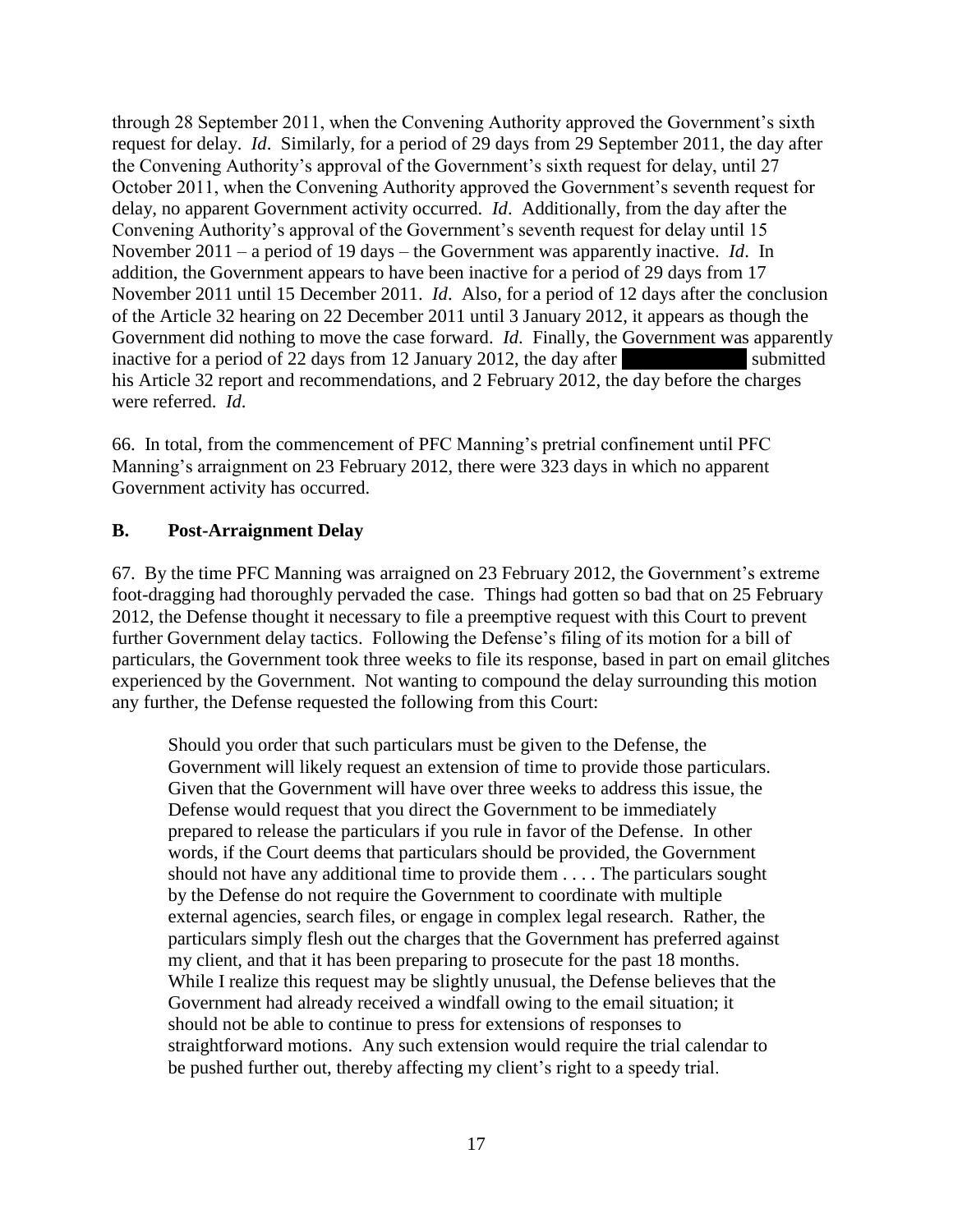through 28 September 2011, when the Convening Authority approved the Government's sixth request for delay. *Id*. Similarly, for a period of 29 days from 29 September 2011, the day after the Convening Authority's approval of the Government's sixth request for delay, until 27 October 2011, when the Convening Authority approved the Government's seventh request for delay, no apparent Government activity occurred. *Id*. Additionally, from the day after the Convening Authority's approval of the Government's seventh request for delay until 15 November 2011 – a period of 19 days – the Government was apparently inactive. *Id*. In addition, the Government appears to have been inactive for a period of 29 days from 17 November 2011 until 15 December 2011. *Id*. Also, for a period of 12 days after the conclusion of the Article 32 hearing on 22 December 2011 until 3 January 2012, it appears as though the Government did nothing to move the case forward. *Id*. Finally, the Government was apparently inactive for a period of 22 days from 12 January 2012, the day after [REDACTED] submitted his Article 32 report and recommendations, and 2 February 2012, the day before the charges were referred. *Id*.

66. In total, from the commencement of PFC Manning's pretrial confinement until PFC Manning's arraignment on 23 February 2012, there were 323 days in which no apparent Government activity has occurred.

## B. Post-Arraignment Delay

67. By the time PFC Manning was arraigned on 23 February 2012, the Government's extreme foot-dragging had thoroughly pervaded the case. Things had gotten so bad that on 25 February 2012, the Defense thought it necessary to file a preemptive request with this Court to prevent further Government delay tactics. Following the Defense's filing of its motion for a bill of particulars, the Government took three weeks to file its response, based in part on email glitches experienced by the Government. Not wanting to compound the delay surrounding this motion any further, the Defense requested the following from this Court:

> Should you order that such particulars must be given to the Defense, the Government will likely request an extension of time to provide those particulars. Given that the Government will have over three weeks to address this issue, the Defense would request that you direct the Government to be immediately prepared to release the particulars if you rule in favor of the Defense. In other words, if the Court deems that particulars should be provided, the Government should not have any additional time to provide them . . . . The particulars sought by the Defense do not require the Government to coordinate with multiple external agencies, search files, or engage in complex legal research. Rather, the particulars simply flesh out the charges that the Government has preferred against my client, and that it has been preparing to prosecute for the past 18 months. While I realize this request may be slightly unusual, the Defense believes that the Government had already received a windfall owing to the email situation; it should not be able to continue to press for extensions of responses to straightforward motions. Any such extension would require the trial calendar to be pushed further out, thereby affecting my client's right to a speedy trial.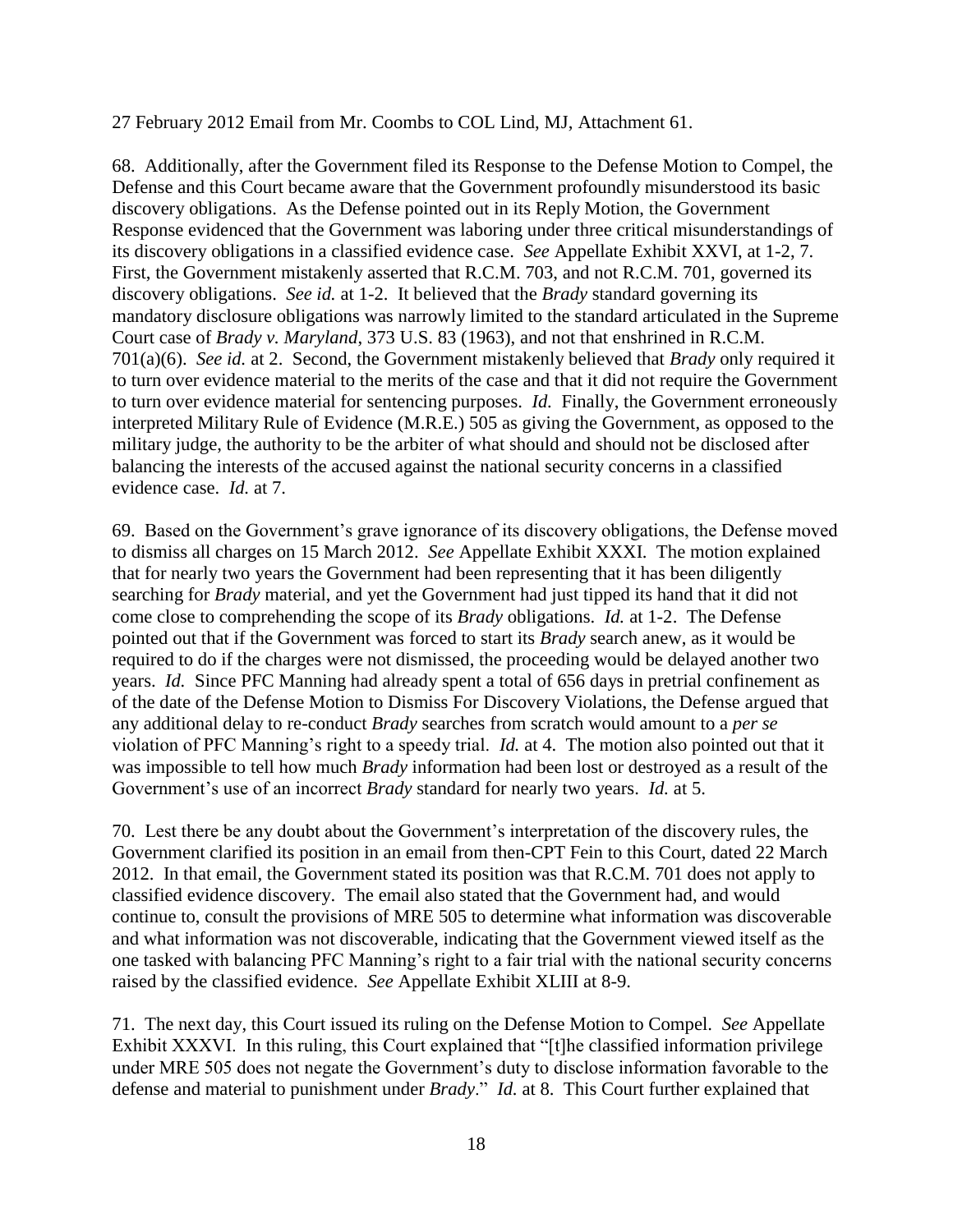27 February 2012 Email from Mr. Coombs to COL Lind, MJ, Attachment 61.

68. Additionally, after the Government filed its Response to the Defense Motion to Compel, the Defense and this Court became aware that the Government profoundly misunderstood its basic discovery obligations. As the Defense pointed out in its Reply Motion, the Government Response evidenced that the Government was laboring under three critical misunderstandings of its discovery obligations in a classified evidence case. *See* Appellate Exhibit XXVI, at 1-2, 7. First, the Government mistakenly asserted that R.C.M. 703, and not R.C.M. 701, governed its discovery obligations. *See id.* at 1-2. It believed that the *Brady* standard governing its mandatory disclosure obligations was narrowly limited to the standard articulated in the Supreme Court case of *Brady v. Maryland*, 373 U.S. 83 (1963), and not that enshrined in R.C.M. 701(a)(6). *See id.* at 2. Second, the Government mistakenly believed that *Brady* only required it to turn over evidence material to the merits of the case and that it did not require the Government to turn over evidence material for sentencing purposes. *Id.* Finally, the Government erroneously interpreted Military Rule of Evidence (M.R.E.) 505 as giving the Government, as opposed to the military judge, the authority to be the arbiter of what should and should not be disclosed after balancing the interests of the accused against the national security concerns in a classified evidence case. *Id.* at 7.

69. Based on the Government's grave ignorance of its discovery obligations, the Defense moved to dismiss all charges on 15 March 2012. *See* Appellate Exhibit XXXI. The motion explained that for nearly two years the Government had been representing that it has been diligently searching for *Brady* material, and yet the Government had just tipped its hand that it did not come close to comprehending the scope of its *Brady* obligations. *Id.* at 1-2. The Defense pointed out that if the Government was forced to start its *Brady* search anew, as it would be required to do if the charges were not dismissed, the proceeding would be delayed another two years. *Id.* Since PFC Manning had already spent a total of 656 days in pretrial confinement as of the date of the Defense Motion to Dismiss For Discovery Violations, the Defense argued that any additional delay to re-conduct *Brady* searches from scratch would amount to a *per se* violation of PFC Manning's right to a speedy trial. *Id.* at 4. The motion also pointed out that it was impossible to tell how much *Brady* information had been lost or destroyed as a result of the Government's use of an incorrect *Brady* standard for nearly two years. *Id.* at 5.

70. Lest there be any doubt about the Government's interpretation of the discovery rules, the Government clarified its position in an email from then-CPT Fein to this Court, dated 22 March 2012. In that email, the Government stated its position was that R.C.M. 701 does not apply to classified evidence discovery. The email also stated that the Government had, and would continue to, consult the provisions of MRE 505 to determine what information was discoverable and what information was not discoverable, indicating that the Government viewed itself as the one tasked with balancing PFC Manning's right to a fair trial with the national security concerns raised by the classified evidence. *See* Appellate Exhibit XLIII at 8-9.

71. The next day, this Court issued its ruling on the Defense Motion to Compel. *See* Appellate Exhibit XXXVI. In this ruling, this Court explained that "[t]he classified information privilege under MRE 505 does not negate the Government's duty to disclose information favorable to the defense and material to punishment under *Brady*." *Id.* at 8. This Court further explained that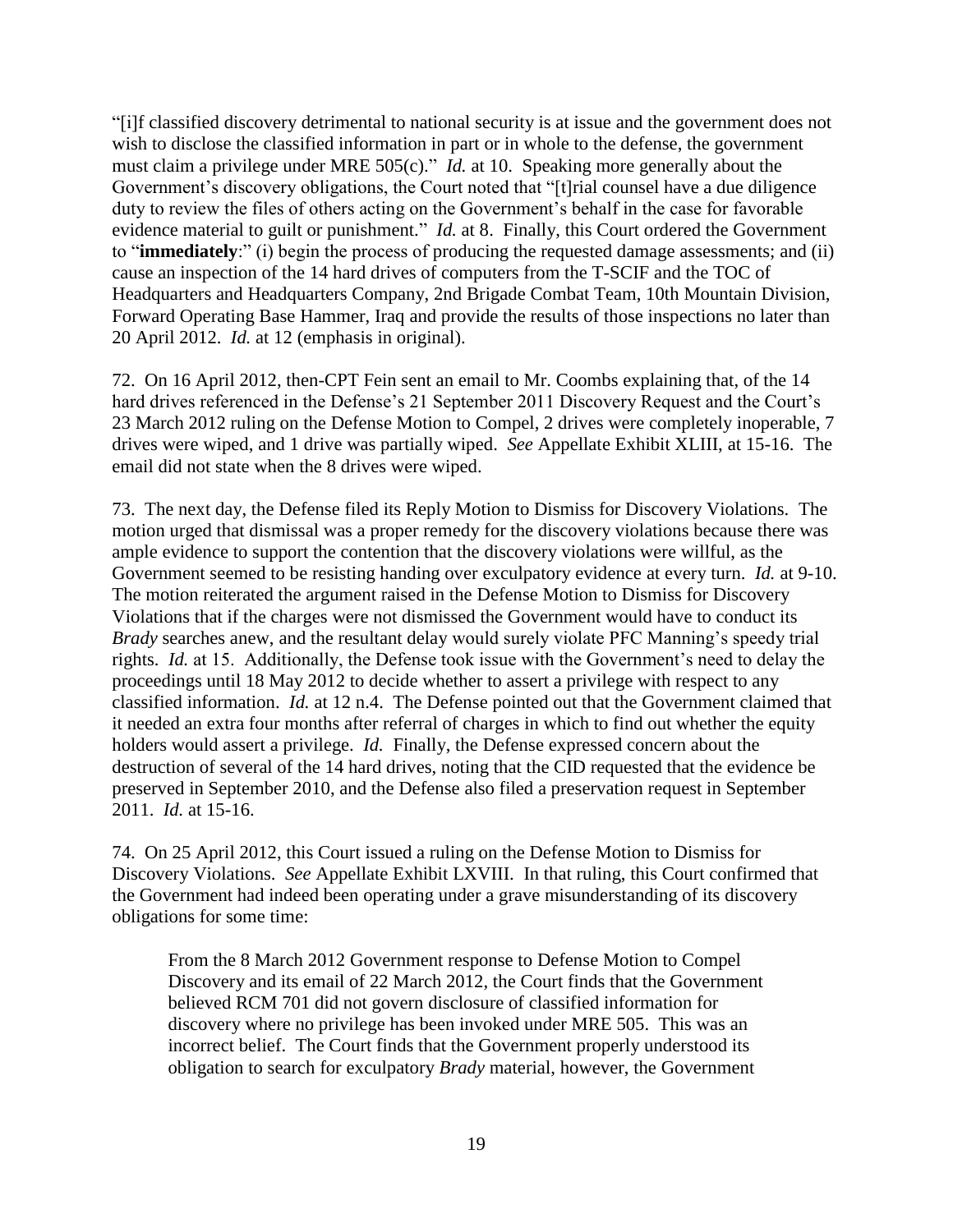"[i]f classified discovery detrimental to national security is at issue and the government does not wish to disclose the classified information in part or in whole to the defense, the government must claim a privilege under MRE 505(c)." *Id.* at 10. Speaking more generally about the Government's discovery obligations, the Court noted that "[t]rial counsel have a due diligence duty to review the files of others acting on the Government's behalf in the case for favorable evidence material to guilt or punishment." *Id.* at 8. Finally, this Court ordered the Government to "**immediately**:" (i) begin the process of producing the requested damage assessments; and (ii) cause an inspection of the 14 hard drives of computers from the T-SCIF and the TOC of Headquarters and Headquarters Company, 2nd Brigade Combat Team, 10th Mountain Division, Forward Operating Base Hammer, Iraq and provide the results of those inspections no later than 20 April 2012. *Id.* at 12 (emphasis in original).

72. On 16 April 2012, then-CPT Fein sent an email to Mr. Coombs explaining that, of the 14 hard drives referenced in the Defense's 21 September 2011 Discovery Request and the Court's 23 March 2012 ruling on the Defense Motion to Compel, 2 drives were completely inoperable, 7 drives were wiped, and 1 drive was partially wiped. *See* Appellate Exhibit XLIII, at 15-16. The email did not state when the 8 drives were wiped.

73. The next day, the Defense filed its Reply Motion to Dismiss for Discovery Violations. The motion urged that dismissal was a proper remedy for the discovery violations because there was ample evidence to support the contention that the discovery violations were willful, as the Government seemed to be resisting handing over exculpatory evidence at every turn. *Id.* at 9-10. The motion reiterated the argument raised in the Defense Motion to Dismiss for Discovery Violations that if the charges were not dismissed the Government would have to conduct its *Brady* searches anew, and the resultant delay would surely violate PFC Manning's speedy trial rights. *Id.* at 15. Additionally, the Defense took issue with the Government's need to delay the proceedings until 18 May 2012 to decide whether to assert a privilege with respect to any classified information. *Id.* at 12 n.4. The Defense pointed out that the Government claimed that it needed an extra four months after referral of charges in which to find out whether the equity holders would assert a privilege. *Id.* Finally, the Defense expressed concern about the destruction of several of the 14 hard drives, noting that the CID requested that the evidence be preserved in September 2010, and the Defense also filed a preservation request in September 2011. *Id.* at 15-16.

74. On 25 April 2012, this Court issued a ruling on the Defense Motion to Dismiss for Discovery Violations. *See* Appellate Exhibit LXVIII. In that ruling, this Court confirmed that the Government had indeed been operating under a grave misunderstanding of its discovery obligations for some time:

> From the 8 March 2012 Government response to Defense Motion to Compel Discovery and its email of 22 March 2012, the Court finds that the Government believed RCM 701 did not govern disclosure of classified information for discovery where no privilege has been invoked under MRE 505. This was an incorrect belief. The Court finds that the Government properly understood its obligation to search for exculpatory *Brady* material, however, the Government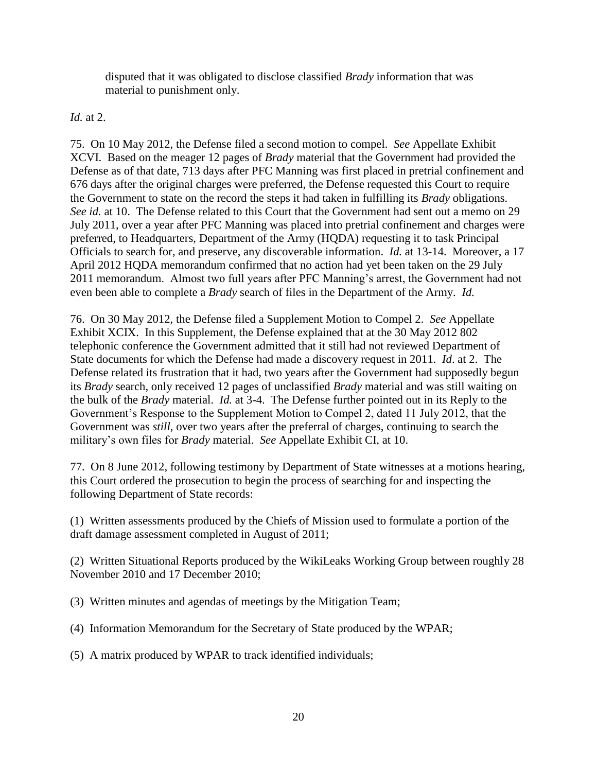> disputed that it was obligated to disclose classified *Brady* information that was material to punishment only.

*Id.* at 2.

75. On 10 May 2012, the Defense filed a second motion to compel. *See* Appellate Exhibit XCVI. Based on the meager 12 pages of *Brady* material that the Government had provided the Defense as of that date, 713 days after PFC Manning was first placed in pretrial confinement and 676 days after the original charges were preferred, the Defense requested this Court to require the Government to state on the record the steps it had taken in fulfilling its *Brady* obligations. *See id.* at 10. The Defense related to this Court that the Government had sent out a memo on 29 July 2011, over a year after PFC Manning was placed into pretrial confinement and charges were preferred, to Headquarters, Department of the Army (HQDA) requesting it to task Principal Officials to search for, and preserve, any discoverable information. *Id.* at 13-14. Moreover, a 17 April 2012 HQDA memorandum confirmed that no action had yet been taken on the 29 July 2011 memorandum. Almost two full years after PFC Manning's arrest, the Government had not even been able to complete a *Brady* search of files in the Department of the Army. *Id.*

76. On 30 May 2012, the Defense filed a Supplement Motion to Compel 2. *See* Appellate Exhibit XCIX. In this Supplement, the Defense explained that at the 30 May 2012 802 telephonic conference the Government admitted that it still had not reviewed Department of State documents for which the Defense had made a discovery request in 2011. *Id*. at 2. The Defense related its frustration that it had, two years after the Government had supposedly begun its *Brady* search, only received 12 pages of unclassified *Brady* material and was still waiting on the bulk of the *Brady* material. *Id.* at 3-4. The Defense further pointed out in its Reply to the Government's Response to the Supplement Motion to Compel 2, dated 11 July 2012, that the Government was *still*, over two years after the preferral of charges, continuing to search the military's own files for *Brady* material. *See* Appellate Exhibit CI, at 10.

77. On 8 June 2012, following testimony by Department of State witnesses at a motions hearing, this Court ordered the prosecution to begin the process of searching for and inspecting the following Department of State records:

(1) Written assessments produced by the Chiefs of Mission used to formulate a portion of the draft damage assessment completed in August of 2011;

(2) Written Situational Reports produced by the WikiLeaks Working Group between roughly 28 November 2010 and 17 December 2010;

(3) Written minutes and agendas of meetings by the Mitigation Team;

(4) Information Memorandum for the Secretary of State produced by the WPAR;

(5) A matrix produced by WPAR to track identified individuals;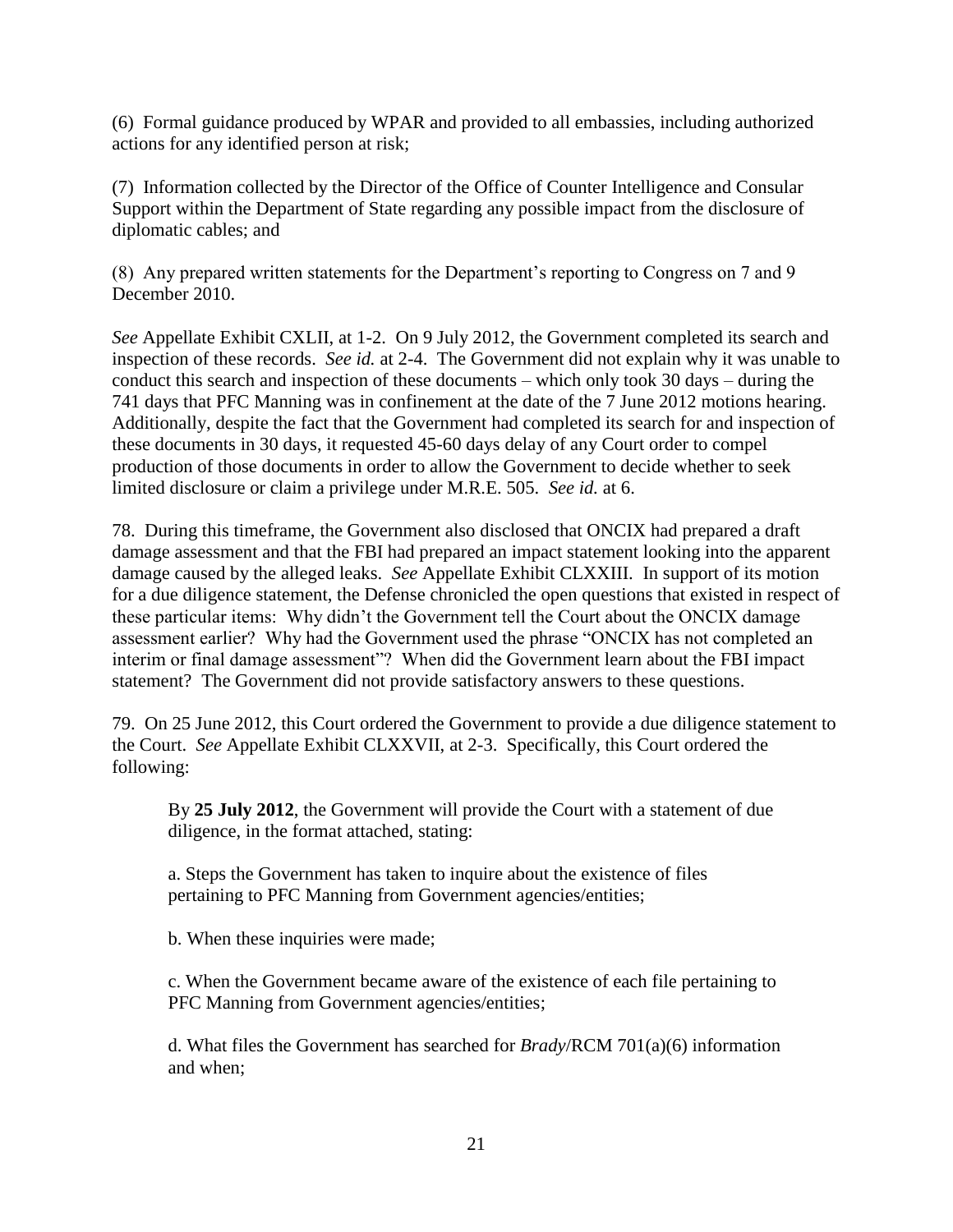(6) Formal guidance produced by WPAR and provided to all embassies, including authorized actions for any identified person at risk;

(7) Information collected by the Director of the Office of Counter Intelligence and Consular Support within the Department of State regarding any possible impact from the disclosure of diplomatic cables; and

(8) Any prepared written statements for the Department's reporting to Congress on 7 and 9 December 2010.

*See* Appellate Exhibit CXLII, at 1-2. On 9 July 2012, the Government completed its search and inspection of these records. *See id.* at 2-4. The Government did not explain why it was unable to conduct this search and inspection of these documents – which only took 30 days – during the 741 days that PFC Manning was in confinement at the date of the 7 June 2012 motions hearing. Additionally, despite the fact that the Government had completed its search for and inspection of these documents in 30 days, it requested 45-60 days delay of any Court order to compel production of those documents in order to allow the Government to decide whether to seek limited disclosure or claim a privilege under M.R.E. 505. *See id.* at 6.

78. During this timeframe, the Government also disclosed that ONCIX had prepared a draft damage assessment and that the FBI had prepared an impact statement looking into the apparent damage caused by the alleged leaks. *See* Appellate Exhibit CLXXIII. In support of its motion for a due diligence statement, the Defense chronicled the open questions that existed in respect of these particular items: Why didn't the Government tell the Court about the ONCIX damage assessment earlier? Why had the Government used the phrase "ONCIX has not completed an interim or final damage assessment"? When did the Government learn about the FBI impact statement? The Government did not provide satisfactory answers to these questions.

79. On 25 June 2012, this Court ordered the Government to provide a due diligence statement to the Court. *See* Appellate Exhibit CLXXVII, at 2-3. Specifically, this Court ordered the following:

> By **25 July 2012**, the Government will provide the Court with a statement of due diligence, in the format attached, stating:
>
> a. Steps the Government has taken to inquire about the existence of files pertaining to PFC Manning from Government agencies/entities;
>
> b. When these inquiries were made;
>
> c. When the Government became aware of the existence of each file pertaining to PFC Manning from Government agencies/entities;
>
> d. What files the Government has searched for *Brady*/RCM 701(a)(6) information and when;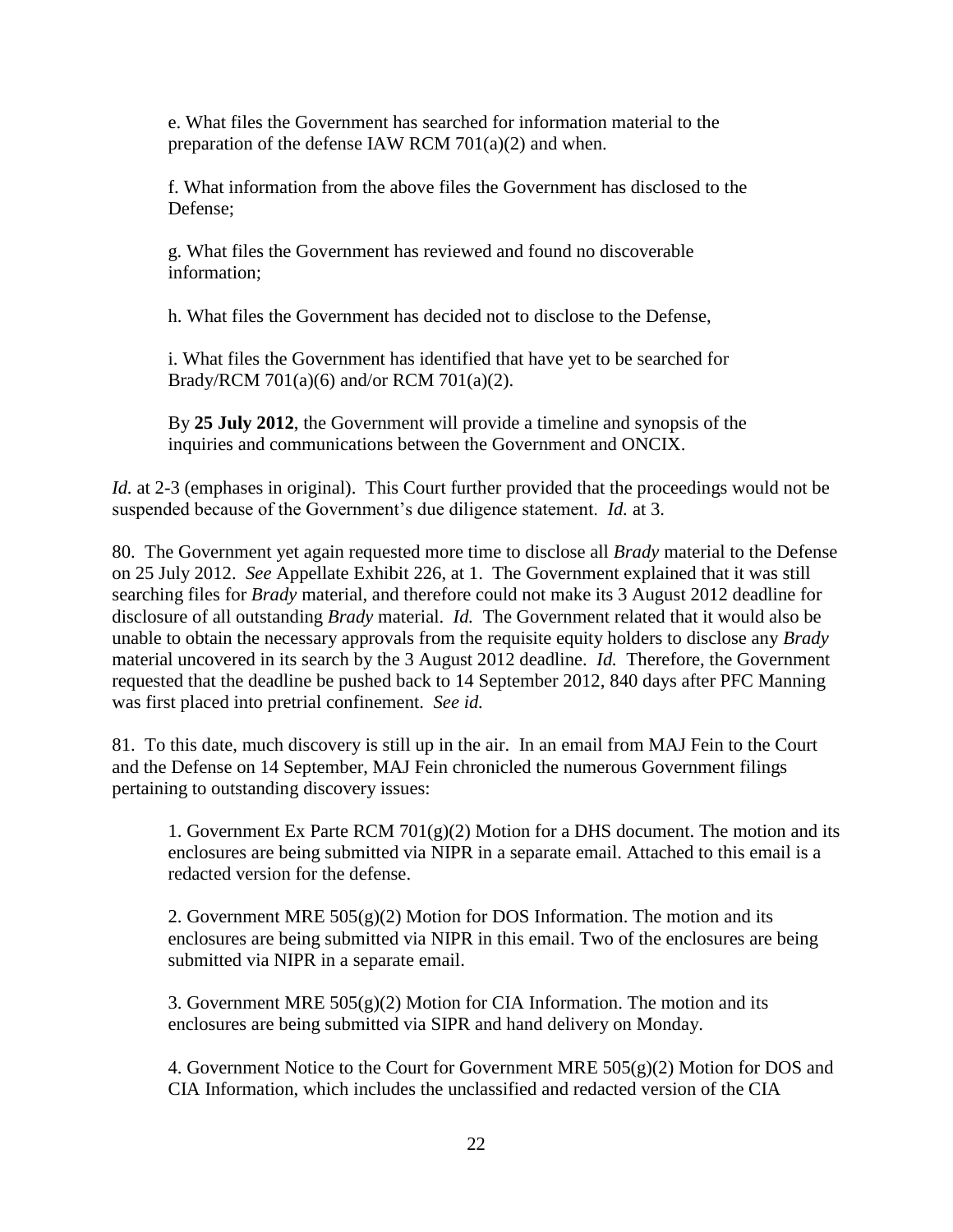e. What files the Government has searched for information material to the preparation of the defense IAW RCM 701(a)(2) and when.

f. What information from the above files the Government has disclosed to the Defense;

g. What files the Government has reviewed and found no discoverable information;

h. What files the Government has decided not to disclose to the Defense,

i. What files the Government has identified that have yet to be searched for Brady/RCM 701(a)(6) and/or RCM 701(a)(2).

By **25 July 2012**, the Government will provide a timeline and synopsis of the inquiries and communications between the Government and ONCIX.

*Id.* at 2-3 (emphases in original). This Court further provided that the proceedings would not be suspended because of the Government's due diligence statement. *Id.* at 3.

80. The Government yet again requested more time to disclose all *Brady* material to the Defense on 25 July 2012. *See* Appellate Exhibit 226, at 1. The Government explained that it was still searching files for *Brady* material, and therefore could not make its 3 August 2012 deadline for disclosure of all outstanding *Brady* material. *Id.* The Government related that it would also be unable to obtain the necessary approvals from the requisite equity holders to disclose any *Brady* material uncovered in its search by the 3 August 2012 deadline. *Id.* Therefore, the Government requested that the deadline be pushed back to 14 September 2012, 840 days after PFC Manning was first placed into pretrial confinement. *See id.*

81. To this date, much discovery is still up in the air. In an email from MAJ Fein to the Court and the Defense on 14 September, MAJ Fein chronicled the numerous Government filings pertaining to outstanding discovery issues:

1. Government Ex Parte RCM 701(g)(2) Motion for a DHS document. The motion and its enclosures are being submitted via NIPR in a separate email. Attached to this email is a redacted version for the defense.

2. Government MRE 505(g)(2) Motion for DOS Information. The motion and its enclosures are being submitted via NIPR in this email. Two of the enclosures are being submitted via NIPR in a separate email.

3. Government MRE 505(g)(2) Motion for CIA Information. The motion and its enclosures are being submitted via SIPR and hand delivery on Monday.

4. Government Notice to the Court for Government MRE 505(g)(2) Motion for DOS and CIA Information, which includes the unclassified and redacted version of the CIA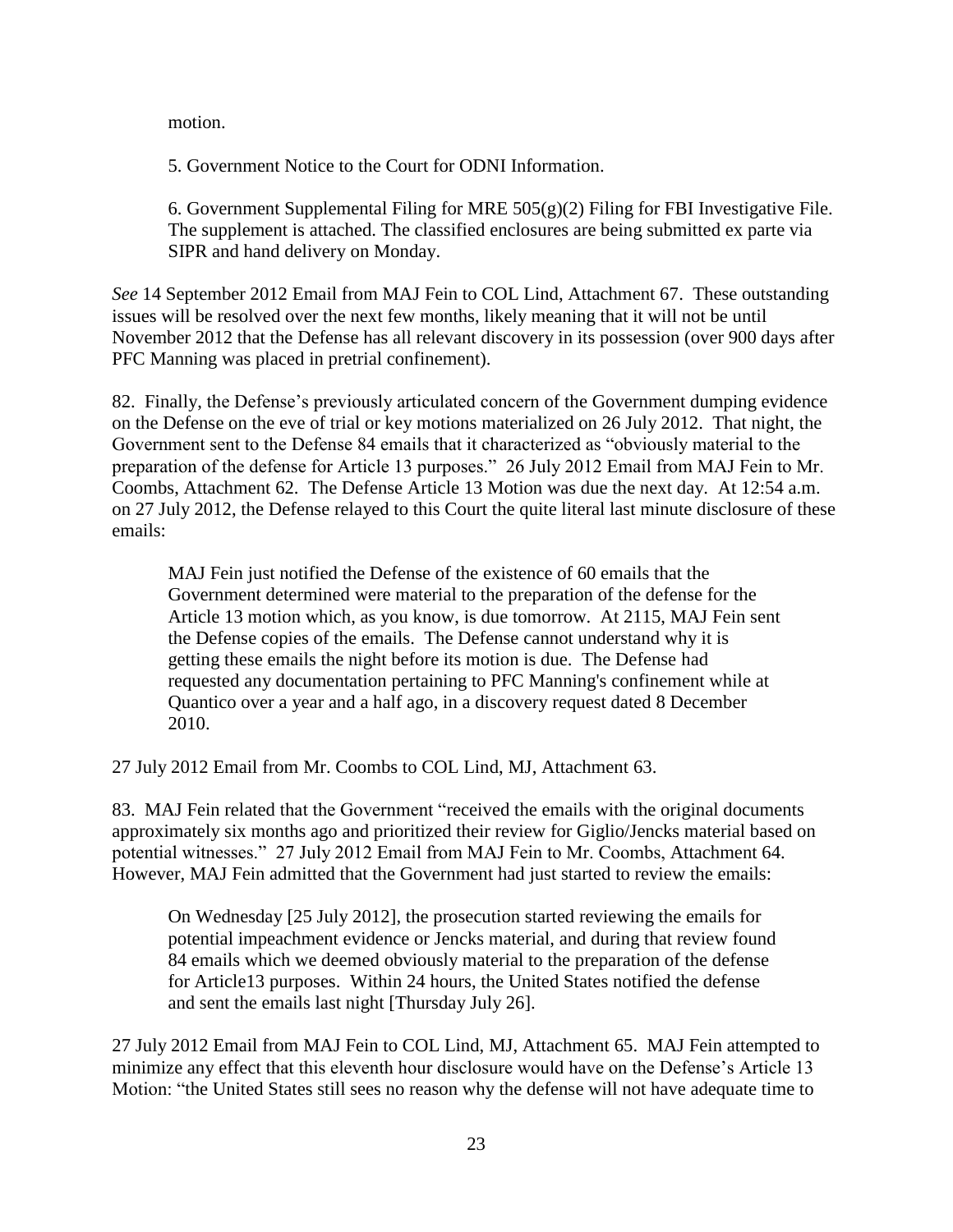motion.

> 5. Government Notice to the Court for ODNI Information.
>
> 6. Government Supplemental Filing for MRE 505(g)(2) Filing for FBI Investigative File. The supplement is attached. The classified enclosures are being submitted ex parte via SIPR and hand delivery on Monday.

*See* 14 September 2012 Email from MAJ Fein to COL Lind, Attachment 67. These outstanding issues will be resolved over the next few months, likely meaning that it will not be until November 2012 that the Defense has all relevant discovery in its possession (over 900 days after PFC Manning was placed in pretrial confinement).

82. Finally, the Defense's previously articulated concern of the Government dumping evidence on the Defense on the eve of trial or key motions materialized on 26 July 2012. That night, the Government sent to the Defense 84 emails that it characterized as "obviously material to the preparation of the defense for Article 13 purposes." 26 July 2012 Email from MAJ Fein to Mr. Coombs, Attachment 62. The Defense Article 13 Motion was due the next day. At 12:54 a.m. on 27 July 2012, the Defense relayed to this Court the quite literal last minute disclosure of these emails:

> MAJ Fein just notified the Defense of the existence of 60 emails that the Government determined were material to the preparation of the defense for the Article 13 motion which, as you know, is due tomorrow. At 2115, MAJ Fein sent the Defense copies of the emails. The Defense cannot understand why it is getting these emails the night before its motion is due. The Defense had requested any documentation pertaining to PFC Manning's confinement while at Quantico over a year and a half ago, in a discovery request dated 8 December 2010.

27 July 2012 Email from Mr. Coombs to COL Lind, MJ, Attachment 63.

83. MAJ Fein related that the Government "received the emails with the original documents approximately six months ago and prioritized their review for Giglio/Jencks material based on potential witnesses." 27 July 2012 Email from MAJ Fein to Mr. Coombs, Attachment 64. However, MAJ Fein admitted that the Government had just started to review the emails:

> On Wednesday [25 July 2012], the prosecution started reviewing the emails for potential impeachment evidence or Jencks material, and during that review found 84 emails which we deemed obviously material to the preparation of the defense for Article13 purposes. Within 24 hours, the United States notified the defense and sent the emails last night [Thursday July 26].

27 July 2012 Email from MAJ Fein to COL Lind, MJ, Attachment 65. MAJ Fein attempted to minimize any effect that this eleventh hour disclosure would have on the Defense's Article 13 Motion: "the United States still sees no reason why the defense will not have adequate time to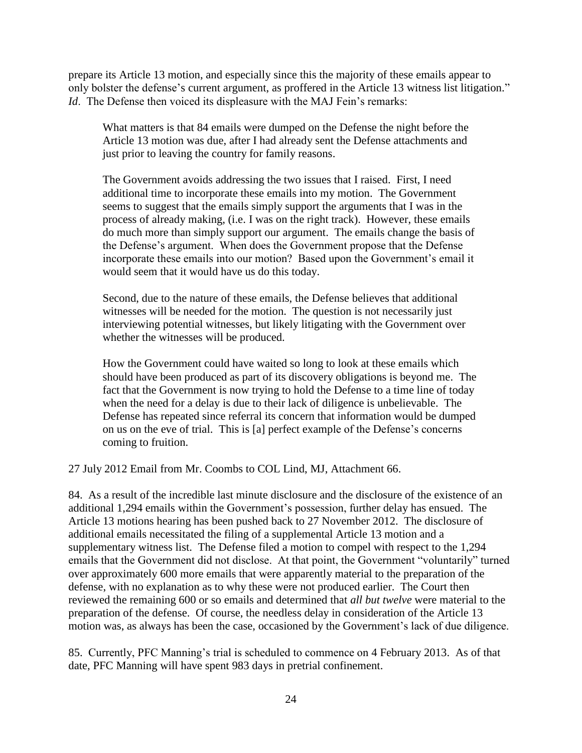prepare its Article 13 motion, and especially since this the majority of these emails appear to only bolster the defense's current argument, as proffered in the Article 13 witness list litigation." *Id*. The Defense then voiced its displeasure with the MAJ Fein's remarks:

> What matters is that 84 emails were dumped on the Defense the night before the Article 13 motion was due, after I had already sent the Defense attachments and just prior to leaving the country for family reasons.
>
> The Government avoids addressing the two issues that I raised. First, I need additional time to incorporate these emails into my motion. The Government seems to suggest that the emails simply support the arguments that I was in the process of already making, (i.e. I was on the right track). However, these emails do much more than simply support our argument. The emails change the basis of the Defense's argument. When does the Government propose that the Defense incorporate these emails into our motion? Based upon the Government's email it would seem that it would have us do this today.
>
> Second, due to the nature of these emails, the Defense believes that additional witnesses will be needed for the motion. The question is not necessarily just interviewing potential witnesses, but likely litigating with the Government over whether the witnesses will be produced.
>
> How the Government could have waited so long to look at these emails which should have been produced as part of its discovery obligations is beyond me. The fact that the Government is now trying to hold the Defense to a time line of today when the need for a delay is due to their lack of diligence is unbelievable. The Defense has repeated since referral its concern that information would be dumped on us on the eve of trial. This is [a] perfect example of the Defense's concerns coming to fruition.

27 July 2012 Email from Mr. Coombs to COL Lind, MJ, Attachment 66.

84. As a result of the incredible last minute disclosure and the disclosure of the existence of an additional 1,294 emails within the Government's possession, further delay has ensued. The Article 13 motions hearing has been pushed back to 27 November 2012. The disclosure of additional emails necessitated the filing of a supplemental Article 13 motion and a supplementary witness list. The Defense filed a motion to compel with respect to the 1,294 emails that the Government did not disclose. At that point, the Government "voluntarily" turned over approximately 600 more emails that were apparently material to the preparation of the defense, with no explanation as to why these were not produced earlier. The Court then reviewed the remaining 600 or so emails and determined that *all but twelve* were material to the preparation of the defense. Of course, the needless delay in consideration of the Article 13 motion was, as always has been the case, occasioned by the Government's lack of due diligence.

85. Currently, PFC Manning's trial is scheduled to commence on 4 February 2013. As of that date, PFC Manning will have spent 983 days in pretrial confinement.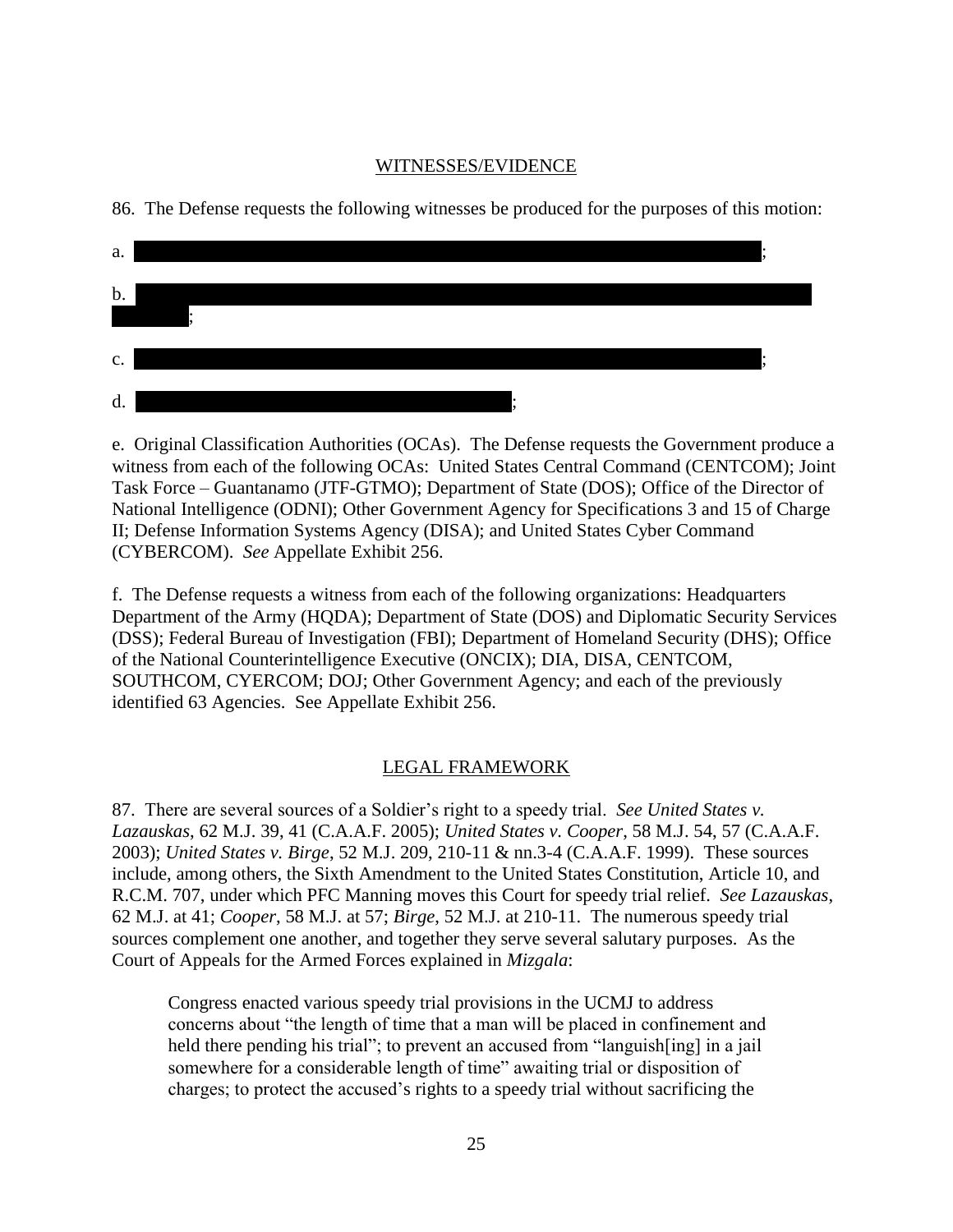## WITNESSES/EVIDENCE

86. The Defense requests the following witnesses be produced for the purposes of this motion:

a. [REDACTED];

b. [REDACTED];

c. [REDACTED];

d. [REDACTED];

e. Original Classification Authorities (OCAs). The Defense requests the Government produce a witness from each of the following OCAs: United States Central Command (CENTCOM); Joint Task Force – Guantanamo (JTF-GTMO); Department of State (DOS); Office of the Director of National Intelligence (ODNI); Other Government Agency for Specifications 3 and 15 of Charge II; Defense Information Systems Agency (DISA); and United States Cyber Command (CYBERCOM). *See* Appellate Exhibit 256.

f. The Defense requests a witness from each of the following organizations: Headquarters Department of the Army (HQDA); Department of State (DOS) and Diplomatic Security Services (DSS); Federal Bureau of Investigation (FBI); Department of Homeland Security (DHS); Office of the National Counterintelligence Executive (ONCIX); DIA, DISA, CENTCOM, SOUTHCOM, CYERCOM; DOJ; Other Government Agency; and each of the previously identified 63 Agencies. See Appellate Exhibit 256.

## LEGAL FRAMEWORK

87. There are several sources of a Soldier's right to a speedy trial. *See United States v. Lazauskas*, 62 M.J. 39, 41 (C.A.A.F. 2005); *United States v. Cooper*, 58 M.J. 54, 57 (C.A.A.F. 2003); *United States v. Birge*, 52 M.J. 209, 210-11 & nn.3-4 (C.A.A.F. 1999). These sources include, among others, the Sixth Amendment to the United States Constitution, Article 10, and R.C.M. 707, under which PFC Manning moves this Court for speedy trial relief. *See Lazauskas*, 62 M.J. at 41; *Cooper*, 58 M.J. at 57; *Birge*, 52 M.J. at 210-11. The numerous speedy trial sources complement one another, and together they serve several salutary purposes. As the Court of Appeals for the Armed Forces explained in *Mizgala*:

> Congress enacted various speedy trial provisions in the UCMJ to address concerns about "the length of time that a man will be placed in confinement and held there pending his trial"; to prevent an accused from "languish[ing] in a jail somewhere for a considerable length of time" awaiting trial or disposition of charges; to protect the accused's rights to a speedy trial without sacrificing the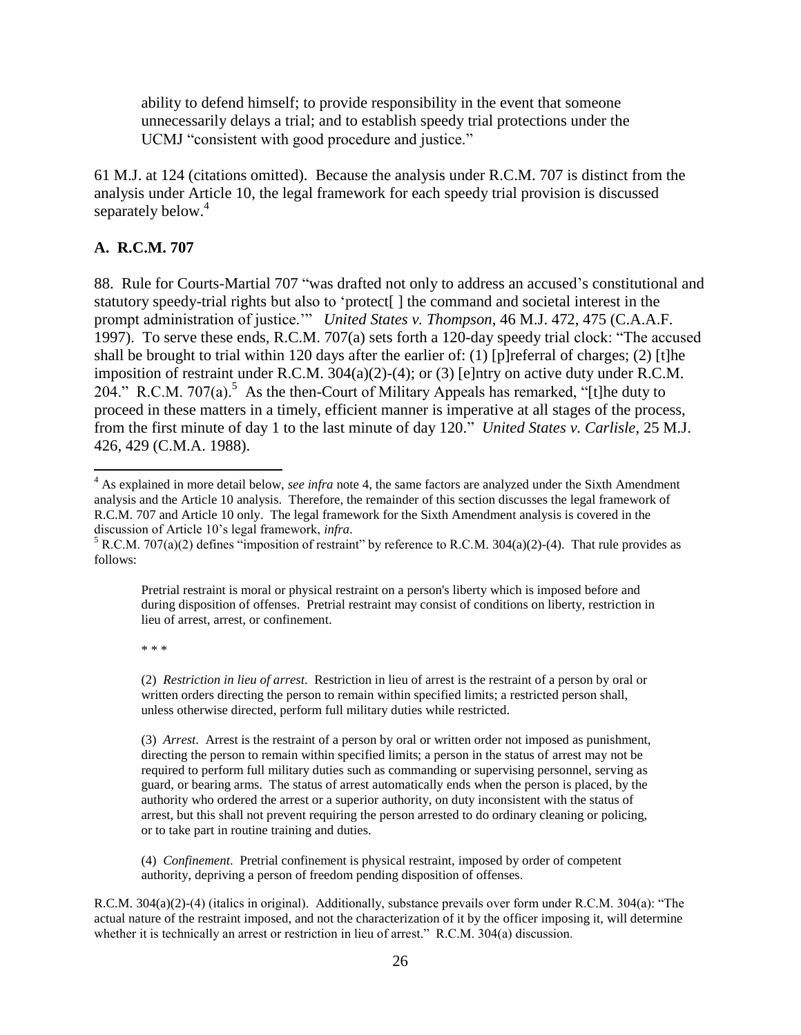ability to defend himself; to provide responsibility in the event that someone unnecessarily delays a trial; and to establish speedy trial protections under the UCMJ "consistent with good procedure and justice."

61 M.J. at 124 (citations omitted). Because the analysis under R.C.M. 707 is distinct from the analysis under Article 10, the legal framework for each speedy trial provision is discussed separately below.[4]

### A. R.C.M. 707

88. Rule for Courts-Martial 707 "was drafted not only to address an accused's constitutional and statutory speedy-trial rights but also to 'protect[ ] the command and societal interest in the prompt administration of justice.'" *United States v. Thompson*, 46 M.J. 472, 475 (C.A.A.F. 1997). To serve these ends, R.C.M. 707(a) sets forth a 120-day speedy trial clock: "The accused shall be brought to trial within 120 days after the earlier of: (1) [p]referral of charges; (2) [t]he imposition of restraint under R.C.M. 304(a)(2)-(4); or (3) [e]ntry on active duty under R.C.M. 204." R.C.M. 707(a).[5] As the then-Court of Military Appeals has remarked, "[t]he duty to proceed in these matters in a timely, efficient manner is imperative at all stages of the process, from the first minute of day 1 to the last minute of day 120." *United States v. Carlisle*, 25 M.J. 426, 429 (C.M.A. 1988).

---

[4] As explained in more detail below, *see infra* note 4, the same factors are analyzed under the Sixth Amendment analysis and the Article 10 analysis. Therefore, the remainder of this section discusses the legal framework of R.C.M. 707 and Article 10 only. The legal framework for the Sixth Amendment analysis is covered in the discussion of Article 10's legal framework, *infra*.

[5] R.C.M. 707(a)(2) defines "imposition of restraint" by reference to R.C.M. 304(a)(2)-(4). That rule provides as follows:

> Pretrial restraint is moral or physical restraint on a person's liberty which is imposed before and during disposition of offenses. Pretrial restraint may consist of conditions on liberty, restriction in lieu of arrest, arrest, or confinement.
>
> * * *
>
> (2) *Restriction in lieu of arrest*. Restriction in lieu of arrest is the restraint of a person by oral or written orders directing the person to remain within specified limits; a restricted person shall, unless otherwise directed, perform full military duties while restricted.
>
> (3) *Arrest*. Arrest is the restraint of a person by oral or written order not imposed as punishment, directing the person to remain within specified limits; a person in the status of arrest may not be required to perform full military duties such as commanding or supervising personnel, serving as guard, or bearing arms. The status of arrest automatically ends when the person is placed, by the authority who ordered the arrest or a superior authority, on duty inconsistent with the status of arrest, but this shall not prevent requiring the person arrested to do ordinary cleaning or policing, or to take part in routine training and duties.
>
> (4) *Confinement*. Pretrial confinement is physical restraint, imposed by order of competent authority, depriving a person of freedom pending disposition of offenses.

R.C.M. 304(a)(2)-(4) (italics in original). Additionally, substance prevails over form under R.C.M. 304(a): "The actual nature of the restraint imposed, and not the characterization of it by the officer imposing it, will determine whether it is technically an arrest or restriction in lieu of arrest." R.C.M. 304(a) discussion.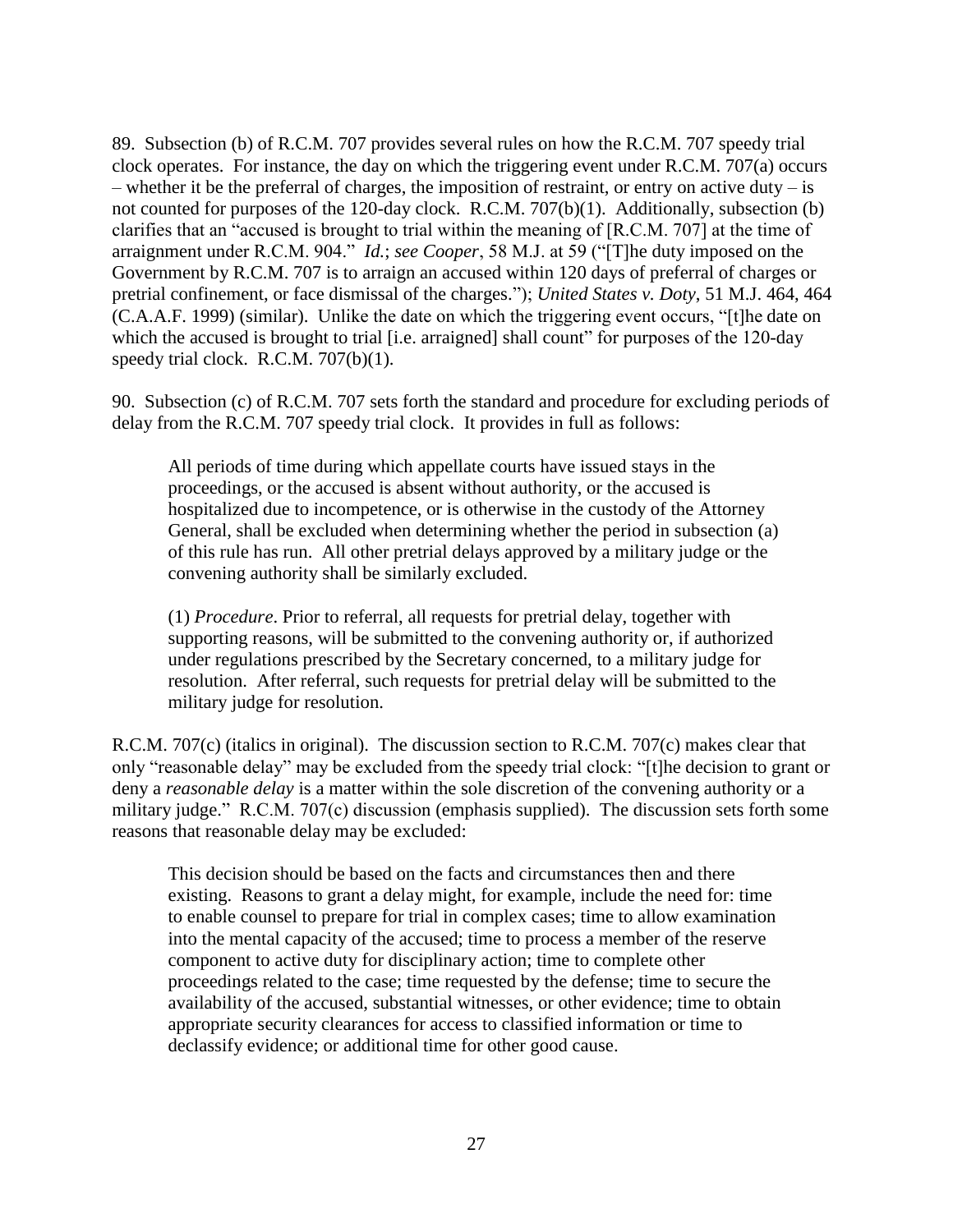89. Subsection (b) of R.C.M. 707 provides several rules on how the R.C.M. 707 speedy trial clock operates. For instance, the day on which the triggering event under R.C.M. 707(a) occurs – whether it be the preferral of charges, the imposition of restraint, or entry on active duty – is not counted for purposes of the 120-day clock. R.C.M. 707(b)(1). Additionally, subsection (b) clarifies that an "accused is brought to trial within the meaning of [R.C.M. 707] at the time of arraignment under R.C.M. 904." *Id.*; *see Cooper*, 58 M.J. at 59 ("[T]he duty imposed on the Government by R.C.M. 707 is to arraign an accused within 120 days of preferral of charges or pretrial confinement, or face dismissal of the charges."); *United States v. Doty*, 51 M.J. 464, 464 (C.A.A.F. 1999) (similar). Unlike the date on which the triggering event occurs, "[t]he date on which the accused is brought to trial [i.e. arraigned] shall count" for purposes of the 120-day speedy trial clock. R.C.M. 707(b)(1).

90. Subsection (c) of R.C.M. 707 sets forth the standard and procedure for excluding periods of delay from the R.C.M. 707 speedy trial clock. It provides in full as follows:

> All periods of time during which appellate courts have issued stays in the proceedings, or the accused is absent without authority, or the accused is hospitalized due to incompetence, or is otherwise in the custody of the Attorney General, shall be excluded when determining whether the period in subsection (a) of this rule has run. All other pretrial delays approved by a military judge or the convening authority shall be similarly excluded.
>
> (1) *Procedure*. Prior to referral, all requests for pretrial delay, together with supporting reasons, will be submitted to the convening authority or, if authorized under regulations prescribed by the Secretary concerned, to a military judge for resolution. After referral, such requests for pretrial delay will be submitted to the military judge for resolution.

R.C.M. 707(c) (italics in original). The discussion section to R.C.M. 707(c) makes clear that only "reasonable delay" may be excluded from the speedy trial clock: "[t]he decision to grant or deny a *reasonable delay* is a matter within the sole discretion of the convening authority or a military judge." R.C.M. 707(c) discussion (emphasis supplied). The discussion sets forth some reasons that reasonable delay may be excluded:

> This decision should be based on the facts and circumstances then and there existing. Reasons to grant a delay might, for example, include the need for: time to enable counsel to prepare for trial in complex cases; time to allow examination into the mental capacity of the accused; time to process a member of the reserve component to active duty for disciplinary action; time to complete other proceedings related to the case; time requested by the defense; time to secure the availability of the accused, substantial witnesses, or other evidence; time to obtain appropriate security clearances for access to classified information or time to declassify evidence; or additional time for other good cause.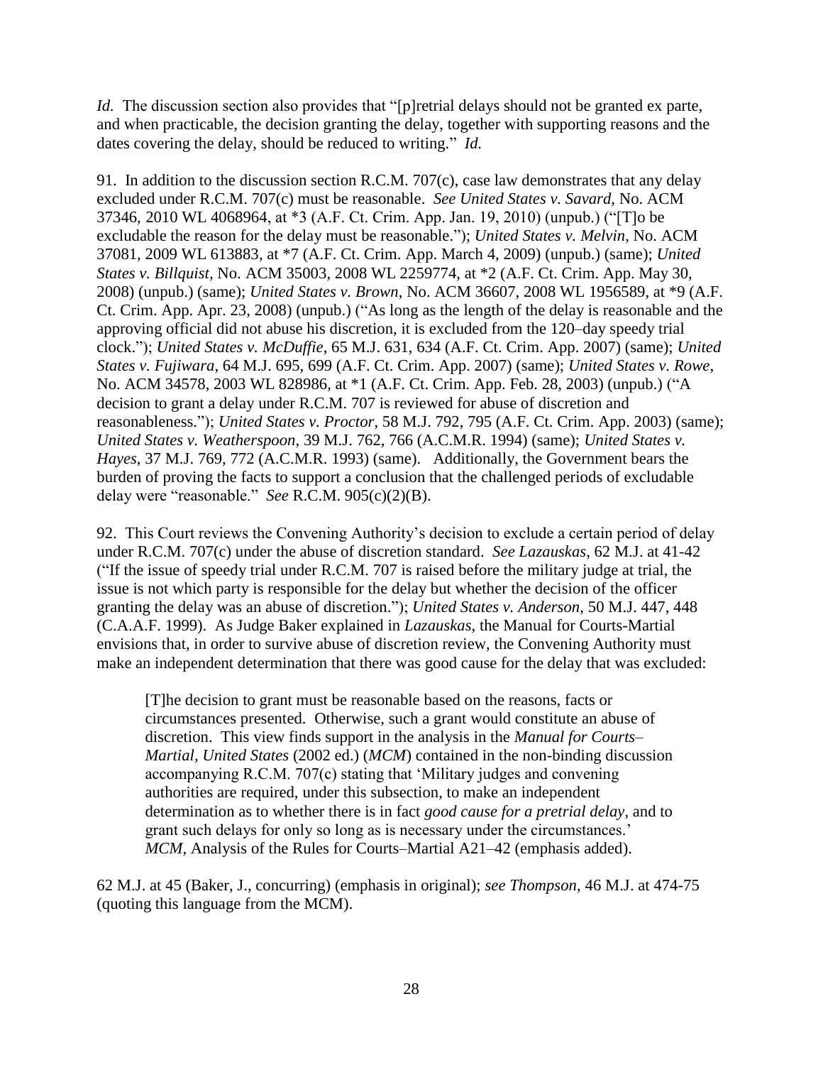*Id.* The discussion section also provides that "[p]retrial delays should not be granted ex parte, and when practicable, the decision granting the delay, together with supporting reasons and the dates covering the delay, should be reduced to writing." *Id.*

91. In addition to the discussion section R.C.M. 707(c), case law demonstrates that any delay excluded under R.C.M. 707(c) must be reasonable. *See United States v. Savard*, No. ACM 37346, 2010 WL 4068964, at *3 (A.F. Ct. Crim. App. Jan. 19, 2010) (unpub.) ("[T]o be excludable the reason for the delay must be reasonable."); *United States v. Melvin*, No. ACM 37081, 2009 WL 613883, at *7 (A.F. Ct. Crim. App. March 4, 2009) (unpub.) (same); *United States v. Billquist*, No. ACM 35003, 2008 WL 2259774, at *2 (A.F. Ct. Crim. App. May 30, 2008) (unpub.) (same); *United States v. Brown*, No. ACM 36607, 2008 WL 1956589, at *9 (A.F. Ct. Crim. App. Apr. 23, 2008) (unpub.) ("As long as the length of the delay is reasonable and the approving official did not abuse his discretion, it is excluded from the 120–day speedy trial clock."); *United States v. McDuffie*, 65 M.J. 631, 634 (A.F. Ct. Crim. App. 2007) (same); *United States v. Fujiwara*, 64 M.J. 695, 699 (A.F. Ct. Crim. App. 2007) (same); *United States v. Rowe*, No. ACM 34578, 2003 WL 828986, at *1 (A.F. Ct. Crim. App. Feb. 28, 2003) (unpub.) ("A decision to grant a delay under R.C.M. 707 is reviewed for abuse of discretion and reasonableness."); *United States v. Proctor*, 58 M.J. 792, 795 (A.F. Ct. Crim. App. 2003) (same); *United States v. Weatherspoon*, 39 M.J. 762, 766 (A.C.M.R. 1994) (same); *United States v. Hayes*, 37 M.J. 769, 772 (A.C.M.R. 1993) (same). Additionally, the Government bears the burden of proving the facts to support a conclusion that the challenged periods of excludable delay were "reasonable." *See* R.C.M. 905(c)(2)(B).

92. This Court reviews the Convening Authority's decision to exclude a certain period of delay under R.C.M. 707(c) under the abuse of discretion standard. *See Lazauskas*, 62 M.J. at 41-42 ("If the issue of speedy trial under R.C.M. 707 is raised before the military judge at trial, the issue is not which party is responsible for the delay but whether the decision of the officer granting the delay was an abuse of discretion."); *United States v. Anderson*, 50 M.J. 447, 448 (C.A.A.F. 1999). As Judge Baker explained in *Lazauskas*, the Manual for Courts-Martial envisions that, in order to survive abuse of discretion review, the Convening Authority must make an independent determination that there was good cause for the delay that was excluded:

> [T]he decision to grant must be reasonable based on the reasons, facts or circumstances presented. Otherwise, such a grant would constitute an abuse of discretion. This view finds support in the analysis in the *Manual for Courts–Martial*, *United States* (2002 ed.) (*MCM*) contained in the non-binding discussion accompanying R.C.M. 707(c) stating that 'Military judges and convening authorities are required, under this subsection, to make an independent determination as to whether there is in fact *good cause for a pretrial delay*, and to grant such delays for only so long as is necessary under the circumstances.' *MCM*, Analysis of the Rules for Courts–Martial A21–42 (emphasis added).

62 M.J. at 45 (Baker, J., concurring) (emphasis in original); *see Thompson*, 46 M.J. at 474-75 (quoting this language from the MCM).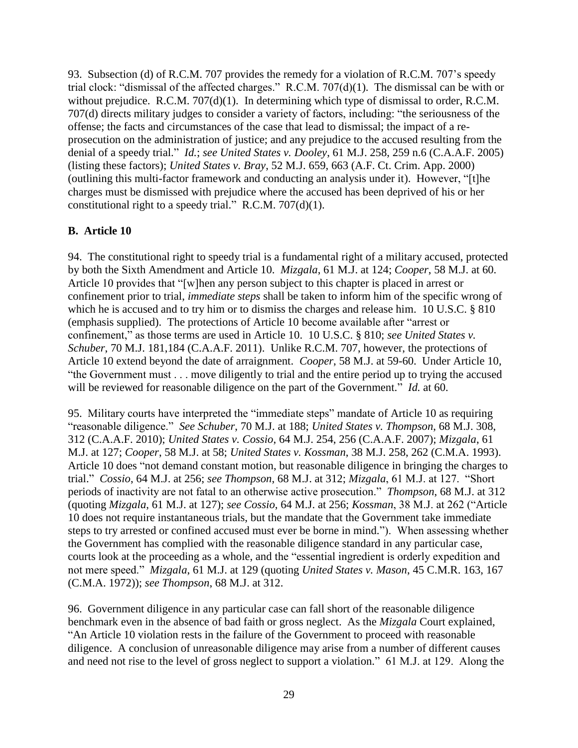93. Subsection (d) of R.C.M. 707 provides the remedy for a violation of R.C.M. 707's speedy trial clock: "dismissal of the affected charges." R.C.M. 707(d)(1). The dismissal can be with or without prejudice. R.C.M. 707(d)(1). In determining which type of dismissal to order, R.C.M. 707(d) directs military judges to consider a variety of factors, including: "the seriousness of the offense; the facts and circumstances of the case that lead to dismissal; the impact of a re-prosecution on the administration of justice; and any prejudice to the accused resulting from the denial of a speedy trial." *Id.*; *see United States v. Dooley*, 61 M.J. 258, 259 n.6 (C.A.A.F. 2005) (listing these factors); *United States v. Bray*, 52 M.J. 659, 663 (A.F. Ct. Crim. App. 2000) (outlining this multi-factor framework and conducting an analysis under it). However, "[t]he charges must be dismissed with prejudice where the accused has been deprived of his or her constitutional right to a speedy trial." R.C.M. 707(d)(1).

**B. Article 10**

94. The constitutional right to speedy trial is a fundamental right of a military accused, protected by both the Sixth Amendment and Article 10. *Mizgala*, 61 M.J. at 124; *Cooper*, 58 M.J. at 60. Article 10 provides that "[w]hen any person subject to this chapter is placed in arrest or confinement prior to trial, *immediate steps* shall be taken to inform him of the specific wrong of which he is accused and to try him or to dismiss the charges and release him. 10 U.S.C. § 810 (emphasis supplied). The protections of Article 10 become available after "arrest or confinement," as those terms are used in Article 10. 10 U.S.C. § 810; *see United States v. Schuber*, 70 M.J. 181,184 (C.A.A.F. 2011). Unlike R.C.M. 707, however, the protections of Article 10 extend beyond the date of arraignment. *Cooper*, 58 M.J. at 59-60. Under Article 10, "the Government must . . . move diligently to trial and the entire period up to trying the accused will be reviewed for reasonable diligence on the part of the Government." *Id.* at 60.

95. Military courts have interpreted the "immediate steps" mandate of Article 10 as requiring "reasonable diligence." *See Schuber*, 70 M.J. at 188; *United States v. Thompson*, 68 M.J. 308, 312 (C.A.A.F. 2010); *United States v. Cossio*, 64 M.J. 254, 256 (C.A.A.F. 2007); *Mizgala*, 61 M.J. at 127; *Cooper*, 58 M.J. at 58; *United States v. Kossman*, 38 M.J. 258, 262 (C.M.A. 1993). Article 10 does "not demand constant motion, but reasonable diligence in bringing the charges to trial." *Cossio*, 64 M.J. at 256; *see Thompson*, 68 M.J. at 312; *Mizgala*, 61 M.J. at 127. "Short periods of inactivity are not fatal to an otherwise active prosecution." *Thompson*, 68 M.J. at 312 (quoting *Mizgala*, 61 M.J. at 127); *see Cossio*, 64 M.J. at 256; *Kossman*, 38 M.J. at 262 ("Article 10 does not require instantaneous trials, but the mandate that the Government take immediate steps to try arrested or confined accused must ever be borne in mind."). When assessing whether the Government has complied with the reasonable diligence standard in any particular case, courts look at the proceeding as a whole, and the "essential ingredient is orderly expedition and not mere speed." *Mizgala*, 61 M.J. at 129 (quoting *United States v. Mason*, 45 C.M.R. 163, 167 (C.M.A. 1972)); *see Thompson*, 68 M.J. at 312.

96. Government diligence in any particular case can fall short of the reasonable diligence benchmark even in the absence of bad faith or gross neglect. As the *Mizgala* Court explained, "An Article 10 violation rests in the failure of the Government to proceed with reasonable diligence. A conclusion of unreasonable diligence may arise from a number of different causes and need not rise to the level of gross neglect to support a violation." 61 M.J. at 129. Along the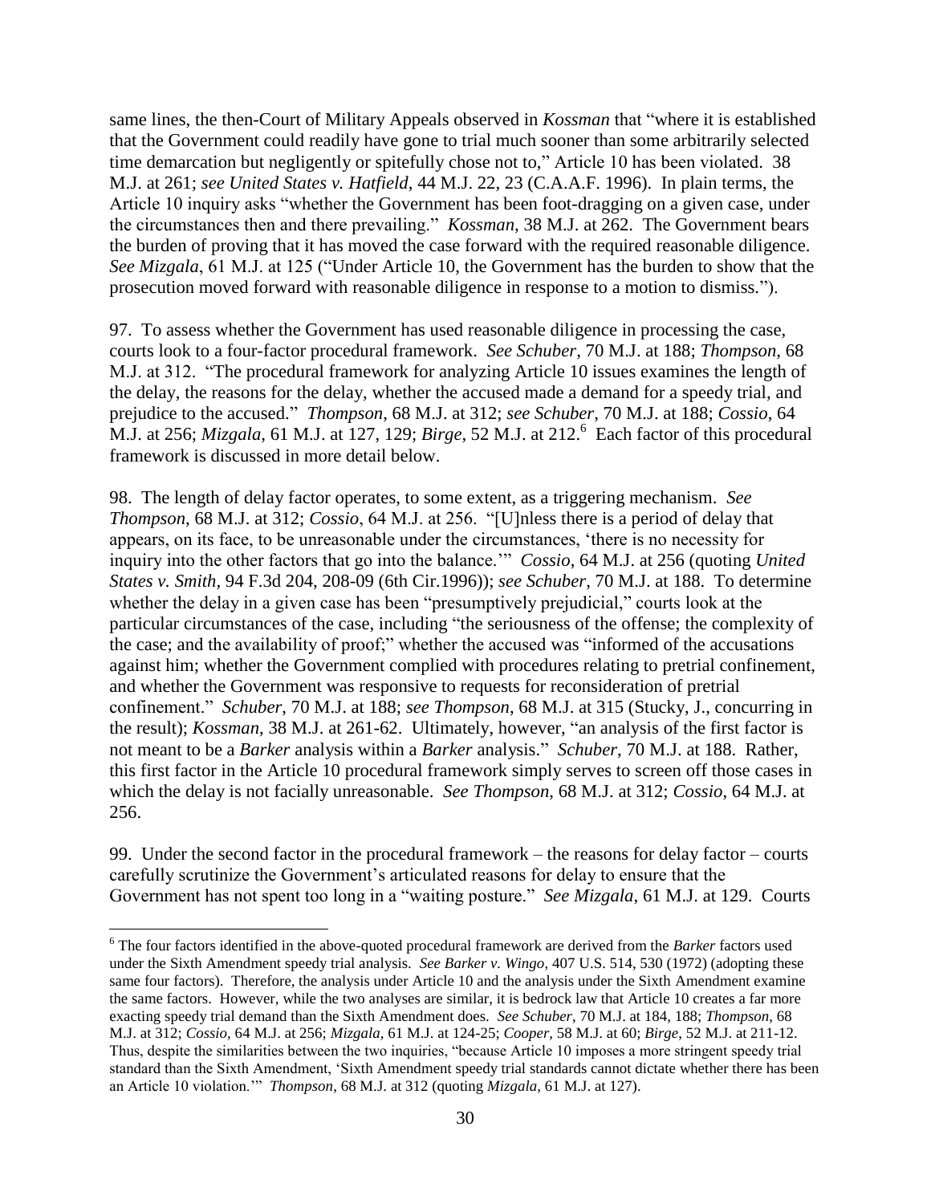same lines, the then-Court of Military Appeals observed in *Kossman* that "where it is established that the Government could readily have gone to trial much sooner than some arbitrarily selected time demarcation but negligently or spitefully chose not to," Article 10 has been violated. 38 M.J. at 261; *see United States v. Hatfield*, 44 M.J. 22, 23 (C.A.A.F. 1996). In plain terms, the Article 10 inquiry asks "whether the Government has been foot-dragging on a given case, under the circumstances then and there prevailing." *Kossman*, 38 M.J. at 262. The Government bears the burden of proving that it has moved the case forward with the required reasonable diligence. *See Mizgala*, 61 M.J. at 125 ("Under Article 10, the Government has the burden to show that the prosecution moved forward with reasonable diligence in response to a motion to dismiss.").

97. To assess whether the Government has used reasonable diligence in processing the case, courts look to a four-factor procedural framework. *See Schuber*, 70 M.J. at 188; *Thompson*, 68 M.J. at 312. "The procedural framework for analyzing Article 10 issues examines the length of the delay, the reasons for the delay, whether the accused made a demand for a speedy trial, and prejudice to the accused." *Thompson*, 68 M.J. at 312; *see Schuber*, 70 M.J. at 188; *Cossio*, 64 M.J. at 256; *Mizgala*, 61 M.J. at 127, 129; *Birge*, 52 M.J. at 212.[6] Each factor of this procedural framework is discussed in more detail below.

98. The length of delay factor operates, to some extent, as a triggering mechanism. *See Thompson*, 68 M.J. at 312; *Cossio*, 64 M.J. at 256. "[U]nless there is a period of delay that appears, on its face, to be unreasonable under the circumstances, 'there is no necessity for inquiry into the other factors that go into the balance.'" *Cossio*, 64 M.J. at 256 (quoting *United States v. Smith*, 94 F.3d 204, 208-09 (6th Cir.1996)); *see Schuber*, 70 M.J. at 188. To determine whether the delay in a given case has been "presumptively prejudicial," courts look at the particular circumstances of the case, including "the seriousness of the offense; the complexity of the case; and the availability of proof;" whether the accused was "informed of the accusations against him; whether the Government complied with procedures relating to pretrial confinement, and whether the Government was responsive to requests for reconsideration of pretrial confinement." *Schuber*, 70 M.J. at 188; *see Thompson*, 68 M.J. at 315 (Stucky, J., concurring in the result); *Kossman*, 38 M.J. at 261-62. Ultimately, however, "an analysis of the first factor is not meant to be a *Barker* analysis within a *Barker* analysis." *Schuber*, 70 M.J. at 188. Rather, this first factor in the Article 10 procedural framework simply serves to screen off those cases in which the delay is not facially unreasonable. *See Thompson*, 68 M.J. at 312; *Cossio*, 64 M.J. at 256.

99. Under the second factor in the procedural framework – the reasons for delay factor – courts carefully scrutinize the Government's articulated reasons for delay to ensure that the Government has not spent too long in a "waiting posture." *See Mizgala*, 61 M.J. at 129. Courts

---

[6] The four factors identified in the above-quoted procedural framework are derived from the *Barker* factors used under the Sixth Amendment speedy trial analysis. *See Barker v. Wingo*, 407 U.S. 514, 530 (1972) (adopting these same four factors). Therefore, the analysis under Article 10 and the analysis under the Sixth Amendment examine the same factors. However, while the two analyses are similar, it is bedrock law that Article 10 creates a far more exacting speedy trial demand than the Sixth Amendment does. *See Schuber*, 70 M.J. at 184, 188; *Thompson*, 68 M.J. at 312; *Cossio*, 64 M.J. at 256; *Mizgala*, 61 M.J. at 124-25; *Cooper*, 58 M.J. at 60; *Birge*, 52 M.J. at 211-12. Thus, despite the similarities between the two inquiries, "because Article 10 imposes a more stringent speedy trial standard than the Sixth Amendment, 'Sixth Amendment speedy trial standards cannot dictate whether there has been an Article 10 violation.'" *Thompson*, 68 M.J. at 312 (quoting *Mizgala*, 61 M.J. at 127).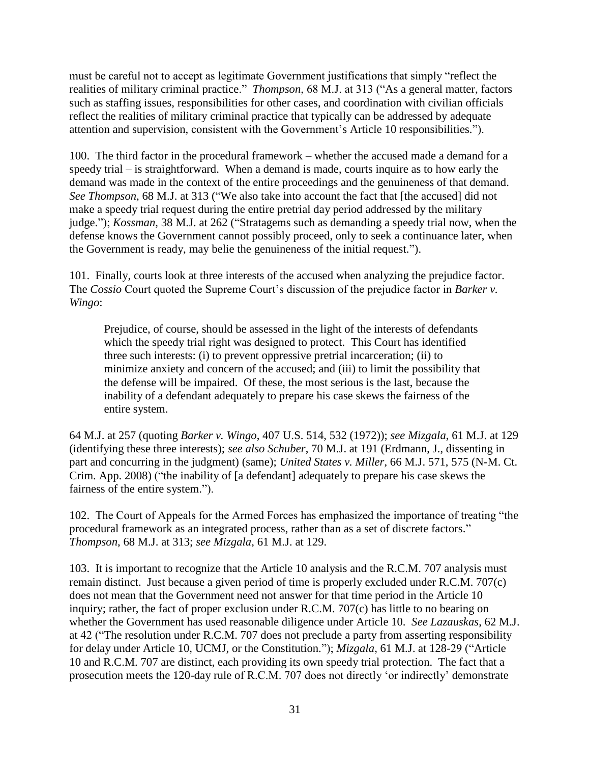must be careful not to accept as legitimate Government justifications that simply "reflect the realities of military criminal practice." *Thompson*, 68 M.J. at 313 ("As a general matter, factors such as staffing issues, responsibilities for other cases, and coordination with civilian officials reflect the realities of military criminal practice that typically can be addressed by adequate attention and supervision, consistent with the Government's Article 10 responsibilities.").

100. The third factor in the procedural framework – whether the accused made a demand for a speedy trial – is straightforward. When a demand is made, courts inquire as to how early the demand was made in the context of the entire proceedings and the genuineness of that demand. *See Thompson*, 68 M.J. at 313 ("We also take into account the fact that [the accused] did not make a speedy trial request during the entire pretrial day period addressed by the military judge."); *Kossman*, 38 M.J. at 262 ("Stratagems such as demanding a speedy trial now, when the defense knows the Government cannot possibly proceed, only to seek a continuance later, when the Government is ready, may belie the genuineness of the initial request.").

101. Finally, courts look at three interests of the accused when analyzing the prejudice factor. The *Cossio* Court quoted the Supreme Court's discussion of the prejudice factor in *Barker v. Wingo*:

> Prejudice, of course, should be assessed in the light of the interests of defendants which the speedy trial right was designed to protect. This Court has identified three such interests: (i) to prevent oppressive pretrial incarceration; (ii) to minimize anxiety and concern of the accused; and (iii) to limit the possibility that the defense will be impaired. Of these, the most serious is the last, because the inability of a defendant adequately to prepare his case skews the fairness of the entire system.

64 M.J. at 257 (quoting *Barker v. Wingo*, 407 U.S. 514, 532 (1972)); *see Mizgala*, 61 M.J. at 129 (identifying these three interests); *see also Schuber*, 70 M.J. at 191 (Erdmann, J., dissenting in part and concurring in the judgment) (same); *United States v. Miller*, 66 M.J. 571, 575 (N-M. Ct. Crim. App. 2008) ("the inability of [a defendant] adequately to prepare his case skews the fairness of the entire system.").

102. The Court of Appeals for the Armed Forces has emphasized the importance of treating "the procedural framework as an integrated process, rather than as a set of discrete factors." *Thompson*, 68 M.J. at 313; *see Mizgala*, 61 M.J. at 129.

103. It is important to recognize that the Article 10 analysis and the R.C.M. 707 analysis must remain distinct. Just because a given period of time is properly excluded under R.C.M. 707(c) does not mean that the Government need not answer for that time period in the Article 10 inquiry; rather, the fact of proper exclusion under R.C.M. 707(c) has little to no bearing on whether the Government has used reasonable diligence under Article 10. *See Lazauskas*, 62 M.J. at 42 ("The resolution under R.C.M. 707 does not preclude a party from asserting responsibility for delay under Article 10, UCMJ, or the Constitution."); *Mizgala*, 61 M.J. at 128-29 ("Article 10 and R.C.M. 707 are distinct, each providing its own speedy trial protection. The fact that a prosecution meets the 120-day rule of R.C.M. 707 does not directly 'or indirectly' demonstrate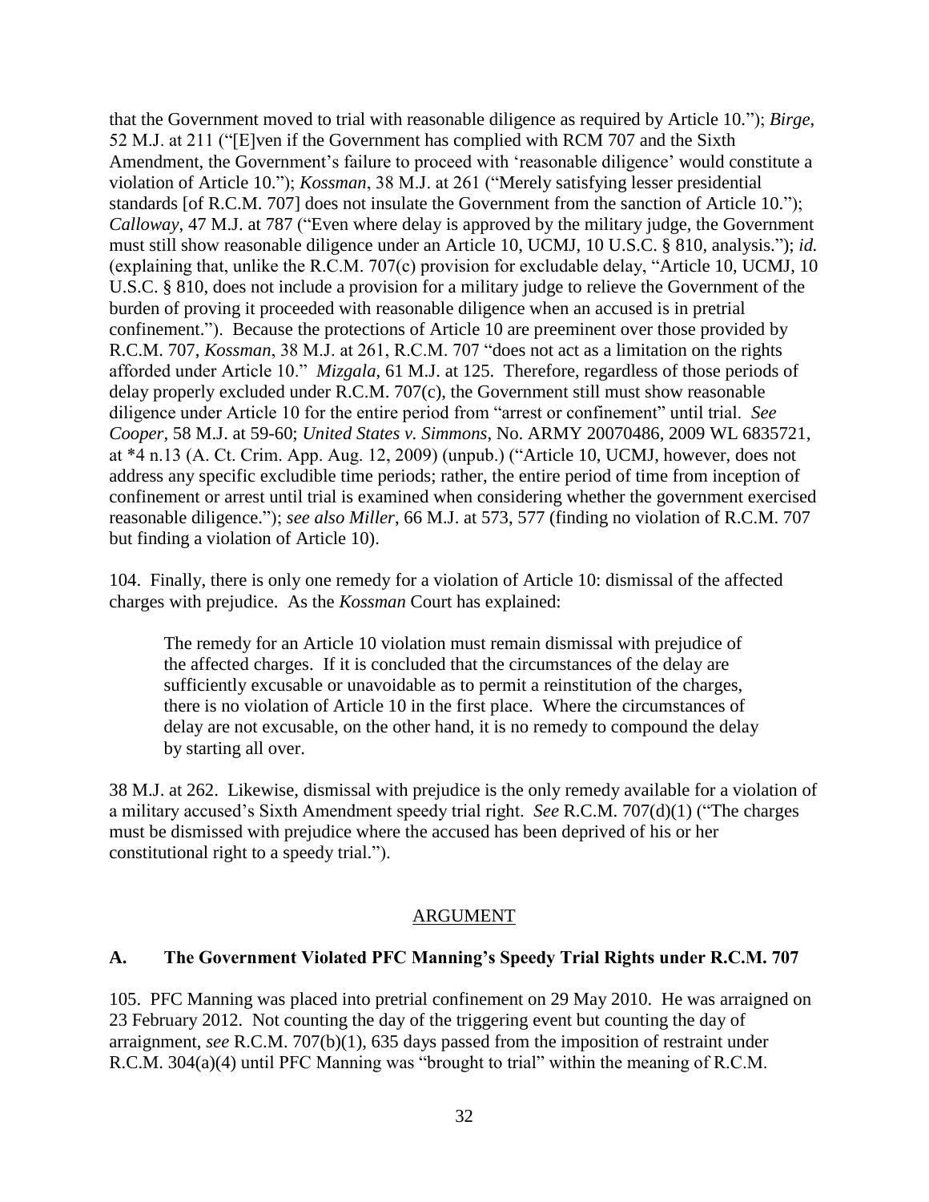that the Government moved to trial with reasonable diligence as required by Article 10."); *Birge*, 52 M.J. at 211 ("[E]ven if the Government has complied with RCM 707 and the Sixth Amendment, the Government's failure to proceed with 'reasonable diligence' would constitute a violation of Article 10."); *Kossman*, 38 M.J. at 261 ("Merely satisfying lesser presidential standards [of R.C.M. 707] does not insulate the Government from the sanction of Article 10."); *Calloway*, 47 M.J. at 787 ("Even where delay is approved by the military judge, the Government must still show reasonable diligence under an Article 10, UCMJ, 10 U.S.C. § 810, analysis."); *id.* (explaining that, unlike the R.C.M. 707(c) provision for excludable delay, "Article 10, UCMJ, 10 U.S.C. § 810, does not include a provision for a military judge to relieve the Government of the burden of proving it proceeded with reasonable diligence when an accused is in pretrial confinement."). Because the protections of Article 10 are preeminent over those provided by R.C.M. 707, *Kossman*, 38 M.J. at 261, R.C.M. 707 "does not act as a limitation on the rights afforded under Article 10." *Mizgala*, 61 M.J. at 125. Therefore, regardless of those periods of delay properly excluded under R.C.M. 707(c), the Government still must show reasonable diligence under Article 10 for the entire period from "arrest or confinement" until trial. *See Cooper*, 58 M.J. at 59-60; *United States v. Simmons*, No. ARMY 20070486, 2009 WL 6835721, at *4 n.13 (A. Ct. Crim. App. Aug. 12, 2009) (unpub.) ("Article 10, UCMJ, however, does not address any specific excludible time periods; rather, the entire period of time from inception of confinement or arrest until trial is examined when considering whether the government exercised reasonable diligence."); *see also Miller*, 66 M.J. at 573, 577 (finding no violation of R.C.M. 707 but finding a violation of Article 10).

104. Finally, there is only one remedy for a violation of Article 10: dismissal of the affected charges with prejudice. As the *Kossman* Court has explained:

> The remedy for an Article 10 violation must remain dismissal with prejudice of the affected charges. If it is concluded that the circumstances of the delay are sufficiently excusable or unavoidable as to permit a reinstitution of the charges, there is no violation of Article 10 in the first place. Where the circumstances of delay are not excusable, on the other hand, it is no remedy to compound the delay by starting all over.

38 M.J. at 262. Likewise, dismissal with prejudice is the only remedy available for a violation of a military accused's Sixth Amendment speedy trial right. *See* R.C.M. 707(d)(1) ("The charges must be dismissed with prejudice where the accused has been deprived of his or her constitutional right to a speedy trial.").

## ARGUMENT

### A. The Government Violated PFC Manning's Speedy Trial Rights under R.C.M. 707

105. PFC Manning was placed into pretrial confinement on 29 May 2010. He was arraigned on 23 February 2012. Not counting the day of the triggering event but counting the day of arraignment, *see* R.C.M. 707(b)(1), 635 days passed from the imposition of restraint under R.C.M. 304(a)(4) until PFC Manning was "brought to trial" within the meaning of R.C.M.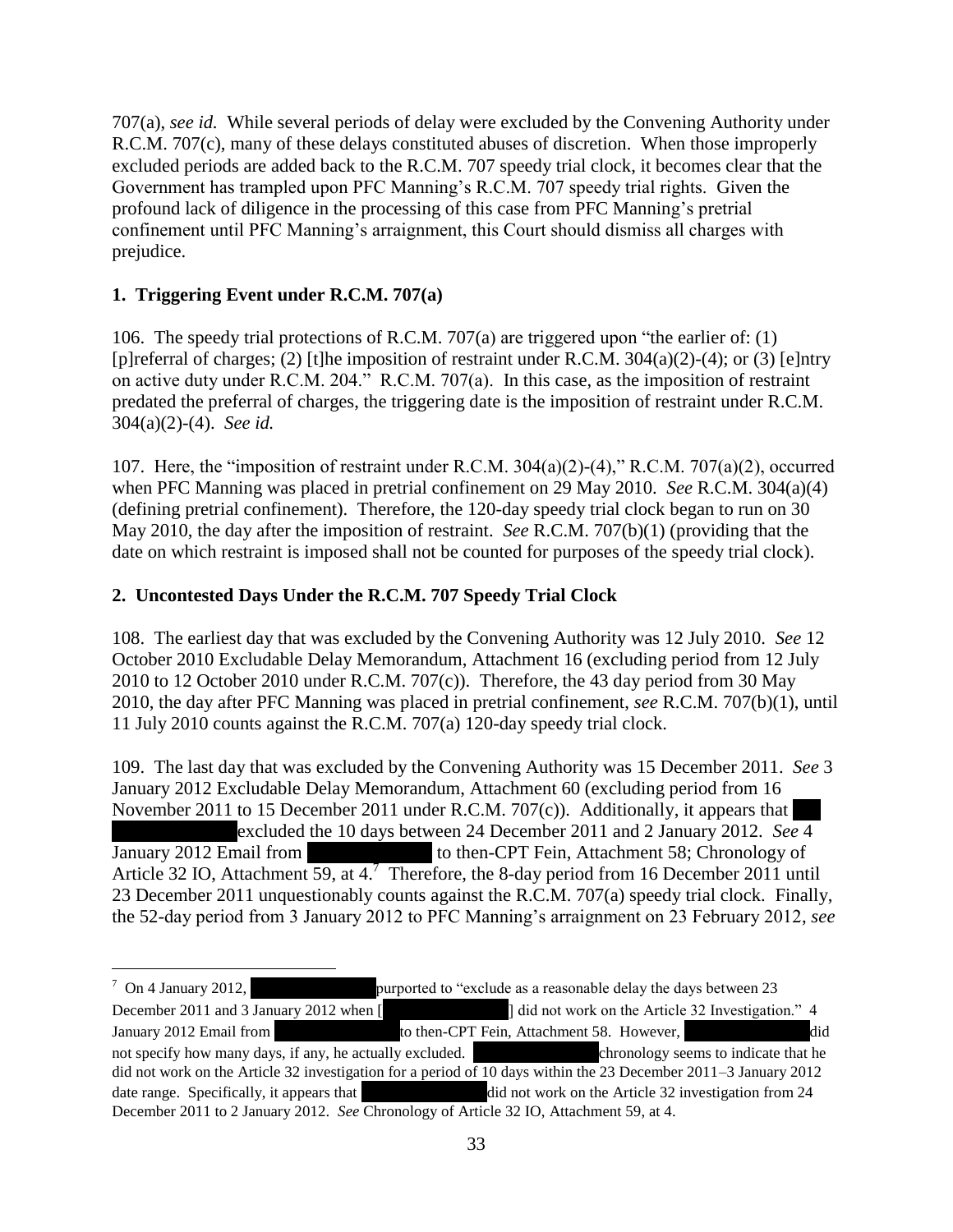707(a), *see id.* While several periods of delay were excluded by the Convening Authority under R.C.M. 707(c), many of these delays constituted abuses of discretion. When those improperly excluded periods are added back to the R.C.M. 707 speedy trial clock, it becomes clear that the Government has trampled upon PFC Manning's R.C.M. 707 speedy trial rights. Given the profound lack of diligence in the processing of this case from PFC Manning's pretrial confinement until PFC Manning's arraignment, this Court should dismiss all charges with prejudice.

**1. Triggering Event under R.C.M. 707(a)**

106. The speedy trial protections of R.C.M. 707(a) are triggered upon "the earlier of: (1) [p]referral of charges; (2) [t]he imposition of restraint under R.C.M. 304(a)(2)-(4); or (3) [e]ntry on active duty under R.C.M. 204." R.C.M. 707(a). In this case, as the imposition of restraint predated the preferral of charges, the triggering date is the imposition of restraint under R.C.M. 304(a)(2)-(4). *See id.*

107. Here, the "imposition of restraint under R.C.M. 304(a)(2)-(4)," R.C.M. 707(a)(2), occurred when PFC Manning was placed in pretrial confinement on 29 May 2010. *See* R.C.M. 304(a)(4) (defining pretrial confinement). Therefore, the 120-day speedy trial clock began to run on 30 May 2010, the day after the imposition of restraint. *See* R.C.M. 707(b)(1) (providing that the date on which restraint is imposed shall not be counted for purposes of the speedy trial clock).

**2. Uncontested Days Under the R.C.M. 707 Speedy Trial Clock**

108. The earliest day that was excluded by the Convening Authority was 12 July 2010. *See* 12 October 2010 Excludable Delay Memorandum, Attachment 16 (excluding period from 12 July 2010 to 12 October 2010 under R.C.M. 707(c)). Therefore, the 43 day period from 30 May 2010, the day after PFC Manning was placed in pretrial confinement, *see* R.C.M. 707(b)(1), until 11 July 2010 counts against the R.C.M. 707(a) 120-day speedy trial clock.

109. The last day that was excluded by the Convening Authority was 15 December 2011. *See* 3 January 2012 Excludable Delay Memorandum, Attachment 60 (excluding period from 16 November 2011 to 15 December 2011 under R.C.M. 707(c)). Additionally, it appears that [REDACTED] excluded the 10 days between 24 December 2011 and 2 January 2012. *See* 4 January 2012 Email from [REDACTED] to then-CPT Fein, Attachment 58; Chronology of Article 32 IO, Attachment 59, at 4.[7] Therefore, the 8-day period from 16 December 2011 until 23 December 2011 unquestionably counts against the R.C.M. 707(a) speedy trial clock. Finally, the 52-day period from 3 January 2012 to PFC Manning's arraignment on 23 February 2012, *see*

[7] On 4 January 2012, [REDACTED] purported to "exclude as a reasonable delay the days between 23 December 2011 and 3 January 2012 when [REDACTED] did not work on the Article 32 Investigation." 4 January 2012 Email from [REDACTED] to then-CPT Fein, Attachment 58. However, [REDACTED] did not specify how many days, if any, he actually excluded. [REDACTED] chronology seems to indicate that he did not work on the Article 32 investigation for a period of 10 days within the 23 December 2011–3 January 2012 date range. Specifically, it appears that [REDACTED] did not work on the Article 32 investigation from 24 December 2011 to 2 January 2012. *See* Chronology of Article 32 IO, Attachment 59, at 4.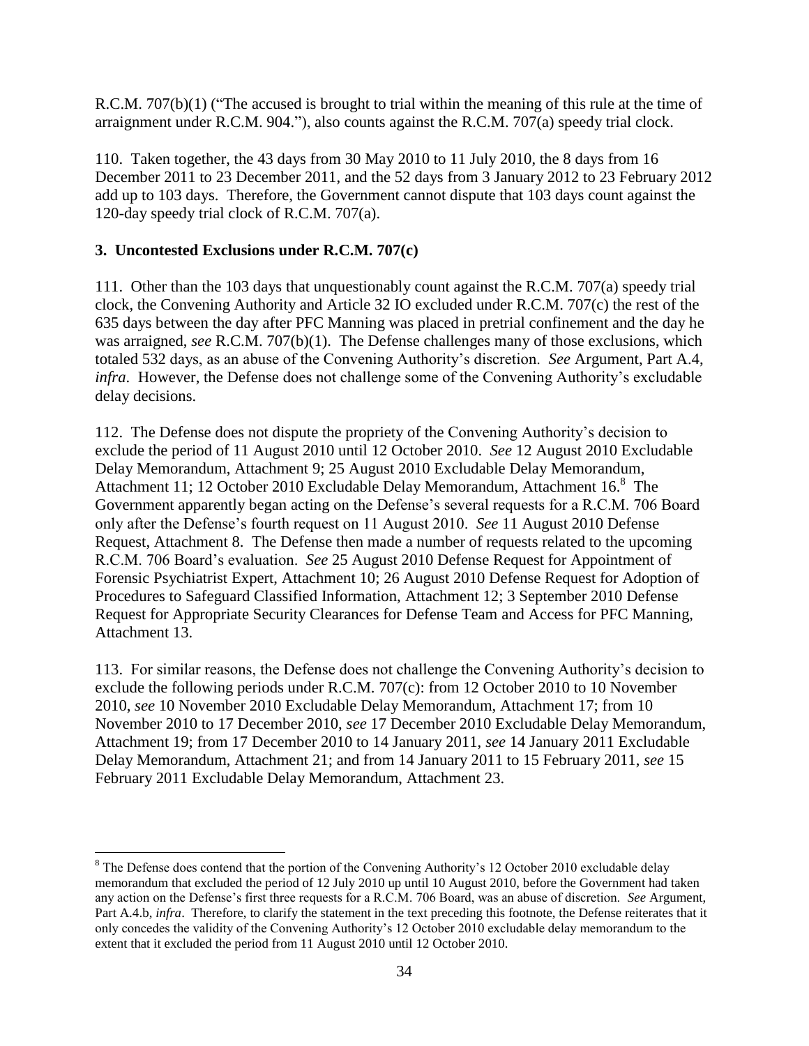R.C.M. 707(b)(1) ("The accused is brought to trial within the meaning of this rule at the time of arraignment under R.C.M. 904."), also counts against the R.C.M. 707(a) speedy trial clock.

110. Taken together, the 43 days from 30 May 2010 to 11 July 2010, the 8 days from 16 December 2011 to 23 December 2011, and the 52 days from 3 January 2012 to 23 February 2012 add up to 103 days. Therefore, the Government cannot dispute that 103 days count against the 120-day speedy trial clock of R.C.M. 707(a).

### 3. Uncontested Exclusions under R.C.M. 707(c)

111. Other than the 103 days that unquestionably count against the R.C.M. 707(a) speedy trial clock, the Convening Authority and Article 32 IO excluded under R.C.M. 707(c) the rest of the 635 days between the day after PFC Manning was placed in pretrial confinement and the day he was arraigned, *see* R.C.M. 707(b)(1). The Defense challenges many of those exclusions, which totaled 532 days, as an abuse of the Convening Authority's discretion. *See* Argument, Part A.4, *infra*. However, the Defense does not challenge some of the Convening Authority's excludable delay decisions.

112. The Defense does not dispute the propriety of the Convening Authority's decision to exclude the period of 11 August 2010 until 12 October 2010. *See* 12 August 2010 Excludable Delay Memorandum, Attachment 9; 25 August 2010 Excludable Delay Memorandum, Attachment 11; 12 October 2010 Excludable Delay Memorandum, Attachment 16.[8] The Government apparently began acting on the Defense's several requests for a R.C.M. 706 Board only after the Defense's fourth request on 11 August 2010. *See* 11 August 2010 Defense Request, Attachment 8. The Defense then made a number of requests related to the upcoming R.C.M. 706 Board's evaluation. *See* 25 August 2010 Defense Request for Appointment of Forensic Psychiatrist Expert, Attachment 10; 26 August 2010 Defense Request for Adoption of Procedures to Safeguard Classified Information, Attachment 12; 3 September 2010 Defense Request for Appropriate Security Clearances for Defense Team and Access for PFC Manning, Attachment 13.

113. For similar reasons, the Defense does not challenge the Convening Authority's decision to exclude the following periods under R.C.M. 707(c): from 12 October 2010 to 10 November 2010, *see* 10 November 2010 Excludable Delay Memorandum, Attachment 17; from 10 November 2010 to 17 December 2010, *see* 17 December 2010 Excludable Delay Memorandum, Attachment 19; from 17 December 2010 to 14 January 2011, *see* 14 January 2011 Excludable Delay Memorandum, Attachment 21; and from 14 January 2011 to 15 February 2011, *see* 15 February 2011 Excludable Delay Memorandum, Attachment 23.

---

[8] The Defense does contend that the portion of the Convening Authority's 12 October 2010 excludable delay memorandum that excluded the period of 12 July 2010 up until 10 August 2010, before the Government had taken any action on the Defense's first three requests for a R.C.M. 706 Board, was an abuse of discretion. *See* Argument, Part A.4.b, *infra*. Therefore, to clarify the statement in the text preceding this footnote, the Defense reiterates that it only concedes the validity of the Convening Authority's 12 October 2010 excludable delay memorandum to the extent that it excluded the period from 11 August 2010 until 12 October 2010.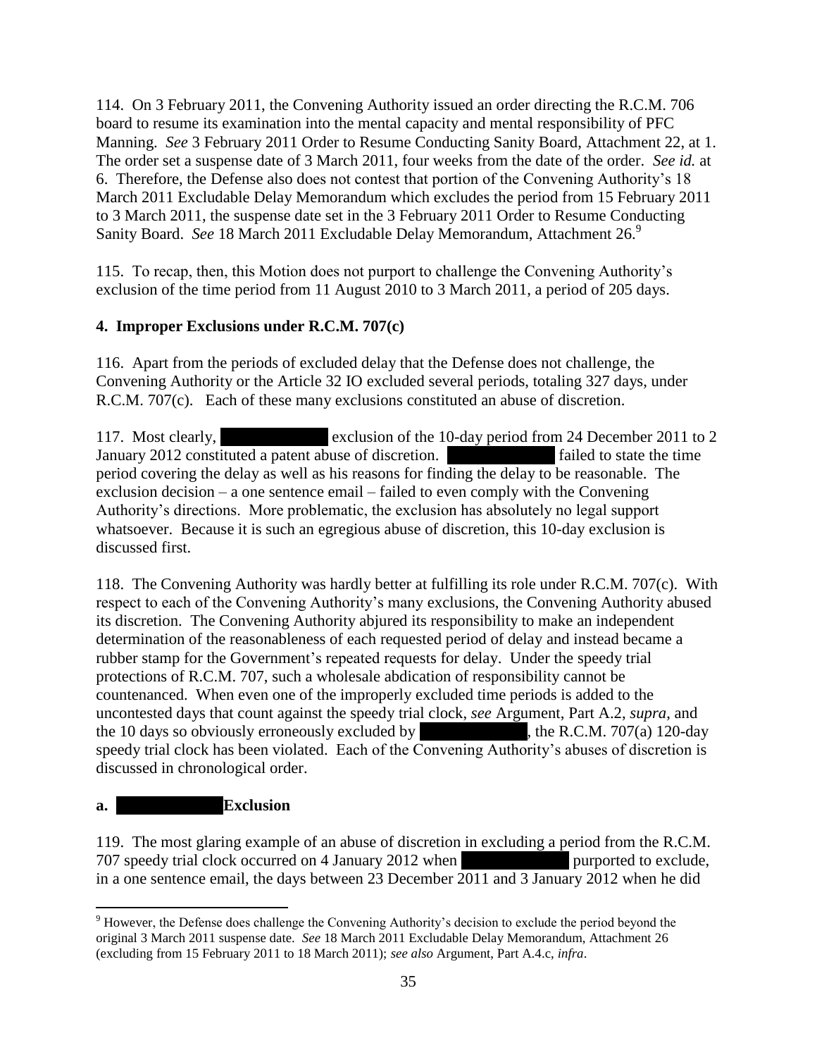114. On 3 February 2011, the Convening Authority issued an order directing the R.C.M. 706 board to resume its examination into the mental capacity and mental responsibility of PFC Manning. *See* 3 February 2011 Order to Resume Conducting Sanity Board, Attachment 22, at 1. The order set a suspense date of 3 March 2011, four weeks from the date of the order. *See id.* at 6. Therefore, the Defense also does not contest that portion of the Convening Authority's 18 March 2011 Excludable Delay Memorandum which excludes the period from 15 February 2011 to 3 March 2011, the suspense date set in the 3 February 2011 Order to Resume Conducting Sanity Board. *See* 18 March 2011 Excludable Delay Memorandum, Attachment 26.[9]

115. To recap, then, this Motion does not purport to challenge the Convening Authority's exclusion of the time period from 11 August 2010 to 3 March 2011, a period of 205 days.

**4. Improper Exclusions under R.C.M. 707(c)**

116. Apart from the periods of excluded delay that the Defense does not challenge, the Convening Authority or the Article 32 IO excluded several periods, totaling 327 days, under R.C.M. 707(c). Each of these many exclusions constituted an abuse of discretion.

117. Most clearly, ████████ exclusion of the 10-day period from 24 December 2011 to 2 January 2012 constituted a patent abuse of discretion. ████████ failed to state the time period covering the delay as well as his reasons for finding the delay to be reasonable. The exclusion decision – a one sentence email – failed to even comply with the Convening Authority's directions. More problematic, the exclusion has absolutely no legal support whatsoever. Because it is such an egregious abuse of discretion, this 10-day exclusion is discussed first.

118. The Convening Authority was hardly better at fulfilling its role under R.C.M. 707(c). With respect to each of the Convening Authority's many exclusions, the Convening Authority abused its discretion. The Convening Authority abjured its responsibility to make an independent determination of the reasonableness of each requested period of delay and instead became a rubber stamp for the Government's repeated requests for delay. Under the speedy trial protections of R.C.M. 707, such a wholesale abdication of responsibility cannot be countenanced. When even one of the improperly excluded time periods is added to the uncontested days that count against the speedy trial clock, *see* Argument, Part A.2, *supra*, and the 10 days so obviously erroneously excluded by ████████, the R.C.M. 707(a) 120-day speedy trial clock has been violated. Each of the Convening Authority's abuses of discretion is discussed in chronological order.

**a. ████████ Exclusion**

119. The most glaring example of an abuse of discretion in excluding a period from the R.C.M. 707 speedy trial clock occurred on 4 January 2012 when ████████ purported to exclude, in a one sentence email, the days between 23 December 2011 and 3 January 2012 when he did

---

[9] However, the Defense does challenge the Convening Authority's decision to exclude the period beyond the original 3 March 2011 suspense date. *See* 18 March 2011 Excludable Delay Memorandum, Attachment 26 (excluding from 15 February 2011 to 18 March 2011); *see also* Argument, Part A.4.c, *infra*.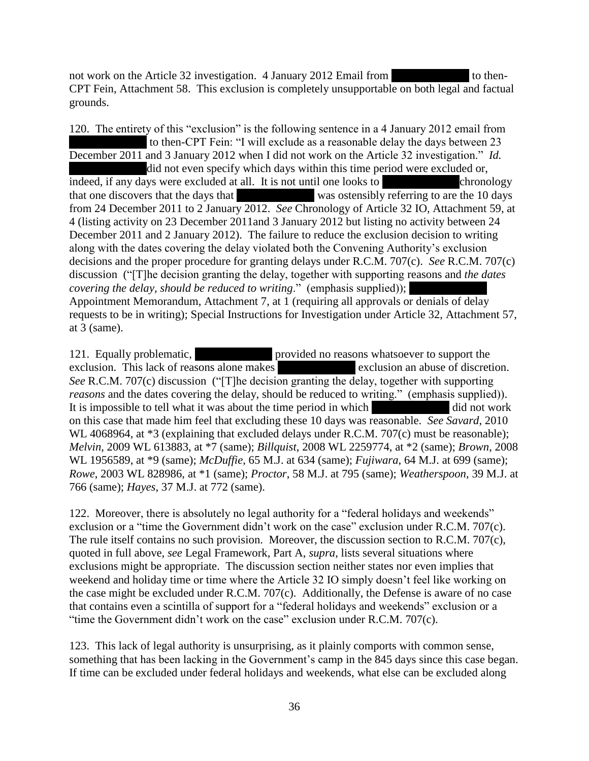not work on the Article 32 investigation. 4 January 2012 Email from [REDACTED] to then-CPT Fein, Attachment 58. This exclusion is completely unsupportable on both legal and factual grounds.

120. The entirety of this "exclusion" is the following sentence in a 4 January 2012 email from [REDACTED] to then-CPT Fein: "I will exclude as a reasonable delay the days between 23 December 2011 and 3 January 2012 when I did not work on the Article 32 investigation." *Id.* [REDACTED] did not even specify which days within this time period were excluded or, indeed, if any days were excluded at all. It is not until one looks to [REDACTED] chronology that one discovers that the days that [REDACTED] was ostensibly referring to are the 10 days from 24 December 2011 to 2 January 2012. *See* Chronology of Article 32 IO, Attachment 59, at 4 (listing activity on 23 December 2011and 3 January 2012 but listing no activity between 24 December 2011 and 2 January 2012). The failure to reduce the exclusion decision to writing along with the dates covering the delay violated both the Convening Authority's exclusion decisions and the proper procedure for granting delays under R.C.M. 707(c). *See* R.C.M. 707(c) discussion ("[T]he decision granting the delay, together with supporting reasons and *the dates covering the delay, should be reduced to writing*." (emphasis supplied)); [REDACTED] Appointment Memorandum, Attachment 7, at 1 (requiring all approvals or denials of delay requests to be in writing); Special Instructions for Investigation under Article 32, Attachment 57, at 3 (same).

121. Equally problematic, [REDACTED] provided no reasons whatsoever to support the exclusion. This lack of reasons alone makes [REDACTED] exclusion an abuse of discretion. *See* R.C.M. 707(c) discussion ("[T]he decision granting the delay, together with supporting *reasons* and the dates covering the delay, should be reduced to writing." (emphasis supplied)). It is impossible to tell what it was about the time period in which [REDACTED] did not work on this case that made him feel that excluding these 10 days was reasonable. *See Savard*, 2010 WL 4068964, at *3 (explaining that excluded delays under R.C.M. 707(c) must be reasonable); *Melvin*, 2009 WL 613883, at *7 (same); *Billquist*, 2008 WL 2259774, at *2 (same); *Brown*, 2008 WL 1956589, at *9 (same); *McDuffie*, 65 M.J. at 634 (same); *Fujiwara*, 64 M.J. at 699 (same); *Rowe*, 2003 WL 828986, at *1 (same); *Proctor*, 58 M.J. at 795 (same); *Weatherspoon*, 39 M.J. at 766 (same); *Hayes*, 37 M.J. at 772 (same).

122. Moreover, there is absolutely no legal authority for a "federal holidays and weekends" exclusion or a "time the Government didn't work on the case" exclusion under R.C.M. 707(c). The rule itself contains no such provision. Moreover, the discussion section to R.C.M. 707(c), quoted in full above, *see* Legal Framework, Part A, *supra*, lists several situations where exclusions might be appropriate. The discussion section neither states nor even implies that weekend and holiday time or time where the Article 32 IO simply doesn't feel like working on the case might be excluded under R.C.M. 707(c). Additionally, the Defense is aware of no case that contains even a scintilla of support for a "federal holidays and weekends" exclusion or a "time the Government didn't work on the case" exclusion under R.C.M. 707(c).

123. This lack of legal authority is unsurprising, as it plainly comports with common sense, something that has been lacking in the Government's camp in the 845 days since this case began. If time can be excluded under federal holidays and weekends, what else can be excluded along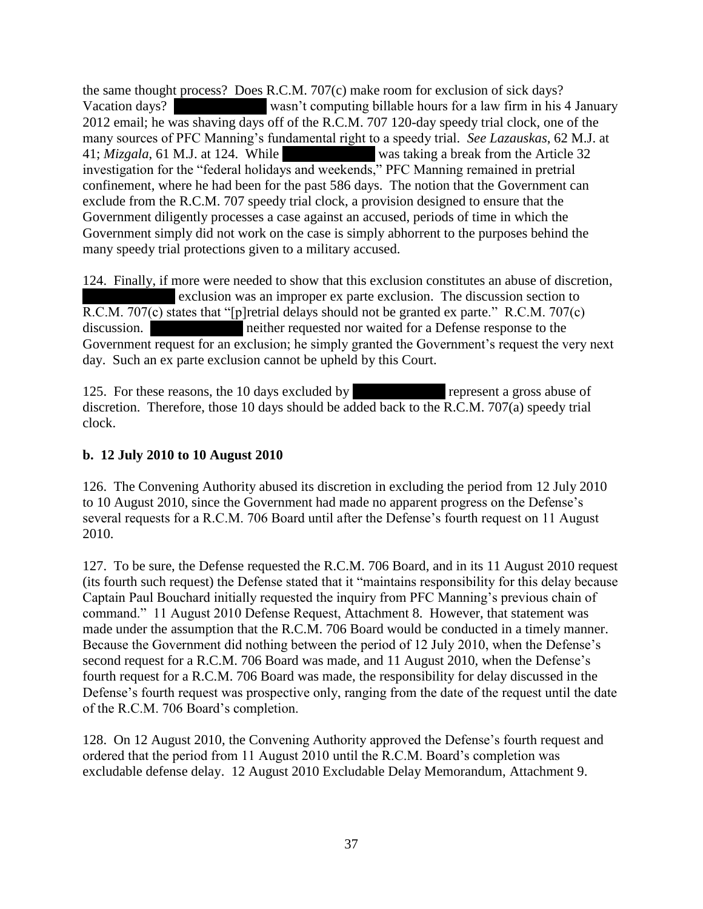the same thought process? Does R.C.M. 707(c) make room for exclusion of sick days? Vacation days? [REDACTED] wasn't computing billable hours for a law firm in his 4 January 2012 email; he was shaving days off of the R.C.M. 707 120-day speedy trial clock, one of the many sources of PFC Manning's fundamental right to a speedy trial. *See Lazauskas*, 62 M.J. at 41; *Mizgala*, 61 M.J. at 124. While [REDACTED] was taking a break from the Article 32 investigation for the "federal holidays and weekends," PFC Manning remained in pretrial confinement, where he had been for the past 586 days. The notion that the Government can exclude from the R.C.M. 707 speedy trial clock, a provision designed to ensure that the Government diligently processes a case against an accused, periods of time in which the Government simply did not work on the case is simply abhorrent to the purposes behind the many speedy trial protections given to a military accused.

124. Finally, if more were needed to show that this exclusion constitutes an abuse of discretion, [REDACTED] exclusion was an improper ex parte exclusion. The discussion section to R.C.M. 707(c) states that "[p]retrial delays should not be granted ex parte." R.C.M. 707(c) discussion. [REDACTED] neither requested nor waited for a Defense response to the Government request for an exclusion; he simply granted the Government's request the very next day. Such an ex parte exclusion cannot be upheld by this Court.

125. For these reasons, the 10 days excluded by [REDACTED] represent a gross abuse of discretion. Therefore, those 10 days should be added back to the R.C.M. 707(a) speedy trial clock.

**b. 12 July 2010 to 10 August 2010**

126. The Convening Authority abused its discretion in excluding the period from 12 July 2010 to 10 August 2010, since the Government had made no apparent progress on the Defense's several requests for a R.C.M. 706 Board until after the Defense's fourth request on 11 August 2010.

127. To be sure, the Defense requested the R.C.M. 706 Board, and in its 11 August 2010 request (its fourth such request) the Defense stated that it "maintains responsibility for this delay because Captain Paul Bouchard initially requested the inquiry from PFC Manning's previous chain of command." 11 August 2010 Defense Request, Attachment 8. However, that statement was made under the assumption that the R.C.M. 706 Board would be conducted in a timely manner. Because the Government did nothing between the period of 12 July 2010, when the Defense's second request for a R.C.M. 706 Board was made, and 11 August 2010, when the Defense's fourth request for a R.C.M. 706 Board was made, the responsibility for delay discussed in the Defense's fourth request was prospective only, ranging from the date of the request until the date of the R.C.M. 706 Board's completion.

128. On 12 August 2010, the Convening Authority approved the Defense's fourth request and ordered that the period from 11 August 2010 until the R.C.M. Board's completion was excludable defense delay. 12 August 2010 Excludable Delay Memorandum, Attachment 9.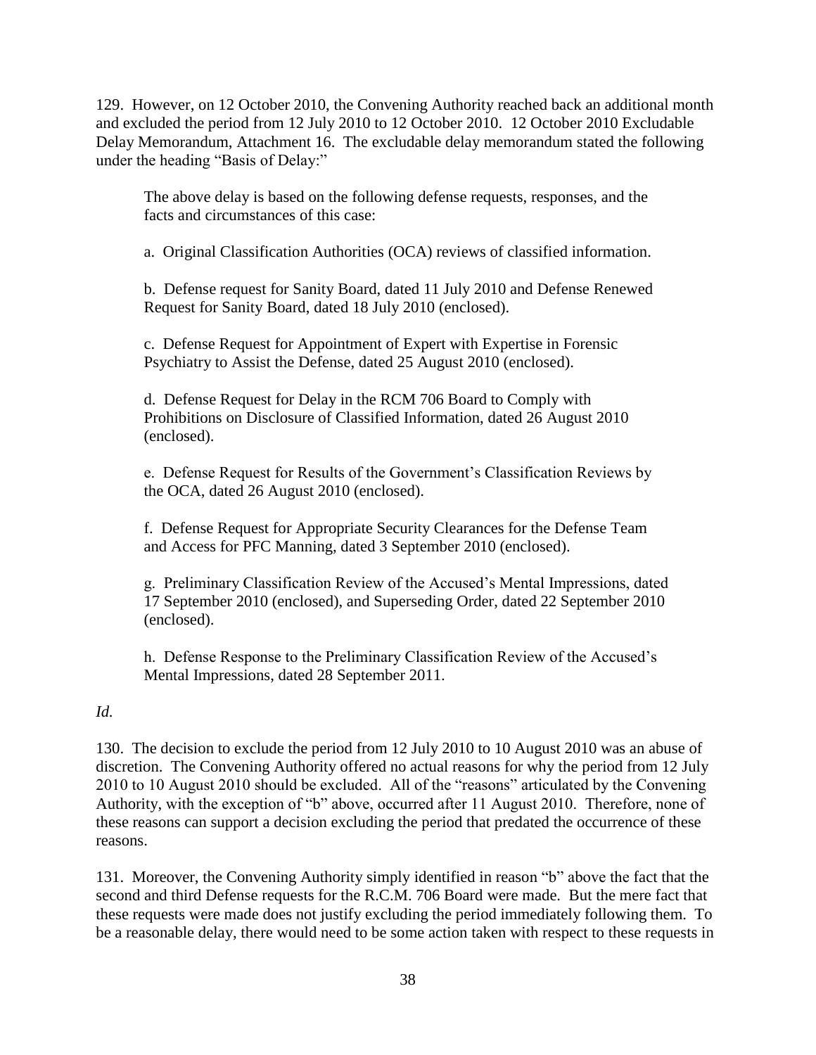129. However, on 12 October 2010, the Convening Authority reached back an additional month and excluded the period from 12 July 2010 to 12 October 2010. 12 October 2010 Excludable Delay Memorandum, Attachment 16. The excludable delay memorandum stated the following under the heading "Basis of Delay:"

> The above delay is based on the following defense requests, responses, and the facts and circumstances of this case:
>
> a. Original Classification Authorities (OCA) reviews of classified information.
>
> b. Defense request for Sanity Board, dated 11 July 2010 and Defense Renewed Request for Sanity Board, dated 18 July 2010 (enclosed).
>
> c. Defense Request for Appointment of Expert with Expertise in Forensic Psychiatry to Assist the Defense, dated 25 August 2010 (enclosed).
>
> d. Defense Request for Delay in the RCM 706 Board to Comply with Prohibitions on Disclosure of Classified Information, dated 26 August 2010 (enclosed).
>
> e. Defense Request for Results of the Government's Classification Reviews by the OCA, dated 26 August 2010 (enclosed).
>
> f. Defense Request for Appropriate Security Clearances for the Defense Team and Access for PFC Manning, dated 3 September 2010 (enclosed).
>
> g. Preliminary Classification Review of the Accused's Mental Impressions, dated 17 September 2010 (enclosed), and Superseding Order, dated 22 September 2010 (enclosed).
>
> h. Defense Response to the Preliminary Classification Review of the Accused's Mental Impressions, dated 28 September 2011.

*Id.*

130. The decision to exclude the period from 12 July 2010 to 10 August 2010 was an abuse of discretion. The Convening Authority offered no actual reasons for why the period from 12 July 2010 to 10 August 2010 should be excluded. All of the "reasons" articulated by the Convening Authority, with the exception of "b" above, occurred after 11 August 2010. Therefore, none of these reasons can support a decision excluding the period that predated the occurrence of these reasons.

131. Moreover, the Convening Authority simply identified in reason "b" above the fact that the second and third Defense requests for the R.C.M. 706 Board were made. But the mere fact that these requests were made does not justify excluding the period immediately following them. To be a reasonable delay, there would need to be some action taken with respect to these requests in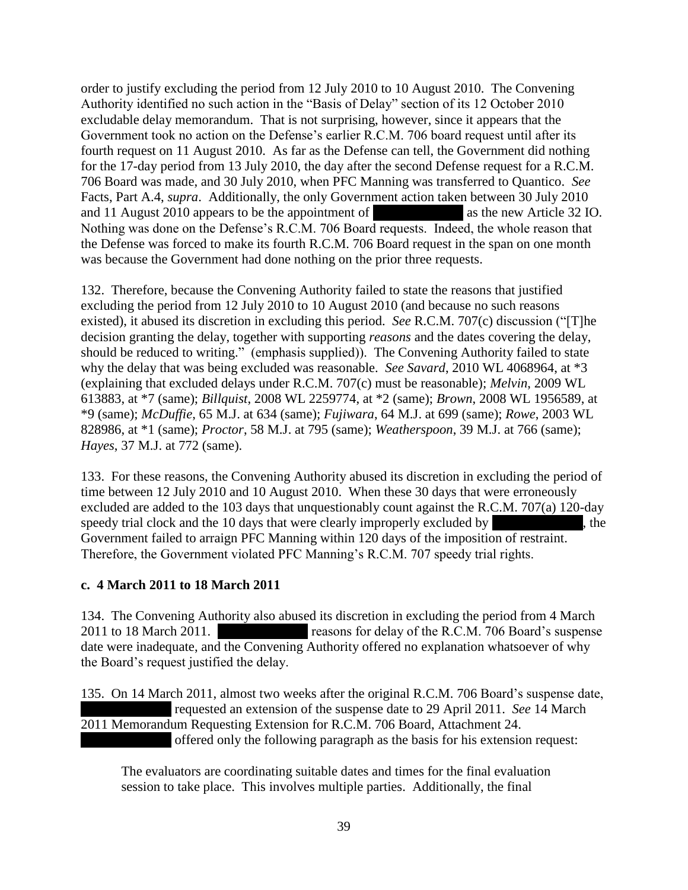order to justify excluding the period from 12 July 2010 to 10 August 2010. The Convening Authority identified no such action in the "Basis of Delay" section of its 12 October 2010 excludable delay memorandum. That is not surprising, however, since it appears that the Government took no action on the Defense's earlier R.C.M. 706 board request until after its fourth request on 11 August 2010. As far as the Defense can tell, the Government did nothing for the 17-day period from 13 July 2010, the day after the second Defense request for a R.C.M. 706 Board was made, and 30 July 2010, when PFC Manning was transferred to Quantico. *See* Facts, Part A.4, *supra*. Additionally, the only Government action taken between 30 July 2010 and 11 August 2010 appears to be the appointment of [REDACTED] as the new Article 32 IO. Nothing was done on the Defense's R.C.M. 706 Board requests. Indeed, the whole reason that the Defense was forced to make its fourth R.C.M. 706 Board request in the span on one month was because the Government had done nothing on the prior three requests.

132. Therefore, because the Convening Authority failed to state the reasons that justified excluding the period from 12 July 2010 to 10 August 2010 (and because no such reasons existed), it abused its discretion in excluding this period. *See* R.C.M. 707(c) discussion ("[T]he decision granting the delay, together with supporting *reasons* and the dates covering the delay, should be reduced to writing." (emphasis supplied)). The Convening Authority failed to state why the delay that was being excluded was reasonable. *See Savard*, 2010 WL 4068964, at *3 (explaining that excluded delays under R.C.M. 707(c) must be reasonable); *Melvin*, 2009 WL 613883, at *7 (same); *Billquist*, 2008 WL 2259774, at *2 (same); *Brown*, 2008 WL 1956589, at *9 (same); *McDuffie*, 65 M.J. at 634 (same); *Fujiwara*, 64 M.J. at 699 (same); *Rowe*, 2003 WL 828986, at *1 (same); *Proctor*, 58 M.J. at 795 (same); *Weatherspoon*, 39 M.J. at 766 (same); *Hayes*, 37 M.J. at 772 (same).

133. For these reasons, the Convening Authority abused its discretion in excluding the period of time between 12 July 2010 and 10 August 2010. When these 30 days that were erroneously excluded are added to the 103 days that unquestionably count against the R.C.M. 707(a) 120-day speedy trial clock and the 10 days that were clearly improperly excluded by [REDACTED], the Government failed to arraign PFC Manning within 120 days of the imposition of restraint. Therefore, the Government violated PFC Manning's R.C.M. 707 speedy trial rights.

#### c. 4 March 2011 to 18 March 2011

134. The Convening Authority also abused its discretion in excluding the period from 4 March 2011 to 18 March 2011. [REDACTED] reasons for delay of the R.C.M. 706 Board's suspense date were inadequate, and the Convening Authority offered no explanation whatsoever of why the Board's request justified the delay.

135. On 14 March 2011, almost two weeks after the original R.C.M. 706 Board's suspense date, [REDACTED] requested an extension of the suspense date to 29 April 2011. *See* 14 March 2011 Memorandum Requesting Extension for R.C.M. 706 Board, Attachment 24. [REDACTED] offered only the following paragraph as the basis for his extension request:

> The evaluators are coordinating suitable dates and times for the final evaluation session to take place. This involves multiple parties. Additionally, the final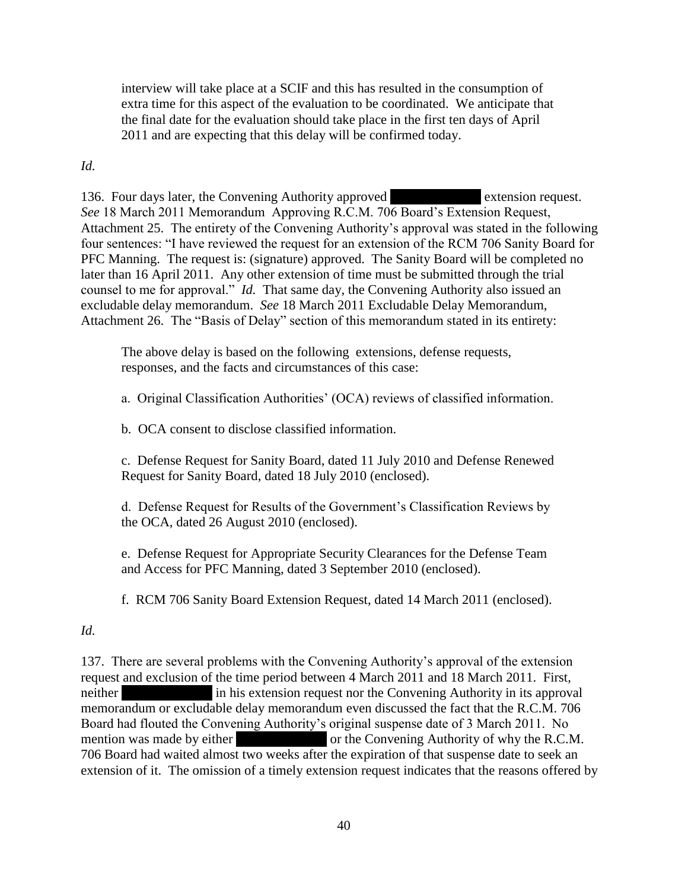> interview will take place at a SCIF and this has resulted in the consumption of extra time for this aspect of the evaluation to be coordinated. We anticipate that the final date for the evaluation should take place in the first ten days of April 2011 and are expecting that this delay will be confirmed today.

*Id.*

136. Four days later, the Convening Authority approved ██████████ extension request. *See* 18 March 2011 Memorandum Approving R.C.M. 706 Board's Extension Request, Attachment 25. The entirety of the Convening Authority's approval was stated in the following four sentences: "I have reviewed the request for an extension of the RCM 706 Sanity Board for PFC Manning. The request is: (signature) approved. The Sanity Board will be completed no later than 16 April 2011. Any other extension of time must be submitted through the trial counsel to me for approval." *Id.* That same day, the Convening Authority also issued an excludable delay memorandum. *See* 18 March 2011 Excludable Delay Memorandum, Attachment 26. The "Basis of Delay" section of this memorandum stated in its entirety:

> The above delay is based on the following extensions, defense requests, responses, and the facts and circumstances of this case:
>
> a. Original Classification Authorities' (OCA) reviews of classified information.
>
> b. OCA consent to disclose classified information.
>
> c. Defense Request for Sanity Board, dated 11 July 2010 and Defense Renewed Request for Sanity Board, dated 18 July 2010 (enclosed).
>
> d. Defense Request for Results of the Government's Classification Reviews by the OCA, dated 26 August 2010 (enclosed).
>
> e. Defense Request for Appropriate Security Clearances for the Defense Team and Access for PFC Manning, dated 3 September 2010 (enclosed).
>
> f. RCM 706 Sanity Board Extension Request, dated 14 March 2011 (enclosed).

*Id.*

137. There are several problems with the Convening Authority's approval of the extension request and exclusion of the time period between 4 March 2011 and 18 March 2011. First, neither ██████████ in his extension request nor the Convening Authority in its approval memorandum or excludable delay memorandum even discussed the fact that the R.C.M. 706 Board had flouted the Convening Authority's original suspense date of 3 March 2011. No mention was made by either ██████████ or the Convening Authority of why the R.C.M. 706 Board had waited almost two weeks after the expiration of that suspense date to seek an extension of it. The omission of a timely extension request indicates that the reasons offered by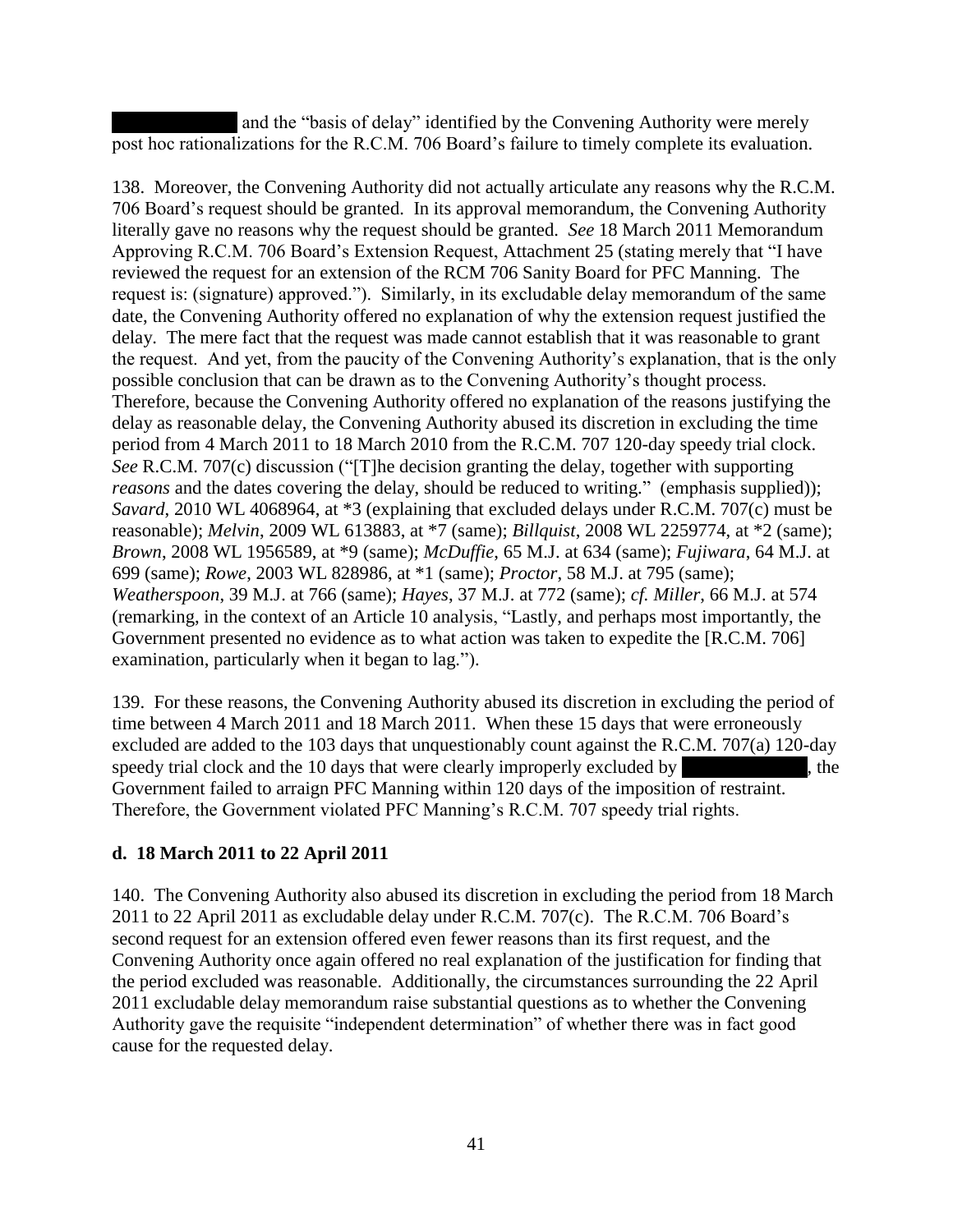and the "basis of delay" identified by the Convening Authority were merely post hoc rationalizations for the R.C.M. 706 Board's failure to timely complete its evaluation.

138. Moreover, the Convening Authority did not actually articulate any reasons why the R.C.M. 706 Board's request should be granted. In its approval memorandum, the Convening Authority literally gave no reasons why the request should be granted. *See* 18 March 2011 Memorandum Approving R.C.M. 706 Board's Extension Request, Attachment 25 (stating merely that "I have reviewed the request for an extension of the RCM 706 Sanity Board for PFC Manning. The request is: (signature) approved."). Similarly, in its excludable delay memorandum of the same date, the Convening Authority offered no explanation of why the extension request justified the delay. The mere fact that the request was made cannot establish that it was reasonable to grant the request. And yet, from the paucity of the Convening Authority's explanation, that is the only possible conclusion that can be drawn as to the Convening Authority's thought process. Therefore, because the Convening Authority offered no explanation of the reasons justifying the delay as reasonable delay, the Convening Authority abused its discretion in excluding the time period from 4 March 2011 to 18 March 2010 from the R.C.M. 707 120-day speedy trial clock. *See* R.C.M. 707(c) discussion ("[T]he decision granting the delay, together with supporting *reasons* and the dates covering the delay, should be reduced to writing." (emphasis supplied)); *Savard*, 2010 WL 4068964, at *3 (explaining that excluded delays under R.C.M. 707(c) must be reasonable); *Melvin*, 2009 WL 613883, at *7 (same); *Billquist*, 2008 WL 2259774, at *2 (same); *Brown*, 2008 WL 1956589, at *9 (same); *McDuffie*, 65 M.J. at 634 (same); *Fujiwara*, 64 M.J. at 699 (same); *Rowe*, 2003 WL 828986, at *1 (same); *Proctor*, 58 M.J. at 795 (same); *Weatherspoon*, 39 M.J. at 766 (same); *Hayes*, 37 M.J. at 772 (same); *cf. Miller*, 66 M.J. at 574 (remarking, in the context of an Article 10 analysis, "Lastly, and perhaps most importantly, the Government presented no evidence as to what action was taken to expedite the [R.C.M. 706] examination, particularly when it began to lag.").

139. For these reasons, the Convening Authority abused its discretion in excluding the period of time between 4 March 2011 and 18 March 2011. When these 15 days that were erroneously excluded are added to the 103 days that unquestionably count against the R.C.M. 707(a) 120-day speedy trial clock and the 10 days that were clearly improperly excluded by , the Government failed to arraign PFC Manning within 120 days of the imposition of restraint. Therefore, the Government violated PFC Manning's R.C.M. 707 speedy trial rights.

### d. 18 March 2011 to 22 April 2011

140. The Convening Authority also abused its discretion in excluding the period from 18 March 2011 to 22 April 2011 as excludable delay under R.C.M. 707(c). The R.C.M. 706 Board's second request for an extension offered even fewer reasons than its first request, and the Convening Authority once again offered no real explanation of the justification for finding that the period excluded was reasonable. Additionally, the circumstances surrounding the 22 April 2011 excludable delay memorandum raise substantial questions as to whether the Convening Authority gave the requisite "independent determination" of whether there was in fact good cause for the requested delay.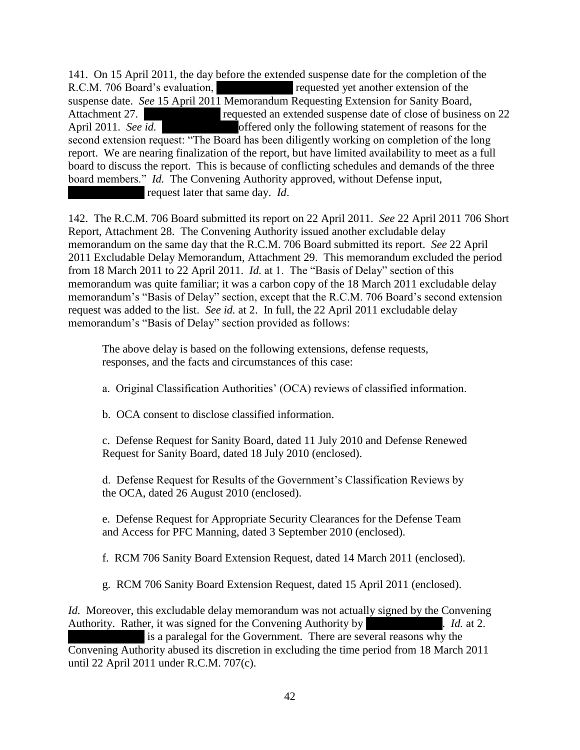141. On 15 April 2011, the day before the extended suspense date for the completion of the R.C.M. 706 Board's evaluation, [REDACTED] requested yet another extension of the suspense date. *See* 15 April 2011 Memorandum Requesting Extension for Sanity Board, Attachment 27. [REDACTED] requested an extended suspense date of close of business on 22 April 2011. *See id.* [REDACTED] offered only the following statement of reasons for the second extension request: "The Board has been diligently working on completion of the long report. We are nearing finalization of the report, but have limited availability to meet as a full board to discuss the report. This is because of conflicting schedules and demands of the three board members." *Id.* The Convening Authority approved, without Defense input, [REDACTED] request later that same day. *Id*.

142. The R.C.M. 706 Board submitted its report on 22 April 2011. *See* 22 April 2011 706 Short Report, Attachment 28. The Convening Authority issued another excludable delay memorandum on the same day that the R.C.M. 706 Board submitted its report. *See* 22 April 2011 Excludable Delay Memorandum, Attachment 29. This memorandum excluded the period from 18 March 2011 to 22 April 2011. *Id.* at 1. The "Basis of Delay" section of this memorandum was quite familiar; it was a carbon copy of the 18 March 2011 excludable delay memorandum's "Basis of Delay" section, except that the R.C.M. 706 Board's second extension request was added to the list. *See id.* at 2. In full, the 22 April 2011 excludable delay memorandum's "Basis of Delay" section provided as follows:

> The above delay is based on the following extensions, defense requests, responses, and the facts and circumstances of this case:
>
> a. Original Classification Authorities' (OCA) reviews of classified information.
>
> b. OCA consent to disclose classified information.
>
> c. Defense Request for Sanity Board, dated 11 July 2010 and Defense Renewed Request for Sanity Board, dated 18 July 2010 (enclosed).
>
> d. Defense Request for Results of the Government's Classification Reviews by the OCA, dated 26 August 2010 (enclosed).
>
> e. Defense Request for Appropriate Security Clearances for the Defense Team and Access for PFC Manning, dated 3 September 2010 (enclosed).
>
> f. RCM 706 Sanity Board Extension Request, dated 14 March 2011 (enclosed).
>
> g. RCM 706 Sanity Board Extension Request, dated 15 April 2011 (enclosed).

*Id.* Moreover, this excludable delay memorandum was not actually signed by the Convening Authority. Rather, it was signed for the Convening Authority by [REDACTED]. *Id.* at 2. [REDACTED] is a paralegal for the Government. There are several reasons why the Convening Authority abused its discretion in excluding the time period from 18 March 2011 until 22 April 2011 under R.C.M. 707(c).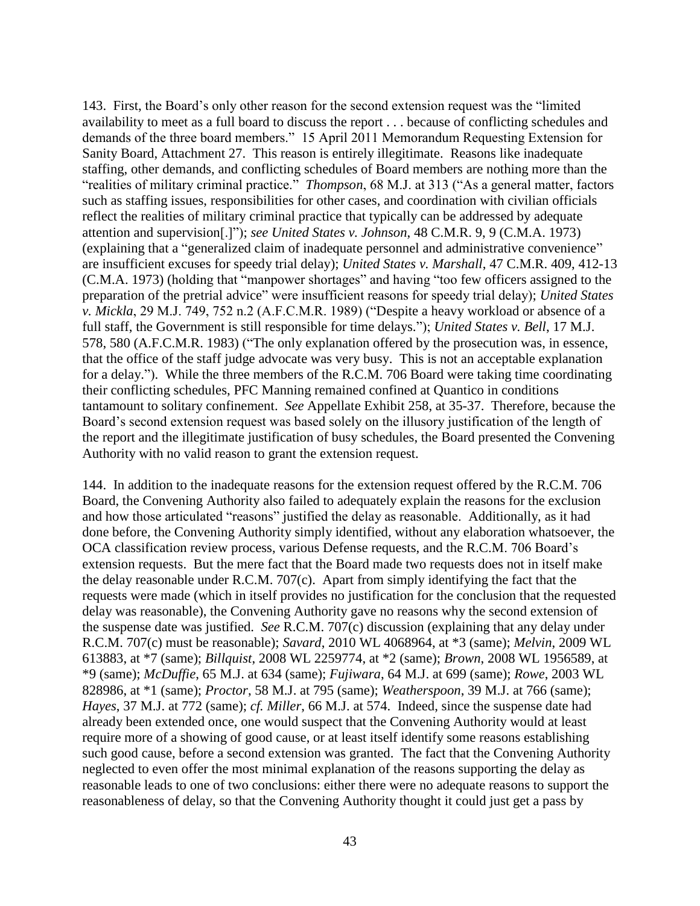143. First, the Board's only other reason for the second extension request was the "limited availability to meet as a full board to discuss the report . . . because of conflicting schedules and demands of the three board members." 15 April 2011 Memorandum Requesting Extension for Sanity Board, Attachment 27. This reason is entirely illegitimate. Reasons like inadequate staffing, other demands, and conflicting schedules of Board members are nothing more than the "realities of military criminal practice." *Thompson*, 68 M.J. at 313 ("As a general matter, factors such as staffing issues, responsibilities for other cases, and coordination with civilian officials reflect the realities of military criminal practice that typically can be addressed by adequate attention and supervision[.]"); *see United States v. Johnson*, 48 C.M.R. 9, 9 (C.M.A. 1973) (explaining that a "generalized claim of inadequate personnel and administrative convenience" are insufficient excuses for speedy trial delay); *United States v. Marshall*, 47 C.M.R. 409, 412-13 (C.M.A. 1973) (holding that "manpower shortages" and having "too few officers assigned to the preparation of the pretrial advice" were insufficient reasons for speedy trial delay); *United States v. Mickla*, 29 M.J. 749, 752 n.2 (A.F.C.M.R. 1989) ("Despite a heavy workload or absence of a full staff, the Government is still responsible for time delays."); *United States v. Bell*, 17 M.J. 578, 580 (A.F.C.M.R. 1983) ("The only explanation offered by the prosecution was, in essence, that the office of the staff judge advocate was very busy. This is not an acceptable explanation for a delay."). While the three members of the R.C.M. 706 Board were taking time coordinating their conflicting schedules, PFC Manning remained confined at Quantico in conditions tantamount to solitary confinement. *See* Appellate Exhibit 258, at 35-37. Therefore, because the Board's second extension request was based solely on the illusory justification of the length of the report and the illegitimate justification of busy schedules, the Board presented the Convening Authority with no valid reason to grant the extension request.

144. In addition to the inadequate reasons for the extension request offered by the R.C.M. 706 Board, the Convening Authority also failed to adequately explain the reasons for the exclusion and how those articulated "reasons" justified the delay as reasonable. Additionally, as it had done before, the Convening Authority simply identified, without any elaboration whatsoever, the OCA classification review process, various Defense requests, and the R.C.M. 706 Board's extension requests. But the mere fact that the Board made two requests does not in itself make the delay reasonable under R.C.M. 707(c). Apart from simply identifying the fact that the requests were made (which in itself provides no justification for the conclusion that the requested delay was reasonable), the Convening Authority gave no reasons why the second extension of the suspense date was justified. *See* R.C.M. 707(c) discussion (explaining that any delay under R.C.M. 707(c) must be reasonable); *Savard*, 2010 WL 4068964, at *3 (same); *Melvin*, 2009 WL 613883, at *7 (same); *Billquist*, 2008 WL 2259774, at *2 (same); *Brown*, 2008 WL 1956589, at *9 (same); *McDuffie*, 65 M.J. at 634 (same); *Fujiwara*, 64 M.J. at 699 (same); *Rowe*, 2003 WL 828986, at *1 (same); *Proctor*, 58 M.J. at 795 (same); *Weatherspoon*, 39 M.J. at 766 (same); *Hayes*, 37 M.J. at 772 (same); *cf. Miller*, 66 M.J. at 574. Indeed, since the suspense date had already been extended once, one would suspect that the Convening Authority would at least require more of a showing of good cause, or at least itself identify some reasons establishing such good cause, before a second extension was granted. The fact that the Convening Authority neglected to even offer the most minimal explanation of the reasons supporting the delay as reasonable leads to one of two conclusions: either there were no adequate reasons to support the reasonableness of delay, so that the Convening Authority thought it could just get a pass by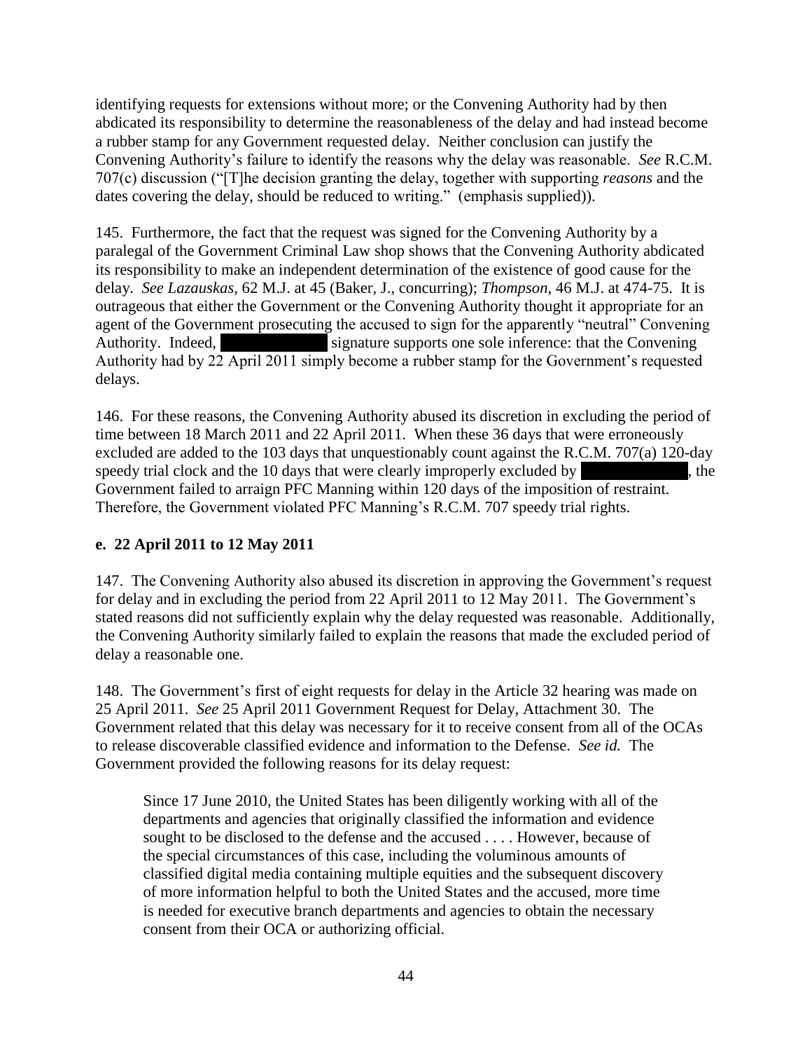identifying requests for extensions without more; or the Convening Authority had by then abdicated its responsibility to determine the reasonableness of the delay and had instead become a rubber stamp for any Government requested delay. Neither conclusion can justify the Convening Authority's failure to identify the reasons why the delay was reasonable. *See* R.C.M. 707(c) discussion ("[T]he decision granting the delay, together with supporting *reasons* and the dates covering the delay, should be reduced to writing." (emphasis supplied)).

145. Furthermore, the fact that the request was signed for the Convening Authority by a paralegal of the Government Criminal Law shop shows that the Convening Authority abdicated its responsibility to make an independent determination of the existence of good cause for the delay. *See Lazauskas*, 62 M.J. at 45 (Baker, J., concurring); *Thompson*, 46 M.J. at 474-75. It is outrageous that either the Government or the Convening Authority thought it appropriate for an agent of the Government prosecuting the accused to sign for the apparently "neutral" Convening Authority. Indeed, ████████ signature supports one sole inference: that the Convening Authority had by 22 April 2011 simply become a rubber stamp for the Government's requested delays.

146. For these reasons, the Convening Authority abused its discretion in excluding the period of time between 18 March 2011 and 22 April 2011. When these 36 days that were erroneously excluded are added to the 103 days that unquestionably count against the R.C.M. 707(a) 120-day speedy trial clock and the 10 days that were clearly improperly excluded by ████████, the Government failed to arraign PFC Manning within 120 days of the imposition of restraint. Therefore, the Government violated PFC Manning's R.C.M. 707 speedy trial rights.

**e. 22 April 2011 to 12 May 2011**

147. The Convening Authority also abused its discretion in approving the Government's request for delay and in excluding the period from 22 April 2011 to 12 May 2011. The Government's stated reasons did not sufficiently explain why the delay requested was reasonable. Additionally, the Convening Authority similarly failed to explain the reasons that made the excluded period of delay a reasonable one.

148. The Government's first of eight requests for delay in the Article 32 hearing was made on 25 April 2011. *See* 25 April 2011 Government Request for Delay, Attachment 30. The Government related that this delay was necessary for it to receive consent from all of the OCAs to release discoverable classified evidence and information to the Defense. *See id.* The Government provided the following reasons for its delay request:

> Since 17 June 2010, the United States has been diligently working with all of the departments and agencies that originally classified the information and evidence sought to be disclosed to the defense and the accused . . . . However, because of the special circumstances of this case, including the voluminous amounts of classified digital media containing multiple equities and the subsequent discovery of more information helpful to both the United States and the accused, more time is needed for executive branch departments and agencies to obtain the necessary consent from their OCA or authorizing official.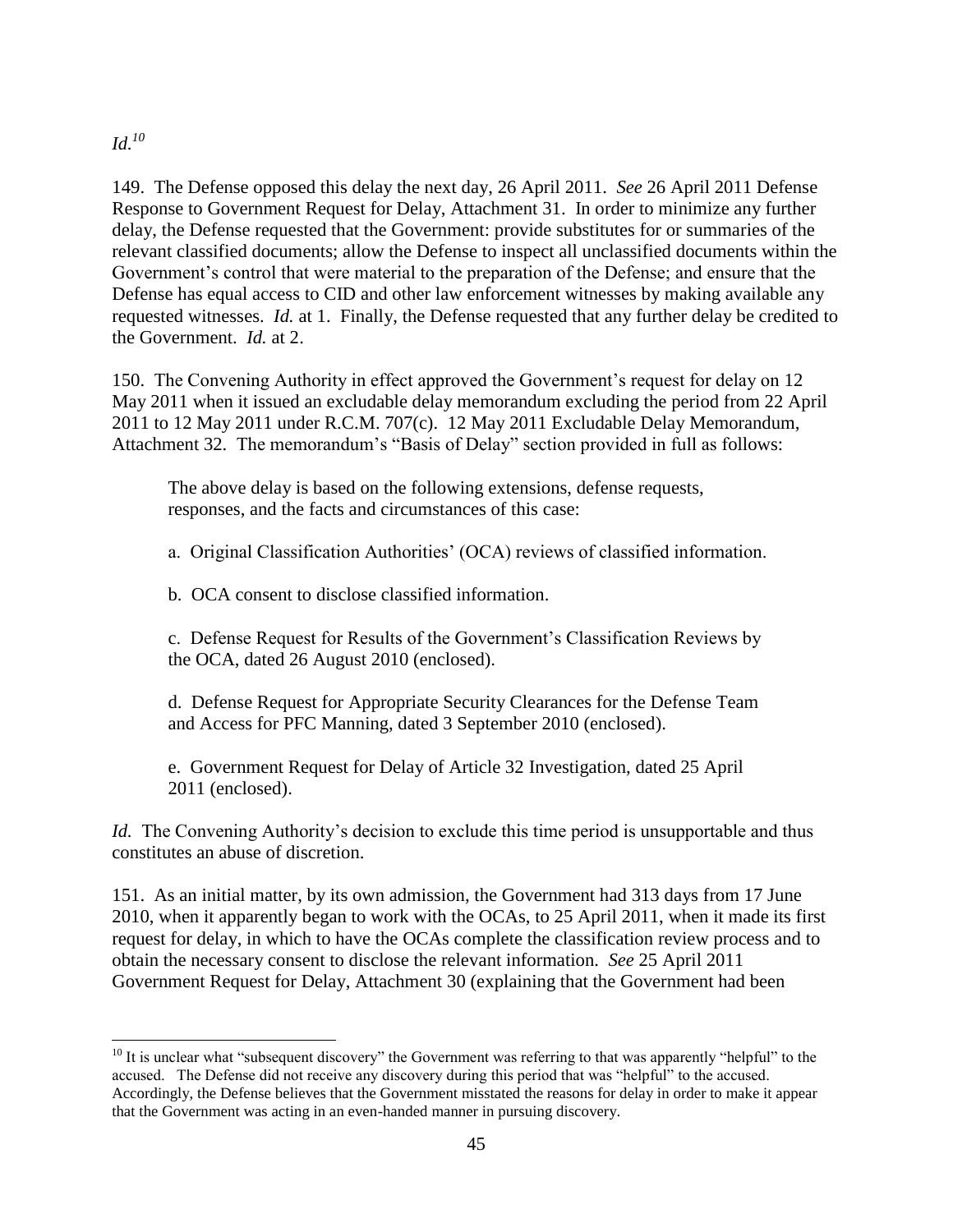*Id.*[10]

149. The Defense opposed this delay the next day, 26 April 2011. *See* 26 April 2011 Defense Response to Government Request for Delay, Attachment 31. In order to minimize any further delay, the Defense requested that the Government: provide substitutes for or summaries of the relevant classified documents; allow the Defense to inspect all unclassified documents within the Government's control that were material to the preparation of the Defense; and ensure that the Defense has equal access to CID and other law enforcement witnesses by making available any requested witnesses. *Id.* at 1. Finally, the Defense requested that any further delay be credited to the Government. *Id.* at 2.

150. The Convening Authority in effect approved the Government's request for delay on 12 May 2011 when it issued an excludable delay memorandum excluding the period from 22 April 2011 to 12 May 2011 under R.C.M. 707(c). 12 May 2011 Excludable Delay Memorandum, Attachment 32. The memorandum's "Basis of Delay" section provided in full as follows:

> The above delay is based on the following extensions, defense requests, responses, and the facts and circumstances of this case:
>
> a. Original Classification Authorities' (OCA) reviews of classified information.
>
> b. OCA consent to disclose classified information.
>
> c. Defense Request for Results of the Government's Classification Reviews by the OCA, dated 26 August 2010 (enclosed).
>
> d. Defense Request for Appropriate Security Clearances for the Defense Team and Access for PFC Manning, dated 3 September 2010 (enclosed).
>
> e. Government Request for Delay of Article 32 Investigation, dated 25 April 2011 (enclosed).

*Id.* The Convening Authority's decision to exclude this time period is unsupportable and thus constitutes an abuse of discretion.

151. As an initial matter, by its own admission, the Government had 313 days from 17 June 2010, when it apparently began to work with the OCAs, to 25 April 2011, when it made its first request for delay, in which to have the OCAs complete the classification review process and to obtain the necessary consent to disclose the relevant information. *See* 25 April 2011 Government Request for Delay, Attachment 30 (explaining that the Government had been

[10] It is unclear what "subsequent discovery" the Government was referring to that was apparently "helpful" to the accused. The Defense did not receive any discovery during this period that was "helpful" to the accused. Accordingly, the Defense believes that the Government misstated the reasons for delay in order to make it appear that the Government was acting in an even-handed manner in pursuing discovery.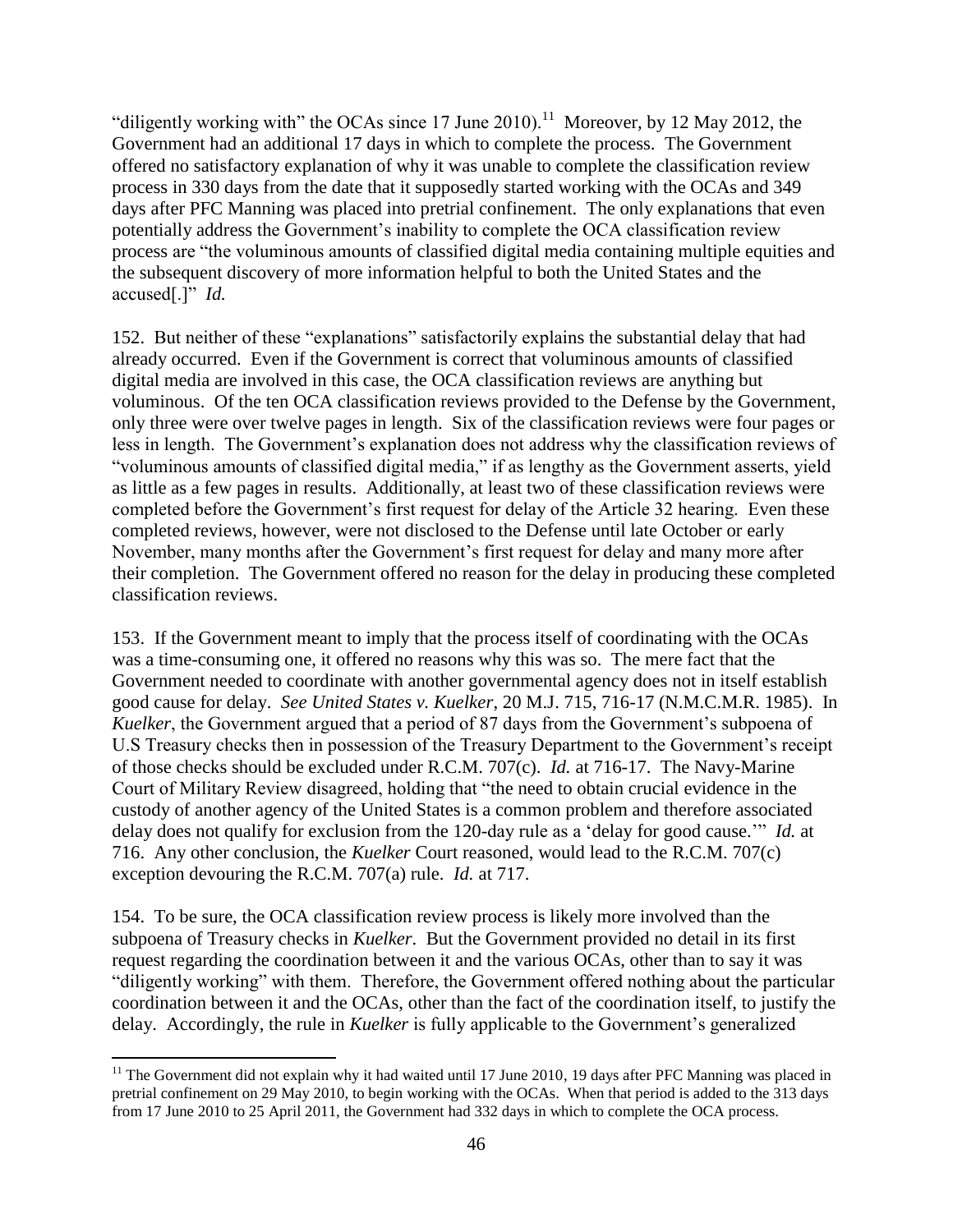"diligently working with" the OCAs since 17 June 2010).[11] Moreover, by 12 May 2012, the Government had an additional 17 days in which to complete the process. The Government offered no satisfactory explanation of why it was unable to complete the classification review process in 330 days from the date that it supposedly started working with the OCAs and 349 days after PFC Manning was placed into pretrial confinement. The only explanations that even potentially address the Government's inability to complete the OCA classification review process are "the voluminous amounts of classified digital media containing multiple equities and the subsequent discovery of more information helpful to both the United States and the accused[.]" *Id.*

152. But neither of these "explanations" satisfactorily explains the substantial delay that had already occurred. Even if the Government is correct that voluminous amounts of classified digital media are involved in this case, the OCA classification reviews are anything but voluminous. Of the ten OCA classification reviews provided to the Defense by the Government, only three were over twelve pages in length. Six of the classification reviews were four pages or less in length. The Government's explanation does not address why the classification reviews of "voluminous amounts of classified digital media," if as lengthy as the Government asserts, yield as little as a few pages in results. Additionally, at least two of these classification reviews were completed before the Government's first request for delay of the Article 32 hearing. Even these completed reviews, however, were not disclosed to the Defense until late October or early November, many months after the Government's first request for delay and many more after their completion. The Government offered no reason for the delay in producing these completed classification reviews.

153. If the Government meant to imply that the process itself of coordinating with the OCAs was a time-consuming one, it offered no reasons why this was so. The mere fact that the Government needed to coordinate with another governmental agency does not in itself establish good cause for delay. *See United States v. Kuelker*, 20 M.J. 715, 716-17 (N.M.C.M.R. 1985). In *Kuelker*, the Government argued that a period of 87 days from the Government's subpoena of U.S Treasury checks then in possession of the Treasury Department to the Government's receipt of those checks should be excluded under R.C.M. 707(c). *Id.* at 716-17. The Navy-Marine Court of Military Review disagreed, holding that "the need to obtain crucial evidence in the custody of another agency of the United States is a common problem and therefore associated delay does not qualify for exclusion from the 120-day rule as a 'delay for good cause.'" *Id.* at 716. Any other conclusion, the *Kuelker* Court reasoned, would lead to the R.C.M. 707(c) exception devouring the R.C.M. 707(a) rule. *Id.* at 717.

154. To be sure, the OCA classification review process is likely more involved than the subpoena of Treasury checks in *Kuelker*. But the Government provided no detail in its first request regarding the coordination between it and the various OCAs, other than to say it was "diligently working" with them. Therefore, the Government offered nothing about the particular coordination between it and the OCAs, other than the fact of the coordination itself, to justify the delay. Accordingly, the rule in *Kuelker* is fully applicable to the Government's generalized

[11] The Government did not explain why it had waited until 17 June 2010, 19 days after PFC Manning was placed in pretrial confinement on 29 May 2010, to begin working with the OCAs. When that period is added to the 313 days from 17 June 2010 to 25 April 2011, the Government had 332 days in which to complete the OCA process.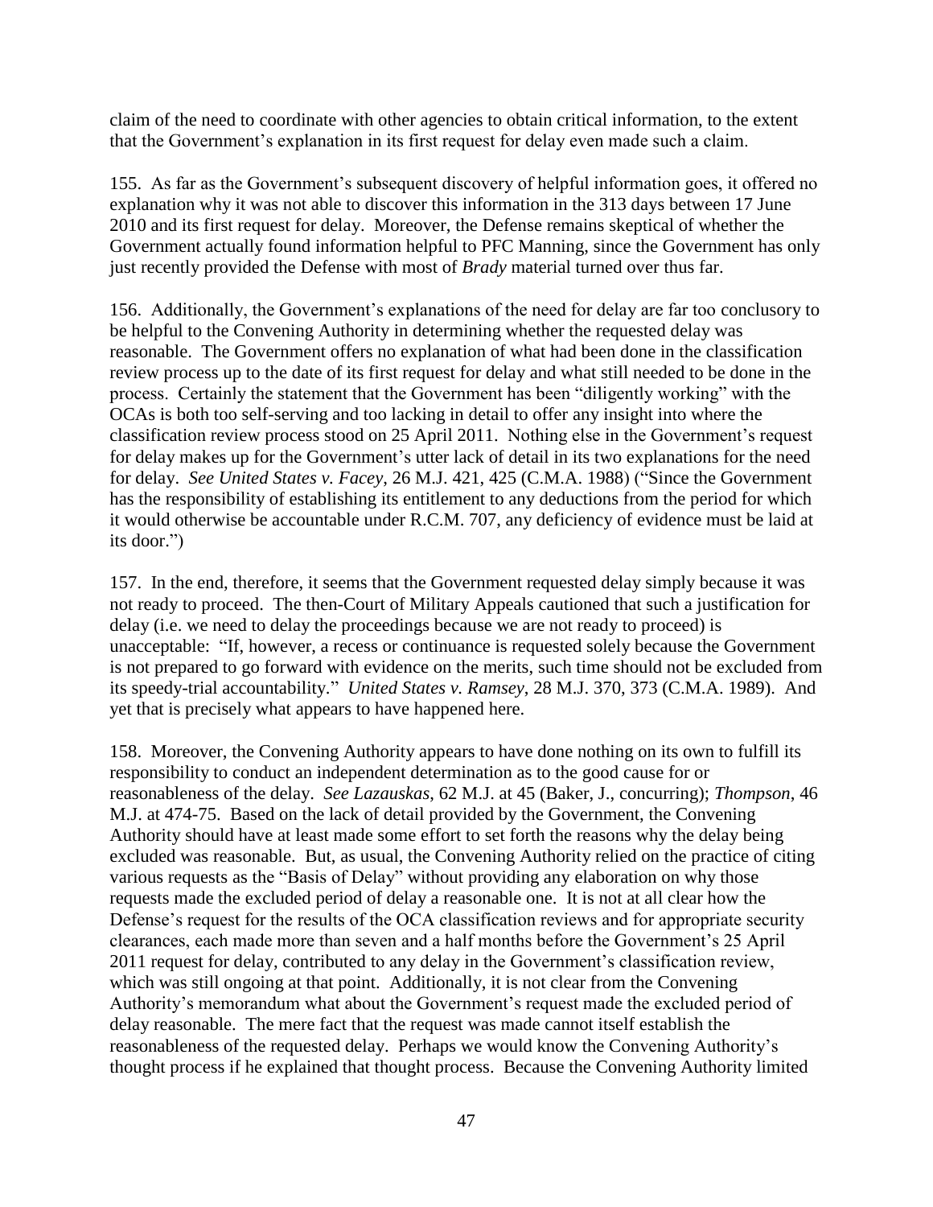claim of the need to coordinate with other agencies to obtain critical information, to the extent that the Government's explanation in its first request for delay even made such a claim.

155. As far as the Government's subsequent discovery of helpful information goes, it offered no explanation why it was not able to discover this information in the 313 days between 17 June 2010 and its first request for delay. Moreover, the Defense remains skeptical of whether the Government actually found information helpful to PFC Manning, since the Government has only just recently provided the Defense with most of *Brady* material turned over thus far.

156. Additionally, the Government's explanations of the need for delay are far too conclusory to be helpful to the Convening Authority in determining whether the requested delay was reasonable. The Government offers no explanation of what had been done in the classification review process up to the date of its first request for delay and what still needed to be done in the process. Certainly the statement that the Government has been "diligently working" with the OCAs is both too self-serving and too lacking in detail to offer any insight into where the classification review process stood on 25 April 2011. Nothing else in the Government's request for delay makes up for the Government's utter lack of detail in its two explanations for the need for delay. *See United States v. Facey*, 26 M.J. 421, 425 (C.M.A. 1988) ("Since the Government has the responsibility of establishing its entitlement to any deductions from the period for which it would otherwise be accountable under R.C.M. 707, any deficiency of evidence must be laid at its door.")

157. In the end, therefore, it seems that the Government requested delay simply because it was not ready to proceed. The then-Court of Military Appeals cautioned that such a justification for delay (i.e. we need to delay the proceedings because we are not ready to proceed) is unacceptable: "If, however, a recess or continuance is requested solely because the Government is not prepared to go forward with evidence on the merits, such time should not be excluded from its speedy-trial accountability." *United States v. Ramsey*, 28 M.J. 370, 373 (C.M.A. 1989). And yet that is precisely what appears to have happened here.

158. Moreover, the Convening Authority appears to have done nothing on its own to fulfill its responsibility to conduct an independent determination as to the good cause for or reasonableness of the delay. *See Lazauskas*, 62 M.J. at 45 (Baker, J., concurring); *Thompson*, 46 M.J. at 474-75. Based on the lack of detail provided by the Government, the Convening Authority should have at least made some effort to set forth the reasons why the delay being excluded was reasonable. But, as usual, the Convening Authority relied on the practice of citing various requests as the "Basis of Delay" without providing any elaboration on why those requests made the excluded period of delay a reasonable one. It is not at all clear how the Defense's request for the results of the OCA classification reviews and for appropriate security clearances, each made more than seven and a half months before the Government's 25 April 2011 request for delay, contributed to any delay in the Government's classification review, which was still ongoing at that point. Additionally, it is not clear from the Convening Authority's memorandum what about the Government's request made the excluded period of delay reasonable. The mere fact that the request was made cannot itself establish the reasonableness of the requested delay. Perhaps we would know the Convening Authority's thought process if he explained that thought process. Because the Convening Authority limited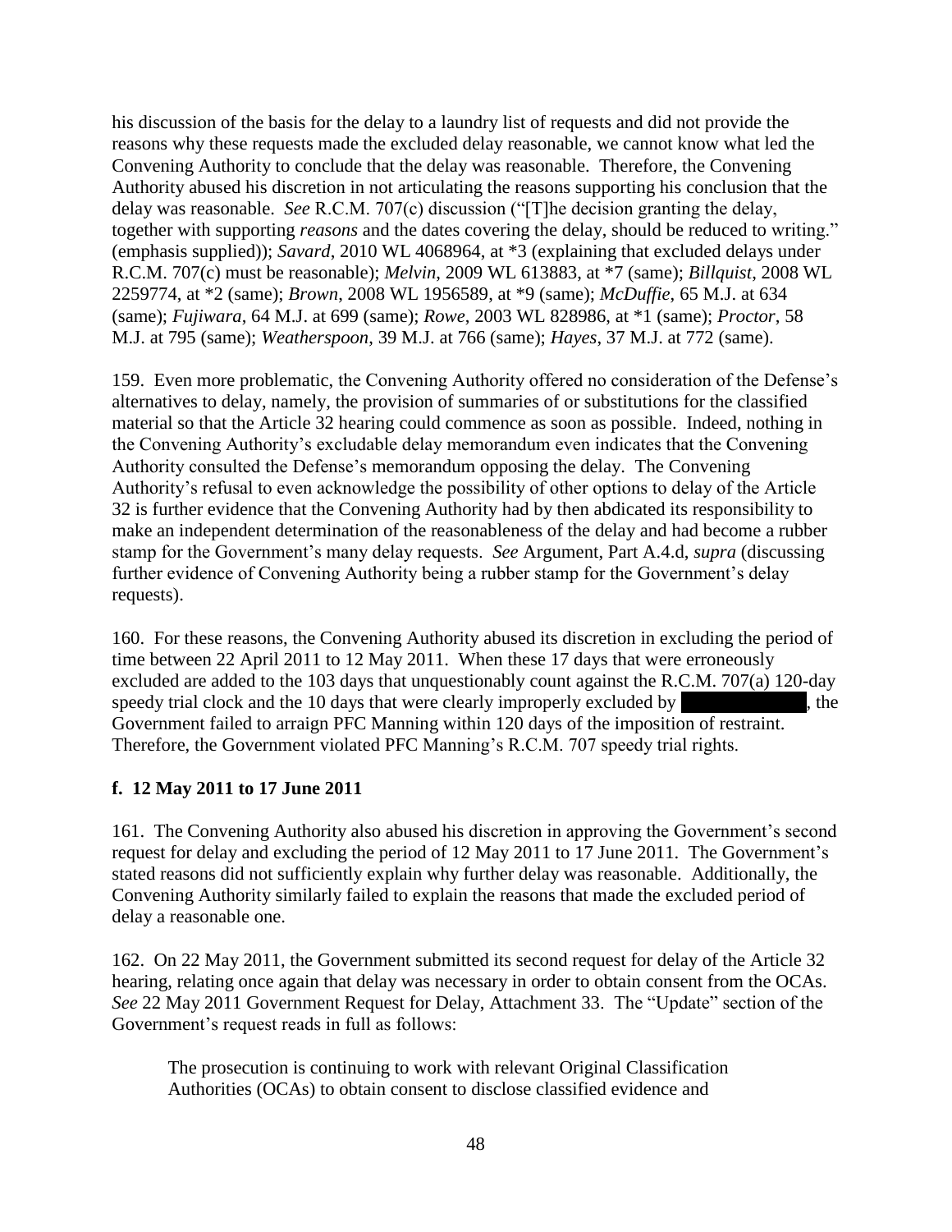his discussion of the basis for the delay to a laundry list of requests and did not provide the reasons why these requests made the excluded delay reasonable, we cannot know what led the Convening Authority to conclude that the delay was reasonable. Therefore, the Convening Authority abused his discretion in not articulating the reasons supporting his conclusion that the delay was reasonable. *See* R.C.M. 707(c) discussion ("[T]he decision granting the delay, together with supporting *reasons* and the dates covering the delay, should be reduced to writing." (emphasis supplied)); *Savard*, 2010 WL 4068964, at *3 (explaining that excluded delays under R.C.M. 707(c) must be reasonable); *Melvin*, 2009 WL 613883, at *7 (same); *Billquist*, 2008 WL 2259774, at *2 (same); *Brown*, 2008 WL 1956589, at *9 (same); *McDuffie*, 65 M.J. at 634 (same); *Fujiwara*, 64 M.J. at 699 (same); *Rowe*, 2003 WL 828986, at *1 (same); *Proctor*, 58 M.J. at 795 (same); *Weatherspoon*, 39 M.J. at 766 (same); *Hayes*, 37 M.J. at 772 (same).

159. Even more problematic, the Convening Authority offered no consideration of the Defense's alternatives to delay, namely, the provision of summaries of or substitutions for the classified material so that the Article 32 hearing could commence as soon as possible. Indeed, nothing in the Convening Authority's excludable delay memorandum even indicates that the Convening Authority consulted the Defense's memorandum opposing the delay. The Convening Authority's refusal to even acknowledge the possibility of other options to delay of the Article 32 is further evidence that the Convening Authority had by then abdicated its responsibility to make an independent determination of the reasonableness of the delay and had become a rubber stamp for the Government's many delay requests. *See* Argument, Part A.4.d, *supra* (discussing further evidence of Convening Authority being a rubber stamp for the Government's delay requests).

160. For these reasons, the Convening Authority abused its discretion in excluding the period of time between 22 April 2011 to 12 May 2011. When these 17 days that were erroneously excluded are added to the 103 days that unquestionably count against the R.C.M. 707(a) 120-day speedy trial clock and the 10 days that were clearly improperly excluded by [REDACTED], the Government failed to arraign PFC Manning within 120 days of the imposition of restraint. Therefore, the Government violated PFC Manning's R.C.M. 707 speedy trial rights.

### f. 12 May 2011 to 17 June 2011

161. The Convening Authority also abused his discretion in approving the Government's second request for delay and excluding the period of 12 May 2011 to 17 June 2011. The Government's stated reasons did not sufficiently explain why further delay was reasonable. Additionally, the Convening Authority similarly failed to explain the reasons that made the excluded period of delay a reasonable one.

162. On 22 May 2011, the Government submitted its second request for delay of the Article 32 hearing, relating once again that delay was necessary in order to obtain consent from the OCAs. *See* 22 May 2011 Government Request for Delay, Attachment 33. The "Update" section of the Government's request reads in full as follows:

> The prosecution is continuing to work with relevant Original Classification Authorities (OCAs) to obtain consent to disclose classified evidence and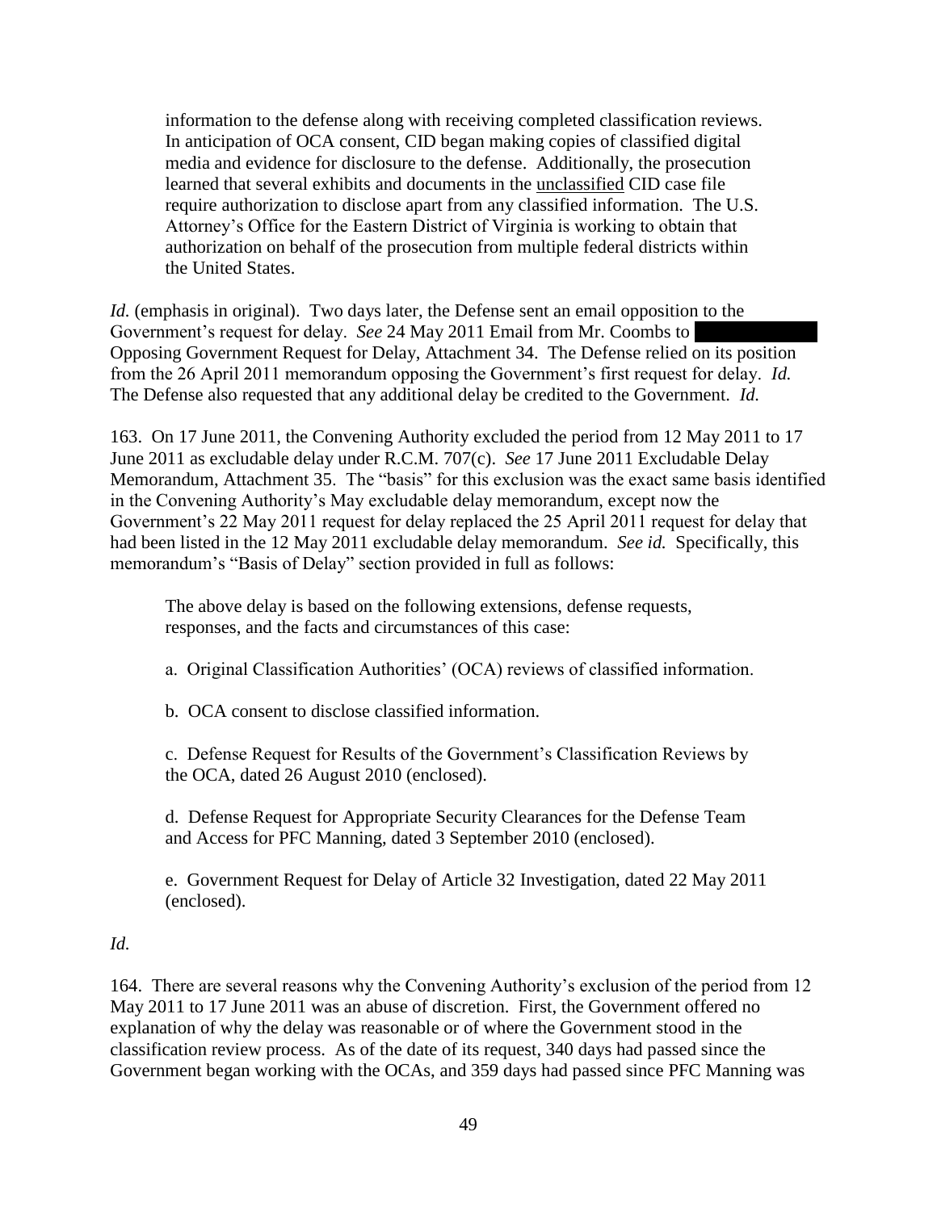> information to the defense along with receiving completed classification reviews. In anticipation of OCA consent, CID began making copies of classified digital media and evidence for disclosure to the defense. Additionally, the prosecution learned that several exhibits and documents in the <u>unclassified</u> CID case file require authorization to disclose apart from any classified information. The U.S. Attorney's Office for the Eastern District of Virginia is working to obtain that authorization on behalf of the prosecution from multiple federal districts within the United States.

*Id.* (emphasis in original). Two days later, the Defense sent an email opposition to the Government's request for delay. *See* 24 May 2011 Email from Mr. Coombs to [REDACTED] Opposing Government Request for Delay, Attachment 34. The Defense relied on its position from the 26 April 2011 memorandum opposing the Government's first request for delay. *Id.* The Defense also requested that any additional delay be credited to the Government. *Id.*

163. On 17 June 2011, the Convening Authority excluded the period from 12 May 2011 to 17 June 2011 as excludable delay under R.C.M. 707(c). *See* 17 June 2011 Excludable Delay Memorandum, Attachment 35. The "basis" for this exclusion was the exact same basis identified in the Convening Authority's May excludable delay memorandum, except now the Government's 22 May 2011 request for delay replaced the 25 April 2011 request for delay that had been listed in the 12 May 2011 excludable delay memorandum. *See id.* Specifically, this memorandum's "Basis of Delay" section provided in full as follows:

> The above delay is based on the following extensions, defense requests, responses, and the facts and circumstances of this case:
>
> a. Original Classification Authorities' (OCA) reviews of classified information.
>
> b. OCA consent to disclose classified information.
>
> c. Defense Request for Results of the Government's Classification Reviews by the OCA, dated 26 August 2010 (enclosed).
>
> d. Defense Request for Appropriate Security Clearances for the Defense Team and Access for PFC Manning, dated 3 September 2010 (enclosed).
>
> e. Government Request for Delay of Article 32 Investigation, dated 22 May 2011 (enclosed).

*Id.*

164. There are several reasons why the Convening Authority's exclusion of the period from 12 May 2011 to 17 June 2011 was an abuse of discretion. First, the Government offered no explanation of why the delay was reasonable or of where the Government stood in the classification review process. As of the date of its request, 340 days had passed since the Government began working with the OCAs, and 359 days had passed since PFC Manning was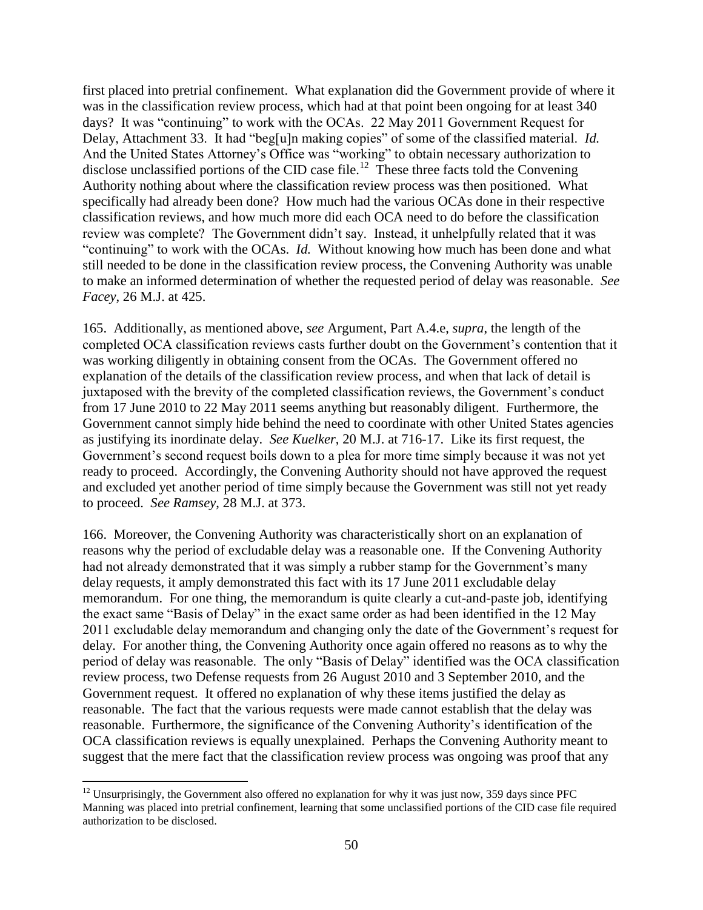first placed into pretrial confinement. What explanation did the Government provide of where it was in the classification review process, which had at that point been ongoing for at least 340 days? It was "continuing" to work with the OCAs. 22 May 2011 Government Request for Delay, Attachment 33. It had "beg[u]n making copies" of some of the classified material. *Id.* And the United States Attorney's Office was "working" to obtain necessary authorization to disclose unclassified portions of the CID case file.[12] These three facts told the Convening Authority nothing about where the classification review process was then positioned. What specifically had already been done? How much had the various OCAs done in their respective classification reviews, and how much more did each OCA need to do before the classification review was complete? The Government didn't say. Instead, it unhelpfully related that it was "continuing" to work with the OCAs. *Id.* Without knowing how much has been done and what still needed to be done in the classification review process, the Convening Authority was unable to make an informed determination of whether the requested period of delay was reasonable. *See Facey*, 26 M.J. at 425.

165. Additionally, as mentioned above, *see* Argument, Part A.4.e, *supra*, the length of the completed OCA classification reviews casts further doubt on the Government's contention that it was working diligently in obtaining consent from the OCAs. The Government offered no explanation of the details of the classification review process, and when that lack of detail is juxtaposed with the brevity of the completed classification reviews, the Government's conduct from 17 June 2010 to 22 May 2011 seems anything but reasonably diligent. Furthermore, the Government cannot simply hide behind the need to coordinate with other United States agencies as justifying its inordinate delay. *See Kuelker*, 20 M.J. at 716-17. Like its first request, the Government's second request boils down to a plea for more time simply because it was not yet ready to proceed. Accordingly, the Convening Authority should not have approved the request and excluded yet another period of time simply because the Government was still not yet ready to proceed. *See Ramsey*, 28 M.J. at 373.

166. Moreover, the Convening Authority was characteristically short on an explanation of reasons why the period of excludable delay was a reasonable one. If the Convening Authority had not already demonstrated that it was simply a rubber stamp for the Government's many delay requests, it amply demonstrated this fact with its 17 June 2011 excludable delay memorandum. For one thing, the memorandum is quite clearly a cut-and-paste job, identifying the exact same "Basis of Delay" in the exact same order as had been identified in the 12 May 2011 excludable delay memorandum and changing only the date of the Government's request for delay. For another thing, the Convening Authority once again offered no reasons as to why the period of delay was reasonable. The only "Basis of Delay" identified was the OCA classification review process, two Defense requests from 26 August 2010 and 3 September 2010, and the Government request. It offered no explanation of why these items justified the delay as reasonable. The fact that the various requests were made cannot establish that the delay was reasonable. Furthermore, the significance of the Convening Authority's identification of the OCA classification reviews is equally unexplained. Perhaps the Convening Authority meant to suggest that the mere fact that the classification review process was ongoing was proof that any

---

[12] Unsurprisingly, the Government also offered no explanation for why it was just now, 359 days since PFC Manning was placed into pretrial confinement, learning that some unclassified portions of the CID case file required authorization to be disclosed.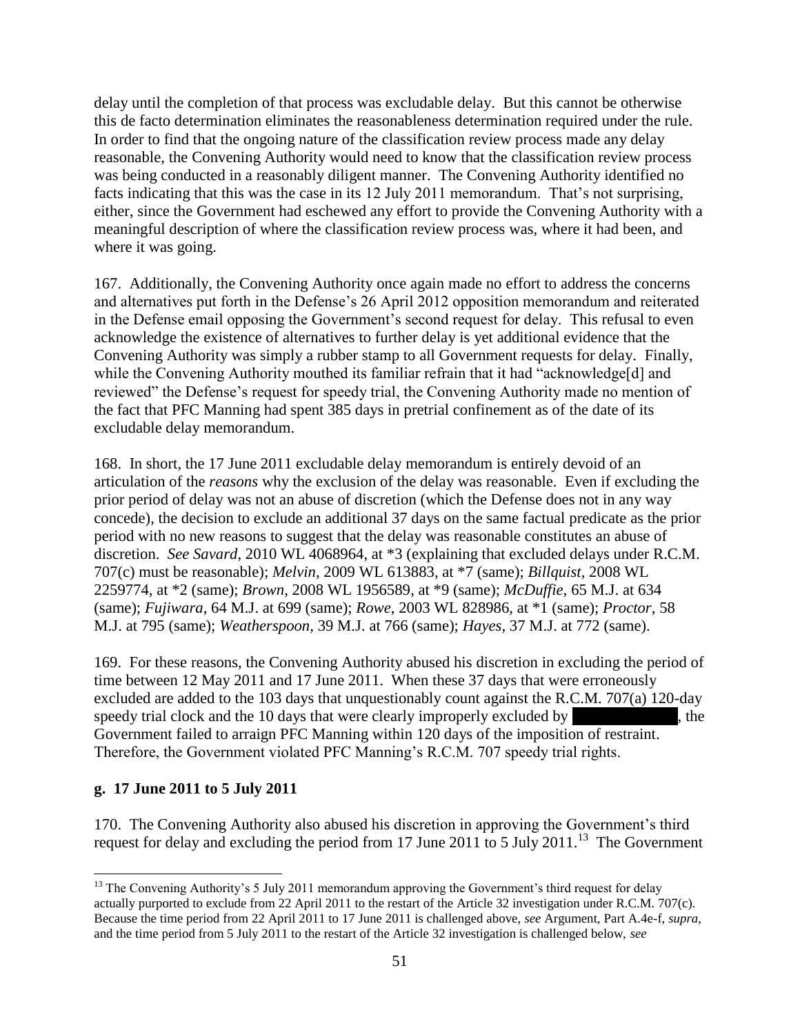delay until the completion of that process was excludable delay. But this cannot be otherwise this de facto determination eliminates the reasonableness determination required under the rule. In order to find that the ongoing nature of the classification review process made any delay reasonable, the Convening Authority would need to know that the classification review process was being conducted in a reasonably diligent manner. The Convening Authority identified no facts indicating that this was the case in its 12 July 2011 memorandum. That's not surprising, either, since the Government had eschewed any effort to provide the Convening Authority with a meaningful description of where the classification review process was, where it had been, and where it was going.

167. Additionally, the Convening Authority once again made no effort to address the concerns and alternatives put forth in the Defense's 26 April 2012 opposition memorandum and reiterated in the Defense email opposing the Government's second request for delay. This refusal to even acknowledge the existence of alternatives to further delay is yet additional evidence that the Convening Authority was simply a rubber stamp to all Government requests for delay. Finally, while the Convening Authority mouthed its familiar refrain that it had "acknowledge[d] and reviewed" the Defense's request for speedy trial, the Convening Authority made no mention of the fact that PFC Manning had spent 385 days in pretrial confinement as of the date of its excludable delay memorandum.

168. In short, the 17 June 2011 excludable delay memorandum is entirely devoid of an articulation of the *reasons* why the exclusion of the delay was reasonable. Even if excluding the prior period of delay was not an abuse of discretion (which the Defense does not in any way concede), the decision to exclude an additional 37 days on the same factual predicate as the prior period with no new reasons to suggest that the delay was reasonable constitutes an abuse of discretion. *See Savard*, 2010 WL 4068964, at *3 (explaining that excluded delays under R.C.M. 707(c) must be reasonable); *Melvin*, 2009 WL 613883, at *7 (same); *Billquist*, 2008 WL 2259774, at *2 (same); *Brown*, 2008 WL 1956589, at *9 (same); *McDuffie*, 65 M.J. at 634 (same); *Fujiwara*, 64 M.J. at 699 (same); *Rowe*, 2003 WL 828986, at *1 (same); *Proctor*, 58 M.J. at 795 (same); *Weatherspoon*, 39 M.J. at 766 (same); *Hayes*, 37 M.J. at 772 (same).

169. For these reasons, the Convening Authority abused his discretion in excluding the period of time between 12 May 2011 and 17 June 2011. When these 37 days that were erroneously excluded are added to the 103 days that unquestionably count against the R.C.M. 707(a) 120-day speedy trial clock and the 10 days that were clearly improperly excluded by [REDACTED], the Government failed to arraign PFC Manning within 120 days of the imposition of restraint. Therefore, the Government violated PFC Manning's R.C.M. 707 speedy trial rights.

### g. 17 June 2011 to 5 July 2011

170. The Convening Authority also abused his discretion in approving the Government's third request for delay and excluding the period from 17 June 2011 to 5 July 2011.[13] The Government

---

[13] The Convening Authority's 5 July 2011 memorandum approving the Government's third request for delay actually purported to exclude from 22 April 2011 to the restart of the Article 32 investigation under R.C.M. 707(c). Because the time period from 22 April 2011 to 17 June 2011 is challenged above, *see* Argument, Part A.4e-f, *supra*, and the time period from 5 July 2011 to the restart of the Article 32 investigation is challenged below, *see*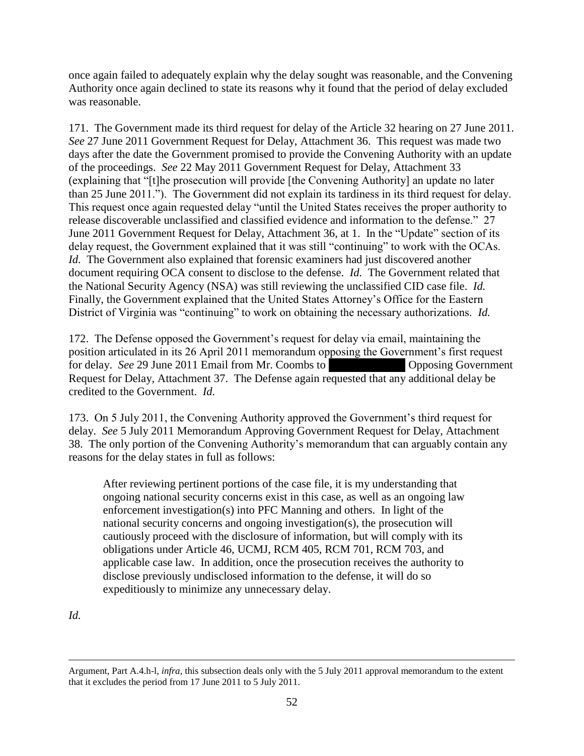once again failed to adequately explain why the delay sought was reasonable, and the Convening Authority once again declined to state its reasons why it found that the period of delay excluded was reasonable.

171. The Government made its third request for delay of the Article 32 hearing on 27 June 2011. *See* 27 June 2011 Government Request for Delay, Attachment 36. This request was made two days after the date the Government promised to provide the Convening Authority with an update of the proceedings. *See* 22 May 2011 Government Request for Delay, Attachment 33 (explaining that "[t]he prosecution will provide [the Convening Authority] an update no later than 25 June 2011."). The Government did not explain its tardiness in its third request for delay. This request once again requested delay "until the United States receives the proper authority to release discoverable unclassified and classified evidence and information to the defense." 27 June 2011 Government Request for Delay, Attachment 36, at 1. In the "Update" section of its delay request, the Government explained that it was still "continuing" to work with the OCAs. *Id.* The Government also explained that forensic examiners had just discovered another document requiring OCA consent to disclose to the defense. *Id.* The Government related that the National Security Agency (NSA) was still reviewing the unclassified CID case file. *Id.* Finally, the Government explained that the United States Attorney's Office for the Eastern District of Virginia was "continuing" to work on obtaining the necessary authorizations. *Id.*

172. The Defense opposed the Government's request for delay via email, maintaining the position articulated in its 26 April 2011 memorandum opposing the Government's first request for delay. *See* 29 June 2011 Email from Mr. Coombs to [REDACTED] Opposing Government Request for Delay, Attachment 37. The Defense again requested that any additional delay be credited to the Government. *Id.*

173. On 5 July 2011, the Convening Authority approved the Government's third request for delay. *See* 5 July 2011 Memorandum Approving Government Request for Delay, Attachment 38. The only portion of the Convening Authority's memorandum that can arguably contain any reasons for the delay states in full as follows:

> After reviewing pertinent portions of the case file, it is my understanding that ongoing national security concerns exist in this case, as well as an ongoing law enforcement investigation(s) into PFC Manning and others. In light of the national security concerns and ongoing investigation(s), the prosecution will cautiously proceed with the disclosure of information, but will comply with its obligations under Article 46, UCMJ, RCM 405, RCM 701, RCM 703, and applicable case law. In addition, once the prosecution receives the authority to disclose previously undisclosed information to the defense, it will do so expeditiously to minimize any unnecessary delay.

*Id.*

---

Argument, Part A.4.h-l, *infra*, this subsection deals only with the 5 July 2011 approval memorandum to the extent that it excludes the period from 17 June 2011 to 5 July 2011.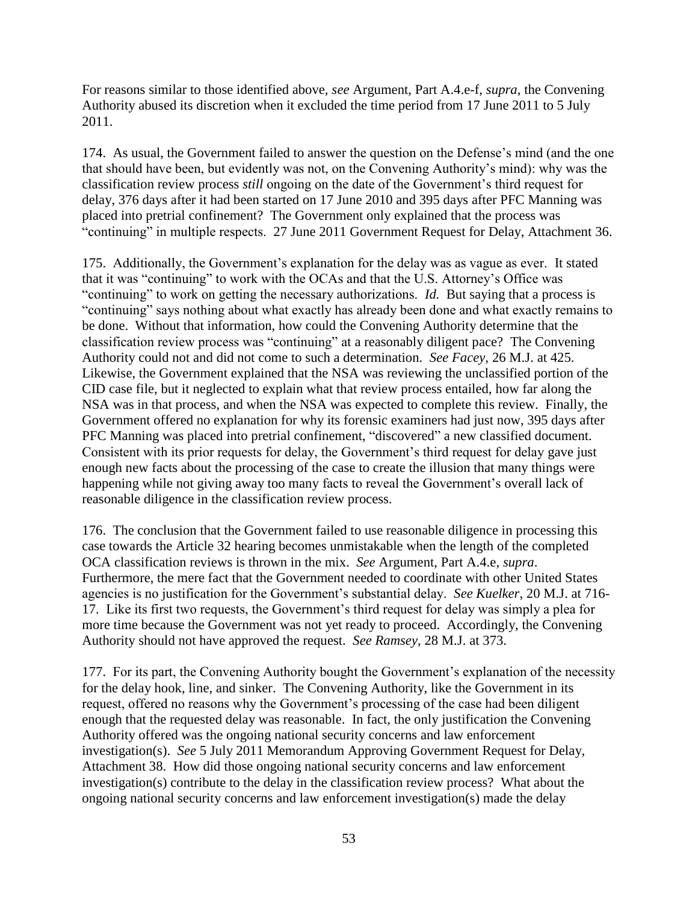For reasons similar to those identified above, *see* Argument, Part A.4.e-f, *supra*, the Convening Authority abused its discretion when it excluded the time period from 17 June 2011 to 5 July 2011.

174. As usual, the Government failed to answer the question on the Defense's mind (and the one that should have been, but evidently was not, on the Convening Authority's mind): why was the classification review process *still* ongoing on the date of the Government's third request for delay, 376 days after it had been started on 17 June 2010 and 395 days after PFC Manning was placed into pretrial confinement? The Government only explained that the process was "continuing" in multiple respects. 27 June 2011 Government Request for Delay, Attachment 36.

175. Additionally, the Government's explanation for the delay was as vague as ever. It stated that it was "continuing" to work with the OCAs and that the U.S. Attorney's Office was "continuing" to work on getting the necessary authorizations. *Id.* But saying that a process is "continuing" says nothing about what exactly has already been done and what exactly remains to be done. Without that information, how could the Convening Authority determine that the classification review process was "continuing" at a reasonably diligent pace? The Convening Authority could not and did not come to such a determination. *See Facey*, 26 M.J. at 425. Likewise, the Government explained that the NSA was reviewing the unclassified portion of the CID case file, but it neglected to explain what that review process entailed, how far along the NSA was in that process, and when the NSA was expected to complete this review. Finally, the Government offered no explanation for why its forensic examiners had just now, 395 days after PFC Manning was placed into pretrial confinement, "discovered" a new classified document. Consistent with its prior requests for delay, the Government's third request for delay gave just enough new facts about the processing of the case to create the illusion that many things were happening while not giving away too many facts to reveal the Government's overall lack of reasonable diligence in the classification review process.

176. The conclusion that the Government failed to use reasonable diligence in processing this case towards the Article 32 hearing becomes unmistakable when the length of the completed OCA classification reviews is thrown in the mix. *See* Argument, Part A.4.e, *supra*. Furthermore, the mere fact that the Government needed to coordinate with other United States agencies is no justification for the Government's substantial delay. *See Kuelker*, 20 M.J. at 716-17. Like its first two requests, the Government's third request for delay was simply a plea for more time because the Government was not yet ready to proceed. Accordingly, the Convening Authority should not have approved the request. *See Ramsey*, 28 M.J. at 373.

177. For its part, the Convening Authority bought the Government's explanation of the necessity for the delay hook, line, and sinker. The Convening Authority, like the Government in its request, offered no reasons why the Government's processing of the case had been diligent enough that the requested delay was reasonable. In fact, the only justification the Convening Authority offered was the ongoing national security concerns and law enforcement investigation(s). *See* 5 July 2011 Memorandum Approving Government Request for Delay, Attachment 38. How did those ongoing national security concerns and law enforcement investigation(s) contribute to the delay in the classification review process? What about the ongoing national security concerns and law enforcement investigation(s) made the delay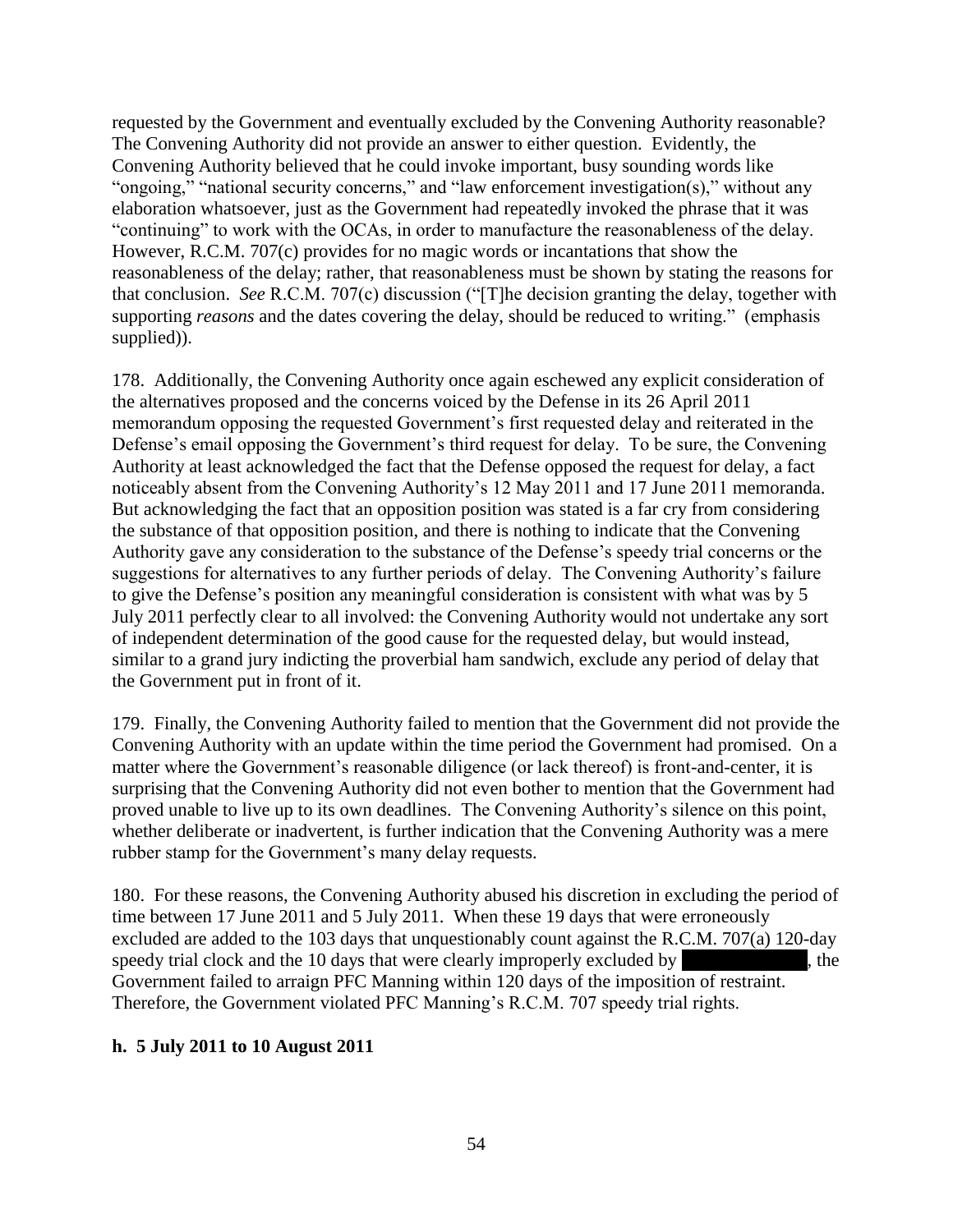requested by the Government and eventually excluded by the Convening Authority reasonable? The Convening Authority did not provide an answer to either question. Evidently, the Convening Authority believed that he could invoke important, busy sounding words like "ongoing," "national security concerns," and "law enforcement investigation(s)," without any elaboration whatsoever, just as the Government had repeatedly invoked the phrase that it was "continuing" to work with the OCAs, in order to manufacture the reasonableness of the delay. However, R.C.M. 707(c) provides for no magic words or incantations that show the reasonableness of the delay; rather, that reasonableness must be shown by stating the reasons for that conclusion. *See* R.C.M. 707(c) discussion ("[T]he decision granting the delay, together with supporting *reasons* and the dates covering the delay, should be reduced to writing." (emphasis supplied)).

178. Additionally, the Convening Authority once again eschewed any explicit consideration of the alternatives proposed and the concerns voiced by the Defense in its 26 April 2011 memorandum opposing the requested Government's first requested delay and reiterated in the Defense's email opposing the Government's third request for delay. To be sure, the Convening Authority at least acknowledged the fact that the Defense opposed the request for delay, a fact noticeably absent from the Convening Authority's 12 May 2011 and 17 June 2011 memoranda. But acknowledging the fact that an opposition position was stated is a far cry from considering the substance of that opposition position, and there is nothing to indicate that the Convening Authority gave any consideration to the substance of the Defense's speedy trial concerns or the suggestions for alternatives to any further periods of delay. The Convening Authority's failure to give the Defense's position any meaningful consideration is consistent with what was by 5 July 2011 perfectly clear to all involved: the Convening Authority would not undertake any sort of independent determination of the good cause for the requested delay, but would instead, similar to a grand jury indicting the proverbial ham sandwich, exclude any period of delay that the Government put in front of it.

179. Finally, the Convening Authority failed to mention that the Government did not provide the Convening Authority with an update within the time period the Government had promised. On a matter where the Government's reasonable diligence (or lack thereof) is front-and-center, it is surprising that the Convening Authority did not even bother to mention that the Government had proved unable to live up to its own deadlines. The Convening Authority's silence on this point, whether deliberate or inadvertent, is further indication that the Convening Authority was a mere rubber stamp for the Government's many delay requests.

180. For these reasons, the Convening Authority abused his discretion in excluding the period of time between 17 June 2011 and 5 July 2011. When these 19 days that were erroneously excluded are added to the 103 days that unquestionably count against the R.C.M. 707(a) 120-day speedy trial clock and the 10 days that were clearly improperly excluded by [REDACTED], the Government failed to arraign PFC Manning within 120 days of the imposition of restraint. Therefore, the Government violated PFC Manning's R.C.M. 707 speedy trial rights.

**h. 5 July 2011 to 10 August 2011**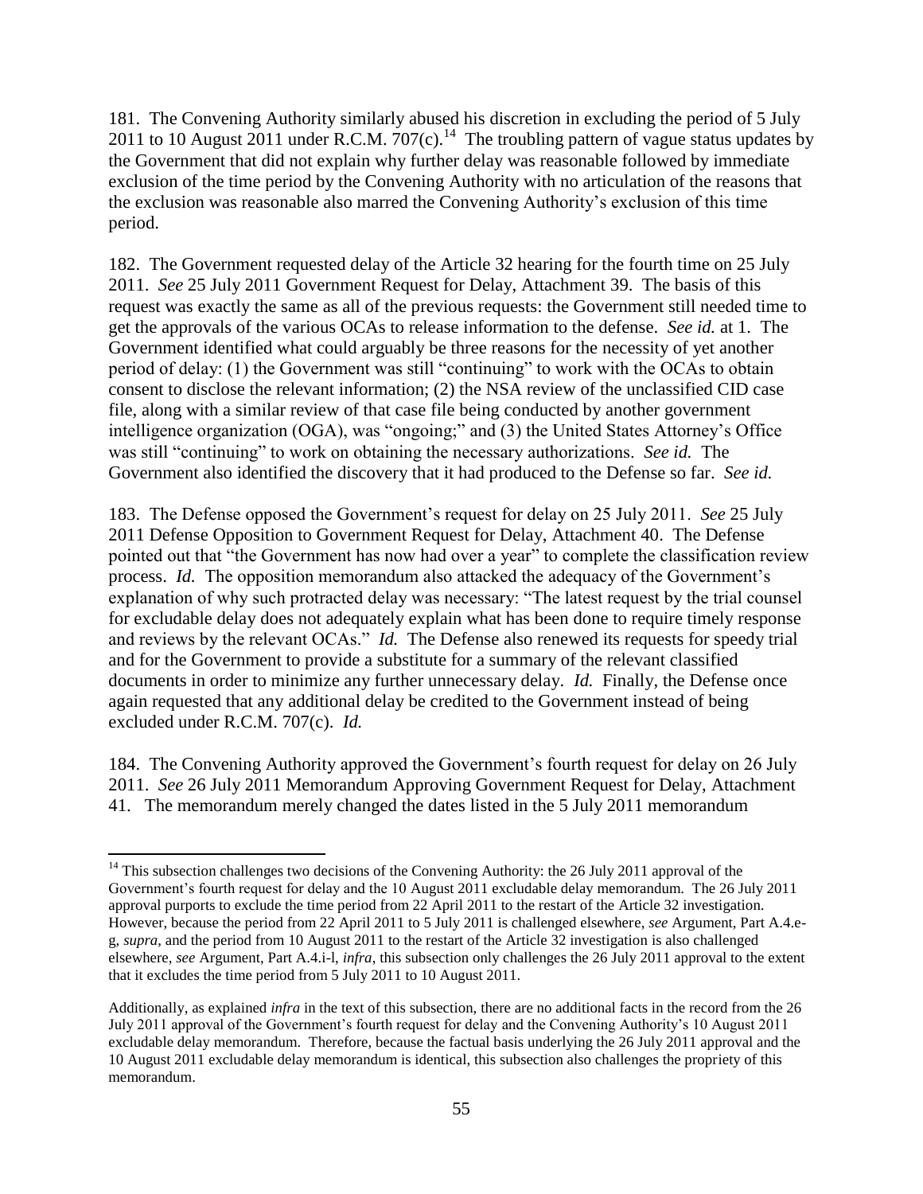181. The Convening Authority similarly abused his discretion in excluding the period of 5 July 2011 to 10 August 2011 under R.C.M. 707(c).[14] The troubling pattern of vague status updates by the Government that did not explain why further delay was reasonable followed by immediate exclusion of the time period by the Convening Authority with no articulation of the reasons that the exclusion was reasonable also marred the Convening Authority's exclusion of this time period.

182. The Government requested delay of the Article 32 hearing for the fourth time on 25 July 2011. *See* 25 July 2011 Government Request for Delay, Attachment 39. The basis of this request was exactly the same as all of the previous requests: the Government still needed time to get the approvals of the various OCAs to release information to the defense. *See id.* at 1. The Government identified what could arguably be three reasons for the necessity of yet another period of delay: (1) the Government was still "continuing" to work with the OCAs to obtain consent to disclose the relevant information; (2) the NSA review of the unclassified CID case file, along with a similar review of that case file being conducted by another government intelligence organization (OGA), was "ongoing;" and (3) the United States Attorney's Office was still "continuing" to work on obtaining the necessary authorizations. *See id.* The Government also identified the discovery that it had produced to the Defense so far. *See id.*

183. The Defense opposed the Government's request for delay on 25 July 2011. *See* 25 July 2011 Defense Opposition to Government Request for Delay, Attachment 40. The Defense pointed out that "the Government has now had over a year" to complete the classification review process. *Id.* The opposition memorandum also attacked the adequacy of the Government's explanation of why such protracted delay was necessary: "The latest request by the trial counsel for excludable delay does not adequately explain what has been done to require timely response and reviews by the relevant OCAs." *Id.* The Defense also renewed its requests for speedy trial and for the Government to provide a substitute for a summary of the relevant classified documents in order to minimize any further unnecessary delay. *Id.* Finally, the Defense once again requested that any additional delay be credited to the Government instead of being excluded under R.C.M. 707(c). *Id.*

184. The Convening Authority approved the Government's fourth request for delay on 26 July 2011. *See* 26 July 2011 Memorandum Approving Government Request for Delay, Attachment 41. The memorandum merely changed the dates listed in the 5 July 2011 memorandum

---

[14] This subsection challenges two decisions of the Convening Authority: the 26 July 2011 approval of the Government's fourth request for delay and the 10 August 2011 excludable delay memorandum. The 26 July 2011 approval purports to exclude the time period from 22 April 2011 to the restart of the Article 32 investigation. However, because the period from 22 April 2011 to 5 July 2011 is challenged elsewhere, *see* Argument, Part A.4.e-g, *supra*, and the period from 10 August 2011 to the restart of the Article 32 investigation is also challenged elsewhere, *see* Argument, Part A.4.i-l, *infra*, this subsection only challenges the 26 July 2011 approval to the extent that it excludes the time period from 5 July 2011 to 10 August 2011.

Additionally, as explained *infra* in the text of this subsection, there are no additional facts in the record from the 26 July 2011 approval of the Government's fourth request for delay and the Convening Authority's 10 August 2011 excludable delay memorandum. Therefore, because the factual basis underlying the 26 July 2011 approval and the 10 August 2011 excludable delay memorandum is identical, this subsection also challenges the propriety of this memorandum.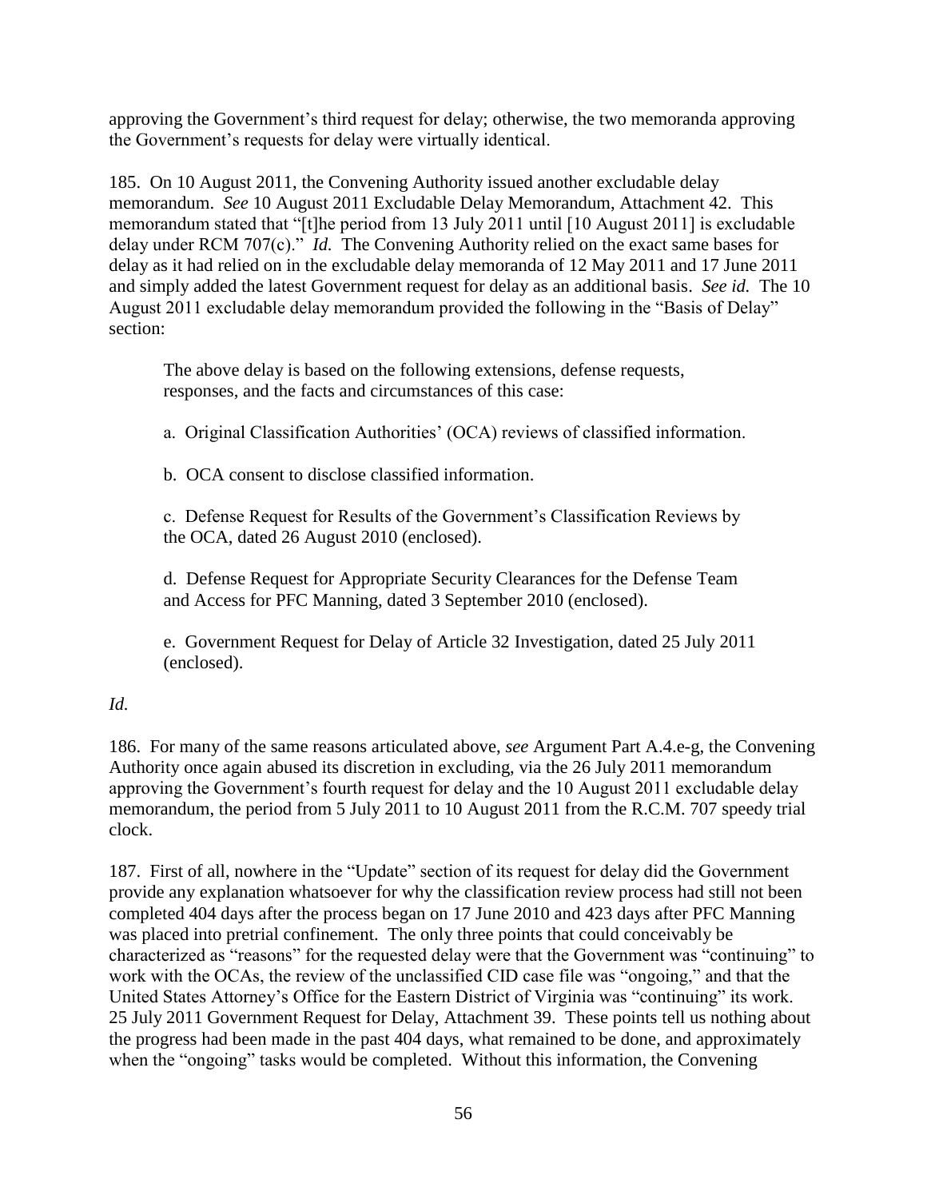approving the Government's third request for delay; otherwise, the two memoranda approving the Government's requests for delay were virtually identical.

185. On 10 August 2011, the Convening Authority issued another excludable delay memorandum. *See* 10 August 2011 Excludable Delay Memorandum, Attachment 42. This memorandum stated that "[t]he period from 13 July 2011 until [10 August 2011] is excludable delay under RCM 707(c)." *Id.* The Convening Authority relied on the exact same bases for delay as it had relied on in the excludable delay memoranda of 12 May 2011 and 17 June 2011 and simply added the latest Government request for delay as an additional basis. *See id.* The 10 August 2011 excludable delay memorandum provided the following in the "Basis of Delay" section:

> The above delay is based on the following extensions, defense requests, responses, and the facts and circumstances of this case:
>
> a. Original Classification Authorities' (OCA) reviews of classified information.
>
> b. OCA consent to disclose classified information.
>
> c. Defense Request for Results of the Government's Classification Reviews by the OCA, dated 26 August 2010 (enclosed).
>
> d. Defense Request for Appropriate Security Clearances for the Defense Team and Access for PFC Manning, dated 3 September 2010 (enclosed).
>
> e. Government Request for Delay of Article 32 Investigation, dated 25 July 2011 (enclosed).

*Id.*

186. For many of the same reasons articulated above, *see* Argument Part A.4.e-g, the Convening Authority once again abused its discretion in excluding, via the 26 July 2011 memorandum approving the Government's fourth request for delay and the 10 August 2011 excludable delay memorandum, the period from 5 July 2011 to 10 August 2011 from the R.C.M. 707 speedy trial clock.

187. First of all, nowhere in the "Update" section of its request for delay did the Government provide any explanation whatsoever for why the classification review process had still not been completed 404 days after the process began on 17 June 2010 and 423 days after PFC Manning was placed into pretrial confinement. The only three points that could conceivably be characterized as "reasons" for the requested delay were that the Government was "continuing" to work with the OCAs, the review of the unclassified CID case file was "ongoing," and that the United States Attorney's Office for the Eastern District of Virginia was "continuing" its work. 25 July 2011 Government Request for Delay, Attachment 39. These points tell us nothing about the progress had been made in the past 404 days, what remained to be done, and approximately when the "ongoing" tasks would be completed. Without this information, the Convening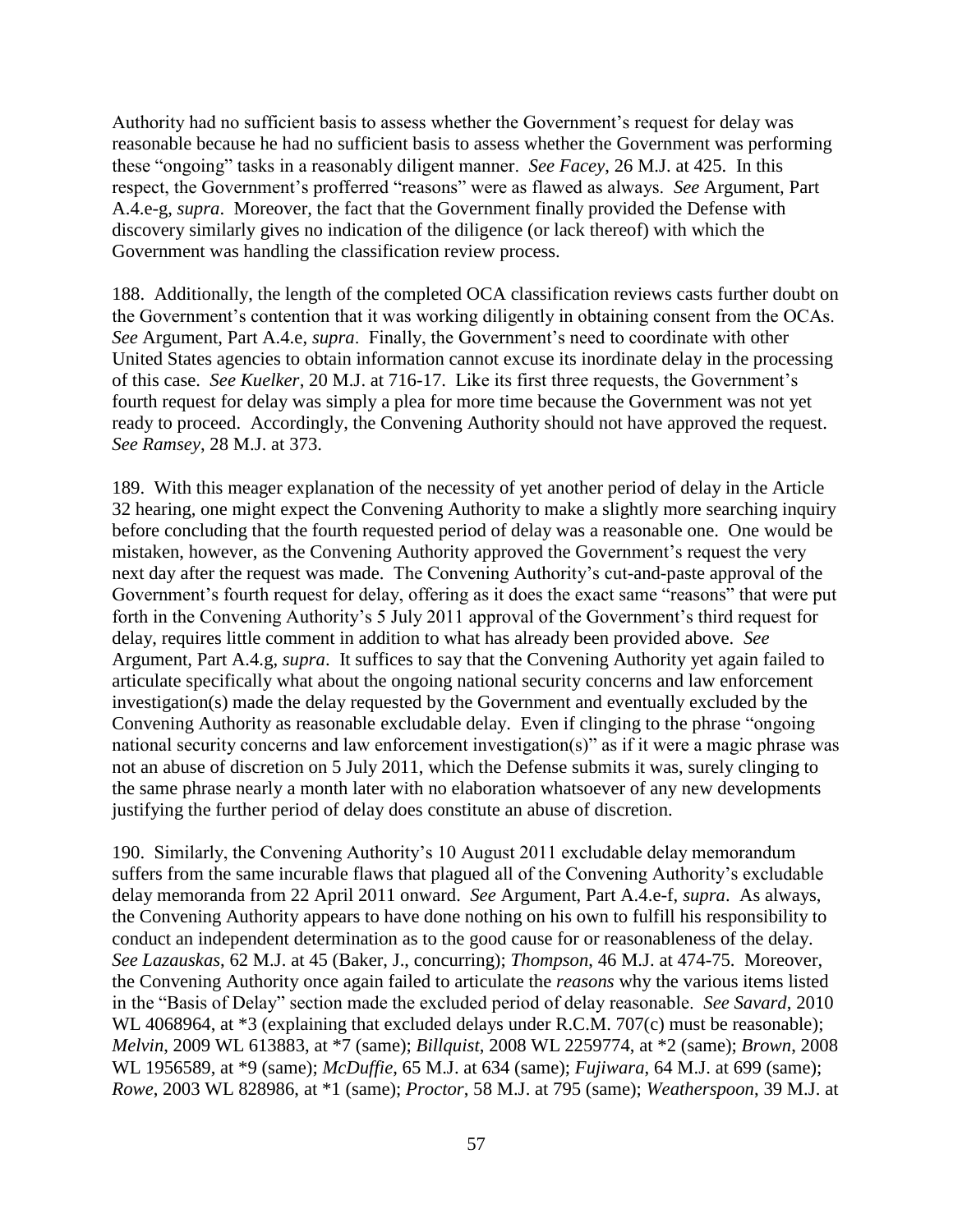Authority had no sufficient basis to assess whether the Government's request for delay was reasonable because he had no sufficient basis to assess whether the Government was performing these "ongoing" tasks in a reasonably diligent manner. *See Facey*, 26 M.J. at 425. In this respect, the Government's profferred "reasons" were as flawed as always. *See* Argument, Part A.4.e-g, *supra*. Moreover, the fact that the Government finally provided the Defense with discovery similarly gives no indication of the diligence (or lack thereof) with which the Government was handling the classification review process.

188. Additionally, the length of the completed OCA classification reviews casts further doubt on the Government's contention that it was working diligently in obtaining consent from the OCAs. *See* Argument, Part A.4.e, *supra*. Finally, the Government's need to coordinate with other United States agencies to obtain information cannot excuse its inordinate delay in the processing of this case. *See Kuelker*, 20 M.J. at 716-17. Like its first three requests, the Government's fourth request for delay was simply a plea for more time because the Government was not yet ready to proceed. Accordingly, the Convening Authority should not have approved the request. *See Ramsey*, 28 M.J. at 373.

189. With this meager explanation of the necessity of yet another period of delay in the Article 32 hearing, one might expect the Convening Authority to make a slightly more searching inquiry before concluding that the fourth requested period of delay was a reasonable one. One would be mistaken, however, as the Convening Authority approved the Government's request the very next day after the request was made. The Convening Authority's cut-and-paste approval of the Government's fourth request for delay, offering as it does the exact same "reasons" that were put forth in the Convening Authority's 5 July 2011 approval of the Government's third request for delay, requires little comment in addition to what has already been provided above. *See* Argument, Part A.4.g, *supra*. It suffices to say that the Convening Authority yet again failed to articulate specifically what about the ongoing national security concerns and law enforcement investigation(s) made the delay requested by the Government and eventually excluded by the Convening Authority as reasonable excludable delay. Even if clinging to the phrase "ongoing national security concerns and law enforcement investigation(s)" as if it were a magic phrase was not an abuse of discretion on 5 July 2011, which the Defense submits it was, surely clinging to the same phrase nearly a month later with no elaboration whatsoever of any new developments justifying the further period of delay does constitute an abuse of discretion.

190. Similarly, the Convening Authority's 10 August 2011 excludable delay memorandum suffers from the same incurable flaws that plagued all of the Convening Authority's excludable delay memoranda from 22 April 2011 onward. *See* Argument, Part A.4.e-f, *supra*. As always, the Convening Authority appears to have done nothing on his own to fulfill his responsibility to conduct an independent determination as to the good cause for or reasonableness of the delay. *See Lazauskas*, 62 M.J. at 45 (Baker, J., concurring); *Thompson*, 46 M.J. at 474-75. Moreover, the Convening Authority once again failed to articulate the *reasons* why the various items listed in the "Basis of Delay" section made the excluded period of delay reasonable. *See Savard*, 2010 WL 4068964, at *3 (explaining that excluded delays under R.C.M. 707(c) must be reasonable); *Melvin*, 2009 WL 613883, at *7 (same); *Billquist*, 2008 WL 2259774, at *2 (same); *Brown*, 2008 WL 1956589, at *9 (same); *McDuffie*, 65 M.J. at 634 (same); *Fujiwara*, 64 M.J. at 699 (same); *Rowe*, 2003 WL 828986, at *1 (same); *Proctor*, 58 M.J. at 795 (same); *Weatherspoon*, 39 M.J. at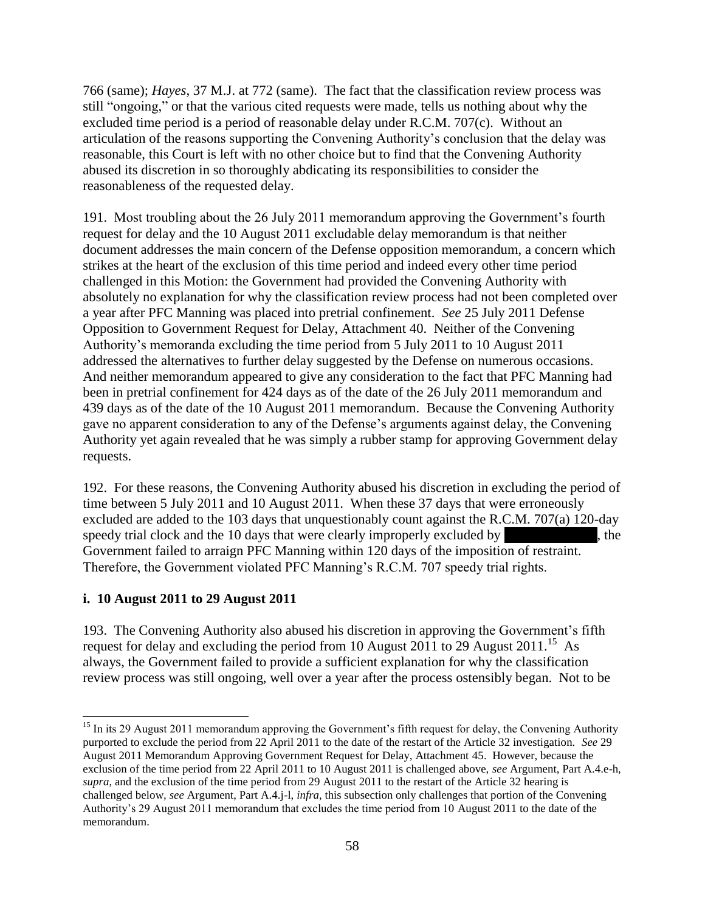766 (same); *Hayes*, 37 M.J. at 772 (same). The fact that the classification review process was still "ongoing," or that the various cited requests were made, tells us nothing about why the excluded time period is a period of reasonable delay under R.C.M. 707(c). Without an articulation of the reasons supporting the Convening Authority's conclusion that the delay was reasonable, this Court is left with no other choice but to find that the Convening Authority abused its discretion in so thoroughly abdicating its responsibilities to consider the reasonableness of the requested delay.

191. Most troubling about the 26 July 2011 memorandum approving the Government's fourth request for delay and the 10 August 2011 excludable delay memorandum is that neither document addresses the main concern of the Defense opposition memorandum, a concern which strikes at the heart of the exclusion of this time period and indeed every other time period challenged in this Motion: the Government had provided the Convening Authority with absolutely no explanation for why the classification review process had not been completed over a year after PFC Manning was placed into pretrial confinement. *See* 25 July 2011 Defense Opposition to Government Request for Delay, Attachment 40. Neither of the Convening Authority's memoranda excluding the time period from 5 July 2011 to 10 August 2011 addressed the alternatives to further delay suggested by the Defense on numerous occasions. And neither memorandum appeared to give any consideration to the fact that PFC Manning had been in pretrial confinement for 424 days as of the date of the 26 July 2011 memorandum and 439 days as of the date of the 10 August 2011 memorandum. Because the Convening Authority gave no apparent consideration to any of the Defense's arguments against delay, the Convening Authority yet again revealed that he was simply a rubber stamp for approving Government delay requests.

192. For these reasons, the Convening Authority abused his discretion in excluding the period of time between 5 July 2011 and 10 August 2011. When these 37 days that were erroneously excluded are added to the 103 days that unquestionably count against the R.C.M. 707(a) 120-day speedy trial clock and the 10 days that were clearly improperly excluded by [REDACTED], the Government failed to arraign PFC Manning within 120 days of the imposition of restraint. Therefore, the Government violated PFC Manning's R.C.M. 707 speedy trial rights.

**i. 10 August 2011 to 29 August 2011**

193. The Convening Authority also abused his discretion in approving the Government's fifth request for delay and excluding the period from 10 August 2011 to 29 August 2011.[15] As always, the Government failed to provide a sufficient explanation for why the classification review process was still ongoing, well over a year after the process ostensibly began. Not to be

[15] In its 29 August 2011 memorandum approving the Government's fifth request for delay, the Convening Authority purported to exclude the period from 22 April 2011 to the date of the restart of the Article 32 investigation. *See* 29 August 2011 Memorandum Approving Government Request for Delay, Attachment 45. However, because the exclusion of the time period from 22 April 2011 to 10 August 2011 is challenged above, *see* Argument, Part A.4.e-h, *supra*, and the exclusion of the time period from 29 August 2011 to the restart of the Article 32 hearing is challenged below, *see* Argument, Part A.4.j-l, *infra*, this subsection only challenges that portion of the Convening Authority's 29 August 2011 memorandum that excludes the time period from 10 August 2011 to the date of the memorandum.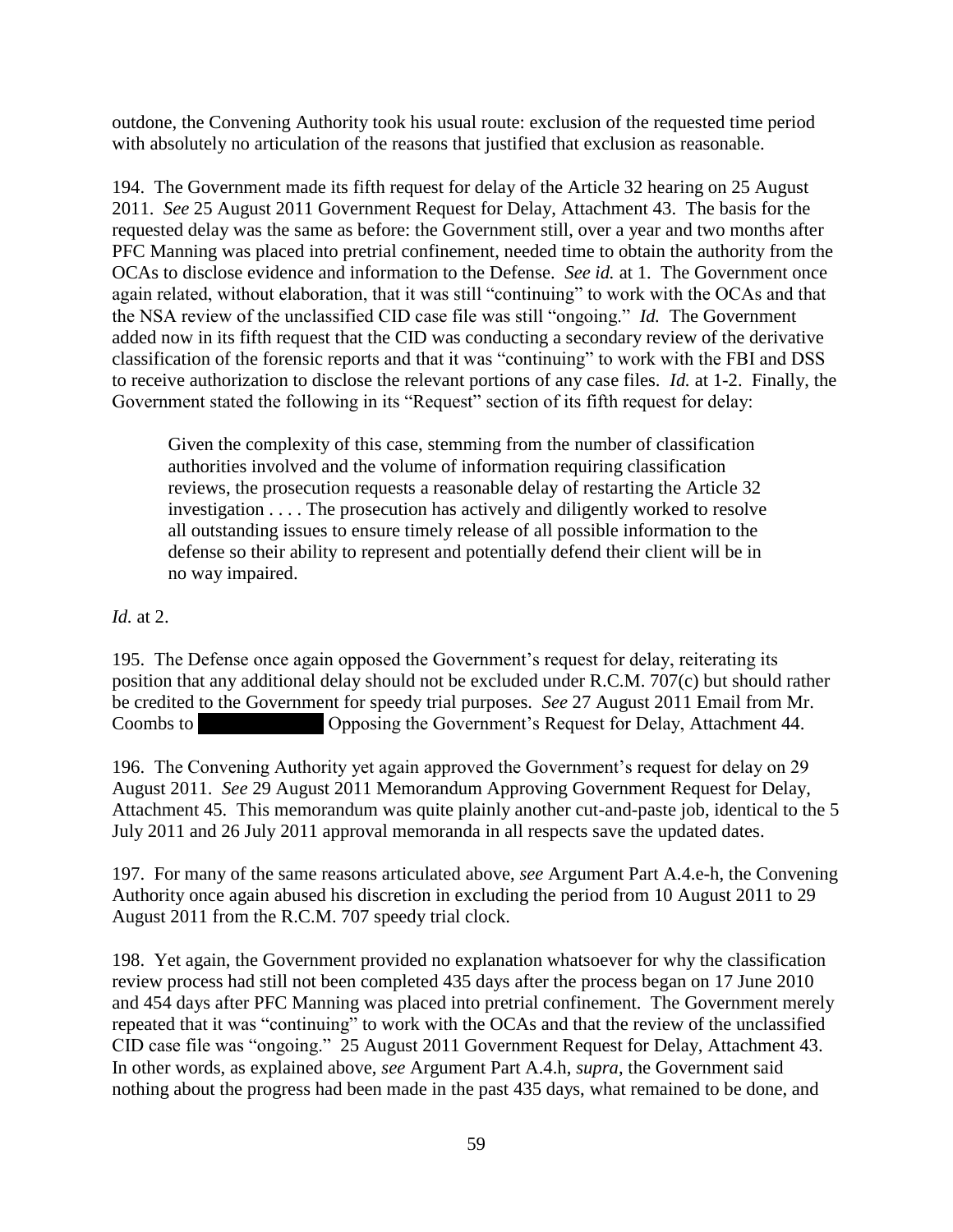outdone, the Convening Authority took his usual route: exclusion of the requested time period with absolutely no articulation of the reasons that justified that exclusion as reasonable.

194. The Government made its fifth request for delay of the Article 32 hearing on 25 August 2011. *See* 25 August 2011 Government Request for Delay, Attachment 43. The basis for the requested delay was the same as before: the Government still, over a year and two months after PFC Manning was placed into pretrial confinement, needed time to obtain the authority from the OCAs to disclose evidence and information to the Defense. *See id.* at 1. The Government once again related, without elaboration, that it was still "continuing" to work with the OCAs and that the NSA review of the unclassified CID case file was still "ongoing." *Id.* The Government added now in its fifth request that the CID was conducting a secondary review of the derivative classification of the forensic reports and that it was "continuing" to work with the FBI and DSS to receive authorization to disclose the relevant portions of any case files. *Id.* at 1-2. Finally, the Government stated the following in its "Request" section of its fifth request for delay:

> Given the complexity of this case, stemming from the number of classification authorities involved and the volume of information requiring classification reviews, the prosecution requests a reasonable delay of restarting the Article 32 investigation . . . . The prosecution has actively and diligently worked to resolve all outstanding issues to ensure timely release of all possible information to the defense so their ability to represent and potentially defend their client will be in no way impaired.

*Id.* at 2.

195. The Defense once again opposed the Government's request for delay, reiterating its position that any additional delay should not be excluded under R.C.M. 707(c) but should rather be credited to the Government for speedy trial purposes. *See* 27 August 2011 Email from Mr. Coombs to [REDACTED] Opposing the Government's Request for Delay, Attachment 44.

196. The Convening Authority yet again approved the Government's request for delay on 29 August 2011. *See* 29 August 2011 Memorandum Approving Government Request for Delay, Attachment 45. This memorandum was quite plainly another cut-and-paste job, identical to the 5 July 2011 and 26 July 2011 approval memoranda in all respects save the updated dates.

197. For many of the same reasons articulated above, *see* Argument Part A.4.e-h, the Convening Authority once again abused his discretion in excluding the period from 10 August 2011 to 29 August 2011 from the R.C.M. 707 speedy trial clock.

198. Yet again, the Government provided no explanation whatsoever for why the classification review process had still not been completed 435 days after the process began on 17 June 2010 and 454 days after PFC Manning was placed into pretrial confinement. The Government merely repeated that it was "continuing" to work with the OCAs and that the review of the unclassified CID case file was "ongoing." 25 August 2011 Government Request for Delay, Attachment 43. In other words, as explained above, *see* Argument Part A.4.h, *supra*, the Government said nothing about the progress had been made in the past 435 days, what remained to be done, and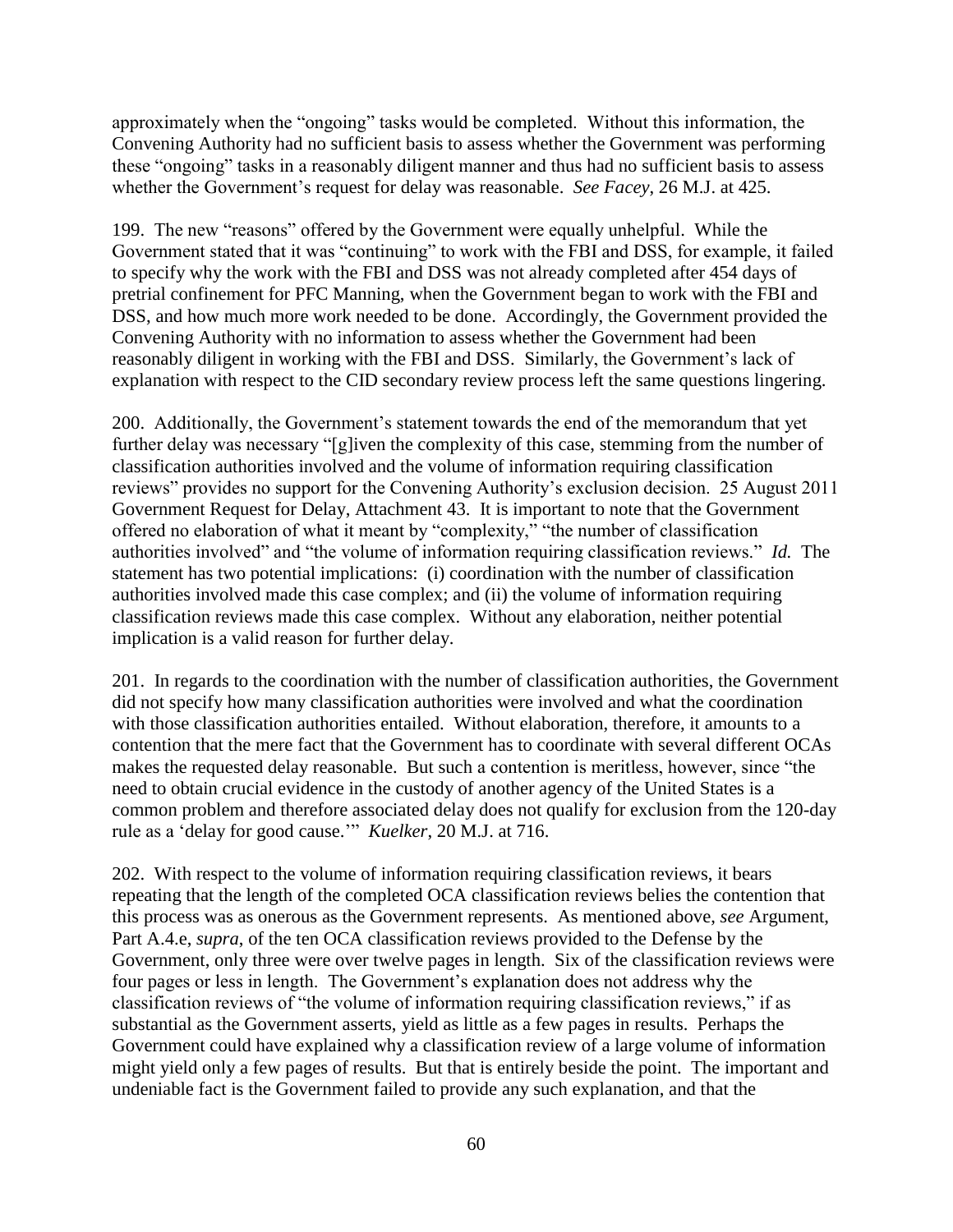approximately when the "ongoing" tasks would be completed. Without this information, the Convening Authority had no sufficient basis to assess whether the Government was performing these "ongoing" tasks in a reasonably diligent manner and thus had no sufficient basis to assess whether the Government's request for delay was reasonable. *See Facey*, 26 M.J. at 425.

199. The new "reasons" offered by the Government were equally unhelpful. While the Government stated that it was "continuing" to work with the FBI and DSS, for example, it failed to specify why the work with the FBI and DSS was not already completed after 454 days of pretrial confinement for PFC Manning, when the Government began to work with the FBI and DSS, and how much more work needed to be done. Accordingly, the Government provided the Convening Authority with no information to assess whether the Government had been reasonably diligent in working with the FBI and DSS. Similarly, the Government's lack of explanation with respect to the CID secondary review process left the same questions lingering.

200. Additionally, the Government's statement towards the end of the memorandum that yet further delay was necessary "[g]iven the complexity of this case, stemming from the number of classification authorities involved and the volume of information requiring classification reviews" provides no support for the Convening Authority's exclusion decision. 25 August 2011 Government Request for Delay, Attachment 43. It is important to note that the Government offered no elaboration of what it meant by "complexity," "the number of classification authorities involved" and "the volume of information requiring classification reviews." *Id.* The statement has two potential implications: (i) coordination with the number of classification authorities involved made this case complex; and (ii) the volume of information requiring classification reviews made this case complex. Without any elaboration, neither potential implication is a valid reason for further delay.

201. In regards to the coordination with the number of classification authorities, the Government did not specify how many classification authorities were involved and what the coordination with those classification authorities entailed. Without elaboration, therefore, it amounts to a contention that the mere fact that the Government has to coordinate with several different OCAs makes the requested delay reasonable. But such a contention is meritless, however, since "the need to obtain crucial evidence in the custody of another agency of the United States is a common problem and therefore associated delay does not qualify for exclusion from the 120-day rule as a 'delay for good cause.'" *Kuelker*, 20 M.J. at 716.

202. With respect to the volume of information requiring classification reviews, it bears repeating that the length of the completed OCA classification reviews belies the contention that this process was as onerous as the Government represents. As mentioned above, *see* Argument, Part A.4.e, *supra*, of the ten OCA classification reviews provided to the Defense by the Government, only three were over twelve pages in length. Six of the classification reviews were four pages or less in length. The Government's explanation does not address why the classification reviews of "the volume of information requiring classification reviews," if as substantial as the Government asserts, yield as little as a few pages in results. Perhaps the Government could have explained why a classification review of a large volume of information might yield only a few pages of results. But that is entirely beside the point. The important and undeniable fact is the Government failed to provide any such explanation, and that the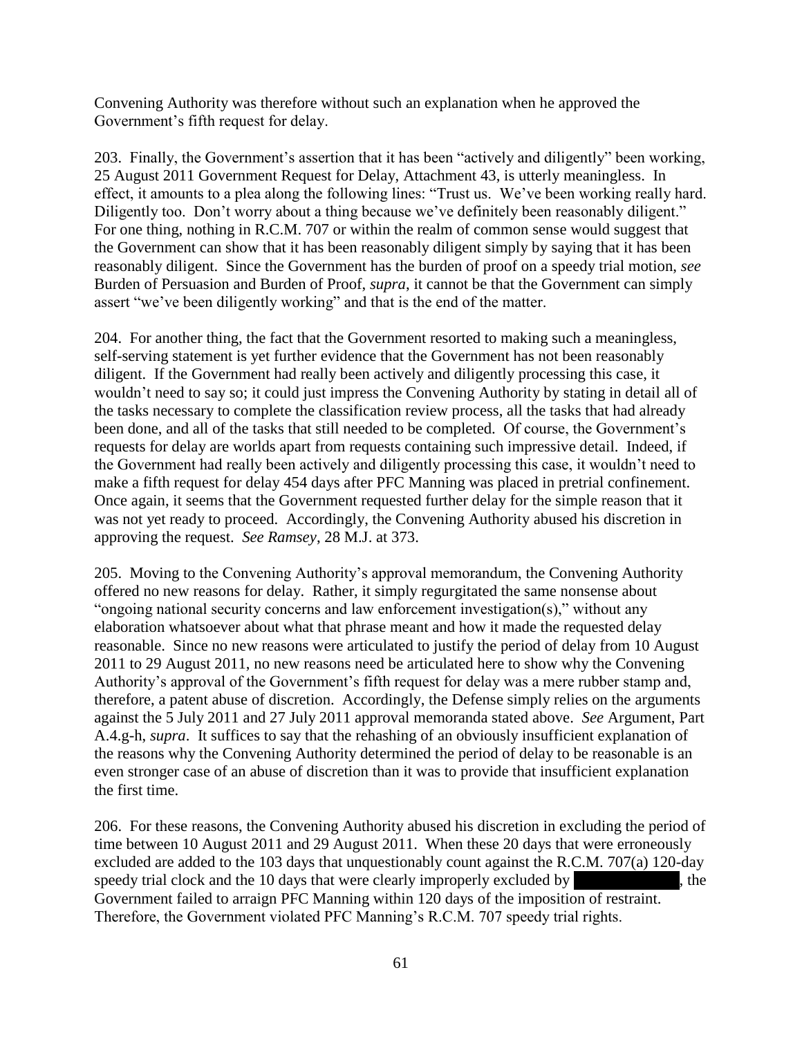Convening Authority was therefore without such an explanation when he approved the Government's fifth request for delay.

203. Finally, the Government's assertion that it has been "actively and diligently" been working, 25 August 2011 Government Request for Delay, Attachment 43, is utterly meaningless. In effect, it amounts to a plea along the following lines: "Trust us. We've been working really hard. Diligently too. Don't worry about a thing because we've definitely been reasonably diligent." For one thing, nothing in R.C.M. 707 or within the realm of common sense would suggest that the Government can show that it has been reasonably diligent simply by saying that it has been reasonably diligent. Since the Government has the burden of proof on a speedy trial motion, *see* Burden of Persuasion and Burden of Proof, *supra*, it cannot be that the Government can simply assert "we've been diligently working" and that is the end of the matter.

204. For another thing, the fact that the Government resorted to making such a meaningless, self-serving statement is yet further evidence that the Government has not been reasonably diligent. If the Government had really been actively and diligently processing this case, it wouldn't need to say so; it could just impress the Convening Authority by stating in detail all of the tasks necessary to complete the classification review process, all the tasks that had already been done, and all of the tasks that still needed to be completed. Of course, the Government's requests for delay are worlds apart from requests containing such impressive detail. Indeed, if the Government had really been actively and diligently processing this case, it wouldn't need to make a fifth request for delay 454 days after PFC Manning was placed in pretrial confinement. Once again, it seems that the Government requested further delay for the simple reason that it was not yet ready to proceed. Accordingly, the Convening Authority abused his discretion in approving the request. *See Ramsey*, 28 M.J. at 373.

205. Moving to the Convening Authority's approval memorandum, the Convening Authority offered no new reasons for delay. Rather, it simply regurgitated the same nonsense about "ongoing national security concerns and law enforcement investigation(s)," without any elaboration whatsoever about what that phrase meant and how it made the requested delay reasonable. Since no new reasons were articulated to justify the period of delay from 10 August 2011 to 29 August 2011, no new reasons need be articulated here to show why the Convening Authority's approval of the Government's fifth request for delay was a mere rubber stamp and, therefore, a patent abuse of discretion. Accordingly, the Defense simply relies on the arguments against the 5 July 2011 and 27 July 2011 approval memoranda stated above. *See* Argument, Part A.4.g-h, *supra*. It suffices to say that the rehashing of an obviously insufficient explanation of the reasons why the Convening Authority determined the period of delay to be reasonable is an even stronger case of an abuse of discretion than it was to provide that insufficient explanation the first time.

206. For these reasons, the Convening Authority abused his discretion in excluding the period of time between 10 August 2011 and 29 August 2011. When these 20 days that were erroneously excluded are added to the 103 days that unquestionably count against the R.C.M. 707(a) 120-day speedy trial clock and the 10 days that were clearly improperly excluded by [REDACTED], the Government failed to arraign PFC Manning within 120 days of the imposition of restraint. Therefore, the Government violated PFC Manning's R.C.M. 707 speedy trial rights.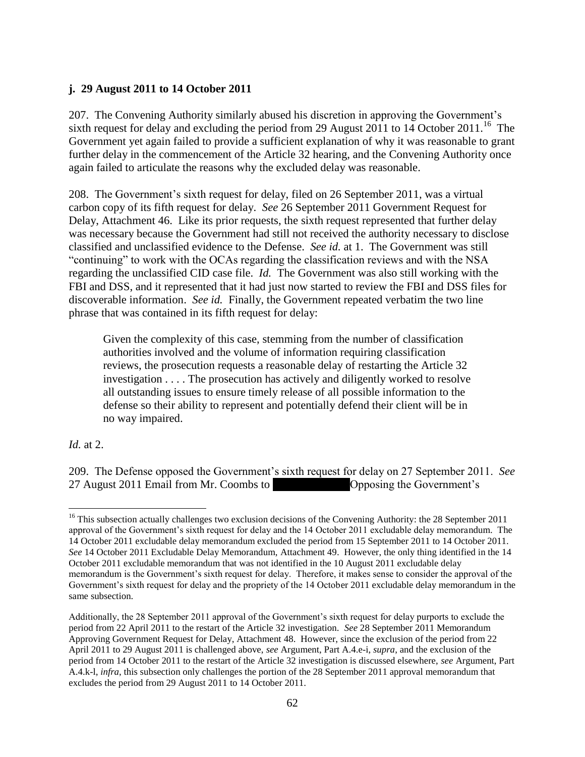**j. 29 August 2011 to 14 October 2011**

207. The Convening Authority similarly abused his discretion in approving the Government's sixth request for delay and excluding the period from 29 August 2011 to 14 October 2011.[16] The Government yet again failed to provide a sufficient explanation of why it was reasonable to grant further delay in the commencement of the Article 32 hearing, and the Convening Authority once again failed to articulate the reasons why the excluded delay was reasonable.

208. The Government's sixth request for delay, filed on 26 September 2011, was a virtual carbon copy of its fifth request for delay. *See* 26 September 2011 Government Request for Delay, Attachment 46. Like its prior requests, the sixth request represented that further delay was necessary because the Government had still not received the authority necessary to disclose classified and unclassified evidence to the Defense. *See id.* at 1. The Government was still "continuing" to work with the OCAs regarding the classification reviews and with the NSA regarding the unclassified CID case file. *Id.* The Government was also still working with the FBI and DSS, and it represented that it had just now started to review the FBI and DSS files for discoverable information. *See id.* Finally, the Government repeated verbatim the two line phrase that was contained in its fifth request for delay:

> Given the complexity of this case, stemming from the number of classification authorities involved and the volume of information requiring classification reviews, the prosecution requests a reasonable delay of restarting the Article 32 investigation . . . . The prosecution has actively and diligently worked to resolve all outstanding issues to ensure timely release of all possible information to the defense so their ability to represent and potentially defend their client will be in no way impaired.

*Id.* at 2.

209. The Defense opposed the Government's sixth request for delay on 27 September 2011. *See* 27 August 2011 Email from Mr. Coombs to [REDACTED] Opposing the Government's

---

[16] This subsection actually challenges two exclusion decisions of the Convening Authority: the 28 September 2011 approval of the Government's sixth request for delay and the 14 October 2011 excludable delay memorandum. The 14 October 2011 excludable delay memorandum excluded the period from 15 September 2011 to 14 October 2011. *See* 14 October 2011 Excludable Delay Memorandum, Attachment 49. However, the only thing identified in the 14 October 2011 excludable memorandum that was not identified in the 10 August 2011 excludable delay memorandum is the Government's sixth request for delay. Therefore, it makes sense to consider the approval of the Government's sixth request for delay and the propriety of the 14 October 2011 excludable delay memorandum in the same subsection.

Additionally, the 28 September 2011 approval of the Government's sixth request for delay purports to exclude the period from 22 April 2011 to the restart of the Article 32 investigation. *See* 28 September 2011 Memorandum Approving Government Request for Delay, Attachment 48. However, since the exclusion of the period from 22 April 2011 to 29 August 2011 is challenged above, *see* Argument, Part A.4.e-i, *supra*, and the exclusion of the period from 14 October 2011 to the restart of the Article 32 investigation is discussed elsewhere, *see* Argument, Part A.4.k-l, *infra*, this subsection only challenges the portion of the 28 September 2011 approval memorandum that excludes the period from 29 August 2011 to 14 October 2011.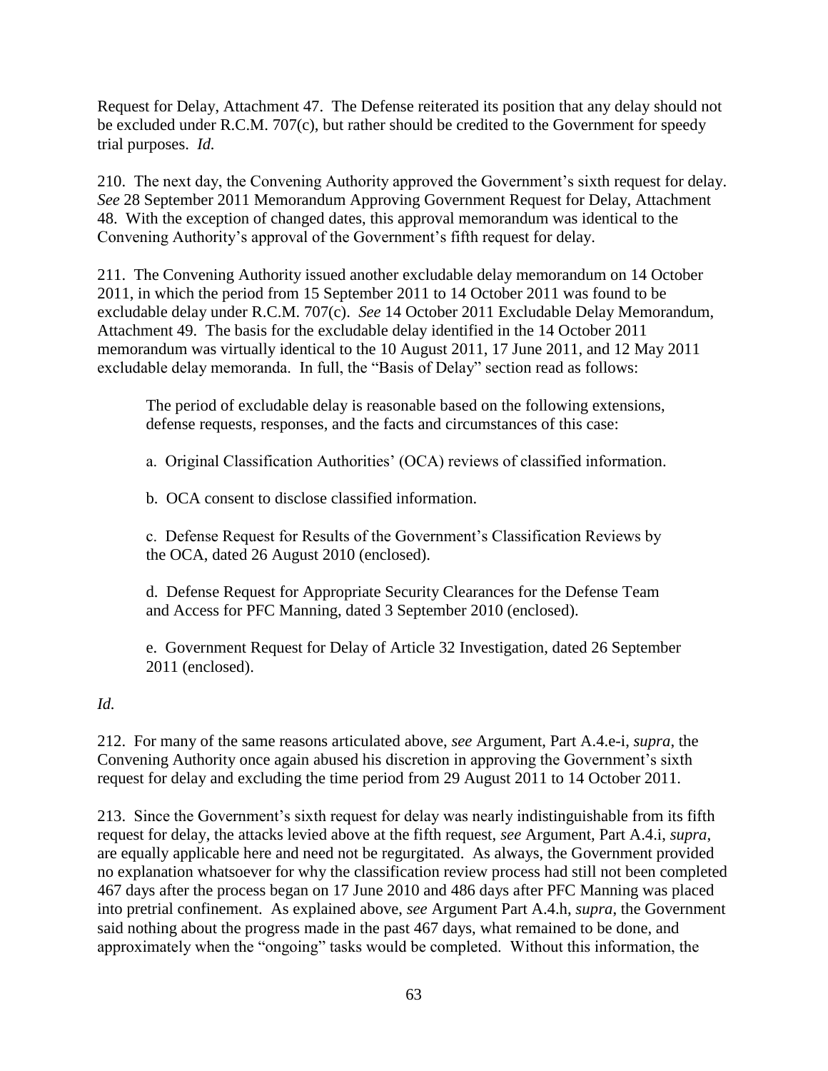Request for Delay, Attachment 47. The Defense reiterated its position that any delay should not be excluded under R.C.M. 707(c), but rather should be credited to the Government for speedy trial purposes. *Id.*

210. The next day, the Convening Authority approved the Government's sixth request for delay. *See* 28 September 2011 Memorandum Approving Government Request for Delay, Attachment 48. With the exception of changed dates, this approval memorandum was identical to the Convening Authority's approval of the Government's fifth request for delay.

211. The Convening Authority issued another excludable delay memorandum on 14 October 2011, in which the period from 15 September 2011 to 14 October 2011 was found to be excludable delay under R.C.M. 707(c). *See* 14 October 2011 Excludable Delay Memorandum, Attachment 49. The basis for the excludable delay identified in the 14 October 2011 memorandum was virtually identical to the 10 August 2011, 17 June 2011, and 12 May 2011 excludable delay memoranda. In full, the "Basis of Delay" section read as follows:

> The period of excludable delay is reasonable based on the following extensions, defense requests, responses, and the facts and circumstances of this case:
>
> a. Original Classification Authorities' (OCA) reviews of classified information.
>
> b. OCA consent to disclose classified information.
>
> c. Defense Request for Results of the Government's Classification Reviews by the OCA, dated 26 August 2010 (enclosed).
>
> d. Defense Request for Appropriate Security Clearances for the Defense Team and Access for PFC Manning, dated 3 September 2010 (enclosed).
>
> e. Government Request for Delay of Article 32 Investigation, dated 26 September 2011 (enclosed).

*Id.*

212. For many of the same reasons articulated above, *see* Argument, Part A.4.e-i, *supra*, the Convening Authority once again abused his discretion in approving the Government's sixth request for delay and excluding the time period from 29 August 2011 to 14 October 2011.

213. Since the Government's sixth request for delay was nearly indistinguishable from its fifth request for delay, the attacks levied above at the fifth request, *see* Argument, Part A.4.i, *supra*, are equally applicable here and need not be regurgitated. As always, the Government provided no explanation whatsoever for why the classification review process had still not been completed 467 days after the process began on 17 June 2010 and 486 days after PFC Manning was placed into pretrial confinement. As explained above, *see* Argument Part A.4.h, *supra*, the Government said nothing about the progress made in the past 467 days, what remained to be done, and approximately when the "ongoing" tasks would be completed. Without this information, the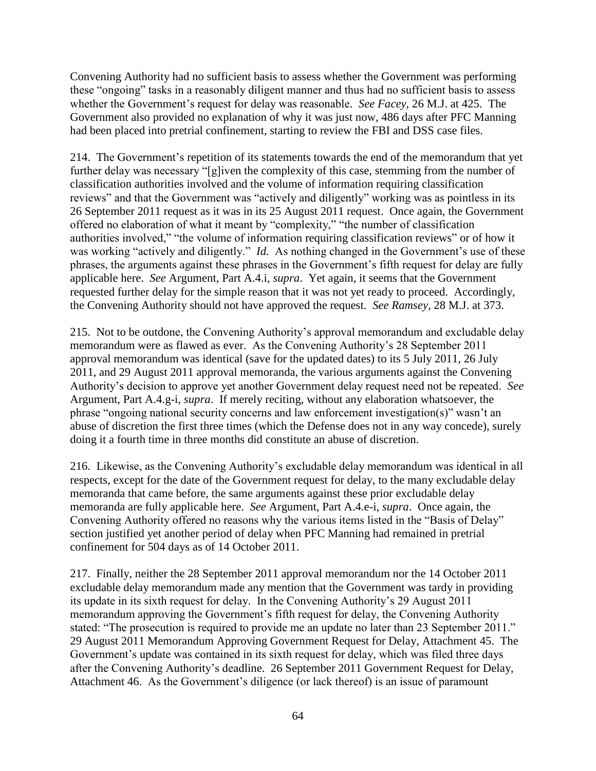Convening Authority had no sufficient basis to assess whether the Government was performing these "ongoing" tasks in a reasonably diligent manner and thus had no sufficient basis to assess whether the Government's request for delay was reasonable. *See Facey*, 26 M.J. at 425. The Government also provided no explanation of why it was just now, 486 days after PFC Manning had been placed into pretrial confinement, starting to review the FBI and DSS case files.

214. The Government's repetition of its statements towards the end of the memorandum that yet further delay was necessary "[g]iven the complexity of this case, stemming from the number of classification authorities involved and the volume of information requiring classification reviews" and that the Government was "actively and diligently" working was as pointless in its 26 September 2011 request as it was in its 25 August 2011 request. Once again, the Government offered no elaboration of what it meant by "complexity," "the number of classification authorities involved," "the volume of information requiring classification reviews" or of how it was working "actively and diligently." *Id.* As nothing changed in the Government's use of these phrases, the arguments against these phrases in the Government's fifth request for delay are fully applicable here. *See* Argument, Part A.4.i, *supra*. Yet again, it seems that the Government requested further delay for the simple reason that it was not yet ready to proceed. Accordingly, the Convening Authority should not have approved the request. *See Ramsey*, 28 M.J. at 373.

215. Not to be outdone, the Convening Authority's approval memorandum and excludable delay memorandum were as flawed as ever. As the Convening Authority's 28 September 2011 approval memorandum was identical (save for the updated dates) to its 5 July 2011, 26 July 2011, and 29 August 2011 approval memoranda, the various arguments against the Convening Authority's decision to approve yet another Government delay request need not be repeated. *See* Argument, Part A.4.g-i, *supra*. If merely reciting, without any elaboration whatsoever, the phrase "ongoing national security concerns and law enforcement investigation(s)" wasn't an abuse of discretion the first three times (which the Defense does not in any way concede), surely doing it a fourth time in three months did constitute an abuse of discretion.

216. Likewise, as the Convening Authority's excludable delay memorandum was identical in all respects, except for the date of the Government request for delay, to the many excludable delay memoranda that came before, the same arguments against these prior excludable delay memoranda are fully applicable here. *See* Argument, Part A.4.e-i, *supra*. Once again, the Convening Authority offered no reasons why the various items listed in the "Basis of Delay" section justified yet another period of delay when PFC Manning had remained in pretrial confinement for 504 days as of 14 October 2011.

217. Finally, neither the 28 September 2011 approval memorandum nor the 14 October 2011 excludable delay memorandum made any mention that the Government was tardy in providing its update in its sixth request for delay. In the Convening Authority's 29 August 2011 memorandum approving the Government's fifth request for delay, the Convening Authority stated: "The prosecution is required to provide me an update no later than 23 September 2011." 29 August 2011 Memorandum Approving Government Request for Delay, Attachment 45. The Government's update was contained in its sixth request for delay, which was filed three days after the Convening Authority's deadline. 26 September 2011 Government Request for Delay, Attachment 46. As the Government's diligence (or lack thereof) is an issue of paramount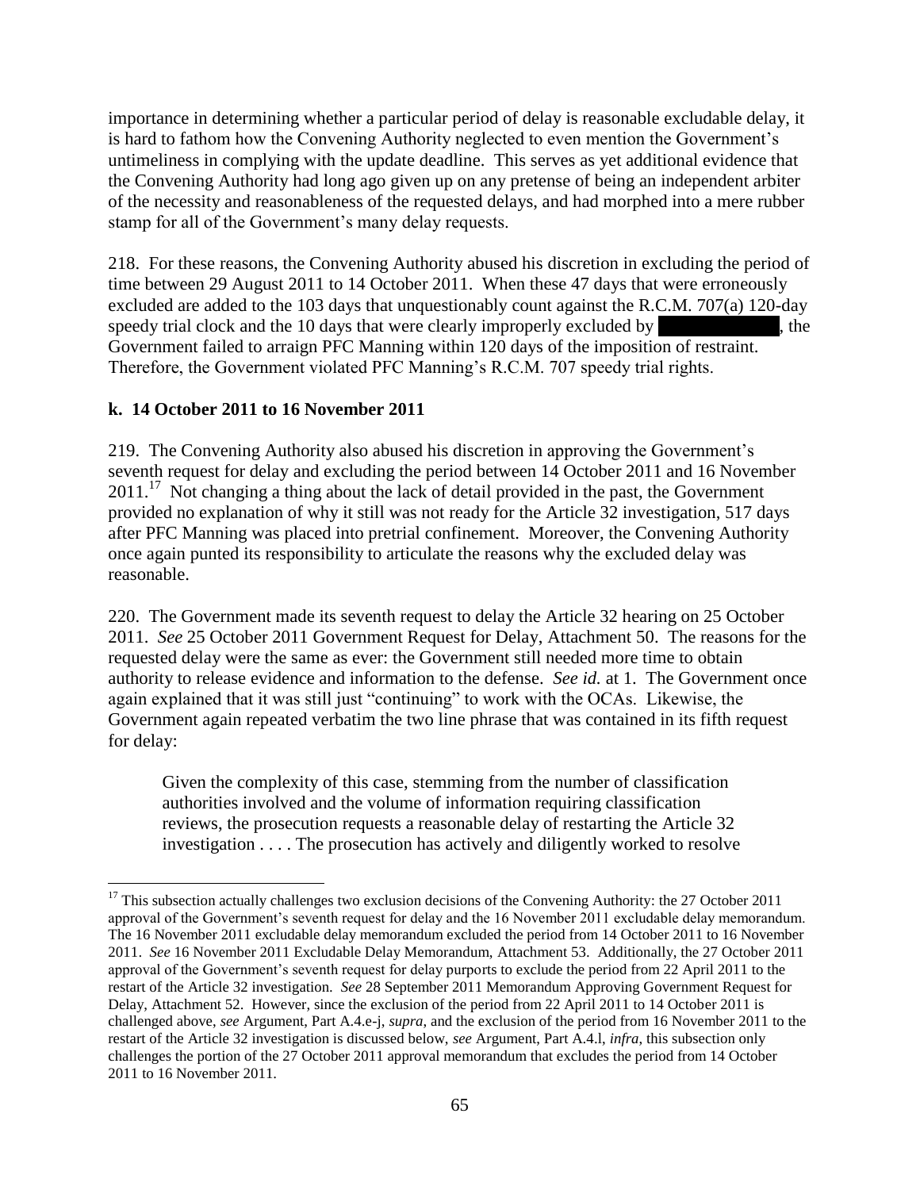importance in determining whether a particular period of delay is reasonable excludable delay, it is hard to fathom how the Convening Authority neglected to even mention the Government's untimeliness in complying with the update deadline. This serves as yet additional evidence that the Convening Authority had long ago given up on any pretense of being an independent arbiter of the necessity and reasonableness of the requested delays, and had morphed into a mere rubber stamp for all of the Government's many delay requests.

218. For these reasons, the Convening Authority abused his discretion in excluding the period of time between 29 August 2011 to 14 October 2011. When these 47 days that were erroneously excluded are added to the 103 days that unquestionably count against the R.C.M. 707(a) 120-day speedy trial clock and the 10 days that were clearly improperly excluded by ██████████, the Government failed to arraign PFC Manning within 120 days of the imposition of restraint. Therefore, the Government violated PFC Manning's R.C.M. 707 speedy trial rights.

**k. 14 October 2011 to 16 November 2011**

219. The Convening Authority also abused his discretion in approving the Government's seventh request for delay and excluding the period between 14 October 2011 and 16 November 2011.[17] Not changing a thing about the lack of detail provided in the past, the Government provided no explanation of why it still was not ready for the Article 32 investigation, 517 days after PFC Manning was placed into pretrial confinement. Moreover, the Convening Authority once again punted its responsibility to articulate the reasons why the excluded delay was reasonable.

220. The Government made its seventh request to delay the Article 32 hearing on 25 October 2011. *See* 25 October 2011 Government Request for Delay, Attachment 50. The reasons for the requested delay were the same as ever: the Government still needed more time to obtain authority to release evidence and information to the defense. *See id.* at 1. The Government once again explained that it was still just "continuing" to work with the OCAs. Likewise, the Government again repeated verbatim the two line phrase that was contained in its fifth request for delay:

> Given the complexity of this case, stemming from the number of classification authorities involved and the volume of information requiring classification reviews, the prosecution requests a reasonable delay of restarting the Article 32 investigation . . . . The prosecution has actively and diligently worked to resolve

[17] This subsection actually challenges two exclusion decisions of the Convening Authority: the 27 October 2011 approval of the Government's seventh request for delay and the 16 November 2011 excludable delay memorandum. The 16 November 2011 excludable delay memorandum excluded the period from 14 October 2011 to 16 November 2011. *See* 16 November 2011 Excludable Delay Memorandum, Attachment 53. Additionally, the 27 October 2011 approval of the Government's seventh request for delay purports to exclude the period from 22 April 2011 to the restart of the Article 32 investigation. *See* 28 September 2011 Memorandum Approving Government Request for Delay, Attachment 52. However, since the exclusion of the period from 22 April 2011 to 14 October 2011 is challenged above, *see* Argument, Part A.4.e-j, *supra*, and the exclusion of the period from 16 November 2011 to the restart of the Article 32 investigation is discussed below, *see* Argument, Part A.4.l, *infra*, this subsection only challenges the portion of the 27 October 2011 approval memorandum that excludes the period from 14 October 2011 to 16 November 2011.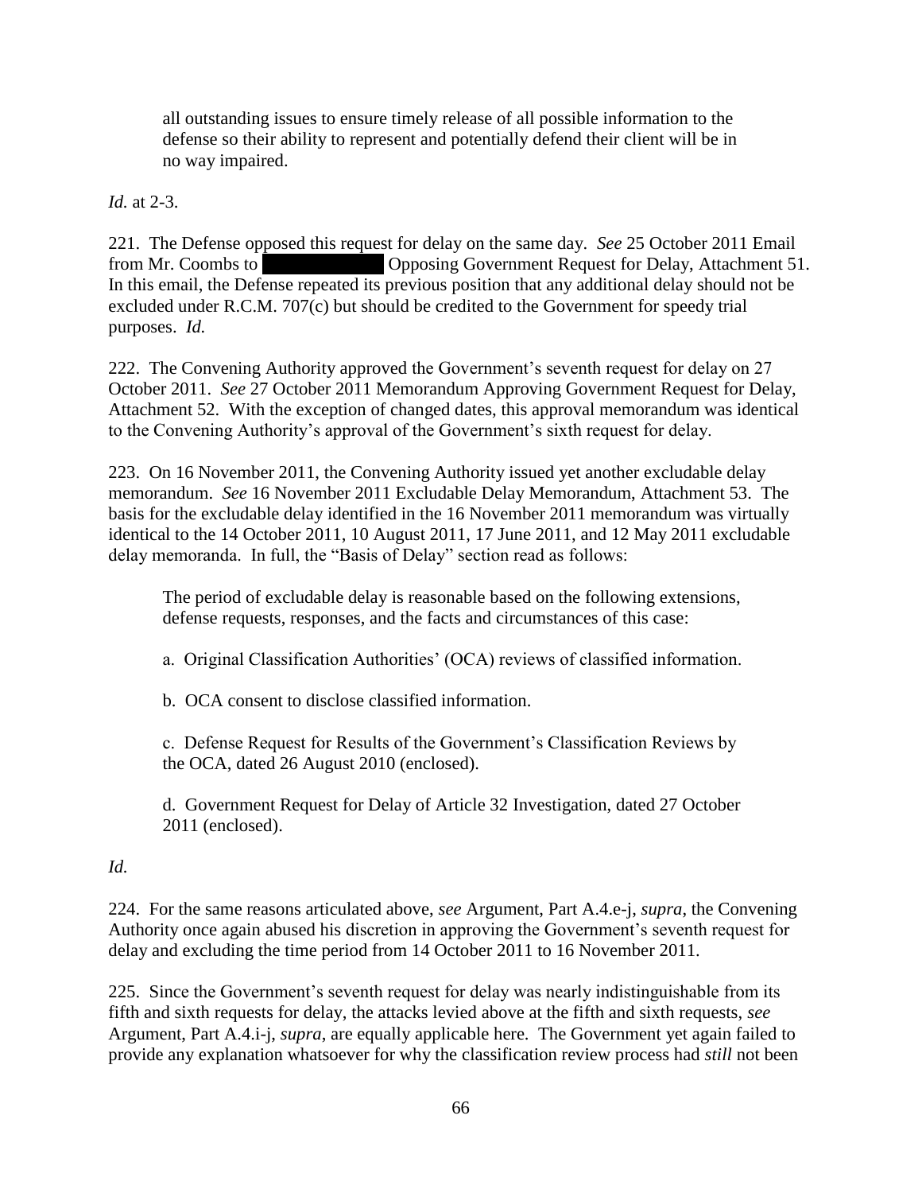> all outstanding issues to ensure timely release of all possible information to the defense so their ability to represent and potentially defend their client will be in no way impaired.

*Id.* at 2-3.

221. The Defense opposed this request for delay on the same day. *See* 25 October 2011 Email from Mr. Coombs to [REDACTED] Opposing Government Request for Delay, Attachment 51. In this email, the Defense repeated its previous position that any additional delay should not be excluded under R.C.M. 707(c) but should be credited to the Government for speedy trial purposes. *Id.*

222. The Convening Authority approved the Government's seventh request for delay on 27 October 2011. *See* 27 October 2011 Memorandum Approving Government Request for Delay, Attachment 52. With the exception of changed dates, this approval memorandum was identical to the Convening Authority's approval of the Government's sixth request for delay.

223. On 16 November 2011, the Convening Authority issued yet another excludable delay memorandum. *See* 16 November 2011 Excludable Delay Memorandum, Attachment 53. The basis for the excludable delay identified in the 16 November 2011 memorandum was virtually identical to the 14 October 2011, 10 August 2011, 17 June 2011, and 12 May 2011 excludable delay memoranda. In full, the "Basis of Delay" section read as follows:

> The period of excludable delay is reasonable based on the following extensions, defense requests, responses, and the facts and circumstances of this case:
>
> a. Original Classification Authorities' (OCA) reviews of classified information.
>
> b. OCA consent to disclose classified information.
>
> c. Defense Request for Results of the Government's Classification Reviews by the OCA, dated 26 August 2010 (enclosed).
>
> d. Government Request for Delay of Article 32 Investigation, dated 27 October 2011 (enclosed).

*Id.*

224. For the same reasons articulated above, *see* Argument, Part A.4.e-j, *supra*, the Convening Authority once again abused his discretion in approving the Government's seventh request for delay and excluding the time period from 14 October 2011 to 16 November 2011.

225. Since the Government's seventh request for delay was nearly indistinguishable from its fifth and sixth requests for delay, the attacks levied above at the fifth and sixth requests, *see* Argument, Part A.4.i-j, *supra*, are equally applicable here. The Government yet again failed to provide any explanation whatsoever for why the classification review process had *still* not been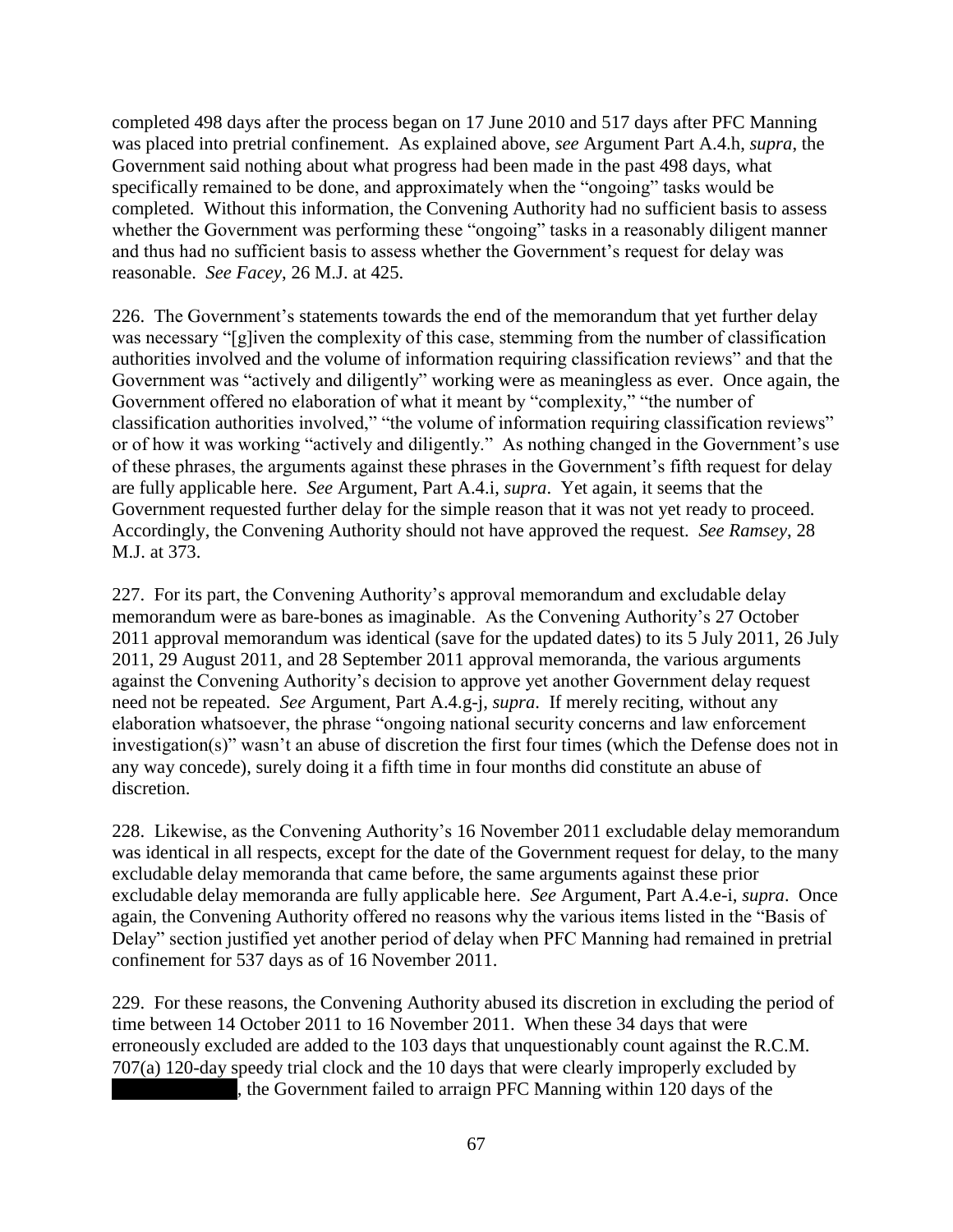completed 498 days after the process began on 17 June 2010 and 517 days after PFC Manning was placed into pretrial confinement. As explained above, *see* Argument Part A.4.h, *supra*, the Government said nothing about what progress had been made in the past 498 days, what specifically remained to be done, and approximately when the "ongoing" tasks would be completed. Without this information, the Convening Authority had no sufficient basis to assess whether the Government was performing these "ongoing" tasks in a reasonably diligent manner and thus had no sufficient basis to assess whether the Government's request for delay was reasonable. *See Facey*, 26 M.J. at 425.

226. The Government's statements towards the end of the memorandum that yet further delay was necessary "[g]iven the complexity of this case, stemming from the number of classification authorities involved and the volume of information requiring classification reviews" and that the Government was "actively and diligently" working were as meaningless as ever. Once again, the Government offered no elaboration of what it meant by "complexity," "the number of classification authorities involved," "the volume of information requiring classification reviews" or of how it was working "actively and diligently." As nothing changed in the Government's use of these phrases, the arguments against these phrases in the Government's fifth request for delay are fully applicable here. *See* Argument, Part A.4.i, *supra*. Yet again, it seems that the Government requested further delay for the simple reason that it was not yet ready to proceed. Accordingly, the Convening Authority should not have approved the request. *See Ramsey*, 28 M.J. at 373.

227. For its part, the Convening Authority's approval memorandum and excludable delay memorandum were as bare-bones as imaginable. As the Convening Authority's 27 October 2011 approval memorandum was identical (save for the updated dates) to its 5 July 2011, 26 July 2011, 29 August 2011, and 28 September 2011 approval memoranda, the various arguments against the Convening Authority's decision to approve yet another Government delay request need not be repeated. *See* Argument, Part A.4.g-j, *supra*. If merely reciting, without any elaboration whatsoever, the phrase "ongoing national security concerns and law enforcement investigation(s)" wasn't an abuse of discretion the first four times (which the Defense does not in any way concede), surely doing it a fifth time in four months did constitute an abuse of discretion.

228. Likewise, as the Convening Authority's 16 November 2011 excludable delay memorandum was identical in all respects, except for the date of the Government request for delay, to the many excludable delay memoranda that came before, the same arguments against these prior excludable delay memoranda are fully applicable here. *See* Argument, Part A.4.e-i, *supra*. Once again, the Convening Authority offered no reasons why the various items listed in the "Basis of Delay" section justified yet another period of delay when PFC Manning had remained in pretrial confinement for 537 days as of 16 November 2011.

229. For these reasons, the Convening Authority abused its discretion in excluding the period of time between 14 October 2011 to 16 November 2011. When these 34 days that were erroneously excluded are added to the 103 days that unquestionably count against the R.C.M. 707(a) 120-day speedy trial clock and the 10 days that were clearly improperly excluded by [REDACTED], the Government failed to arraign PFC Manning within 120 days of the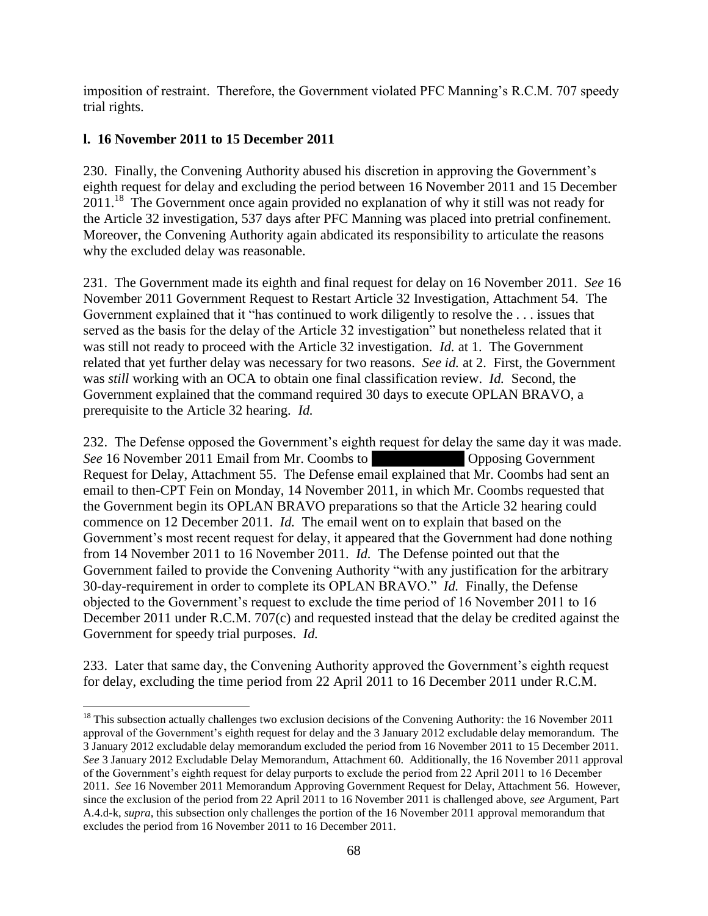imposition of restraint. Therefore, the Government violated PFC Manning's R.C.M. 707 speedy trial rights.

### l. 16 November 2011 to 15 December 2011

230. Finally, the Convening Authority abused his discretion in approving the Government's eighth request for delay and excluding the period between 16 November 2011 and 15 December 2011.[18] The Government once again provided no explanation of why it still was not ready for the Article 32 investigation, 537 days after PFC Manning was placed into pretrial confinement. Moreover, the Convening Authority again abdicated its responsibility to articulate the reasons why the excluded delay was reasonable.

231. The Government made its eighth and final request for delay on 16 November 2011. *See* 16 November 2011 Government Request to Restart Article 32 Investigation, Attachment 54. The Government explained that it "has continued to work diligently to resolve the . . . issues that served as the basis for the delay of the Article 32 investigation" but nonetheless related that it was still not ready to proceed with the Article 32 investigation. *Id.* at 1. The Government related that yet further delay was necessary for two reasons. *See id.* at 2. First, the Government was *still* working with an OCA to obtain one final classification review. *Id.* Second, the Government explained that the command required 30 days to execute OPLAN BRAVO, a prerequisite to the Article 32 hearing. *Id.*

232. The Defense opposed the Government's eighth request for delay the same day it was made. *See* 16 November 2011 Email from Mr. Coombs to [REDACTED] Opposing Government Request for Delay, Attachment 55. The Defense email explained that Mr. Coombs had sent an email to then-CPT Fein on Monday, 14 November 2011, in which Mr. Coombs requested that the Government begin its OPLAN BRAVO preparations so that the Article 32 hearing could commence on 12 December 2011. *Id.* The email went on to explain that based on the Government's most recent request for delay, it appeared that the Government had done nothing from 14 November 2011 to 16 November 2011. *Id.* The Defense pointed out that the Government failed to provide the Convening Authority "with any justification for the arbitrary 30-day-requirement in order to complete its OPLAN BRAVO." *Id.* Finally, the Defense objected to the Government's request to exclude the time period of 16 November 2011 to 16 December 2011 under R.C.M. 707(c) and requested instead that the delay be credited against the Government for speedy trial purposes. *Id.*

233. Later that same day, the Convening Authority approved the Government's eighth request for delay, excluding the time period from 22 April 2011 to 16 December 2011 under R.C.M.

---

[18] This subsection actually challenges two exclusion decisions of the Convening Authority: the 16 November 2011 approval of the Government's eighth request for delay and the 3 January 2012 excludable delay memorandum. The 3 January 2012 excludable delay memorandum excluded the period from 16 November 2011 to 15 December 2011. *See* 3 January 2012 Excludable Delay Memorandum, Attachment 60. Additionally, the 16 November 2011 approval of the Government's eighth request for delay purports to exclude the period from 22 April 2011 to 16 December 2011. *See* 16 November 2011 Memorandum Approving Government Request for Delay, Attachment 56. However, since the exclusion of the period from 22 April 2011 to 16 November 2011 is challenged above, *see* Argument, Part A.4.d-k, *supra*, this subsection only challenges the portion of the 16 November 2011 approval memorandum that excludes the period from 16 November 2011 to 16 December 2011.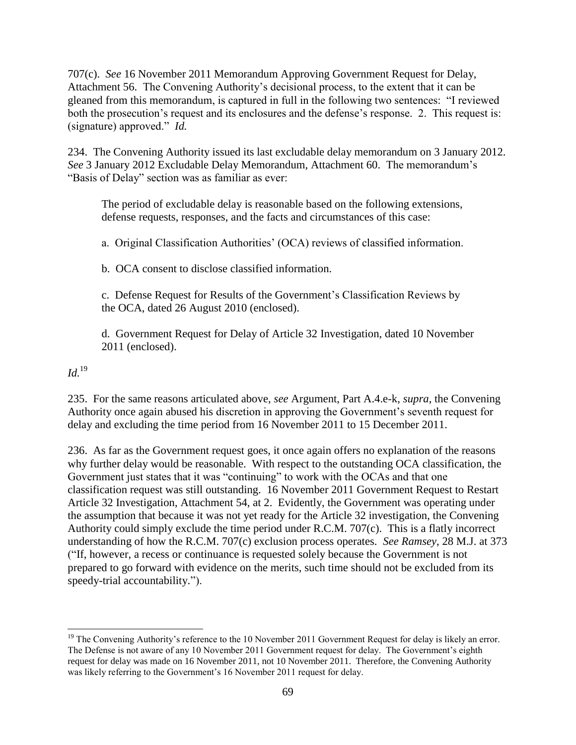707(c). *See* 16 November 2011 Memorandum Approving Government Request for Delay, Attachment 56. The Convening Authority's decisional process, to the extent that it can be gleaned from this memorandum, is captured in full in the following two sentences: "I reviewed both the prosecution's request and its enclosures and the defense's response. 2. This request is: (signature) approved." *Id.*

234. The Convening Authority issued its last excludable delay memorandum on 3 January 2012. *See* 3 January 2012 Excludable Delay Memorandum, Attachment 60. The memorandum's "Basis of Delay" section was as familiar as ever:

> The period of excludable delay is reasonable based on the following extensions, defense requests, responses, and the facts and circumstances of this case:
>
> a. Original Classification Authorities' (OCA) reviews of classified information.
>
> b. OCA consent to disclose classified information.
>
> c. Defense Request for Results of the Government's Classification Reviews by the OCA, dated 26 August 2010 (enclosed).
>
> d. Government Request for Delay of Article 32 Investigation, dated 10 November 2011 (enclosed).

*Id.*[19]

235. For the same reasons articulated above, *see* Argument, Part A.4.e-k, *supra*, the Convening Authority once again abused his discretion in approving the Government's seventh request for delay and excluding the time period from 16 November 2011 to 15 December 2011.

236. As far as the Government request goes, it once again offers no explanation of the reasons why further delay would be reasonable. With respect to the outstanding OCA classification, the Government just states that it was "continuing" to work with the OCAs and that one classification request was still outstanding. 16 November 2011 Government Request to Restart Article 32 Investigation, Attachment 54, at 2. Evidently, the Government was operating under the assumption that because it was not yet ready for the Article 32 investigation, the Convening Authority could simply exclude the time period under R.C.M. 707(c). This is a flatly incorrect understanding of how the R.C.M. 707(c) exclusion process operates. *See Ramsey*, 28 M.J. at 373 ("If, however, a recess or continuance is requested solely because the Government is not prepared to go forward with evidence on the merits, such time should not be excluded from its speedy-trial accountability.").

---

[19] The Convening Authority's reference to the 10 November 2011 Government Request for delay is likely an error. The Defense is not aware of any 10 November 2011 Government request for delay. The Government's eighth request for delay was made on 16 November 2011, not 10 November 2011. Therefore, the Convening Authority was likely referring to the Government's 16 November 2011 request for delay.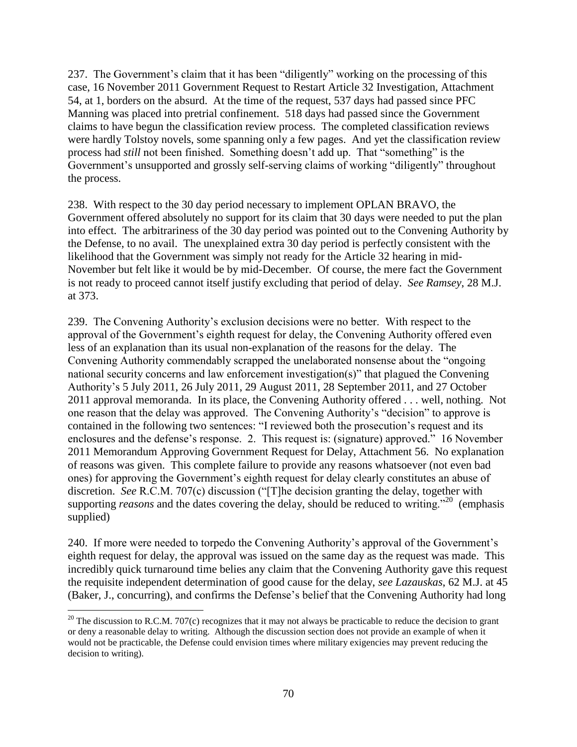237. The Government's claim that it has been "diligently" working on the processing of this case, 16 November 2011 Government Request to Restart Article 32 Investigation, Attachment 54, at 1, borders on the absurd. At the time of the request, 537 days had passed since PFC Manning was placed into pretrial confinement. 518 days had passed since the Government claims to have begun the classification review process. The completed classification reviews were hardly Tolstoy novels, some spanning only a few pages. And yet the classification review process had *still* not been finished. Something doesn't add up. That "something" is the Government's unsupported and grossly self-serving claims of working "diligently" throughout the process.

238. With respect to the 30 day period necessary to implement OPLAN BRAVO, the Government offered absolutely no support for its claim that 30 days were needed to put the plan into effect. The arbitrariness of the 30 day period was pointed out to the Convening Authority by the Defense, to no avail. The unexplained extra 30 day period is perfectly consistent with the likelihood that the Government was simply not ready for the Article 32 hearing in mid-November but felt like it would be by mid-December. Of course, the mere fact the Government is not ready to proceed cannot itself justify excluding that period of delay. *See Ramsey*, 28 M.J. at 373.

239. The Convening Authority's exclusion decisions were no better. With respect to the approval of the Government's eighth request for delay, the Convening Authority offered even less of an explanation than its usual non-explanation of the reasons for the delay. The Convening Authority commendably scrapped the unelaborated nonsense about the "ongoing national security concerns and law enforcement investigation(s)" that plagued the Convening Authority's 5 July 2011, 26 July 2011, 29 August 2011, 28 September 2011, and 27 October 2011 approval memoranda. In its place, the Convening Authority offered . . . well, nothing. Not one reason that the delay was approved. The Convening Authority's "decision" to approve is contained in the following two sentences: "I reviewed both the prosecution's request and its enclosures and the defense's response. 2. This request is: (signature) approved." 16 November 2011 Memorandum Approving Government Request for Delay, Attachment 56. No explanation of reasons was given. This complete failure to provide any reasons whatsoever (not even bad ones) for approving the Government's eighth request for delay clearly constitutes an abuse of discretion. *See* R.C.M. 707(c) discussion ("[T]he decision granting the delay, together with supporting *reasons* and the dates covering the delay, should be reduced to writing."[20] (emphasis supplied)

240. If more were needed to torpedo the Convening Authority's approval of the Government's eighth request for delay, the approval was issued on the same day as the request was made. This incredibly quick turnaround time belies any claim that the Convening Authority gave this request the requisite independent determination of good cause for the delay, *see Lazauskas*, 62 M.J. at 45 (Baker, J., concurring), and confirms the Defense's belief that the Convening Authority had long

---

[20] The discussion to R.C.M. 707(c) recognizes that it may not always be practicable to reduce the decision to grant or deny a reasonable delay to writing. Although the discussion section does not provide an example of when it would not be practicable, the Defense could envision times where military exigencies may prevent reducing the decision to writing).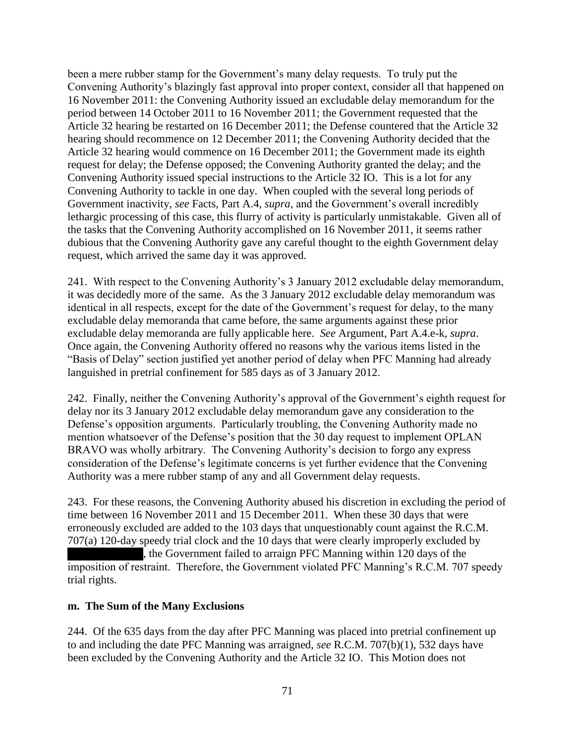been a mere rubber stamp for the Government's many delay requests. To truly put the Convening Authority's blazingly fast approval into proper context, consider all that happened on 16 November 2011: the Convening Authority issued an excludable delay memorandum for the period between 14 October 2011 to 16 November 2011; the Government requested that the Article 32 hearing be restarted on 16 December 2011; the Defense countered that the Article 32 hearing should recommence on 12 December 2011; the Convening Authority decided that the Article 32 hearing would commence on 16 December 2011; the Government made its eighth request for delay; the Defense opposed; the Convening Authority granted the delay; and the Convening Authority issued special instructions to the Article 32 IO. This is a lot for any Convening Authority to tackle in one day. When coupled with the several long periods of Government inactivity, *see* Facts, Part A.4, *supra*, and the Government's overall incredibly lethargic processing of this case, this flurry of activity is particularly unmistakable. Given all of the tasks that the Convening Authority accomplished on 16 November 2011, it seems rather dubious that the Convening Authority gave any careful thought to the eighth Government delay request, which arrived the same day it was approved.

241. With respect to the Convening Authority's 3 January 2012 excludable delay memorandum, it was decidedly more of the same. As the 3 January 2012 excludable delay memorandum was identical in all respects, except for the date of the Government's request for delay, to the many excludable delay memoranda that came before, the same arguments against these prior excludable delay memoranda are fully applicable here. *See* Argument, Part A.4.e-k, *supra*. Once again, the Convening Authority offered no reasons why the various items listed in the "Basis of Delay" section justified yet another period of delay when PFC Manning had already languished in pretrial confinement for 585 days as of 3 January 2012.

242. Finally, neither the Convening Authority's approval of the Government's eighth request for delay nor its 3 January 2012 excludable delay memorandum gave any consideration to the Defense's opposition arguments. Particularly troubling, the Convening Authority made no mention whatsoever of the Defense's position that the 30 day request to implement OPLAN BRAVO was wholly arbitrary. The Convening Authority's decision to forgo any express consideration of the Defense's legitimate concerns is yet further evidence that the Convening Authority was a mere rubber stamp of any and all Government delay requests.

243. For these reasons, the Convening Authority abused his discretion in excluding the period of time between 16 November 2011 and 15 December 2011. When these 30 days that were erroneously excluded are added to the 103 days that unquestionably count against the R.C.M. 707(a) 120-day speedy trial clock and the 10 days that were clearly improperly excluded by [REDACTED], the Government failed to arraign PFC Manning within 120 days of the imposition of restraint. Therefore, the Government violated PFC Manning's R.C.M. 707 speedy trial rights.

**m. The Sum of the Many Exclusions**

244. Of the 635 days from the day after PFC Manning was placed into pretrial confinement up to and including the date PFC Manning was arraigned, *see* R.C.M. 707(b)(1), 532 days have been excluded by the Convening Authority and the Article 32 IO. This Motion does not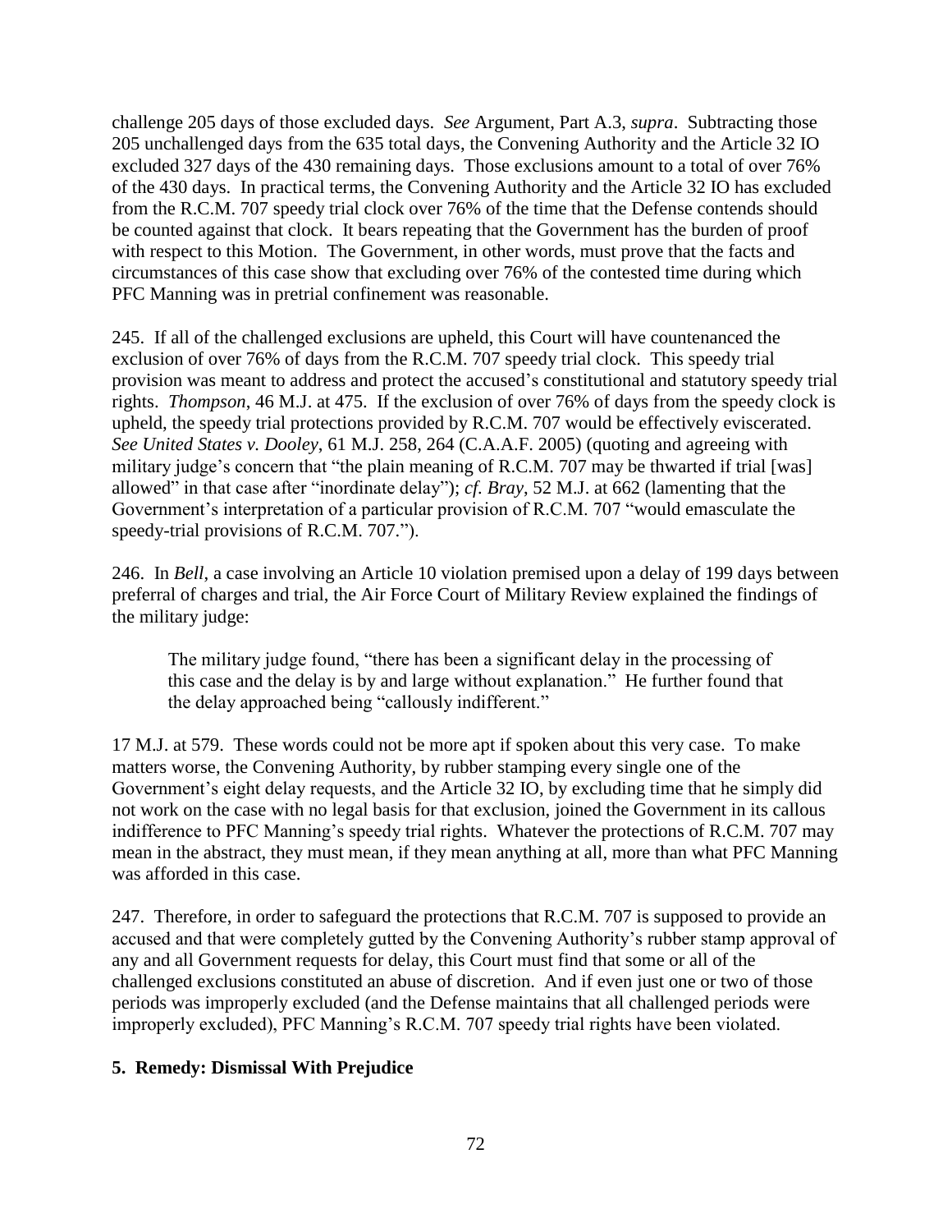challenge 205 days of those excluded days. *See* Argument, Part A.3, *supra*. Subtracting those 205 unchallenged days from the 635 total days, the Convening Authority and the Article 32 IO excluded 327 days of the 430 remaining days. Those exclusions amount to a total of over 76% of the 430 days. In practical terms, the Convening Authority and the Article 32 IO has excluded from the R.C.M. 707 speedy trial clock over 76% of the time that the Defense contends should be counted against that clock. It bears repeating that the Government has the burden of proof with respect to this Motion. The Government, in other words, must prove that the facts and circumstances of this case show that excluding over 76% of the contested time during which PFC Manning was in pretrial confinement was reasonable.

245. If all of the challenged exclusions are upheld, this Court will have countenanced the exclusion of over 76% of days from the R.C.M. 707 speedy trial clock. This speedy trial provision was meant to address and protect the accused's constitutional and statutory speedy trial rights. *Thompson*, 46 M.J. at 475. If the exclusion of over 76% of days from the speedy clock is upheld, the speedy trial protections provided by R.C.M. 707 would be effectively eviscerated. *See United States v. Dooley*, 61 M.J. 258, 264 (C.A.A.F. 2005) (quoting and agreeing with military judge's concern that "the plain meaning of R.C.M. 707 may be thwarted if trial [was] allowed" in that case after "inordinate delay"); *cf. Bray*, 52 M.J. at 662 (lamenting that the Government's interpretation of a particular provision of R.C.M. 707 "would emasculate the speedy-trial provisions of R.C.M. 707.").

246. In *Bell*, a case involving an Article 10 violation premised upon a delay of 199 days between preferral of charges and trial, the Air Force Court of Military Review explained the findings of the military judge:

> The military judge found, "there has been a significant delay in the processing of this case and the delay is by and large without explanation." He further found that the delay approached being "callously indifferent."

17 M.J. at 579. These words could not be more apt if spoken about this very case. To make matters worse, the Convening Authority, by rubber stamping every single one of the Government's eight delay requests, and the Article 32 IO, by excluding time that he simply did not work on the case with no legal basis for that exclusion, joined the Government in its callous indifference to PFC Manning's speedy trial rights. Whatever the protections of R.C.M. 707 may mean in the abstract, they must mean, if they mean anything at all, more than what PFC Manning was afforded in this case.

247. Therefore, in order to safeguard the protections that R.C.M. 707 is supposed to provide an accused and that were completely gutted by the Convening Authority's rubber stamp approval of any and all Government requests for delay, this Court must find that some or all of the challenged exclusions constituted an abuse of discretion. And if even just one or two of those periods was improperly excluded (and the Defense maintains that all challenged periods were improperly excluded), PFC Manning's R.C.M. 707 speedy trial rights have been violated.

**5. Remedy: Dismissal With Prejudice**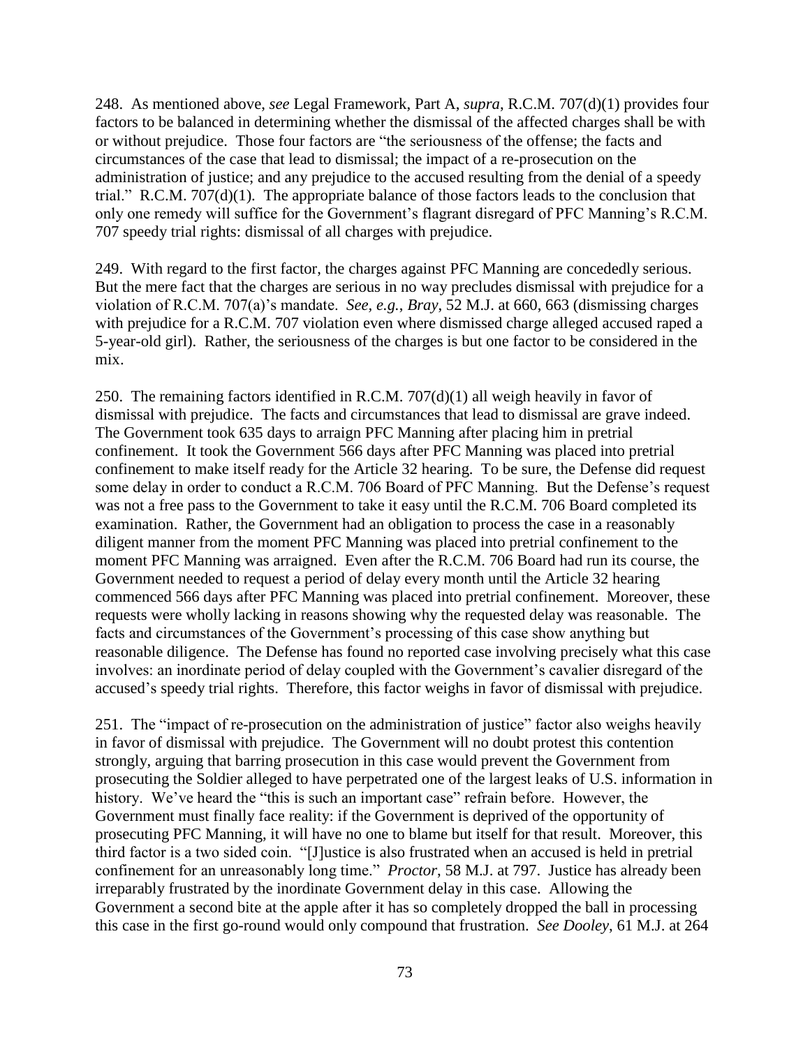248. As mentioned above, *see* Legal Framework, Part A, *supra*, R.C.M. 707(d)(1) provides four factors to be balanced in determining whether the dismissal of the affected charges shall be with or without prejudice. Those four factors are "the seriousness of the offense; the facts and circumstances of the case that lead to dismissal; the impact of a re-prosecution on the administration of justice; and any prejudice to the accused resulting from the denial of a speedy trial." R.C.M. 707(d)(1). The appropriate balance of those factors leads to the conclusion that only one remedy will suffice for the Government's flagrant disregard of PFC Manning's R.C.M. 707 speedy trial rights: dismissal of all charges with prejudice.

249. With regard to the first factor, the charges against PFC Manning are concededly serious. But the mere fact that the charges are serious in no way precludes dismissal with prejudice for a violation of R.C.M. 707(a)'s mandate. *See, e.g.*, *Bray*, 52 M.J. at 660, 663 (dismissing charges with prejudice for a R.C.M. 707 violation even where dismissed charge alleged accused raped a 5-year-old girl). Rather, the seriousness of the charges is but one factor to be considered in the mix.

250. The remaining factors identified in R.C.M. 707(d)(1) all weigh heavily in favor of dismissal with prejudice. The facts and circumstances that lead to dismissal are grave indeed. The Government took 635 days to arraign PFC Manning after placing him in pretrial confinement. It took the Government 566 days after PFC Manning was placed into pretrial confinement to make itself ready for the Article 32 hearing. To be sure, the Defense did request some delay in order to conduct a R.C.M. 706 Board of PFC Manning. But the Defense's request was not a free pass to the Government to take it easy until the R.C.M. 706 Board completed its examination. Rather, the Government had an obligation to process the case in a reasonably diligent manner from the moment PFC Manning was placed into pretrial confinement to the moment PFC Manning was arraigned. Even after the R.C.M. 706 Board had run its course, the Government needed to request a period of delay every month until the Article 32 hearing commenced 566 days after PFC Manning was placed into pretrial confinement. Moreover, these requests were wholly lacking in reasons showing why the requested delay was reasonable. The facts and circumstances of the Government's processing of this case show anything but reasonable diligence. The Defense has found no reported case involving precisely what this case involves: an inordinate period of delay coupled with the Government's cavalier disregard of the accused's speedy trial rights. Therefore, this factor weighs in favor of dismissal with prejudice.

251. The "impact of re-prosecution on the administration of justice" factor also weighs heavily in favor of dismissal with prejudice. The Government will no doubt protest this contention strongly, arguing that barring prosecution in this case would prevent the Government from prosecuting the Soldier alleged to have perpetrated one of the largest leaks of U.S. information in history. We've heard the "this is such an important case" refrain before. However, the Government must finally face reality: if the Government is deprived of the opportunity of prosecuting PFC Manning, it will have no one to blame but itself for that result. Moreover, this third factor is a two sided coin. "[J]ustice is also frustrated when an accused is held in pretrial confinement for an unreasonably long time." *Proctor*, 58 M.J. at 797. Justice has already been irreparably frustrated by the inordinate Government delay in this case. Allowing the Government a second bite at the apple after it has so completely dropped the ball in processing this case in the first go-round would only compound that frustration. *See Dooley*, 61 M.J. at 264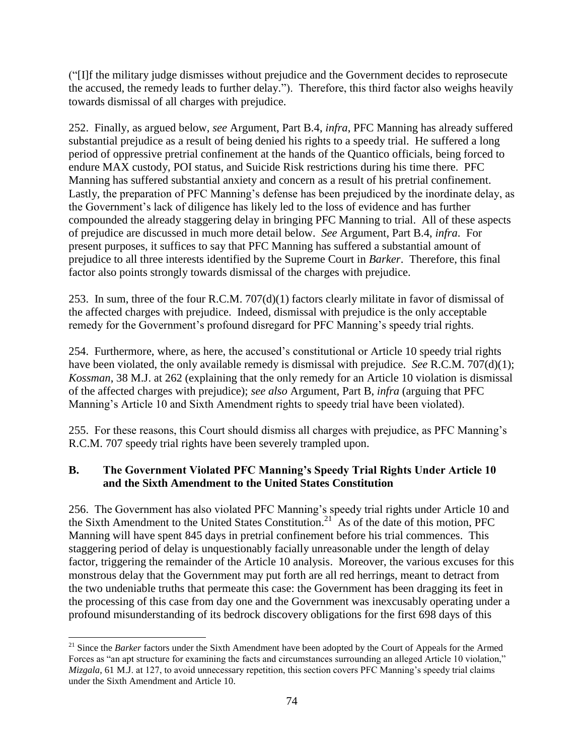("[I]f the military judge dismisses without prejudice and the Government decides to reprosecute the accused, the remedy leads to further delay."). Therefore, this third factor also weighs heavily towards dismissal of all charges with prejudice.

252. Finally, as argued below, *see* Argument, Part B.4, *infra*, PFC Manning has already suffered substantial prejudice as a result of being denied his rights to a speedy trial. He suffered a long period of oppressive pretrial confinement at the hands of the Quantico officials, being forced to endure MAX custody, POI status, and Suicide Risk restrictions during his time there. PFC Manning has suffered substantial anxiety and concern as a result of his pretrial confinement. Lastly, the preparation of PFC Manning's defense has been prejudiced by the inordinate delay, as the Government's lack of diligence has likely led to the loss of evidence and has further compounded the already staggering delay in bringing PFC Manning to trial. All of these aspects of prejudice are discussed in much more detail below. *See* Argument, Part B.4, *infra*. For present purposes, it suffices to say that PFC Manning has suffered a substantial amount of prejudice to all three interests identified by the Supreme Court in *Barker*. Therefore, this final factor also points strongly towards dismissal of the charges with prejudice.

253. In sum, three of the four R.C.M. 707(d)(1) factors clearly militate in favor of dismissal of the affected charges with prejudice. Indeed, dismissal with prejudice is the only acceptable remedy for the Government's profound disregard for PFC Manning's speedy trial rights.

254. Furthermore, where, as here, the accused's constitutional or Article 10 speedy trial rights have been violated, the only available remedy is dismissal with prejudice. *See* R.C.M. 707(d)(1); *Kossman*, 38 M.J. at 262 (explaining that the only remedy for an Article 10 violation is dismissal of the affected charges with prejudice); *see also* Argument, Part B, *infra* (arguing that PFC Manning's Article 10 and Sixth Amendment rights to speedy trial have been violated).

255. For these reasons, this Court should dismiss all charges with prejudice, as PFC Manning's R.C.M. 707 speedy trial rights have been severely trampled upon.

### B. The Government Violated PFC Manning's Speedy Trial Rights Under Article 10 and the Sixth Amendment to the United States Constitution

256. The Government has also violated PFC Manning's speedy trial rights under Article 10 and the Sixth Amendment to the United States Constitution.[21] As of the date of this motion, PFC Manning will have spent 845 days in pretrial confinement before his trial commences. This staggering period of delay is unquestionably facially unreasonable under the length of delay factor, triggering the remainder of the Article 10 analysis. Moreover, the various excuses for this monstrous delay that the Government may put forth are all red herrings, meant to detract from the two undeniable truths that permeate this case: the Government has been dragging its feet in the processing of this case from day one and the Government was inexcusably operating under a profound misunderstanding of its bedrock discovery obligations for the first 698 days of this

[21] Since the *Barker* factors under the Sixth Amendment have been adopted by the Court of Appeals for the Armed Forces as "an apt structure for examining the facts and circumstances surrounding an alleged Article 10 violation," *Mizgala*, 61 M.J. at 127, to avoid unnecessary repetition, this section covers PFC Manning's speedy trial claims under the Sixth Amendment and Article 10.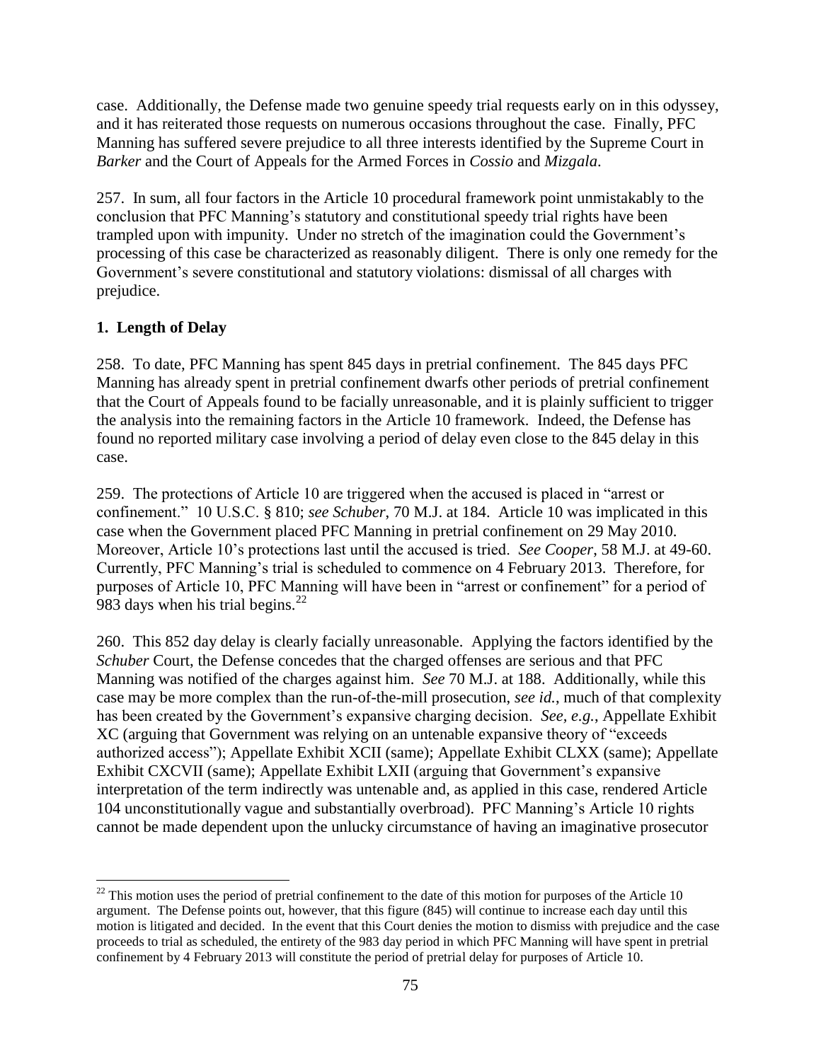case. Additionally, the Defense made two genuine speedy trial requests early on in this odyssey, and it has reiterated those requests on numerous occasions throughout the case. Finally, PFC Manning has suffered severe prejudice to all three interests identified by the Supreme Court in *Barker* and the Court of Appeals for the Armed Forces in *Cossio* and *Mizgala*.

257. In sum, all four factors in the Article 10 procedural framework point unmistakably to the conclusion that PFC Manning's statutory and constitutional speedy trial rights have been trampled upon with impunity. Under no stretch of the imagination could the Government's processing of this case be characterized as reasonably diligent. There is only one remedy for the Government's severe constitutional and statutory violations: dismissal of all charges with prejudice.

### 1. Length of Delay

258. To date, PFC Manning has spent 845 days in pretrial confinement. The 845 days PFC Manning has already spent in pretrial confinement dwarfs other periods of pretrial confinement that the Court of Appeals found to be facially unreasonable, and it is plainly sufficient to trigger the analysis into the remaining factors in the Article 10 framework. Indeed, the Defense has found no reported military case involving a period of delay even close to the 845 delay in this case.

259. The protections of Article 10 are triggered when the accused is placed in "arrest or confinement." 10 U.S.C. § 810; *see Schuber*, 70 M.J. at 184. Article 10 was implicated in this case when the Government placed PFC Manning in pretrial confinement on 29 May 2010. Moreover, Article 10's protections last until the accused is tried. *See Cooper*, 58 M.J. at 49-60. Currently, PFC Manning's trial is scheduled to commence on 4 February 2013. Therefore, for purposes of Article 10, PFC Manning will have been in "arrest or confinement" for a period of 983 days when his trial begins.[22]

260. This 852 day delay is clearly facially unreasonable. Applying the factors identified by the *Schuber* Court, the Defense concedes that the charged offenses are serious and that PFC Manning was notified of the charges against him. *See* 70 M.J. at 188. Additionally, while this case may be more complex than the run-of-the-mill prosecution, *see id.*, much of that complexity has been created by the Government's expansive charging decision. *See, e.g.*, Appellate Exhibit XC (arguing that Government was relying on an untenable expansive theory of "exceeds authorized access"); Appellate Exhibit XCII (same); Appellate Exhibit CLXX (same); Appellate Exhibit CXCVII (same); Appellate Exhibit LXII (arguing that Government's expansive interpretation of the term indirectly was untenable and, as applied in this case, rendered Article 104 unconstitutionally vague and substantially overbroad). PFC Manning's Article 10 rights cannot be made dependent upon the unlucky circumstance of having an imaginative prosecutor

---

[22] This motion uses the period of pretrial confinement to the date of this motion for purposes of the Article 10 argument. The Defense points out, however, that this figure (845) will continue to increase each day until this motion is litigated and decided. In the event that this Court denies the motion to dismiss with prejudice and the case proceeds to trial as scheduled, the entirety of the 983 day period in which PFC Manning will have spent in pretrial confinement by 4 February 2013 will constitute the period of pretrial delay for purposes of Article 10.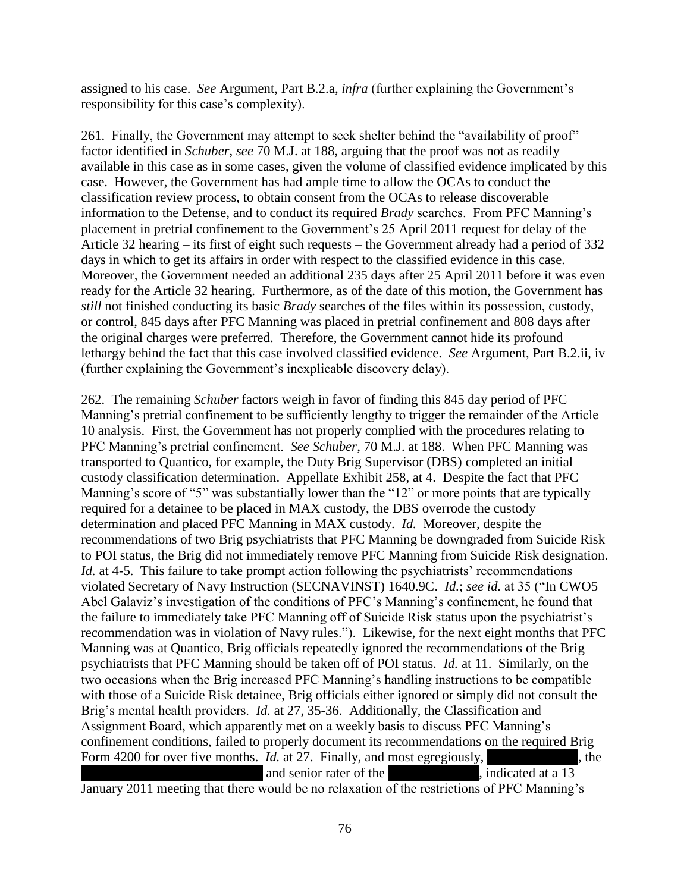assigned to his case. *See* Argument, Part B.2.a, *infra* (further explaining the Government's responsibility for this case's complexity).

261. Finally, the Government may attempt to seek shelter behind the "availability of proof" factor identified in *Schuber*, *see* 70 M.J. at 188, arguing that the proof was not as readily available in this case as in some cases, given the volume of classified evidence implicated by this case. However, the Government has had ample time to allow the OCAs to conduct the classification review process, to obtain consent from the OCAs to release discoverable information to the Defense, and to conduct its required *Brady* searches. From PFC Manning's placement in pretrial confinement to the Government's 25 April 2011 request for delay of the Article 32 hearing – its first of eight such requests – the Government already had a period of 332 days in which to get its affairs in order with respect to the classified evidence in this case. Moreover, the Government needed an additional 235 days after 25 April 2011 before it was even ready for the Article 32 hearing. Furthermore, as of the date of this motion, the Government has *still* not finished conducting its basic *Brady* searches of the files within its possession, custody, or control, 845 days after PFC Manning was placed in pretrial confinement and 808 days after the original charges were preferred. Therefore, the Government cannot hide its profound lethargy behind the fact that this case involved classified evidence. *See* Argument, Part B.2.ii, iv (further explaining the Government's inexplicable discovery delay).

262. The remaining *Schuber* factors weigh in favor of finding this 845 day period of PFC Manning's pretrial confinement to be sufficiently lengthy to trigger the remainder of the Article 10 analysis. First, the Government has not properly complied with the procedures relating to PFC Manning's pretrial confinement. *See Schuber*, 70 M.J. at 188. When PFC Manning was transported to Quantico, for example, the Duty Brig Supervisor (DBS) completed an initial custody classification determination. Appellate Exhibit 258, at 4. Despite the fact that PFC Manning's score of "5" was substantially lower than the "12" or more points that are typically required for a detainee to be placed in MAX custody, the DBS overrode the custody determination and placed PFC Manning in MAX custody. *Id.* Moreover, despite the recommendations of two Brig psychiatrists that PFC Manning be downgraded from Suicide Risk to POI status, the Brig did not immediately remove PFC Manning from Suicide Risk designation. *Id.* at 4-5. This failure to take prompt action following the psychiatrists' recommendations violated Secretary of Navy Instruction (SECNAVINST) 1640.9C. *Id.*; *see id.* at 35 ("In CWO5 Abel Galaviz's investigation of the conditions of PFC's Manning's confinement, he found that the failure to immediately take PFC Manning off of Suicide Risk status upon the psychiatrist's recommendation was in violation of Navy rules."). Likewise, for the next eight months that PFC Manning was at Quantico, Brig officials repeatedly ignored the recommendations of the Brig psychiatrists that PFC Manning should be taken off of POI status. *Id.* at 11. Similarly, on the two occasions when the Brig increased PFC Manning's handling instructions to be compatible with those of a Suicide Risk detainee, Brig officials either ignored or simply did not consult the Brig's mental health providers. *Id.* at 27, 35-36. Additionally, the Classification and Assignment Board, which apparently met on a weekly basis to discuss PFC Manning's confinement conditions, failed to properly document its recommendations on the required Brig Form 4200 for over five months. *Id.* at 27. Finally, and most egregiously, [REDACTED], the [REDACTED] and senior rater of the [REDACTED], indicated at a 13 January 2011 meeting that there would be no relaxation of the restrictions of PFC Manning's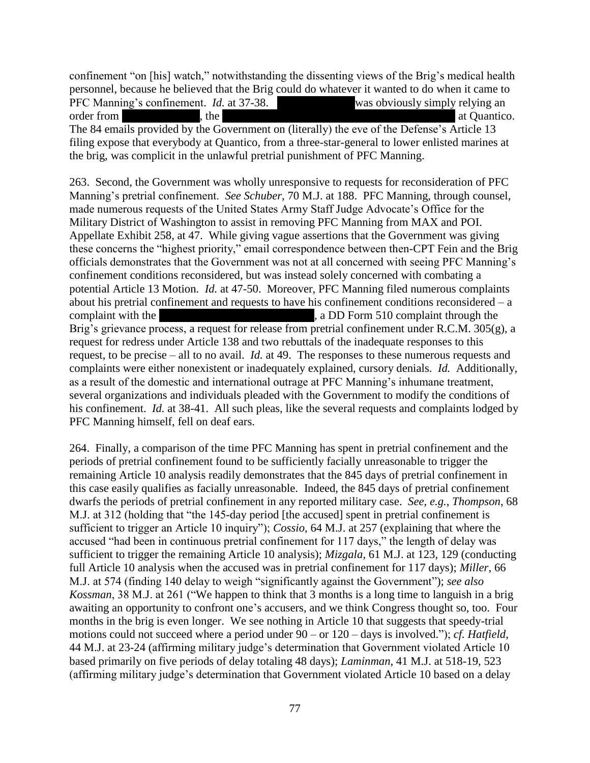confinement "on [his] watch," notwithstanding the dissenting views of the Brig's medical health personnel, because he believed that the Brig could do whatever it wanted to do when it came to PFC Manning's confinement. *Id.* at 37-38. [REDACTED] was obviously simply relying an order from [REDACTED], the [REDACTED] at Quantico. The 84 emails provided by the Government on (literally) the eve of the Defense's Article 13 filing expose that everybody at Quantico, from a three-star-general to lower enlisted marines at the brig, was complicit in the unlawful pretrial punishment of PFC Manning.

263. Second, the Government was wholly unresponsive to requests for reconsideration of PFC Manning's pretrial confinement. *See Schuber*, 70 M.J. at 188. PFC Manning, through counsel, made numerous requests of the United States Army Staff Judge Advocate's Office for the Military District of Washington to assist in removing PFC Manning from MAX and POI. Appellate Exhibit 258, at 47. While giving vague assertions that the Government was giving these concerns the "highest priority," email correspondence between then-CPT Fein and the Brig officials demonstrates that the Government was not at all concerned with seeing PFC Manning's confinement conditions reconsidered, but was instead solely concerned with combating a potential Article 13 Motion. *Id.* at 47-50. Moreover, PFC Manning filed numerous complaints about his pretrial confinement and requests to have his confinement conditions reconsidered – a complaint with the [REDACTED], a DD Form 510 complaint through the Brig's grievance process, a request for release from pretrial confinement under R.C.M. 305(g), a request for redress under Article 138 and two rebuttals of the inadequate responses to this request, to be precise – all to no avail. *Id.* at 49. The responses to these numerous requests and complaints were either nonexistent or inadequately explained, cursory denials. *Id.* Additionally, as a result of the domestic and international outrage at PFC Manning's inhumane treatment, several organizations and individuals pleaded with the Government to modify the conditions of his confinement. *Id.* at 38-41. All such pleas, like the several requests and complaints lodged by PFC Manning himself, fell on deaf ears.

264. Finally, a comparison of the time PFC Manning has spent in pretrial confinement and the periods of pretrial confinement found to be sufficiently facially unreasonable to trigger the remaining Article 10 analysis readily demonstrates that the 845 days of pretrial confinement in this case easily qualifies as facially unreasonable. Indeed, the 845 days of pretrial confinement dwarfs the periods of pretrial confinement in any reported military case. *See, e.g.*, *Thompson*, 68 M.J. at 312 (holding that "the 145-day period [the accused] spent in pretrial confinement is sufficient to trigger an Article 10 inquiry"); *Cossio*, 64 M.J. at 257 (explaining that where the accused "had been in continuous pretrial confinement for 117 days," the length of delay was sufficient to trigger the remaining Article 10 analysis); *Mizgala*, 61 M.J. at 123, 129 (conducting full Article 10 analysis when the accused was in pretrial confinement for 117 days); *Miller*, 66 M.J. at 574 (finding 140 delay to weigh "significantly against the Government"); *see also Kossman*, 38 M.J. at 261 ("We happen to think that 3 months is a long time to languish in a brig awaiting an opportunity to confront one's accusers, and we think Congress thought so, too. Four months in the brig is even longer. We see nothing in Article 10 that suggests that speedy-trial motions could not succeed where a period under 90 – or 120 – days is involved."); *cf. Hatfield*, 44 M.J. at 23-24 (affirming military judge's determination that Government violated Article 10 based primarily on five periods of delay totaling 48 days); *Laminman*, 41 M.J. at 518-19, 523 (affirming military judge's determination that Government violated Article 10 based on a delay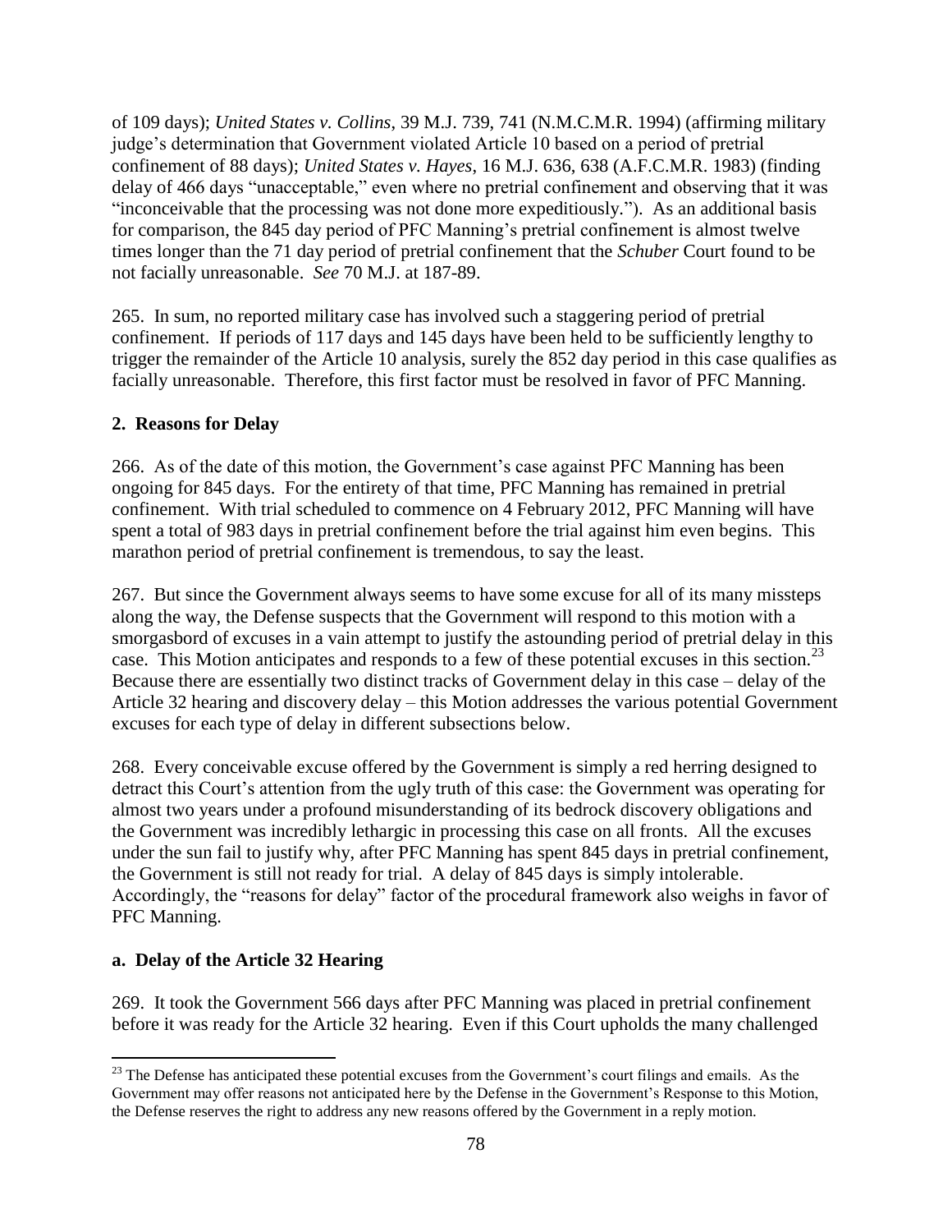of 109 days); *United States v. Collins*, 39 M.J. 739, 741 (N.M.C.M.R. 1994) (affirming military judge's determination that Government violated Article 10 based on a period of pretrial confinement of 88 days); *United States v. Hayes*, 16 M.J. 636, 638 (A.F.C.M.R. 1983) (finding delay of 466 days "unacceptable," even where no pretrial confinement and observing that it was "inconceivable that the processing was not done more expeditiously."). As an additional basis for comparison, the 845 day period of PFC Manning's pretrial confinement is almost twelve times longer than the 71 day period of pretrial confinement that the *Schuber* Court found to be not facially unreasonable. *See* 70 M.J. at 187-89.

265. In sum, no reported military case has involved such a staggering period of pretrial confinement. If periods of 117 days and 145 days have been held to be sufficiently lengthy to trigger the remainder of the Article 10 analysis, surely the 852 day period in this case qualifies as facially unreasonable. Therefore, this first factor must be resolved in favor of PFC Manning.

**2. Reasons for Delay**

266. As of the date of this motion, the Government's case against PFC Manning has been ongoing for 845 days. For the entirety of that time, PFC Manning has remained in pretrial confinement. With trial scheduled to commence on 4 February 2012, PFC Manning will have spent a total of 983 days in pretrial confinement before the trial against him even begins. This marathon period of pretrial confinement is tremendous, to say the least.

267. But since the Government always seems to have some excuse for all of its many missteps along the way, the Defense suspects that the Government will respond to this motion with a smorgasbord of excuses in a vain attempt to justify the astounding period of pretrial delay in this case. This Motion anticipates and responds to a few of these potential excuses in this section.[23] Because there are essentially two distinct tracks of Government delay in this case – delay of the Article 32 hearing and discovery delay – this Motion addresses the various potential Government excuses for each type of delay in different subsections below.

268. Every conceivable excuse offered by the Government is simply a red herring designed to detract this Court's attention from the ugly truth of this case: the Government was operating for almost two years under a profound misunderstanding of its bedrock discovery obligations and the Government was incredibly lethargic in processing this case on all fronts. All the excuses under the sun fail to justify why, after PFC Manning has spent 845 days in pretrial confinement, the Government is still not ready for trial. A delay of 845 days is simply intolerable. Accordingly, the "reasons for delay" factor of the procedural framework also weighs in favor of PFC Manning.

**a. Delay of the Article 32 Hearing**

269. It took the Government 566 days after PFC Manning was placed in pretrial confinement before it was ready for the Article 32 hearing. Even if this Court upholds the many challenged

[23] The Defense has anticipated these potential excuses from the Government's court filings and emails. As the Government may offer reasons not anticipated here by the Defense in the Government's Response to this Motion, the Defense reserves the right to address any new reasons offered by the Government in a reply motion.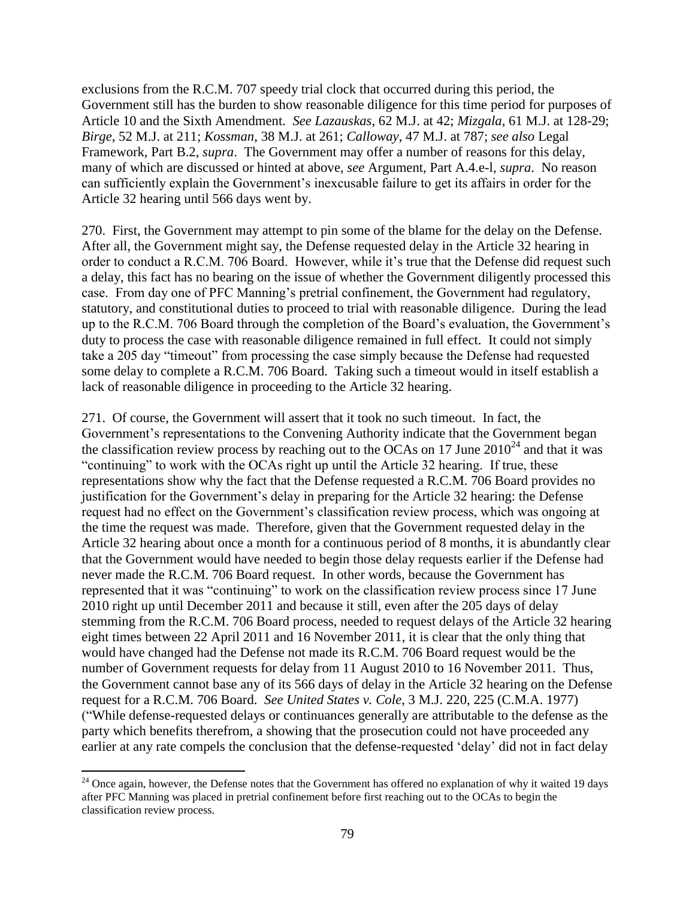exclusions from the R.C.M. 707 speedy trial clock that occurred during this period, the Government still has the burden to show reasonable diligence for this time period for purposes of Article 10 and the Sixth Amendment. *See Lazauskas*, 62 M.J. at 42; *Mizgala*, 61 M.J. at 128-29; *Birge*, 52 M.J. at 211; *Kossman*, 38 M.J. at 261; *Calloway*, 47 M.J. at 787; *see also* Legal Framework, Part B.2, *supra*. The Government may offer a number of reasons for this delay, many of which are discussed or hinted at above, *see* Argument, Part A.4.e-l, *supra*. No reason can sufficiently explain the Government's inexcusable failure to get its affairs in order for the Article 32 hearing until 566 days went by.

270. First, the Government may attempt to pin some of the blame for the delay on the Defense. After all, the Government might say, the Defense requested delay in the Article 32 hearing in order to conduct a R.C.M. 706 Board. However, while it's true that the Defense did request such a delay, this fact has no bearing on the issue of whether the Government diligently processed this case. From day one of PFC Manning's pretrial confinement, the Government had regulatory, statutory, and constitutional duties to proceed to trial with reasonable diligence. During the lead up to the R.C.M. 706 Board through the completion of the Board's evaluation, the Government's duty to process the case with reasonable diligence remained in full effect. It could not simply take a 205 day "timeout" from processing the case simply because the Defense had requested some delay to complete a R.C.M. 706 Board. Taking such a timeout would in itself establish a lack of reasonable diligence in proceeding to the Article 32 hearing.

271. Of course, the Government will assert that it took no such timeout. In fact, the Government's representations to the Convening Authority indicate that the Government began the classification review process by reaching out to the OCAs on 17 June 2010[24] and that it was "continuing" to work with the OCAs right up until the Article 32 hearing. If true, these representations show why the fact that the Defense requested a R.C.M. 706 Board provides no justification for the Government's delay in preparing for the Article 32 hearing: the Defense request had no effect on the Government's classification review process, which was ongoing at the time the request was made. Therefore, given that the Government requested delay in the Article 32 hearing about once a month for a continuous period of 8 months, it is abundantly clear that the Government would have needed to begin those delay requests earlier if the Defense had never made the R.C.M. 706 Board request. In other words, because the Government has represented that it was "continuing" to work on the classification review process since 17 June 2010 right up until December 2011 and because it still, even after the 205 days of delay stemming from the R.C.M. 706 Board process, needed to request delays of the Article 32 hearing eight times between 22 April 2011 and 16 November 2011, it is clear that the only thing that would have changed had the Defense not made its R.C.M. 706 Board request would be the number of Government requests for delay from 11 August 2010 to 16 November 2011. Thus, the Government cannot base any of its 566 days of delay in the Article 32 hearing on the Defense request for a R.C.M. 706 Board. *See United States v. Cole*, 3 M.J. 220, 225 (C.M.A. 1977) ("While defense-requested delays or continuances generally are attributable to the defense as the party which benefits therefrom, a showing that the prosecution could not have proceeded any earlier at any rate compels the conclusion that the defense-requested 'delay' did not in fact delay

[24] Once again, however, the Defense notes that the Government has offered no explanation of why it waited 19 days after PFC Manning was placed in pretrial confinement before first reaching out to the OCAs to begin the classification review process.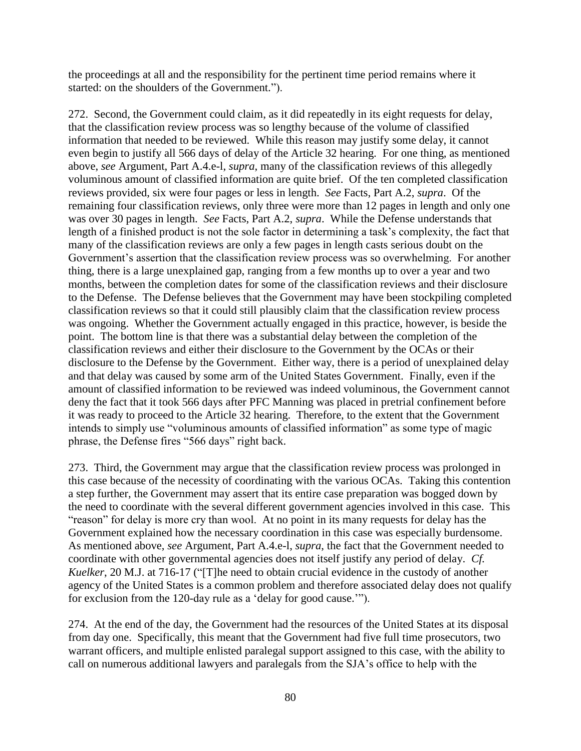the proceedings at all and the responsibility for the pertinent time period remains where it started: on the shoulders of the Government.").

272. Second, the Government could claim, as it did repeatedly in its eight requests for delay, that the classification review process was so lengthy because of the volume of classified information that needed to be reviewed. While this reason may justify some delay, it cannot even begin to justify all 566 days of delay of the Article 32 hearing. For one thing, as mentioned above, *see* Argument, Part A.4.e-l, *supra*, many of the classification reviews of this allegedly voluminous amount of classified information are quite brief. Of the ten completed classification reviews provided, six were four pages or less in length. *See* Facts, Part A.2, *supra*. Of the remaining four classification reviews, only three were more than 12 pages in length and only one was over 30 pages in length. *See* Facts, Part A.2, *supra*. While the Defense understands that length of a finished product is not the sole factor in determining a task's complexity, the fact that many of the classification reviews are only a few pages in length casts serious doubt on the Government's assertion that the classification review process was so overwhelming. For another thing, there is a large unexplained gap, ranging from a few months up to over a year and two months, between the completion dates for some of the classification reviews and their disclosure to the Defense. The Defense believes that the Government may have been stockpiling completed classification reviews so that it could still plausibly claim that the classification review process was ongoing. Whether the Government actually engaged in this practice, however, is beside the point. The bottom line is that there was a substantial delay between the completion of the classification reviews and either their disclosure to the Government by the OCAs or their disclosure to the Defense by the Government. Either way, there is a period of unexplained delay and that delay was caused by some arm of the United States Government. Finally, even if the amount of classified information to be reviewed was indeed voluminous, the Government cannot deny the fact that it took 566 days after PFC Manning was placed in pretrial confinement before it was ready to proceed to the Article 32 hearing. Therefore, to the extent that the Government intends to simply use "voluminous amounts of classified information" as some type of magic phrase, the Defense fires "566 days" right back.

273. Third, the Government may argue that the classification review process was prolonged in this case because of the necessity of coordinating with the various OCAs. Taking this contention a step further, the Government may assert that its entire case preparation was bogged down by the need to coordinate with the several different government agencies involved in this case. This "reason" for delay is more cry than wool. At no point in its many requests for delay has the Government explained how the necessary coordination in this case was especially burdensome. As mentioned above, *see* Argument, Part A.4.e-l, *supra*, the fact that the Government needed to coordinate with other governmental agencies does not itself justify any period of delay. *Cf. Kuelker*, 20 M.J. at 716-17 ("[T]he need to obtain crucial evidence in the custody of another agency of the United States is a common problem and therefore associated delay does not qualify for exclusion from the 120-day rule as a 'delay for good cause.'").

274. At the end of the day, the Government had the resources of the United States at its disposal from day one. Specifically, this meant that the Government had five full time prosecutors, two warrant officers, and multiple enlisted paralegal support assigned to this case, with the ability to call on numerous additional lawyers and paralegals from the SJA's office to help with the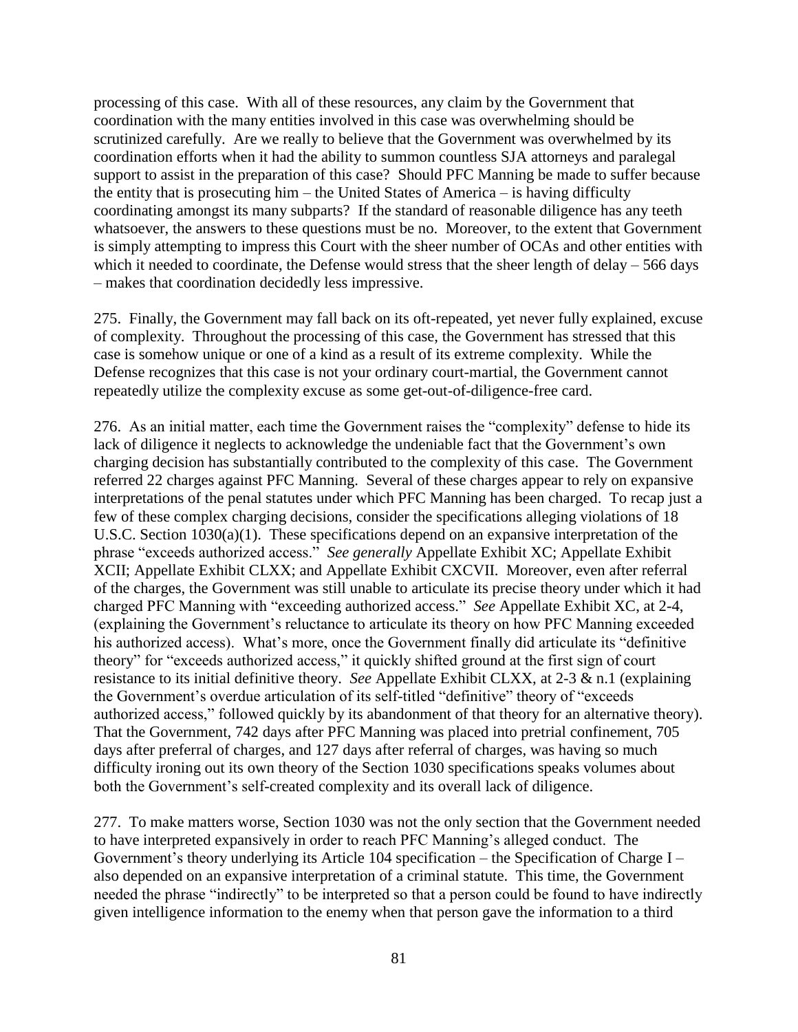processing of this case. With all of these resources, any claim by the Government that coordination with the many entities involved in this case was overwhelming should be scrutinized carefully. Are we really to believe that the Government was overwhelmed by its coordination efforts when it had the ability to summon countless SJA attorneys and paralegal support to assist in the preparation of this case? Should PFC Manning be made to suffer because the entity that is prosecuting him – the United States of America – is having difficulty coordinating amongst its many subparts? If the standard of reasonable diligence has any teeth whatsoever, the answers to these questions must be no. Moreover, to the extent that Government is simply attempting to impress this Court with the sheer number of OCAs and other entities with which it needed to coordinate, the Defense would stress that the sheer length of delay – 566 days – makes that coordination decidedly less impressive.

275. Finally, the Government may fall back on its oft-repeated, yet never fully explained, excuse of complexity. Throughout the processing of this case, the Government has stressed that this case is somehow unique or one of a kind as a result of its extreme complexity. While the Defense recognizes that this case is not your ordinary court-martial, the Government cannot repeatedly utilize the complexity excuse as some get-out-of-diligence-free card.

276. As an initial matter, each time the Government raises the "complexity" defense to hide its lack of diligence it neglects to acknowledge the undeniable fact that the Government's own charging decision has substantially contributed to the complexity of this case. The Government referred 22 charges against PFC Manning. Several of these charges appear to rely on expansive interpretations of the penal statutes under which PFC Manning has been charged. To recap just a few of these complex charging decisions, consider the specifications alleging violations of 18 U.S.C. Section 1030(a)(1). These specifications depend on an expansive interpretation of the phrase "exceeds authorized access." *See generally* Appellate Exhibit XC; Appellate Exhibit XCII; Appellate Exhibit CLXX; and Appellate Exhibit CXCVII. Moreover, even after referral of the charges, the Government was still unable to articulate its precise theory under which it had charged PFC Manning with "exceeding authorized access." *See* Appellate Exhibit XC, at 2-4, (explaining the Government's reluctance to articulate its theory on how PFC Manning exceeded his authorized access). What's more, once the Government finally did articulate its "definitive theory" for "exceeds authorized access," it quickly shifted ground at the first sign of court resistance to its initial definitive theory. *See* Appellate Exhibit CLXX, at 2-3 & n.1 (explaining the Government's overdue articulation of its self-titled "definitive" theory of "exceeds authorized access," followed quickly by its abandonment of that theory for an alternative theory). That the Government, 742 days after PFC Manning was placed into pretrial confinement, 705 days after preferral of charges, and 127 days after referral of charges, was having so much difficulty ironing out its own theory of the Section 1030 specifications speaks volumes about both the Government's self-created complexity and its overall lack of diligence.

277. To make matters worse, Section 1030 was not the only section that the Government needed to have interpreted expansively in order to reach PFC Manning's alleged conduct. The Government's theory underlying its Article 104 specification – the Specification of Charge I – also depended on an expansive interpretation of a criminal statute. This time, the Government needed the phrase "indirectly" to be interpreted so that a person could be found to have indirectly given intelligence information to the enemy when that person gave the information to a third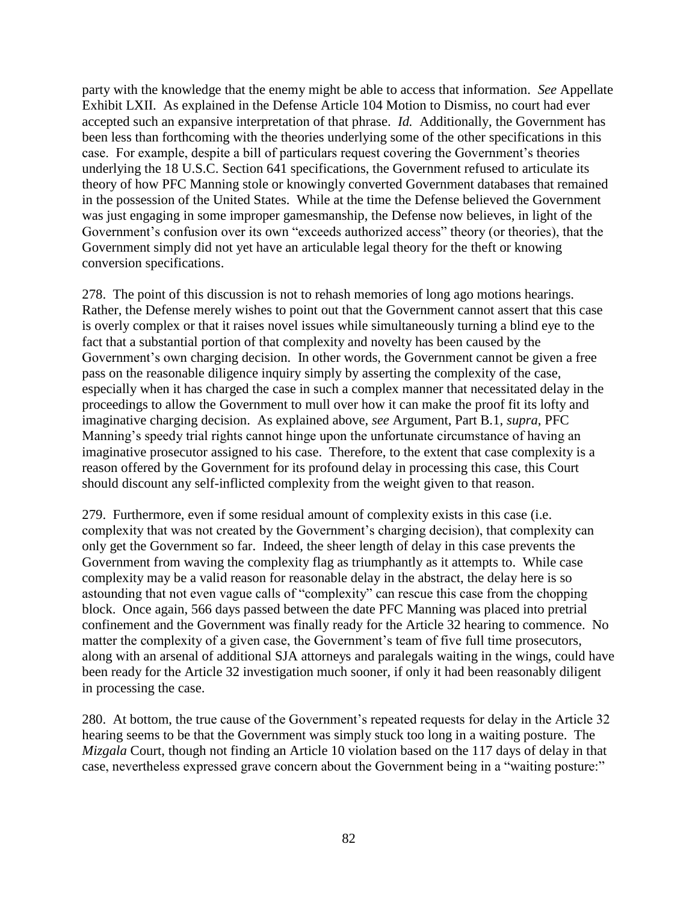party with the knowledge that the enemy might be able to access that information. *See* Appellate Exhibit LXII. As explained in the Defense Article 104 Motion to Dismiss, no court had ever accepted such an expansive interpretation of that phrase. *Id.* Additionally, the Government has been less than forthcoming with the theories underlying some of the other specifications in this case. For example, despite a bill of particulars request covering the Government's theories underlying the 18 U.S.C. Section 641 specifications, the Government refused to articulate its theory of how PFC Manning stole or knowingly converted Government databases that remained in the possession of the United States. While at the time the Defense believed the Government was just engaging in some improper gamesmanship, the Defense now believes, in light of the Government's confusion over its own "exceeds authorized access" theory (or theories), that the Government simply did not yet have an articulable legal theory for the theft or knowing conversion specifications.

278. The point of this discussion is not to rehash memories of long ago motions hearings. Rather, the Defense merely wishes to point out that the Government cannot assert that this case is overly complex or that it raises novel issues while simultaneously turning a blind eye to the fact that a substantial portion of that complexity and novelty has been caused by the Government's own charging decision. In other words, the Government cannot be given a free pass on the reasonable diligence inquiry simply by asserting the complexity of the case, especially when it has charged the case in such a complex manner that necessitated delay in the proceedings to allow the Government to mull over how it can make the proof fit its lofty and imaginative charging decision. As explained above, *see* Argument, Part B.1, *supra*, PFC Manning's speedy trial rights cannot hinge upon the unfortunate circumstance of having an imaginative prosecutor assigned to his case. Therefore, to the extent that case complexity is a reason offered by the Government for its profound delay in processing this case, this Court should discount any self-inflicted complexity from the weight given to that reason.

279. Furthermore, even if some residual amount of complexity exists in this case (i.e. complexity that was not created by the Government's charging decision), that complexity can only get the Government so far. Indeed, the sheer length of delay in this case prevents the Government from waving the complexity flag as triumphantly as it attempts to. While case complexity may be a valid reason for reasonable delay in the abstract, the delay here is so astounding that not even vague calls of "complexity" can rescue this case from the chopping block. Once again, 566 days passed between the date PFC Manning was placed into pretrial confinement and the Government was finally ready for the Article 32 hearing to commence. No matter the complexity of a given case, the Government's team of five full time prosecutors, along with an arsenal of additional SJA attorneys and paralegals waiting in the wings, could have been ready for the Article 32 investigation much sooner, if only it had been reasonably diligent in processing the case.

280. At bottom, the true cause of the Government's repeated requests for delay in the Article 32 hearing seems to be that the Government was simply stuck too long in a waiting posture. The *Mizgala* Court, though not finding an Article 10 violation based on the 117 days of delay in that case, nevertheless expressed grave concern about the Government being in a "waiting posture:"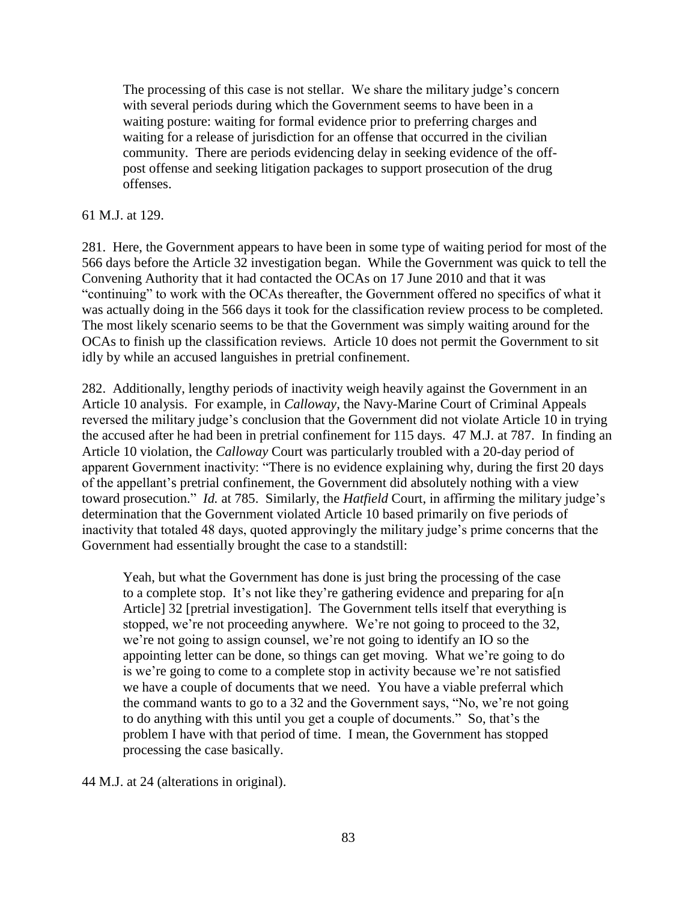> The processing of this case is not stellar. We share the military judge's concern with several periods during which the Government seems to have been in a waiting posture: waiting for formal evidence prior to preferring charges and waiting for a release of jurisdiction for an offense that occurred in the civilian community. There are periods evidencing delay in seeking evidence of the off-post offense and seeking litigation packages to support prosecution of the drug offenses.

61 M.J. at 129.

281. Here, the Government appears to have been in some type of waiting period for most of the 566 days before the Article 32 investigation began. While the Government was quick to tell the Convening Authority that it had contacted the OCAs on 17 June 2010 and that it was "continuing" to work with the OCAs thereafter, the Government offered no specifics of what it was actually doing in the 566 days it took for the classification review process to be completed. The most likely scenario seems to be that the Government was simply waiting around for the OCAs to finish up the classification reviews. Article 10 does not permit the Government to sit idly by while an accused languishes in pretrial confinement.

282. Additionally, lengthy periods of inactivity weigh heavily against the Government in an Article 10 analysis. For example, in *Calloway*, the Navy-Marine Court of Criminal Appeals reversed the military judge's conclusion that the Government did not violate Article 10 in trying the accused after he had been in pretrial confinement for 115 days. 47 M.J. at 787. In finding an Article 10 violation, the *Calloway* Court was particularly troubled with a 20-day period of apparent Government inactivity: "There is no evidence explaining why, during the first 20 days of the appellant's pretrial confinement, the Government did absolutely nothing with a view toward prosecution." *Id.* at 785. Similarly, the *Hatfield* Court, in affirming the military judge's determination that the Government violated Article 10 based primarily on five periods of inactivity that totaled 48 days, quoted approvingly the military judge's prime concerns that the Government had essentially brought the case to a standstill:

> Yeah, but what the Government has done is just bring the processing of the case to a complete stop. It's not like they're gathering evidence and preparing for a[n Article] 32 [pretrial investigation]. The Government tells itself that everything is stopped, we're not proceeding anywhere. We're not going to proceed to the 32, we're not going to assign counsel, we're not going to identify an IO so the appointing letter can be done, so things can get moving. What we're going to do is we're going to come to a complete stop in activity because we're not satisfied we have a couple of documents that we need. You have a viable preferral which the command wants to go to a 32 and the Government says, "No, we're not going to do anything with this until you get a couple of documents." So, that's the problem I have with that period of time. I mean, the Government has stopped processing the case basically.

44 M.J. at 24 (alterations in original).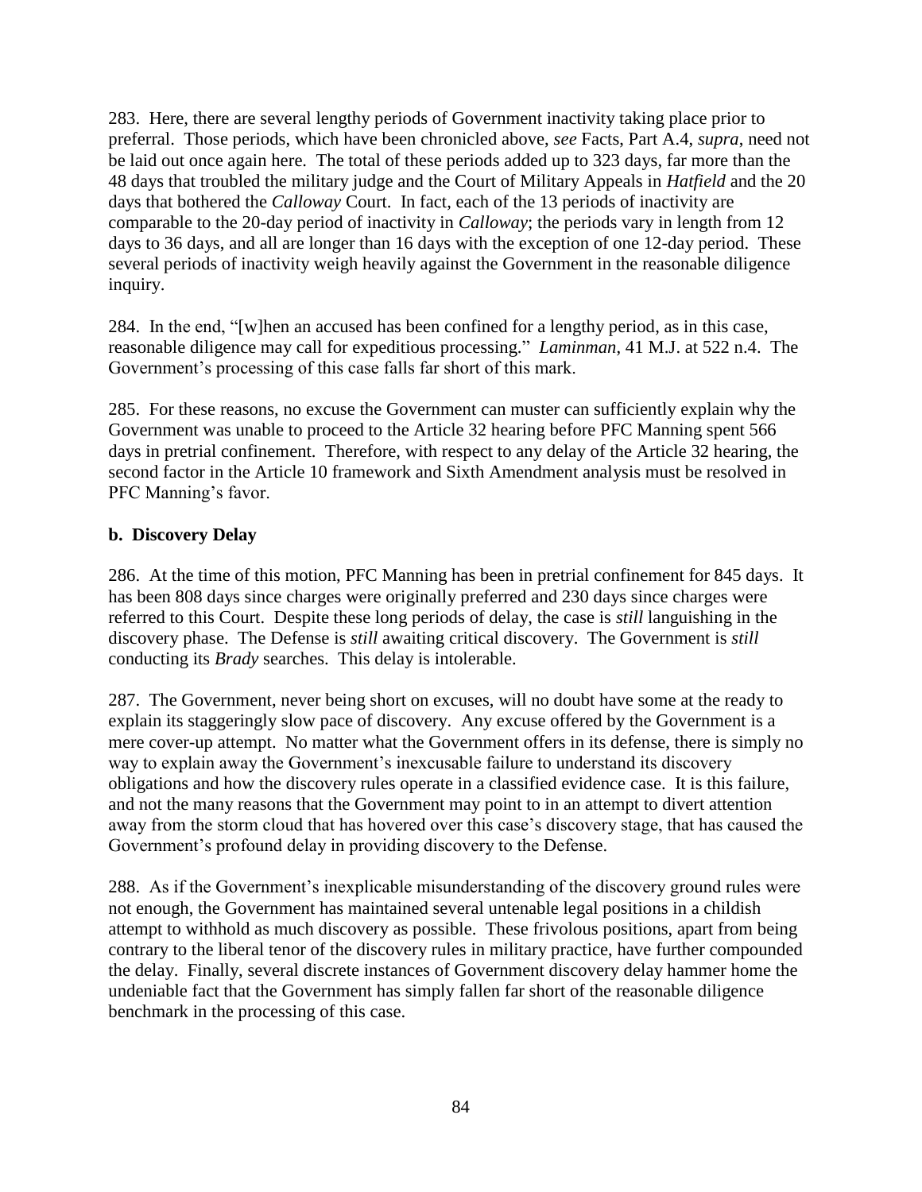283. Here, there are several lengthy periods of Government inactivity taking place prior to preferral. Those periods, which have been chronicled above, *see* Facts, Part A.4, *supra*, need not be laid out once again here. The total of these periods added up to 323 days, far more than the 48 days that troubled the military judge and the Court of Military Appeals in *Hatfield* and the 20 days that bothered the *Calloway* Court. In fact, each of the 13 periods of inactivity are comparable to the 20-day period of inactivity in *Calloway*; the periods vary in length from 12 days to 36 days, and all are longer than 16 days with the exception of one 12-day period. These several periods of inactivity weigh heavily against the Government in the reasonable diligence inquiry.

284. In the end, "[w]hen an accused has been confined for a lengthy period, as in this case, reasonable diligence may call for expeditious processing." *Laminman*, 41 M.J. at 522 n.4. The Government's processing of this case falls far short of this mark.

285. For these reasons, no excuse the Government can muster can sufficiently explain why the Government was unable to proceed to the Article 32 hearing before PFC Manning spent 566 days in pretrial confinement. Therefore, with respect to any delay of the Article 32 hearing, the second factor in the Article 10 framework and Sixth Amendment analysis must be resolved in PFC Manning's favor.

**b. Discovery Delay**

286. At the time of this motion, PFC Manning has been in pretrial confinement for 845 days. It has been 808 days since charges were originally preferred and 230 days since charges were referred to this Court. Despite these long periods of delay, the case is *still* languishing in the discovery phase. The Defense is *still* awaiting critical discovery. The Government is *still* conducting its *Brady* searches. This delay is intolerable.

287. The Government, never being short on excuses, will no doubt have some at the ready to explain its staggeringly slow pace of discovery. Any excuse offered by the Government is a mere cover-up attempt. No matter what the Government offers in its defense, there is simply no way to explain away the Government's inexcusable failure to understand its discovery obligations and how the discovery rules operate in a classified evidence case. It is this failure, and not the many reasons that the Government may point to in an attempt to divert attention away from the storm cloud that has hovered over this case's discovery stage, that has caused the Government's profound delay in providing discovery to the Defense.

288. As if the Government's inexplicable misunderstanding of the discovery ground rules were not enough, the Government has maintained several untenable legal positions in a childish attempt to withhold as much discovery as possible. These frivolous positions, apart from being contrary to the liberal tenor of the discovery rules in military practice, have further compounded the delay. Finally, several discrete instances of Government discovery delay hammer home the undeniable fact that the Government has simply fallen far short of the reasonable diligence benchmark in the processing of this case.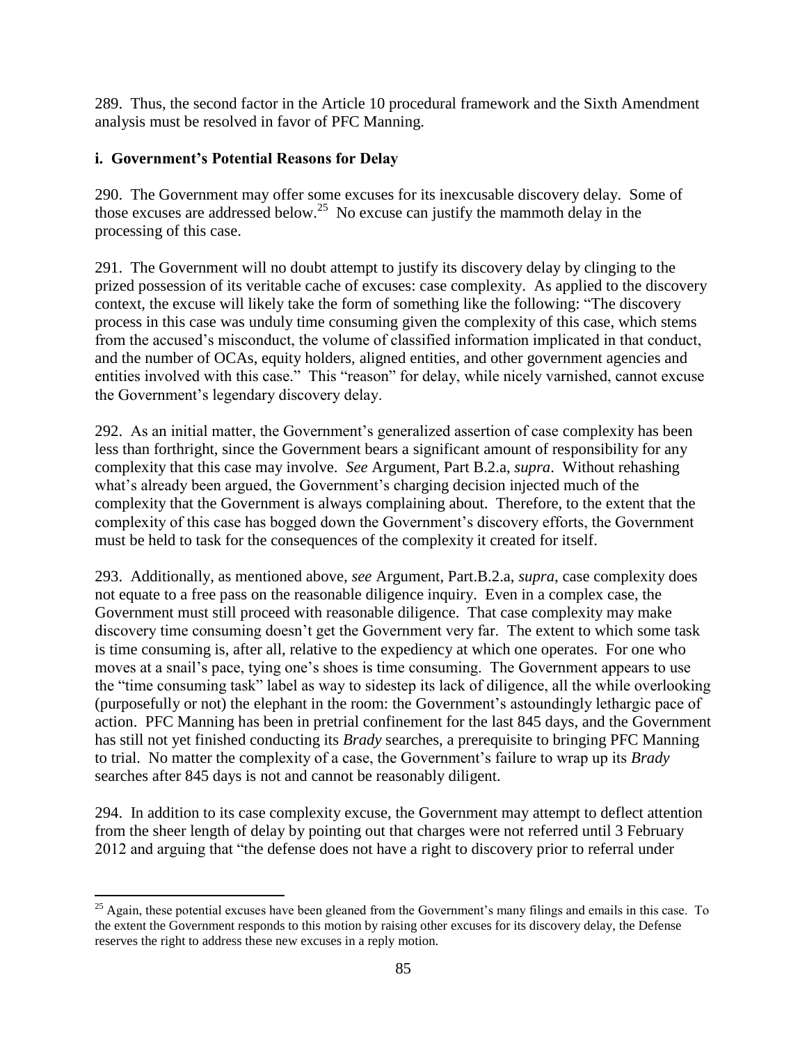289. Thus, the second factor in the Article 10 procedural framework and the Sixth Amendment analysis must be resolved in favor of PFC Manning.

**i. Government's Potential Reasons for Delay**

290. The Government may offer some excuses for its inexcusable discovery delay. Some of those excuses are addressed below.[25] No excuse can justify the mammoth delay in the processing of this case.

291. The Government will no doubt attempt to justify its discovery delay by clinging to the prized possession of its veritable cache of excuses: case complexity. As applied to the discovery context, the excuse will likely take the form of something like the following: "The discovery process in this case was unduly time consuming given the complexity of this case, which stems from the accused's misconduct, the volume of classified information implicated in that conduct, and the number of OCAs, equity holders, aligned entities, and other government agencies and entities involved with this case." This "reason" for delay, while nicely varnished, cannot excuse the Government's legendary discovery delay.

292. As an initial matter, the Government's generalized assertion of case complexity has been less than forthright, since the Government bears a significant amount of responsibility for any complexity that this case may involve. *See* Argument, Part B.2.a, *supra*. Without rehashing what's already been argued, the Government's charging decision injected much of the complexity that the Government is always complaining about. Therefore, to the extent that the complexity of this case has bogged down the Government's discovery efforts, the Government must be held to task for the consequences of the complexity it created for itself.

293. Additionally, as mentioned above, *see* Argument, Part.B.2.a, *supra*, case complexity does not equate to a free pass on the reasonable diligence inquiry. Even in a complex case, the Government must still proceed with reasonable diligence. That case complexity may make discovery time consuming doesn't get the Government very far. The extent to which some task is time consuming is, after all, relative to the expediency at which one operates. For one who moves at a snail's pace, tying one's shoes is time consuming. The Government appears to use the "time consuming task" label as way to sidestep its lack of diligence, all the while overlooking (purposefully or not) the elephant in the room: the Government's astoundingly lethargic pace of action. PFC Manning has been in pretrial confinement for the last 845 days, and the Government has still not yet finished conducting its *Brady* searches, a prerequisite to bringing PFC Manning to trial. No matter the complexity of a case, the Government's failure to wrap up its *Brady* searches after 845 days is not and cannot be reasonably diligent.

294. In addition to its case complexity excuse, the Government may attempt to deflect attention from the sheer length of delay by pointing out that charges were not referred until 3 February 2012 and arguing that "the defense does not have a right to discovery prior to referral under

[25] Again, these potential excuses have been gleaned from the Government's many filings and emails in this case. To the extent the Government responds to this motion by raising other excuses for its discovery delay, the Defense reserves the right to address these new excuses in a reply motion.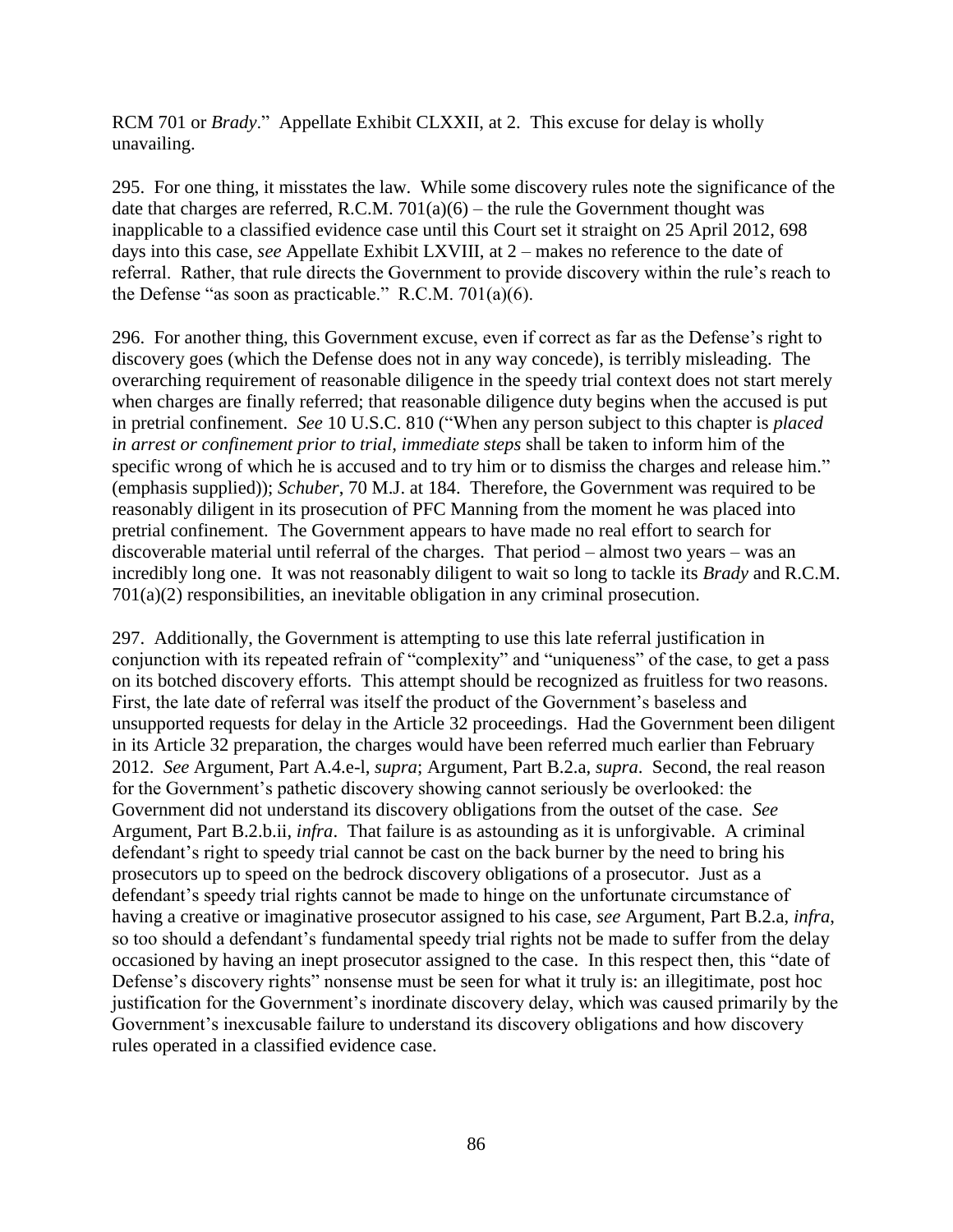RCM 701 or *Brady*." Appellate Exhibit CLXXII, at 2. This excuse for delay is wholly unavailing.

295. For one thing, it misstates the law. While some discovery rules note the significance of the date that charges are referred, R.C.M. 701(a)(6) – the rule the Government thought was inapplicable to a classified evidence case until this Court set it straight on 25 April 2012, 698 days into this case, *see* Appellate Exhibit LXVIII, at 2 – makes no reference to the date of referral. Rather, that rule directs the Government to provide discovery within the rule's reach to the Defense "as soon as practicable." R.C.M. 701(a)(6).

296. For another thing, this Government excuse, even if correct as far as the Defense's right to discovery goes (which the Defense does not in any way concede), is terribly misleading. The overarching requirement of reasonable diligence in the speedy trial context does not start merely when charges are finally referred; that reasonable diligence duty begins when the accused is put in pretrial confinement. *See* 10 U.S.C. 810 ("When any person subject to this chapter is *placed in arrest or confinement prior to trial*, *immediate steps* shall be taken to inform him of the specific wrong of which he is accused and to try him or to dismiss the charges and release him." (emphasis supplied)); *Schuber*, 70 M.J. at 184. Therefore, the Government was required to be reasonably diligent in its prosecution of PFC Manning from the moment he was placed into pretrial confinement. The Government appears to have made no real effort to search for discoverable material until referral of the charges. That period – almost two years – was an incredibly long one. It was not reasonably diligent to wait so long to tackle its *Brady* and R.C.M. 701(a)(2) responsibilities, an inevitable obligation in any criminal prosecution.

297. Additionally, the Government is attempting to use this late referral justification in conjunction with its repeated refrain of "complexity" and "uniqueness" of the case, to get a pass on its botched discovery efforts. This attempt should be recognized as fruitless for two reasons. First, the late date of referral was itself the product of the Government's baseless and unsupported requests for delay in the Article 32 proceedings. Had the Government been diligent in its Article 32 preparation, the charges would have been referred much earlier than February 2012. *See* Argument, Part A.4.e-l, *supra*; Argument, Part B.2.a, *supra*. Second, the real reason for the Government's pathetic discovery showing cannot seriously be overlooked: the Government did not understand its discovery obligations from the outset of the case. *See* Argument, Part B.2.b.ii, *infra*. That failure is as astounding as it is unforgivable. A criminal defendant's right to speedy trial cannot be cast on the back burner by the need to bring his prosecutors up to speed on the bedrock discovery obligations of a prosecutor. Just as a defendant's speedy trial rights cannot be made to hinge on the unfortunate circumstance of having a creative or imaginative prosecutor assigned to his case, *see* Argument, Part B.2.a, *infra*, so too should a defendant's fundamental speedy trial rights not be made to suffer from the delay occasioned by having an inept prosecutor assigned to the case. In this respect then, this "date of Defense's discovery rights" nonsense must be seen for what it truly is: an illegitimate, post hoc justification for the Government's inordinate discovery delay, which was caused primarily by the Government's inexcusable failure to understand its discovery obligations and how discovery rules operated in a classified evidence case.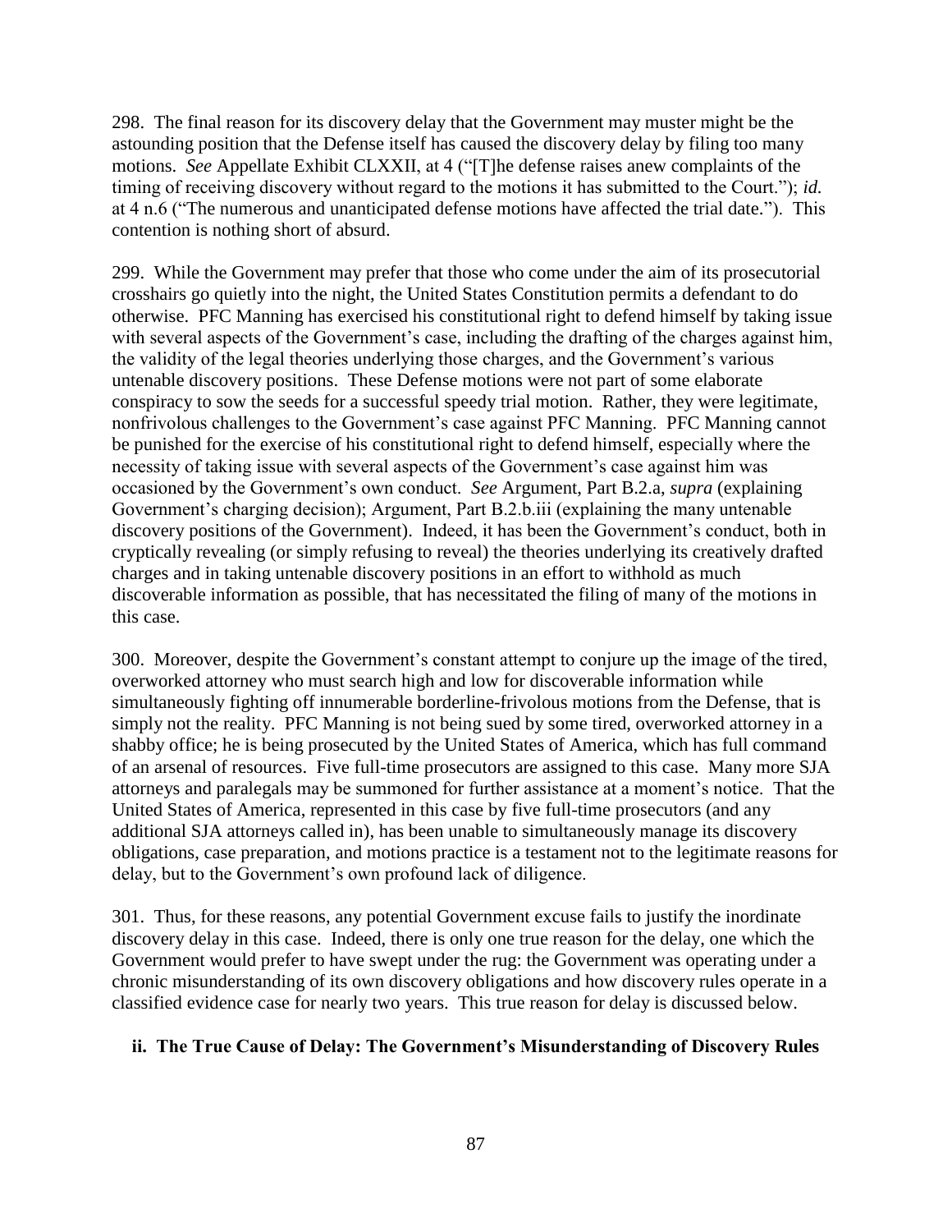298. The final reason for its discovery delay that the Government may muster might be the astounding position that the Defense itself has caused the discovery delay by filing too many motions. *See* Appellate Exhibit CLXXII, at 4 ("[T]he defense raises anew complaints of the timing of receiving discovery without regard to the motions it has submitted to the Court."); *id.* at 4 n.6 ("The numerous and unanticipated defense motions have affected the trial date."). This contention is nothing short of absurd.

299. While the Government may prefer that those who come under the aim of its prosecutorial crosshairs go quietly into the night, the United States Constitution permits a defendant to do otherwise. PFC Manning has exercised his constitutional right to defend himself by taking issue with several aspects of the Government's case, including the drafting of the charges against him, the validity of the legal theories underlying those charges, and the Government's various untenable discovery positions. These Defense motions were not part of some elaborate conspiracy to sow the seeds for a successful speedy trial motion. Rather, they were legitimate, nonfrivolous challenges to the Government's case against PFC Manning. PFC Manning cannot be punished for the exercise of his constitutional right to defend himself, especially where the necessity of taking issue with several aspects of the Government's case against him was occasioned by the Government's own conduct. *See* Argument, Part B.2.a, *supra* (explaining Government's charging decision); Argument, Part B.2.b.iii (explaining the many untenable discovery positions of the Government). Indeed, it has been the Government's conduct, both in cryptically revealing (or simply refusing to reveal) the theories underlying its creatively drafted charges and in taking untenable discovery positions in an effort to withhold as much discoverable information as possible, that has necessitated the filing of many of the motions in this case.

300. Moreover, despite the Government's constant attempt to conjure up the image of the tired, overworked attorney who must search high and low for discoverable information while simultaneously fighting off innumerable borderline-frivolous motions from the Defense, that is simply not the reality. PFC Manning is not being sued by some tired, overworked attorney in a shabby office; he is being prosecuted by the United States of America, which has full command of an arsenal of resources. Five full-time prosecutors are assigned to this case. Many more SJA attorneys and paralegals may be summoned for further assistance at a moment's notice. That the United States of America, represented in this case by five full-time prosecutors (and any additional SJA attorneys called in), has been unable to simultaneously manage its discovery obligations, case preparation, and motions practice is a testament not to the legitimate reasons for delay, but to the Government's own profound lack of diligence.

301. Thus, for these reasons, any potential Government excuse fails to justify the inordinate discovery delay in this case. Indeed, there is only one true reason for the delay, one which the Government would prefer to have swept under the rug: the Government was operating under a chronic misunderstanding of its own discovery obligations and how discovery rules operate in a classified evidence case for nearly two years. This true reason for delay is discussed below.

#### ii. The True Cause of Delay: The Government's Misunderstanding of Discovery Rules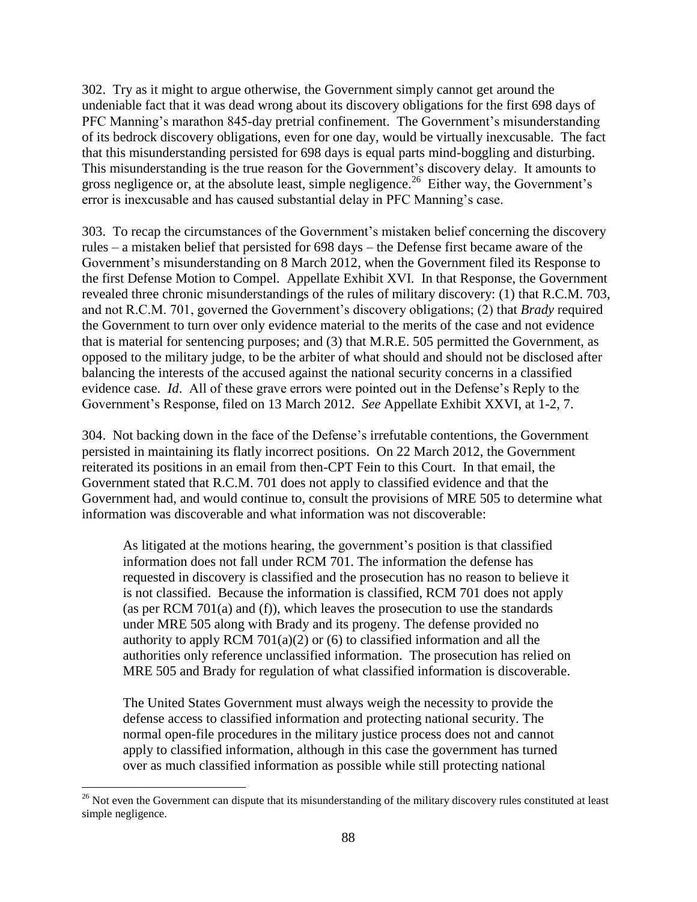302. Try as it might to argue otherwise, the Government simply cannot get around the undeniable fact that it was dead wrong about its discovery obligations for the first 698 days of PFC Manning's marathon 845-day pretrial confinement. The Government's misunderstanding of its bedrock discovery obligations, even for one day, would be virtually inexcusable. The fact that this misunderstanding persisted for 698 days is equal parts mind-boggling and disturbing. This misunderstanding is the true reason for the Government's discovery delay. It amounts to gross negligence or, at the absolute least, simple negligence.[26] Either way, the Government's error is inexcusable and has caused substantial delay in PFC Manning's case.

303. To recap the circumstances of the Government's mistaken belief concerning the discovery rules – a mistaken belief that persisted for 698 days – the Defense first became aware of the Government's misunderstanding on 8 March 2012, when the Government filed its Response to the first Defense Motion to Compel. Appellate Exhibit XVI. In that Response, the Government revealed three chronic misunderstandings of the rules of military discovery: (1) that R.C.M. 703, and not R.C.M. 701, governed the Government's discovery obligations; (2) that *Brady* required the Government to turn over only evidence material to the merits of the case and not evidence that is material for sentencing purposes; and (3) that M.R.E. 505 permitted the Government, as opposed to the military judge, to be the arbiter of what should and should not be disclosed after balancing the interests of the accused against the national security concerns in a classified evidence case. *Id*. All of these grave errors were pointed out in the Defense's Reply to the Government's Response, filed on 13 March 2012. *See* Appellate Exhibit XXVI, at 1-2, 7.

304. Not backing down in the face of the Defense's irrefutable contentions, the Government persisted in maintaining its flatly incorrect positions. On 22 March 2012, the Government reiterated its positions in an email from then-CPT Fein to this Court. In that email, the Government stated that R.C.M. 701 does not apply to classified evidence and that the Government had, and would continue to, consult the provisions of MRE 505 to determine what information was discoverable and what information was not discoverable:

> As litigated at the motions hearing, the government's position is that classified information does not fall under RCM 701. The information the defense has requested in discovery is classified and the prosecution has no reason to believe it is not classified. Because the information is classified, RCM 701 does not apply (as per RCM 701(a) and (f)), which leaves the prosecution to use the standards under MRE 505 along with Brady and its progeny. The defense provided no authority to apply RCM 701(a)(2) or (6) to classified information and all the authorities only reference unclassified information. The prosecution has relied on MRE 505 and Brady for regulation of what classified information is discoverable.
>
> The United States Government must always weigh the necessity to provide the defense access to classified information and protecting national security. The normal open-file procedures in the military justice process does not and cannot apply to classified information, although in this case the government has turned over as much classified information as possible while still protecting national

---

[26] Not even the Government can dispute that its misunderstanding of the military discovery rules constituted at least simple negligence.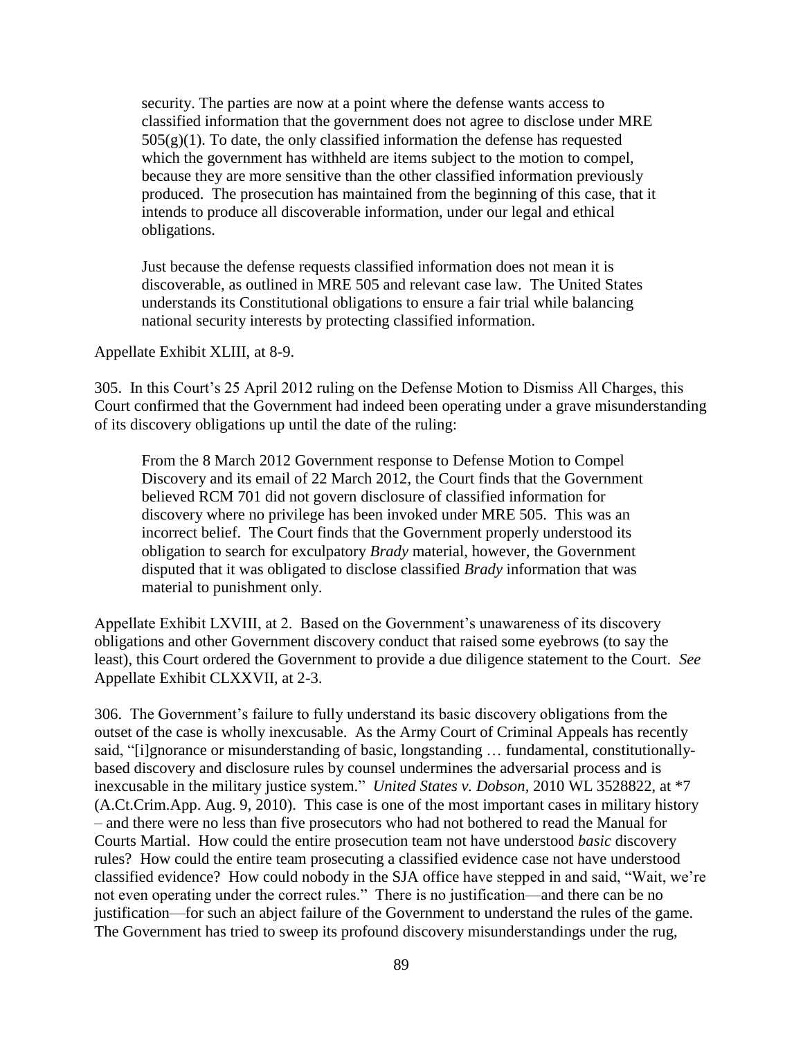> security. The parties are now at a point where the defense wants access to classified information that the government does not agree to disclose under MRE 505(g)(1). To date, the only classified information the defense has requested which the government has withheld are items subject to the motion to compel, because they are more sensitive than the other classified information previously produced. The prosecution has maintained from the beginning of this case, that it intends to produce all discoverable information, under our legal and ethical obligations.
>
> Just because the defense requests classified information does not mean it is discoverable, as outlined in MRE 505 and relevant case law. The United States understands its Constitutional obligations to ensure a fair trial while balancing national security interests by protecting classified information.

Appellate Exhibit XLIII, at 8-9.

305. In this Court's 25 April 2012 ruling on the Defense Motion to Dismiss All Charges, this Court confirmed that the Government had indeed been operating under a grave misunderstanding of its discovery obligations up until the date of the ruling:

> From the 8 March 2012 Government response to Defense Motion to Compel Discovery and its email of 22 March 2012, the Court finds that the Government believed RCM 701 did not govern disclosure of classified information for discovery where no privilege has been invoked under MRE 505. This was an incorrect belief. The Court finds that the Government properly understood its obligation to search for exculpatory *Brady* material, however, the Government disputed that it was obligated to disclose classified *Brady* information that was material to punishment only.

Appellate Exhibit LXVIII, at 2. Based on the Government's unawareness of its discovery obligations and other Government discovery conduct that raised some eyebrows (to say the least), this Court ordered the Government to provide a due diligence statement to the Court. *See* Appellate Exhibit CLXXVII, at 2-3.

306. The Government's failure to fully understand its basic discovery obligations from the outset of the case is wholly inexcusable. As the Army Court of Criminal Appeals has recently said, "[i]gnorance or misunderstanding of basic, longstanding … fundamental, constitutionally-based discovery and disclosure rules by counsel undermines the adversarial process and is inexcusable in the military justice system." *United States v. Dobson*, 2010 WL 3528822, at *7 (A.Ct.Crim.App. Aug. 9, 2010). This case is one of the most important cases in military history – and there were no less than five prosecutors who had not bothered to read the Manual for Courts Martial. How could the entire prosecution team not have understood *basic* discovery rules? How could the entire team prosecuting a classified evidence case not have understood classified evidence? How could nobody in the SJA office have stepped in and said, "Wait, we're not even operating under the correct rules." There is no justification—and there can be no justification—for such an abject failure of the Government to understand the rules of the game. The Government has tried to sweep its profound discovery misunderstandings under the rug,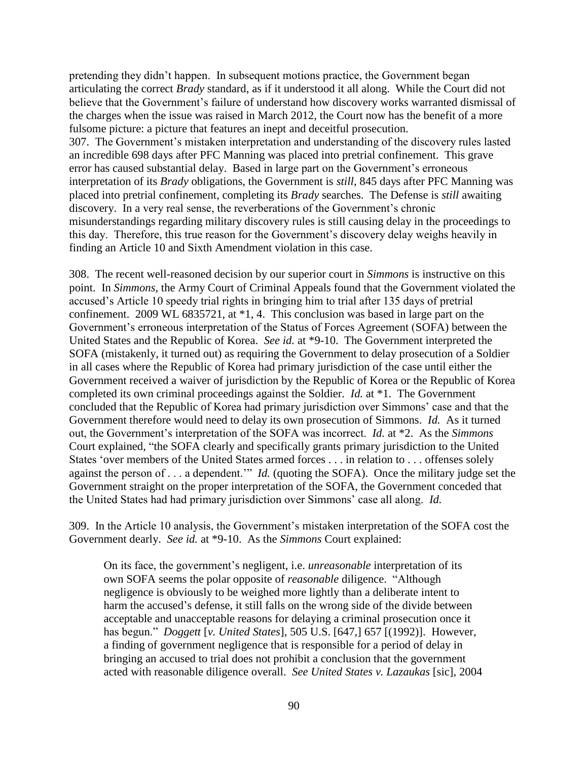pretending they didn't happen. In subsequent motions practice, the Government began articulating the correct *Brady* standard, as if it understood it all along. While the Court did not believe that the Government's failure of understand how discovery works warranted dismissal of the charges when the issue was raised in March 2012, the Court now has the benefit of a more fulsome picture: a picture that features an inept and deceitful prosecution.

307. The Government's mistaken interpretation and understanding of the discovery rules lasted an incredible 698 days after PFC Manning was placed into pretrial confinement. This grave error has caused substantial delay. Based in large part on the Government's erroneous interpretation of its *Brady* obligations, the Government is *still*, 845 days after PFC Manning was placed into pretrial confinement, completing its *Brady* searches. The Defense is *still* awaiting discovery. In a very real sense, the reverberations of the Government's chronic misunderstandings regarding military discovery rules is still causing delay in the proceedings to this day. Therefore, this true reason for the Government's discovery delay weighs heavily in finding an Article 10 and Sixth Amendment violation in this case.

308. The recent well-reasoned decision by our superior court in *Simmons* is instructive on this point. In *Simmons*, the Army Court of Criminal Appeals found that the Government violated the accused's Article 10 speedy trial rights in bringing him to trial after 135 days of pretrial confinement. 2009 WL 6835721, at *1, 4. This conclusion was based in large part on the Government's erroneous interpretation of the Status of Forces Agreement (SOFA) between the United States and the Republic of Korea. *See id.* at *9-10. The Government interpreted the SOFA (mistakenly, it turned out) as requiring the Government to delay prosecution of a Soldier in all cases where the Republic of Korea had primary jurisdiction of the case until either the Government received a waiver of jurisdiction by the Republic of Korea or the Republic of Korea completed its own criminal proceedings against the Soldier. *Id.* at *1. The Government concluded that the Republic of Korea had primary jurisdiction over Simmons' case and that the Government therefore would need to delay its own prosecution of Simmons. *Id.* As it turned out, the Government's interpretation of the SOFA was incorrect. *Id.* at *2. As the *Simmons* Court explained, "the SOFA clearly and specifically grants primary jurisdiction to the United States 'over members of the United States armed forces . . . in relation to . . . offenses solely against the person of . . . a dependent.'" *Id.* (quoting the SOFA). Once the military judge set the Government straight on the proper interpretation of the SOFA, the Government conceded that the United States had had primary jurisdiction over Simmons' case all along. *Id.*

309. In the Article 10 analysis, the Government's mistaken interpretation of the SOFA cost the Government dearly. *See id.* at *9-10. As the *Simmons* Court explained:

> On its face, the government's negligent, i.e. *unreasonable* interpretation of its own SOFA seems the polar opposite of *reasonable* diligence. "Although negligence is obviously to be weighed more lightly than a deliberate intent to harm the accused's defense, it still falls on the wrong side of the divide between acceptable and unacceptable reasons for delaying a criminal prosecution once it has begun." *Doggett* [*v. United States*], 505 U.S. [647,] 657 [(1992)]. However, a finding of government negligence that is responsible for a period of delay in bringing an accused to trial does not prohibit a conclusion that the government acted with reasonable diligence overall. *See United States v. Lazaukas* [sic], 2004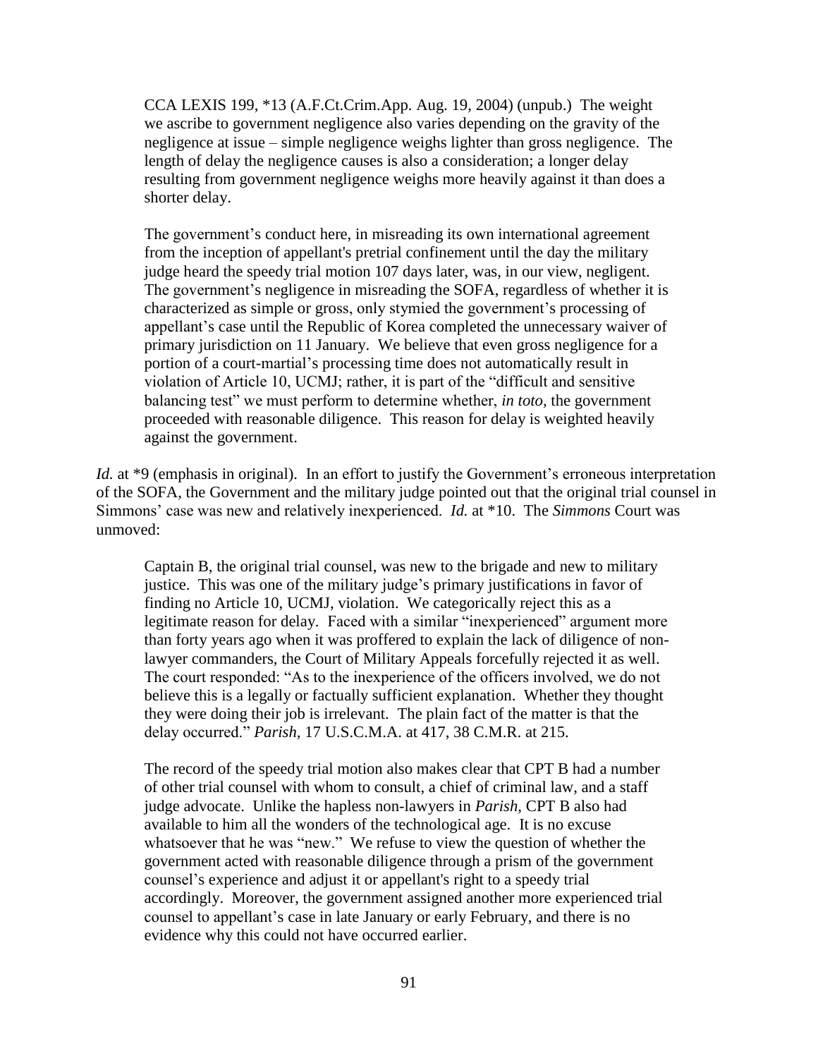> CCA LEXIS 199, *13 (A.F.Ct.Crim.App. Aug. 19, 2004) (unpub.) The weight we ascribe to government negligence also varies depending on the gravity of the negligence at issue – simple negligence weighs lighter than gross negligence. The length of delay the negligence causes is also a consideration; a longer delay resulting from government negligence weighs more heavily against it than does a shorter delay.
>
> The government's conduct here, in misreading its own international agreement from the inception of appellant's pretrial confinement until the day the military judge heard the speedy trial motion 107 days later, was, in our view, negligent. The government's negligence in misreading the SOFA, regardless of whether it is characterized as simple or gross, only stymied the government's processing of appellant's case until the Republic of Korea completed the unnecessary waiver of primary jurisdiction on 11 January. We believe that even gross negligence for a portion of a court-martial's processing time does not automatically result in violation of Article 10, UCMJ; rather, it is part of the "difficult and sensitive balancing test" we must perform to determine whether, *in toto*, the government proceeded with reasonable diligence. This reason for delay is weighted heavily against the government.

*Id.* at *9 (emphasis in original). In an effort to justify the Government's erroneous interpretation of the SOFA, the Government and the military judge pointed out that the original trial counsel in Simmons' case was new and relatively inexperienced. *Id.* at *10. The *Simmons* Court was unmoved:

> Captain B, the original trial counsel, was new to the brigade and new to military justice. This was one of the military judge's primary justifications in favor of finding no Article 10, UCMJ, violation. We categorically reject this as a legitimate reason for delay. Faced with a similar "inexperienced" argument more than forty years ago when it was proffered to explain the lack of diligence of non-lawyer commanders, the Court of Military Appeals forcefully rejected it as well. The court responded: "As to the inexperience of the officers involved, we do not believe this is a legally or factually sufficient explanation. Whether they thought they were doing their job is irrelevant. The plain fact of the matter is that the delay occurred." *Parish,* 17 U.S.C.M.A. at 417, 38 C.M.R. at 215.
>
> The record of the speedy trial motion also makes clear that CPT B had a number of other trial counsel with whom to consult, a chief of criminal law, and a staff judge advocate. Unlike the hapless non-lawyers in *Parish,* CPT B also had available to him all the wonders of the technological age. It is no excuse whatsoever that he was "new." We refuse to view the question of whether the government acted with reasonable diligence through a prism of the government counsel's experience and adjust it or appellant's right to a speedy trial accordingly. Moreover, the government assigned another more experienced trial counsel to appellant's case in late January or early February, and there is no evidence why this could not have occurred earlier.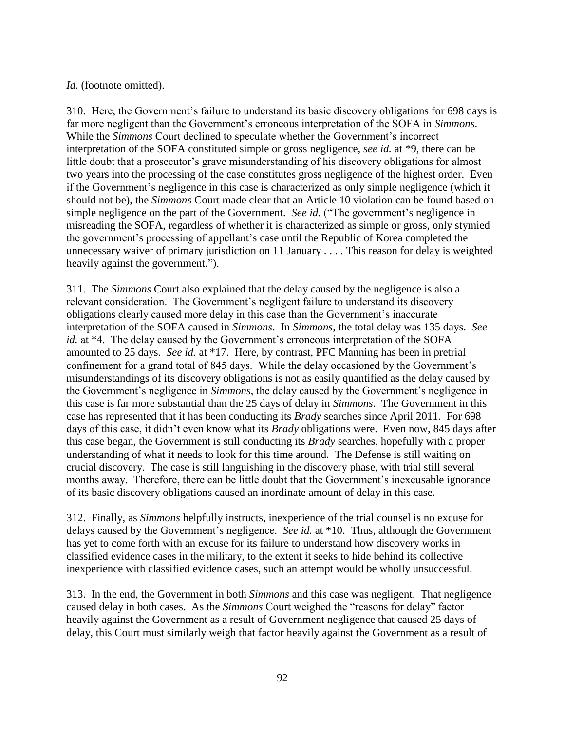*Id.* (footnote omitted).

310. Here, the Government's failure to understand its basic discovery obligations for 698 days is far more negligent than the Government's erroneous interpretation of the SOFA in *Simmons*. While the *Simmons* Court declined to speculate whether the Government's incorrect interpretation of the SOFA constituted simple or gross negligence, *see id.* at *9, there can be little doubt that a prosecutor's grave misunderstanding of his discovery obligations for almost two years into the processing of the case constitutes gross negligence of the highest order. Even if the Government's negligence in this case is characterized as only simple negligence (which it should not be), the *Simmons* Court made clear that an Article 10 violation can be found based on simple negligence on the part of the Government. *See id.* ("The government's negligence in misreading the SOFA, regardless of whether it is characterized as simple or gross, only stymied the government's processing of appellant's case until the Republic of Korea completed the unnecessary waiver of primary jurisdiction on 11 January . . . . This reason for delay is weighted heavily against the government.").

311. The *Simmons* Court also explained that the delay caused by the negligence is also a relevant consideration. The Government's negligent failure to understand its discovery obligations clearly caused more delay in this case than the Government's inaccurate interpretation of the SOFA caused in *Simmons*. In *Simmons*, the total delay was 135 days. *See id.* at *4. The delay caused by the Government's erroneous interpretation of the SOFA amounted to 25 days. *See id.* at *17. Here, by contrast, PFC Manning has been in pretrial confinement for a grand total of 845 days. While the delay occasioned by the Government's misunderstandings of its discovery obligations is not as easily quantified as the delay caused by the Government's negligence in *Simmons*, the delay caused by the Government's negligence in this case is far more substantial than the 25 days of delay in *Simmons*. The Government in this case has represented that it has been conducting its *Brady* searches since April 2011. For 698 days of this case, it didn't even know what its *Brady* obligations were. Even now, 845 days after this case began, the Government is still conducting its *Brady* searches, hopefully with a proper understanding of what it needs to look for this time around. The Defense is still waiting on crucial discovery. The case is still languishing in the discovery phase, with trial still several months away. Therefore, there can be little doubt that the Government's inexcusable ignorance of its basic discovery obligations caused an inordinate amount of delay in this case.

312. Finally, as *Simmons* helpfully instructs, inexperience of the trial counsel is no excuse for delays caused by the Government's negligence. *See id.* at *10. Thus, although the Government has yet to come forth with an excuse for its failure to understand how discovery works in classified evidence cases in the military, to the extent it seeks to hide behind its collective inexperience with classified evidence cases, such an attempt would be wholly unsuccessful.

313. In the end, the Government in both *Simmons* and this case was negligent. That negligence caused delay in both cases. As the *Simmons* Court weighed the "reasons for delay" factor heavily against the Government as a result of Government negligence that caused 25 days of delay, this Court must similarly weigh that factor heavily against the Government as a result of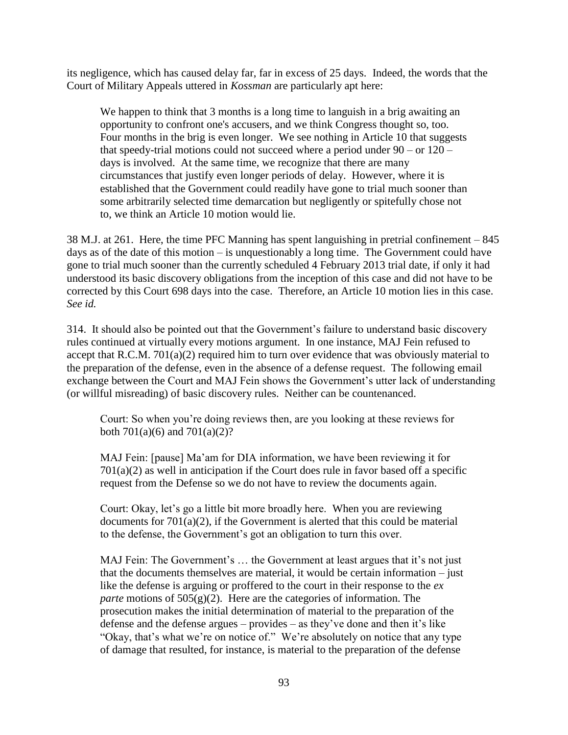its negligence, which has caused delay far, far in excess of 25 days. Indeed, the words that the Court of Military Appeals uttered in *Kossman* are particularly apt here:

> We happen to think that 3 months is a long time to languish in a brig awaiting an opportunity to confront one's accusers, and we think Congress thought so, too. Four months in the brig is even longer. We see nothing in Article 10 that suggests that speedy-trial motions could not succeed where a period under 90 – or 120 – days is involved. At the same time, we recognize that there are many circumstances that justify even longer periods of delay. However, where it is established that the Government could readily have gone to trial much sooner than some arbitrarily selected time demarcation but negligently or spitefully chose not to, we think an Article 10 motion would lie.

38 M.J. at 261. Here, the time PFC Manning has spent languishing in pretrial confinement – 845 days as of the date of this motion – is unquestionably a long time. The Government could have gone to trial much sooner than the currently scheduled 4 February 2013 trial date, if only it had understood its basic discovery obligations from the inception of this case and did not have to be corrected by this Court 698 days into the case. Therefore, an Article 10 motion lies in this case. *See id.*

314. It should also be pointed out that the Government's failure to understand basic discovery rules continued at virtually every motions argument. In one instance, MAJ Fein refused to accept that R.C.M. 701(a)(2) required him to turn over evidence that was obviously material to the preparation of the defense, even in the absence of a defense request. The following email exchange between the Court and MAJ Fein shows the Government's utter lack of understanding (or willful misreading) of basic discovery rules. Neither can be countenanced.

> Court: So when you're doing reviews then, are you looking at these reviews for both 701(a)(6) and 701(a)(2)?
>
> MAJ Fein: [pause] Ma'am for DIA information, we have been reviewing it for 701(a)(2) as well in anticipation if the Court does rule in favor based off a specific request from the Defense so we do not have to review the documents again.
>
> Court: Okay, let's go a little bit more broadly here. When you are reviewing documents for 701(a)(2), if the Government is alerted that this could be material to the defense, the Government's got an obligation to turn this over.
>
> MAJ Fein: The Government's … the Government at least argues that it's not just that the documents themselves are material, it would be certain information – just like the defense is arguing or proffered to the court in their response to the *ex parte* motions of 505(g)(2). Here are the categories of information. The prosecution makes the initial determination of material to the preparation of the defense and the defense argues – provides – as they've done and then it's like "Okay, that's what we're on notice of." We're absolutely on notice that any type of damage that resulted, for instance, is material to the preparation of the defense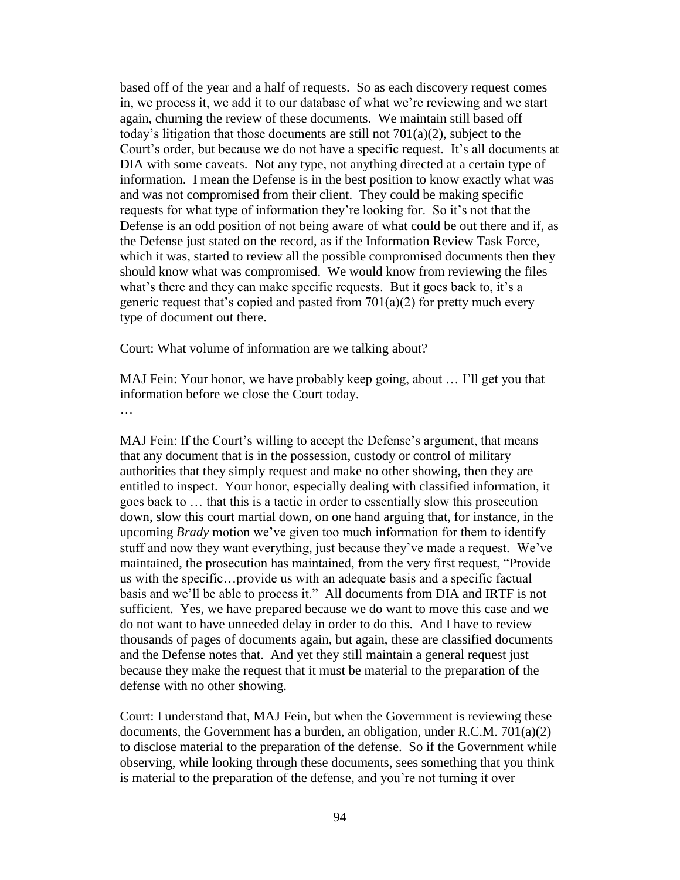based off of the year and a half of requests. So as each discovery request comes in, we process it, we add it to our database of what we're reviewing and we start again, churning the review of these documents. We maintain still based off today's litigation that those documents are still not 701(a)(2), subject to the Court's order, but because we do not have a specific request. It's all documents at DIA with some caveats. Not any type, not anything directed at a certain type of information. I mean the Defense is in the best position to know exactly what was and was not compromised from their client. They could be making specific requests for what type of information they're looking for. So it's not that the Defense is an odd position of not being aware of what could be out there and if, as the Defense just stated on the record, as if the Information Review Task Force, which it was, started to review all the possible compromised documents then they should know what was compromised. We would know from reviewing the files what's there and they can make specific requests. But it goes back to, it's a generic request that's copied and pasted from 701(a)(2) for pretty much every type of document out there.

Court: What volume of information are we talking about?

MAJ Fein: Your honor, we have probably keep going, about … I'll get you that information before we close the Court today.

…

MAJ Fein: If the Court's willing to accept the Defense's argument, that means that any document that is in the possession, custody or control of military authorities that they simply request and make no other showing, then they are entitled to inspect. Your honor, especially dealing with classified information, it goes back to … that this is a tactic in order to essentially slow this prosecution down, slow this court martial down, on one hand arguing that, for instance, in the upcoming *Brady* motion we've given too much information for them to identify stuff and now they want everything, just because they've made a request. We've maintained, the prosecution has maintained, from the very first request, "Provide us with the specific…provide us with an adequate basis and a specific factual basis and we'll be able to process it." All documents from DIA and IRTF is not sufficient. Yes, we have prepared because we do want to move this case and we do not want to have unneeded delay in order to do this. And I have to review thousands of pages of documents again, but again, these are classified documents and the Defense notes that. And yet they still maintain a general request just because they make the request that it must be material to the preparation of the defense with no other showing.

Court: I understand that, MAJ Fein, but when the Government is reviewing these documents, the Government has a burden, an obligation, under R.C.M. 701(a)(2) to disclose material to the preparation of the defense. So if the Government while observing, while looking through these documents, sees something that you think is material to the preparation of the defense, and you're not turning it over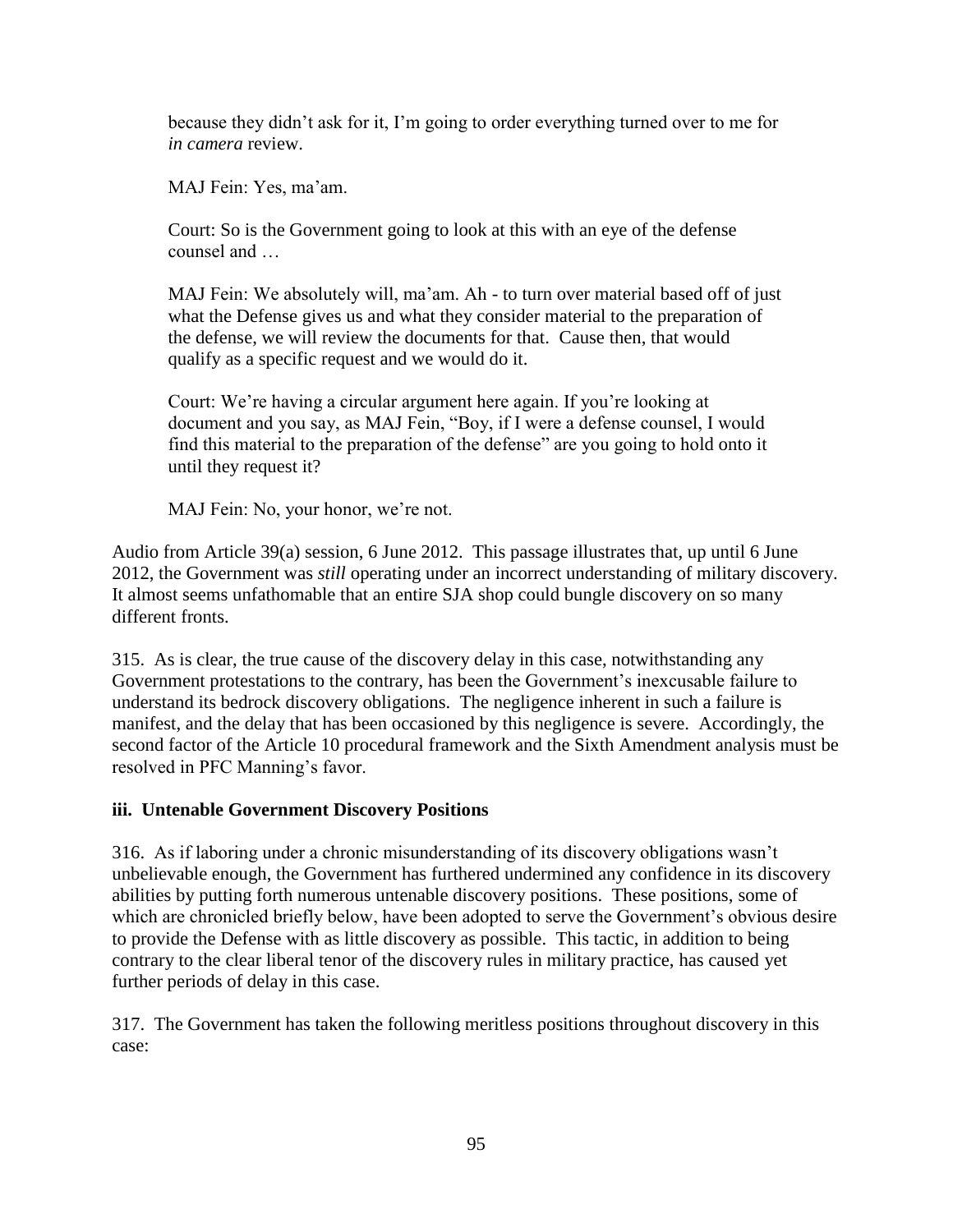> because they didn't ask for it, I'm going to order everything turned over to me for *in camera* review.
>
> MAJ Fein: Yes, ma'am.
>
> Court: So is the Government going to look at this with an eye of the defense counsel and …
>
> MAJ Fein: We absolutely will, ma'am. Ah - to turn over material based off of just what the Defense gives us and what they consider material to the preparation of the defense, we will review the documents for that. Cause then, that would qualify as a specific request and we would do it.
>
> Court: We're having a circular argument here again. If you're looking at document and you say, as MAJ Fein, "Boy, if I were a defense counsel, I would find this material to the preparation of the defense" are you going to hold onto it until they request it?
>
> MAJ Fein: No, your honor, we're not.

Audio from Article 39(a) session, 6 June 2012. This passage illustrates that, up until 6 June 2012, the Government was *still* operating under an incorrect understanding of military discovery. It almost seems unfathomable that an entire SJA shop could bungle discovery on so many different fronts.

315. As is clear, the true cause of the discovery delay in this case, notwithstanding any Government protestations to the contrary, has been the Government's inexcusable failure to understand its bedrock discovery obligations. The negligence inherent in such a failure is manifest, and the delay that has been occasioned by this negligence is severe. Accordingly, the second factor of the Article 10 procedural framework and the Sixth Amendment analysis must be resolved in PFC Manning's favor.

**iii. Untenable Government Discovery Positions**

316. As if laboring under a chronic misunderstanding of its discovery obligations wasn't unbelievable enough, the Government has furthered undermined any confidence in its discovery abilities by putting forth numerous untenable discovery positions. These positions, some of which are chronicled briefly below, have been adopted to serve the Government's obvious desire to provide the Defense with as little discovery as possible. This tactic, in addition to being contrary to the clear liberal tenor of the discovery rules in military practice, has caused yet further periods of delay in this case.

317. The Government has taken the following meritless positions throughout discovery in this case: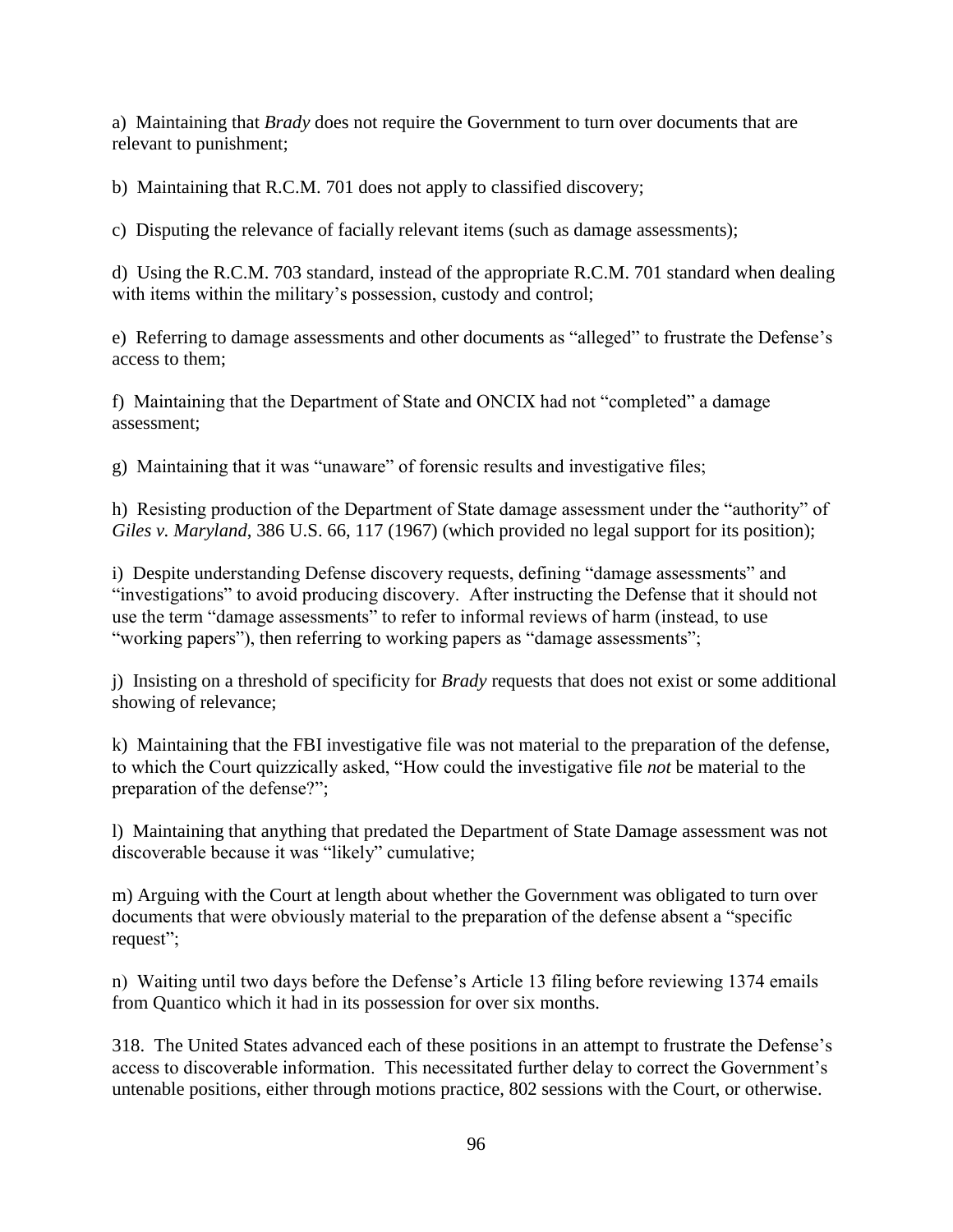a)  Maintaining that *Brady* does not require the Government to turn over documents that are relevant to punishment;

b)  Maintaining that R.C.M. 701 does not apply to classified discovery;

c)  Disputing the relevance of facially relevant items (such as damage assessments);

d)  Using the R.C.M. 703 standard, instead of the appropriate R.C.M. 701 standard when dealing with items within the military's possession, custody and control;

e)  Referring to damage assessments and other documents as "alleged" to frustrate the Defense's access to them;

f)  Maintaining that the Department of State and ONCIX had not "completed" a damage assessment;

g)  Maintaining that it was "unaware" of forensic results and investigative files;

h)  Resisting production of the Department of State damage assessment under the "authority" of *Giles v. Maryland*, 386 U.S. 66, 117 (1967) (which provided no legal support for its position);

i)  Despite understanding Defense discovery requests, defining "damage assessments" and "investigations" to avoid producing discovery.  After instructing the Defense that it should not use the term "damage assessments" to refer to informal reviews of harm (instead, to use "working papers"), then referring to working papers as "damage assessments";

j)  Insisting on a threshold of specificity for *Brady* requests that does not exist or some additional showing of relevance;

k)  Maintaining that the FBI investigative file was not material to the preparation of the defense, to which the Court quizzically asked, "How could the investigative file *not* be material to the preparation of the defense?";

l)  Maintaining that anything that predated the Department of State Damage assessment was not discoverable because it was "likely" cumulative;

m) Arguing with the Court at length about whether the Government was obligated to turn over documents that were obviously material to the preparation of the defense absent a "specific request";

n)  Waiting until two days before the Defense's Article 13 filing before reviewing 1374 emails from Quantico which it had in its possession for over six months.

318.  The United States advanced each of these positions in an attempt to frustrate the Defense's access to discoverable information.  This necessitated further delay to correct the Government's untenable positions, either through motions practice, 802 sessions with the Court, or otherwise.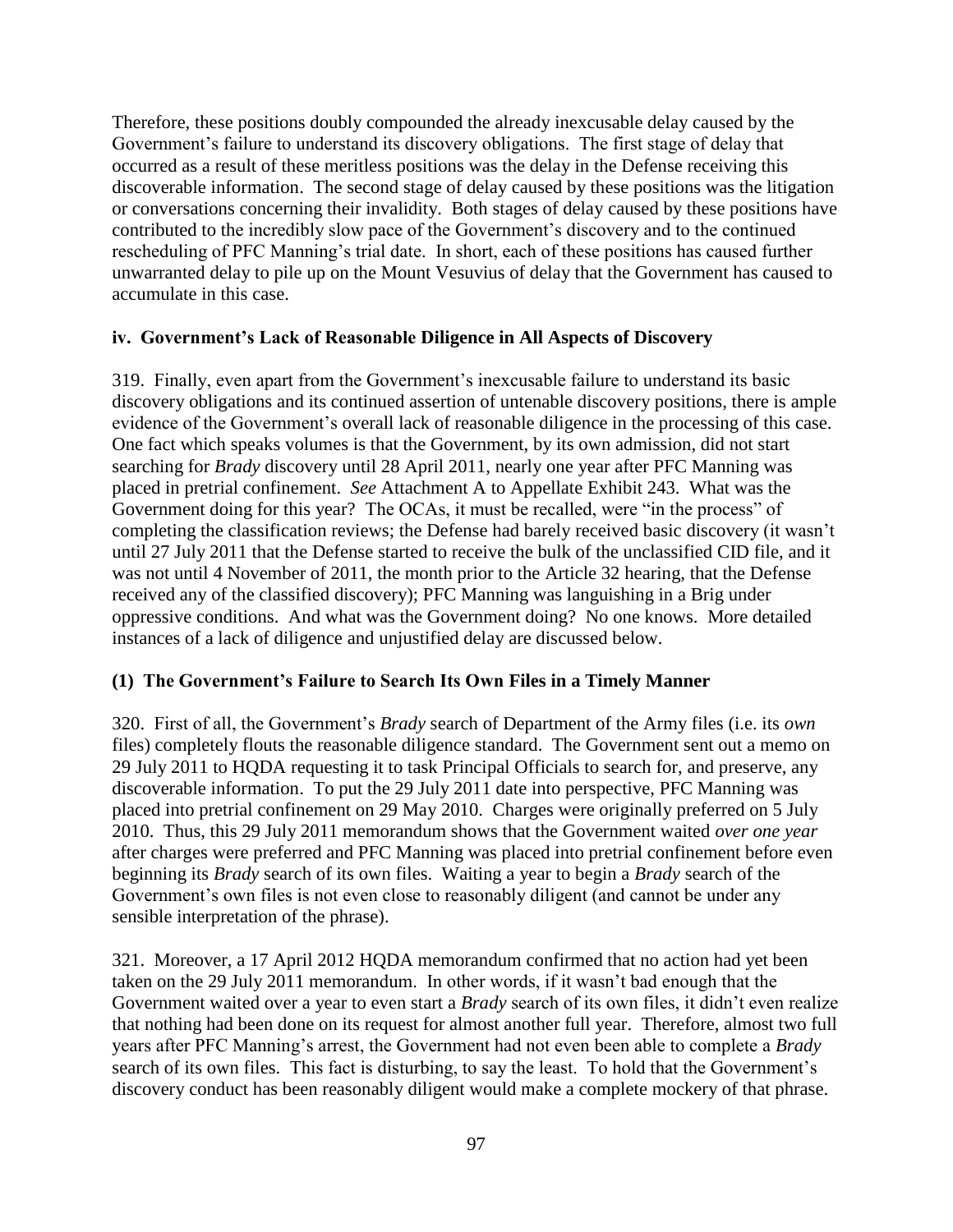Therefore, these positions doubly compounded the already inexcusable delay caused by the Government's failure to understand its discovery obligations. The first stage of delay that occurred as a result of these meritless positions was the delay in the Defense receiving this discoverable information. The second stage of delay caused by these positions was the litigation or conversations concerning their invalidity. Both stages of delay caused by these positions have contributed to the incredibly slow pace of the Government's discovery and to the continued rescheduling of PFC Manning's trial date. In short, each of these positions has caused further unwarranted delay to pile up on the Mount Vesuvius of delay that the Government has caused to accumulate in this case.

### iv. Government's Lack of Reasonable Diligence in All Aspects of Discovery

319. Finally, even apart from the Government's inexcusable failure to understand its basic discovery obligations and its continued assertion of untenable discovery positions, there is ample evidence of the Government's overall lack of reasonable diligence in the processing of this case. One fact which speaks volumes is that the Government, by its own admission, did not start searching for *Brady* discovery until 28 April 2011, nearly one year after PFC Manning was placed in pretrial confinement. *See* Attachment A to Appellate Exhibit 243. What was the Government doing for this year? The OCAs, it must be recalled, were "in the process" of completing the classification reviews; the Defense had barely received basic discovery (it wasn't until 27 July 2011 that the Defense started to receive the bulk of the unclassified CID file, and it was not until 4 November of 2011, the month prior to the Article 32 hearing, that the Defense received any of the classified discovery); PFC Manning was languishing in a Brig under oppressive conditions. And what was the Government doing? No one knows. More detailed instances of a lack of diligence and unjustified delay are discussed below.

### (1) The Government's Failure to Search Its Own Files in a Timely Manner

320. First of all, the Government's *Brady* search of Department of the Army files (i.e. its *own* files) completely flouts the reasonable diligence standard. The Government sent out a memo on 29 July 2011 to HQDA requesting it to task Principal Officials to search for, and preserve, any discoverable information. To put the 29 July 2011 date into perspective, PFC Manning was placed into pretrial confinement on 29 May 2010. Charges were originally preferred on 5 July 2010. Thus, this 29 July 2011 memorandum shows that the Government waited *over one year* after charges were preferred and PFC Manning was placed into pretrial confinement before even beginning its *Brady* search of its own files. Waiting a year to begin a *Brady* search of the Government's own files is not even close to reasonably diligent (and cannot be under any sensible interpretation of the phrase).

321. Moreover, a 17 April 2012 HQDA memorandum confirmed that no action had yet been taken on the 29 July 2011 memorandum. In other words, if it wasn't bad enough that the Government waited over a year to even start a *Brady* search of its own files, it didn't even realize that nothing had been done on its request for almost another full year. Therefore, almost two full years after PFC Manning's arrest, the Government had not even been able to complete a *Brady* search of its own files. This fact is disturbing, to say the least. To hold that the Government's discovery conduct has been reasonably diligent would make a complete mockery of that phrase.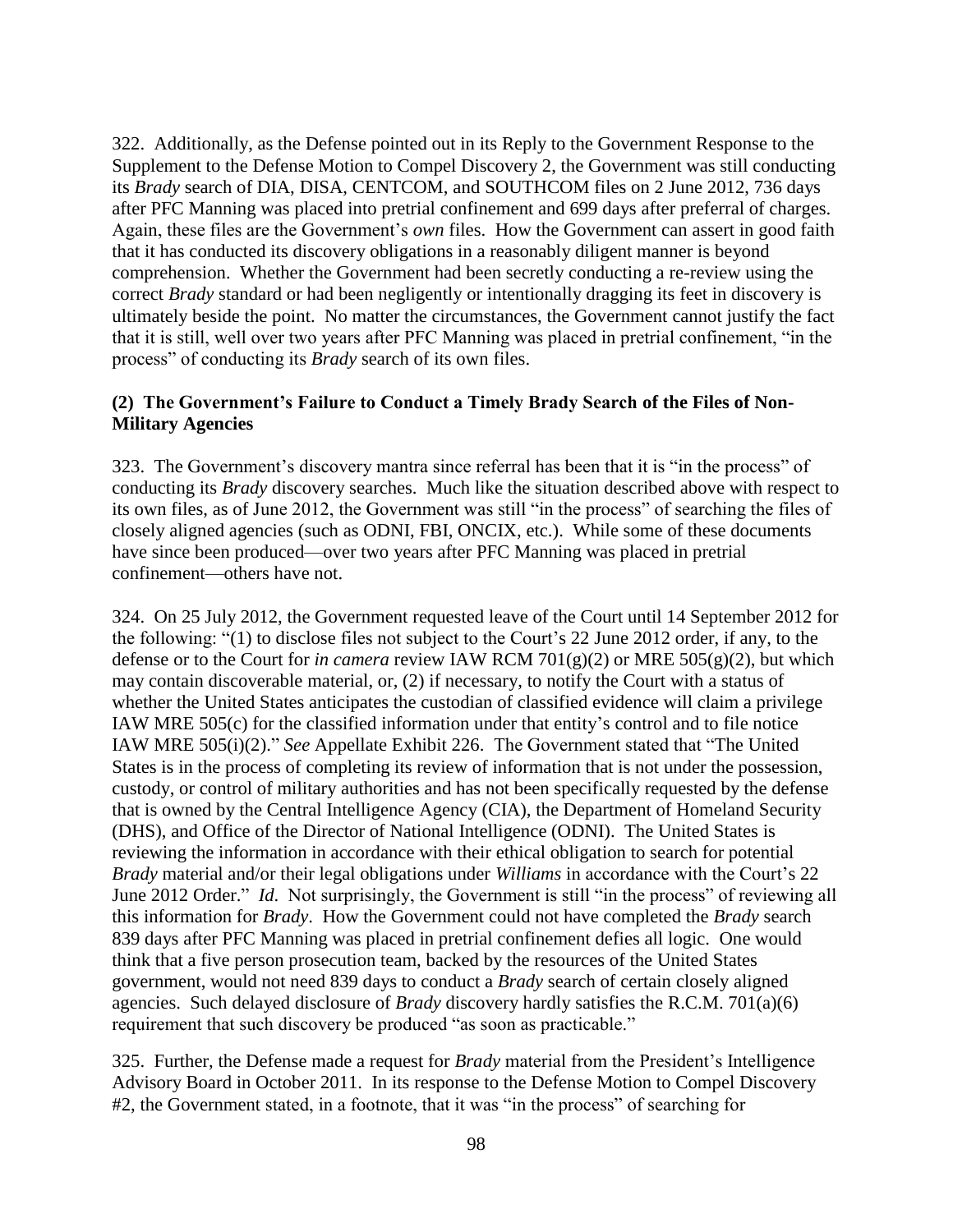322. Additionally, as the Defense pointed out in its Reply to the Government Response to the Supplement to the Defense Motion to Compel Discovery 2, the Government was still conducting its *Brady* search of DIA, DISA, CENTCOM, and SOUTHCOM files on 2 June 2012, 736 days after PFC Manning was placed into pretrial confinement and 699 days after preferral of charges. Again, these files are the Government's *own* files. How the Government can assert in good faith that it has conducted its discovery obligations in a reasonably diligent manner is beyond comprehension. Whether the Government had been secretly conducting a re-review using the correct *Brady* standard or had been negligently or intentionally dragging its feet in discovery is ultimately beside the point. No matter the circumstances, the Government cannot justify the fact that it is still, well over two years after PFC Manning was placed in pretrial confinement, "in the process" of conducting its *Brady* search of its own files.

**(2) The Government's Failure to Conduct a Timely Brady Search of the Files of Non-Military Agencies**

323. The Government's discovery mantra since referral has been that it is "in the process" of conducting its *Brady* discovery searches. Much like the situation described above with respect to its own files, as of June 2012, the Government was still "in the process" of searching the files of closely aligned agencies (such as ODNI, FBI, ONCIX, etc.). While some of these documents have since been produced—over two years after PFC Manning was placed in pretrial confinement—others have not.

324. On 25 July 2012, the Government requested leave of the Court until 14 September 2012 for the following: "(1) to disclose files not subject to the Court's 22 June 2012 order, if any, to the defense or to the Court for *in camera* review IAW RCM 701(g)(2) or MRE 505(g)(2), but which may contain discoverable material, or, (2) if necessary, to notify the Court with a status of whether the United States anticipates the custodian of classified evidence will claim a privilege IAW MRE 505(c) for the classified information under that entity's control and to file notice IAW MRE 505(i)(2)." *See* Appellate Exhibit 226. The Government stated that "The United States is in the process of completing its review of information that is not under the possession, custody, or control of military authorities and has not been specifically requested by the defense that is owned by the Central Intelligence Agency (CIA), the Department of Homeland Security (DHS), and Office of the Director of National Intelligence (ODNI). The United States is reviewing the information in accordance with their ethical obligation to search for potential *Brady* material and/or their legal obligations under *Williams* in accordance with the Court's 22 June 2012 Order." *Id*. Not surprisingly, the Government is still "in the process" of reviewing all this information for *Brady*. How the Government could not have completed the *Brady* search 839 days after PFC Manning was placed in pretrial confinement defies all logic. One would think that a five person prosecution team, backed by the resources of the United States government, would not need 839 days to conduct a *Brady* search of certain closely aligned agencies. Such delayed disclosure of *Brady* discovery hardly satisfies the R.C.M. 701(a)(6) requirement that such discovery be produced "as soon as practicable."

325. Further, the Defense made a request for *Brady* material from the President's Intelligence Advisory Board in October 2011. In its response to the Defense Motion to Compel Discovery #2, the Government stated, in a footnote, that it was "in the process" of searching for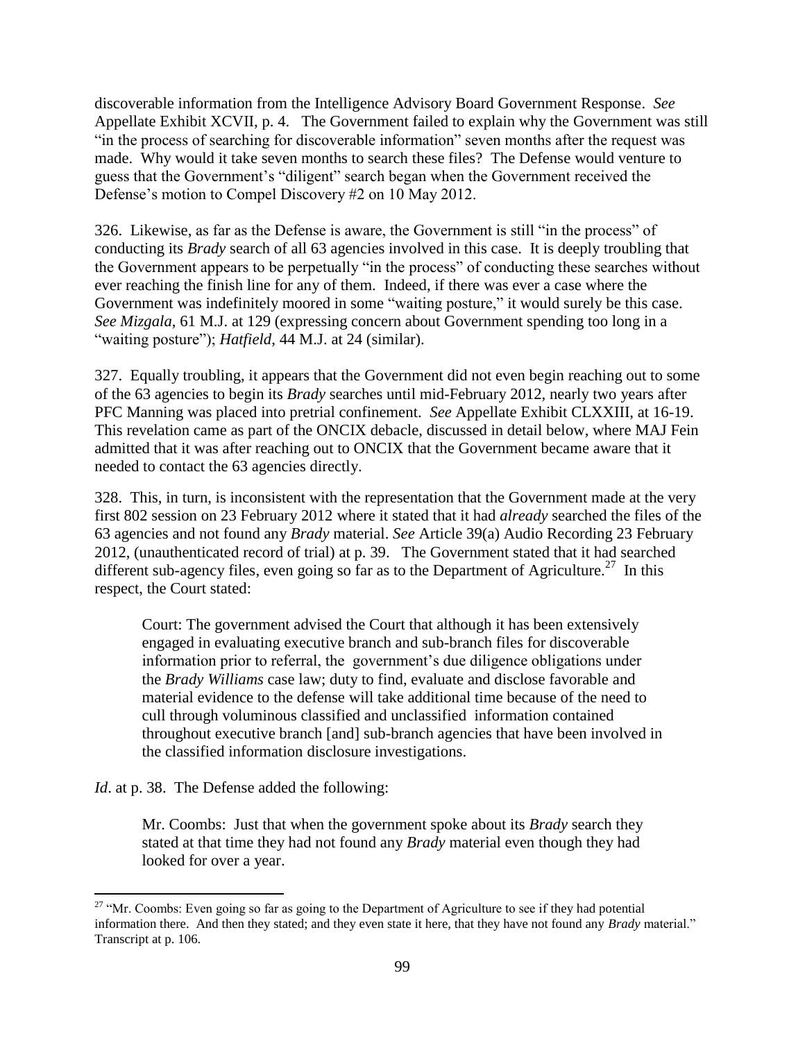discoverable information from the Intelligence Advisory Board Government Response. *See* Appellate Exhibit XCVII, p. 4. The Government failed to explain why the Government was still "in the process of searching for discoverable information" seven months after the request was made. Why would it take seven months to search these files? The Defense would venture to guess that the Government's "diligent" search began when the Government received the Defense's motion to Compel Discovery #2 on 10 May 2012.

326. Likewise, as far as the Defense is aware, the Government is still "in the process" of conducting its *Brady* search of all 63 agencies involved in this case. It is deeply troubling that the Government appears to be perpetually "in the process" of conducting these searches without ever reaching the finish line for any of them. Indeed, if there was ever a case where the Government was indefinitely moored in some "waiting posture," it would surely be this case. *See Mizgala*, 61 M.J. at 129 (expressing concern about Government spending too long in a "waiting posture"); *Hatfield*, 44 M.J. at 24 (similar).

327. Equally troubling, it appears that the Government did not even begin reaching out to some of the 63 agencies to begin its *Brady* searches until mid-February 2012, nearly two years after PFC Manning was placed into pretrial confinement. *See* Appellate Exhibit CLXXIII, at 16-19. This revelation came as part of the ONCIX debacle, discussed in detail below, where MAJ Fein admitted that it was after reaching out to ONCIX that the Government became aware that it needed to contact the 63 agencies directly.

328. This, in turn, is inconsistent with the representation that the Government made at the very first 802 session on 23 February 2012 where it stated that it had *already* searched the files of the 63 agencies and not found any *Brady* material. *See* Article 39(a) Audio Recording 23 February 2012, (unauthenticated record of trial) at p. 39. The Government stated that it had searched different sub-agency files, even going so far as to the Department of Agriculture.[27] In this respect, the Court stated:

> Court: The government advised the Court that although it has been extensively engaged in evaluating executive branch and sub-branch files for discoverable information prior to referral, the government's due diligence obligations under the *Brady Williams* case law; duty to find, evaluate and disclose favorable and material evidence to the defense will take additional time because of the need to cull through voluminous classified and unclassified information contained throughout executive branch [and] sub-branch agencies that have been involved in the classified information disclosure investigations.

*Id*. at p. 38. The Defense added the following:

> Mr. Coombs: Just that when the government spoke about its *Brady* search they stated at that time they had not found any *Brady* material even though they had looked for over a year.

---

[27] "Mr. Coombs: Even going so far as going to the Department of Agriculture to see if they had potential information there. And then they stated; and they even state it here, that they have not found any *Brady* material." Transcript at p. 106.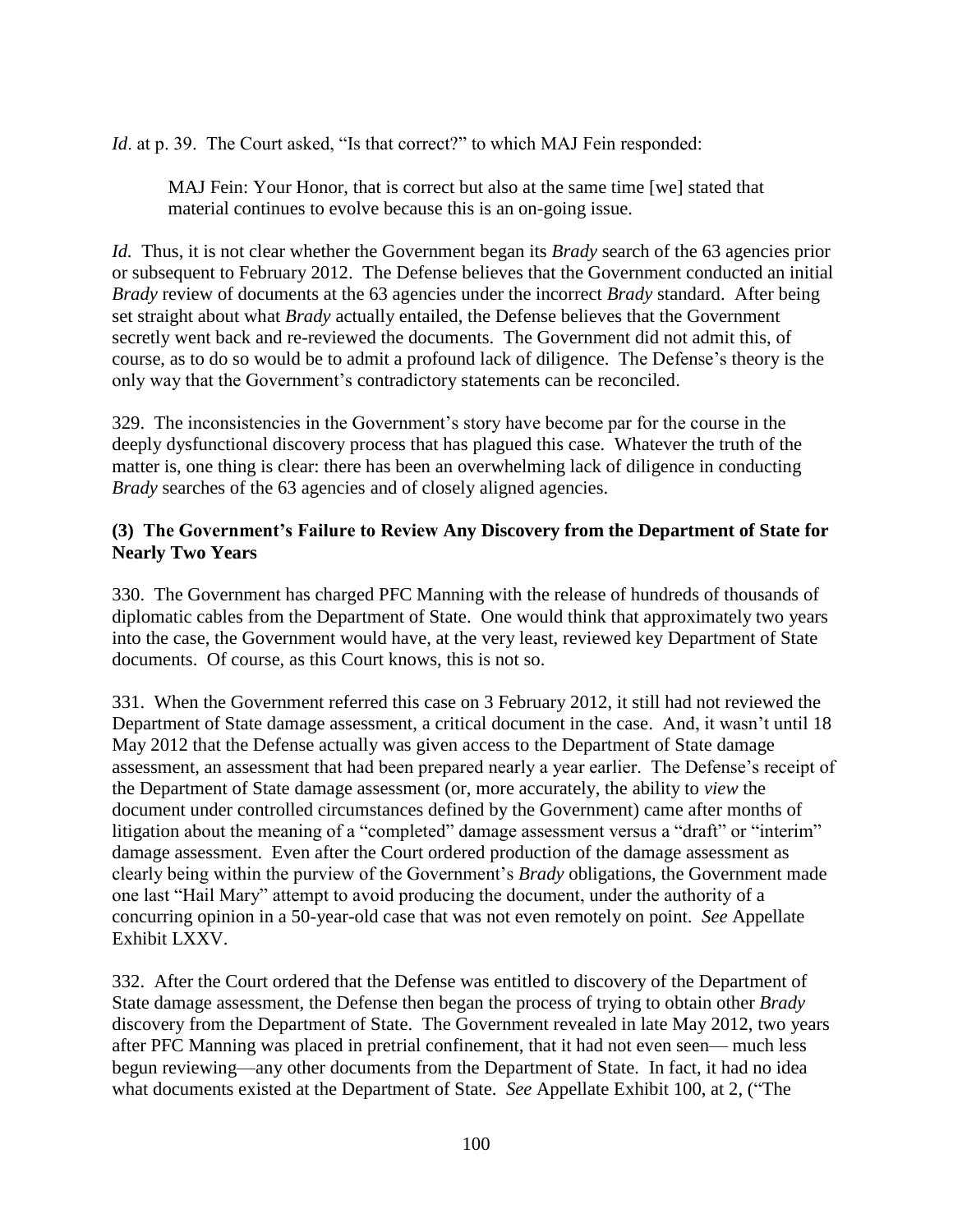*Id*. at p. 39. The Court asked, “Is that correct?” to which MAJ Fein responded:

> MAJ Fein: Your Honor, that is correct but also at the same time [we] stated that material continues to evolve because this is an on-going issue.

*Id.* Thus, it is not clear whether the Government began its *Brady* search of the 63 agencies prior or subsequent to February 2012. The Defense believes that the Government conducted an initial *Brady* review of documents at the 63 agencies under the incorrect *Brady* standard. After being set straight about what *Brady* actually entailed, the Defense believes that the Government secretly went back and re-reviewed the documents. The Government did not admit this, of course, as to do so would be to admit a profound lack of diligence. The Defense’s theory is the only way that the Government’s contradictory statements can be reconciled.

329. The inconsistencies in the Government’s story have become par for the course in the deeply dysfunctional discovery process that has plagued this case. Whatever the truth of the matter is, one thing is clear: there has been an overwhelming lack of diligence in conducting *Brady* searches of the 63 agencies and of closely aligned agencies.

**(3) The Government’s Failure to Review Any Discovery from the Department of State for Nearly Two Years**

330. The Government has charged PFC Manning with the release of hundreds of thousands of diplomatic cables from the Department of State. One would think that approximately two years into the case, the Government would have, at the very least, reviewed key Department of State documents. Of course, as this Court knows, this is not so.

331. When the Government referred this case on 3 February 2012, it still had not reviewed the Department of State damage assessment, a critical document in the case. And, it wasn’t until 18 May 2012 that the Defense actually was given access to the Department of State damage assessment, an assessment that had been prepared nearly a year earlier. The Defense’s receipt of the Department of State damage assessment (or, more accurately, the ability to *view* the document under controlled circumstances defined by the Government) came after months of litigation about the meaning of a “completed” damage assessment versus a “draft” or “interim” damage assessment. Even after the Court ordered production of the damage assessment as clearly being within the purview of the Government’s *Brady* obligations, the Government made one last “Hail Mary” attempt to avoid producing the document, under the authority of a concurring opinion in a 50-year-old case that was not even remotely on point. *See* Appellate Exhibit LXXV.

332. After the Court ordered that the Defense was entitled to discovery of the Department of State damage assessment, the Defense then began the process of trying to obtain other *Brady* discovery from the Department of State. The Government revealed in late May 2012, two years after PFC Manning was placed in pretrial confinement, that it had not even seen— much less begun reviewing—any other documents from the Department of State. In fact, it had no idea what documents existed at the Department of State. *See* Appellate Exhibit 100, at 2, (“The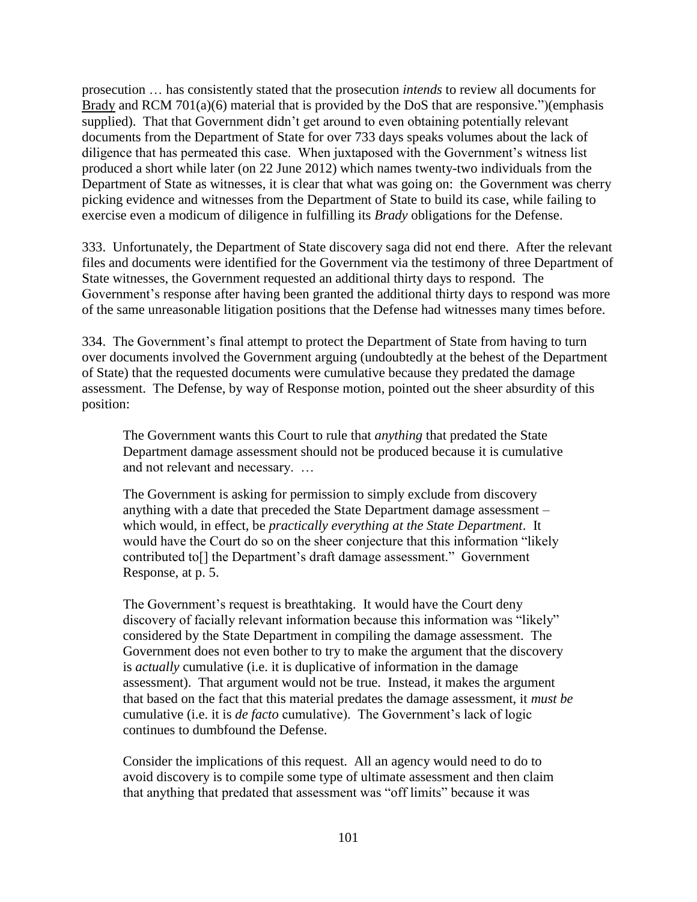prosecution … has consistently stated that the prosecution *intends* to review all documents for Brady and RCM 701(a)(6) material that is provided by the DoS that are responsive.")(emphasis supplied). That that Government didn't get around to even obtaining potentially relevant documents from the Department of State for over 733 days speaks volumes about the lack of diligence that has permeated this case. When juxtaposed with the Government's witness list produced a short while later (on 22 June 2012) which names twenty-two individuals from the Department of State as witnesses, it is clear that what was going on: the Government was cherry picking evidence and witnesses from the Department of State to build its case, while failing to exercise even a modicum of diligence in fulfilling its *Brady* obligations for the Defense.

333. Unfortunately, the Department of State discovery saga did not end there. After the relevant files and documents were identified for the Government via the testimony of three Department of State witnesses, the Government requested an additional thirty days to respond. The Government's response after having been granted the additional thirty days to respond was more of the same unreasonable litigation positions that the Defense had witnesses many times before.

334. The Government's final attempt to protect the Department of State from having to turn over documents involved the Government arguing (undoubtedly at the behest of the Department of State) that the requested documents were cumulative because they predated the damage assessment. The Defense, by way of Response motion, pointed out the sheer absurdity of this position:

> The Government wants this Court to rule that *anything* that predated the State Department damage assessment should not be produced because it is cumulative and not relevant and necessary. …
>
> The Government is asking for permission to simply exclude from discovery anything with a date that preceded the State Department damage assessment – which would, in effect, be *practically everything at the State Department*. It would have the Court do so on the sheer conjecture that this information "likely contributed to[] the Department's draft damage assessment." Government Response, at p. 5.
>
> The Government's request is breathtaking. It would have the Court deny discovery of facially relevant information because this information was "likely" considered by the State Department in compiling the damage assessment. The Government does not even bother to try to make the argument that the discovery is *actually* cumulative (i.e. it is duplicative of information in the damage assessment). That argument would not be true. Instead, it makes the argument that based on the fact that this material predates the damage assessment, it *must be* cumulative (i.e. it is *de facto* cumulative). The Government's lack of logic continues to dumbfound the Defense.
>
> Consider the implications of this request. All an agency would need to do to avoid discovery is to compile some type of ultimate assessment and then claim that anything that predated that assessment was "off limits" because it was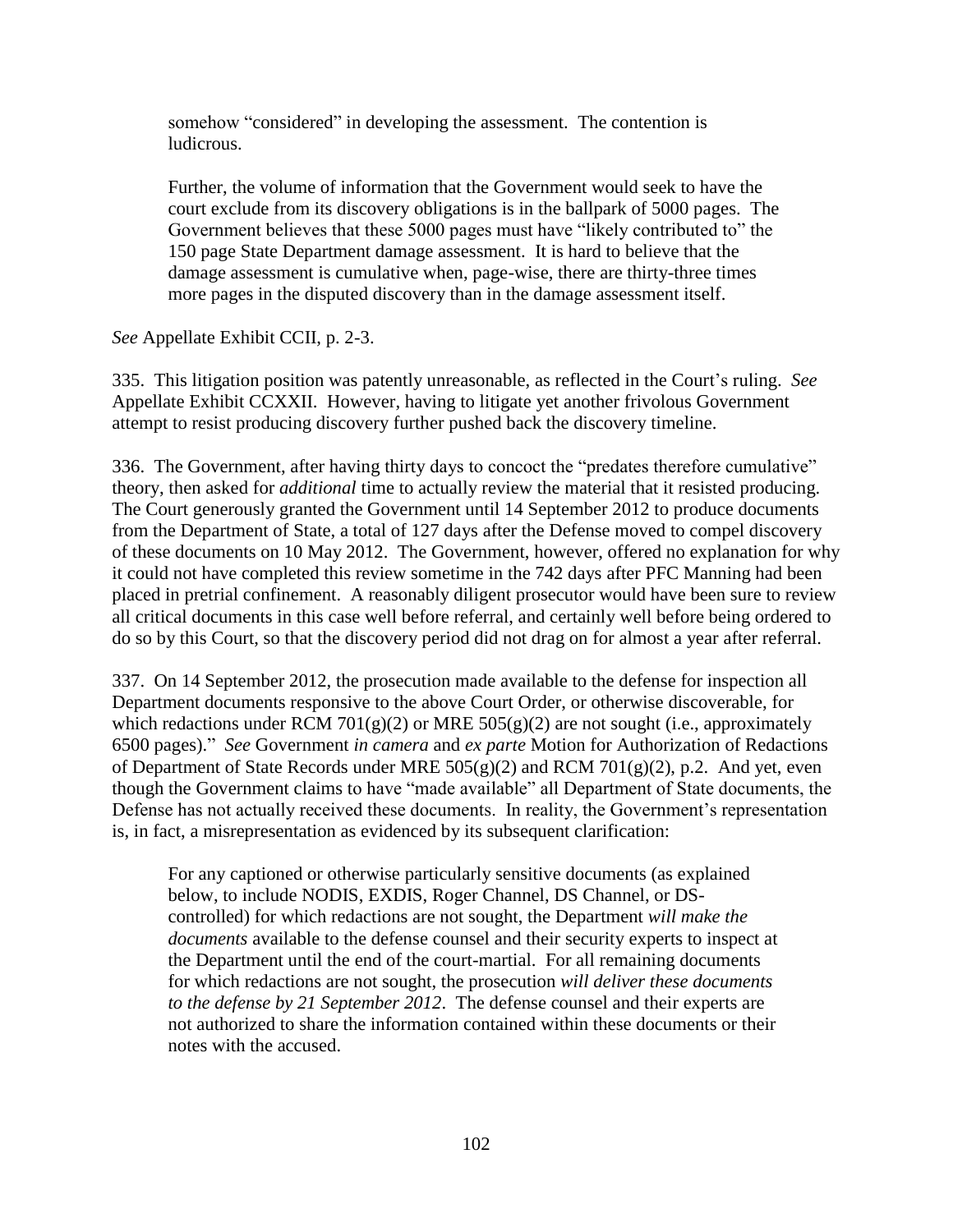> somehow "considered" in developing the assessment. The contention is ludicrous.
>
> Further, the volume of information that the Government would seek to have the court exclude from its discovery obligations is in the ballpark of 5000 pages. The Government believes that these 5000 pages must have "likely contributed to" the 150 page State Department damage assessment. It is hard to believe that the damage assessment is cumulative when, page-wise, there are thirty-three times more pages in the disputed discovery than in the damage assessment itself.

*See* Appellate Exhibit CCII, p. 2-3.

335. This litigation position was patently unreasonable, as reflected in the Court's ruling. *See* Appellate Exhibit CCXXII. However, having to litigate yet another frivolous Government attempt to resist producing discovery further pushed back the discovery timeline.

336. The Government, after having thirty days to concoct the "predates therefore cumulative" theory, then asked for *additional* time to actually review the material that it resisted producing. The Court generously granted the Government until 14 September 2012 to produce documents from the Department of State, a total of 127 days after the Defense moved to compel discovery of these documents on 10 May 2012. The Government, however, offered no explanation for why it could not have completed this review sometime in the 742 days after PFC Manning had been placed in pretrial confinement. A reasonably diligent prosecutor would have been sure to review all critical documents in this case well before referral, and certainly well before being ordered to do so by this Court, so that the discovery period did not drag on for almost a year after referral.

337. On 14 September 2012, the prosecution made available to the defense for inspection all Department documents responsive to the above Court Order, or otherwise discoverable, for which redactions under RCM 701(g)(2) or MRE 505(g)(2) are not sought (i.e., approximately 6500 pages)." *See* Government *in camera* and *ex parte* Motion for Authorization of Redactions of Department of State Records under MRE 505(g)(2) and RCM 701(g)(2), p.2. And yet, even though the Government claims to have "made available" all Department of State documents, the Defense has not actually received these documents. In reality, the Government's representation is, in fact, a misrepresentation as evidenced by its subsequent clarification:

> For any captioned or otherwise particularly sensitive documents (as explained below, to include NODIS, EXDIS, Roger Channel, DS Channel, or DS-controlled) for which redactions are not sought, the Department *will make the documents* available to the defense counsel and their security experts to inspect at the Department until the end of the court-martial. For all remaining documents for which redactions are not sought, the prosecution *will deliver these documents to the defense by 21 September 2012*. The defense counsel and their experts are not authorized to share the information contained within these documents or their notes with the accused.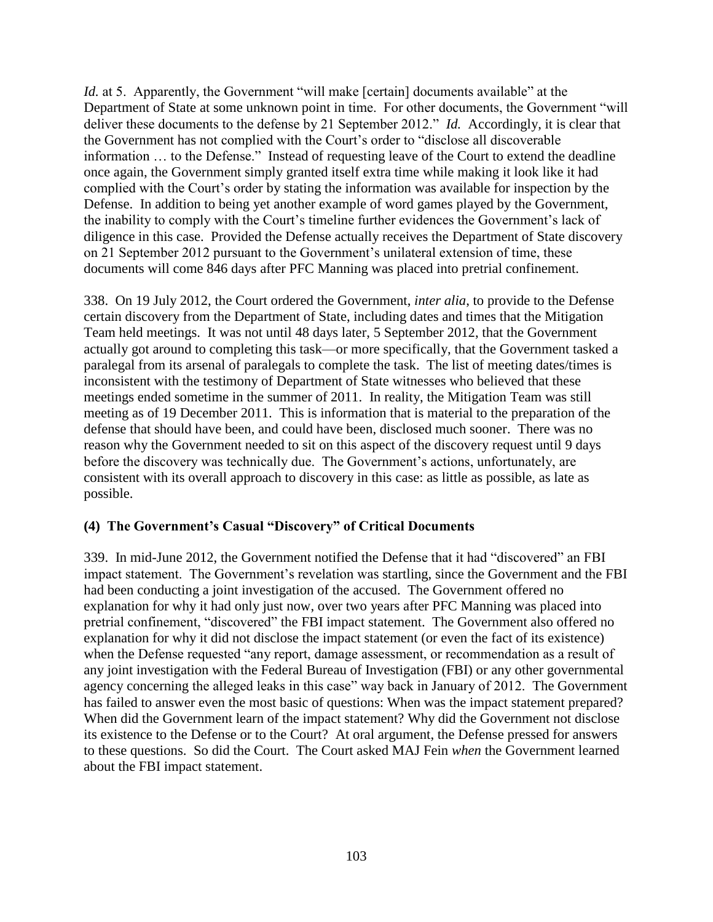*Id.* at 5. Apparently, the Government "will make [certain] documents available" at the Department of State at some unknown point in time. For other documents, the Government "will deliver these documents to the defense by 21 September 2012." *Id.* Accordingly, it is clear that the Government has not complied with the Court's order to "disclose all discoverable information … to the Defense." Instead of requesting leave of the Court to extend the deadline once again, the Government simply granted itself extra time while making it look like it had complied with the Court's order by stating the information was available for inspection by the Defense. In addition to being yet another example of word games played by the Government, the inability to comply with the Court's timeline further evidences the Government's lack of diligence in this case. Provided the Defense actually receives the Department of State discovery on 21 September 2012 pursuant to the Government's unilateral extension of time, these documents will come 846 days after PFC Manning was placed into pretrial confinement.

338. On 19 July 2012, the Court ordered the Government, *inter alia*, to provide to the Defense certain discovery from the Department of State, including dates and times that the Mitigation Team held meetings. It was not until 48 days later, 5 September 2012, that the Government actually got around to completing this task—or more specifically, that the Government tasked a paralegal from its arsenal of paralegals to complete the task. The list of meeting dates/times is inconsistent with the testimony of Department of State witnesses who believed that these meetings ended sometime in the summer of 2011. In reality, the Mitigation Team was still meeting as of 19 December 2011. This is information that is material to the preparation of the defense that should have been, and could have been, disclosed much sooner. There was no reason why the Government needed to sit on this aspect of the discovery request until 9 days before the discovery was technically due. The Government's actions, unfortunately, are consistent with its overall approach to discovery in this case: as little as possible, as late as possible.

### (4) The Government's Casual "Discovery" of Critical Documents

339. In mid-June 2012, the Government notified the Defense that it had "discovered" an FBI impact statement. The Government's revelation was startling, since the Government and the FBI had been conducting a joint investigation of the accused. The Government offered no explanation for why it had only just now, over two years after PFC Manning was placed into pretrial confinement, "discovered" the FBI impact statement. The Government also offered no explanation for why it did not disclose the impact statement (or even the fact of its existence) when the Defense requested "any report, damage assessment, or recommendation as a result of any joint investigation with the Federal Bureau of Investigation (FBI) or any other governmental agency concerning the alleged leaks in this case" way back in January of 2012. The Government has failed to answer even the most basic of questions: When was the impact statement prepared? When did the Government learn of the impact statement? Why did the Government not disclose its existence to the Defense or to the Court? At oral argument, the Defense pressed for answers to these questions. So did the Court. The Court asked MAJ Fein *when* the Government learned about the FBI impact statement.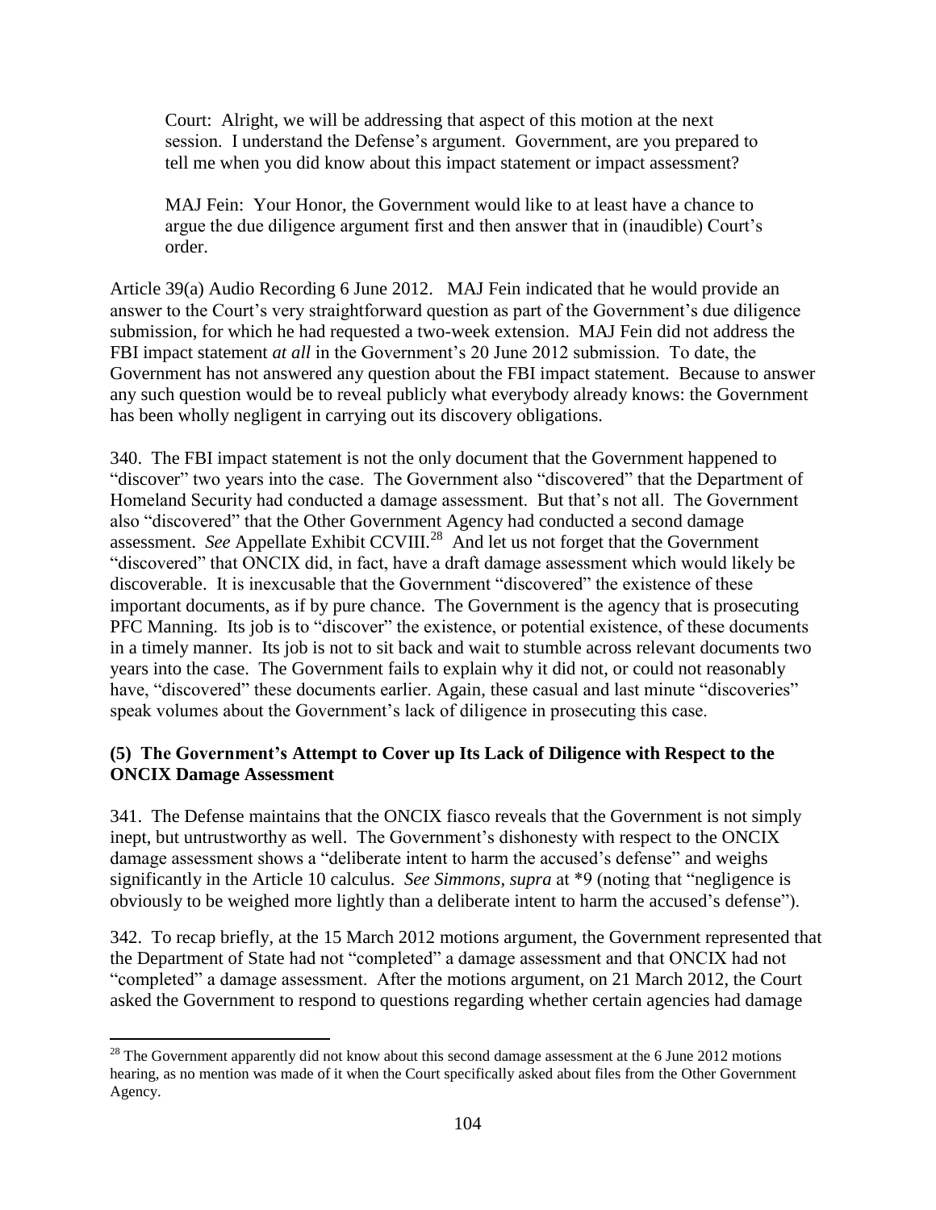> Court: Alright, we will be addressing that aspect of this motion at the next session. I understand the Defense's argument. Government, are you prepared to tell me when you did know about this impact statement or impact assessment?
>
> MAJ Fein: Your Honor, the Government would like to at least have a chance to argue the due diligence argument first and then answer that in (inaudible) Court's order.

Article 39(a) Audio Recording 6 June 2012. MAJ Fein indicated that he would provide an answer to the Court's very straightforward question as part of the Government's due diligence submission, for which he had requested a two-week extension. MAJ Fein did not address the FBI impact statement *at all* in the Government's 20 June 2012 submission. To date, the Government has not answered any question about the FBI impact statement. Because to answer any such question would be to reveal publicly what everybody already knows: the Government has been wholly negligent in carrying out its discovery obligations.

340. The FBI impact statement is not the only document that the Government happened to "discover" two years into the case. The Government also "discovered" that the Department of Homeland Security had conducted a damage assessment. But that's not all. The Government also "discovered" that the Other Government Agency had conducted a second damage assessment. *See* Appellate Exhibit CCVIII.[28] And let us not forget that the Government "discovered" that ONCIX did, in fact, have a draft damage assessment which would likely be discoverable. It is inexcusable that the Government "discovered" the existence of these important documents, as if by pure chance. The Government is the agency that is prosecuting PFC Manning. Its job is to "discover" the existence, or potential existence, of these documents in a timely manner. Its job is not to sit back and wait to stumble across relevant documents two years into the case. The Government fails to explain why it did not, or could not reasonably have, "discovered" these documents earlier. Again, these casual and last minute "discoveries" speak volumes about the Government's lack of diligence in prosecuting this case.

### (5) The Government's Attempt to Cover up Its Lack of Diligence with Respect to the ONCIX Damage Assessment

341. The Defense maintains that the ONCIX fiasco reveals that the Government is not simply inept, but untrustworthy as well. The Government's dishonesty with respect to the ONCIX damage assessment shows a "deliberate intent to harm the accused's defense" and weighs significantly in the Article 10 calculus. *See Simmons, supra* at *9 (noting that "negligence is obviously to be weighed more lightly than a deliberate intent to harm the accused's defense").

342. To recap briefly, at the 15 March 2012 motions argument, the Government represented that the Department of State had not "completed" a damage assessment and that ONCIX had not "completed" a damage assessment. After the motions argument, on 21 March 2012, the Court asked the Government to respond to questions regarding whether certain agencies had damage

---

[28] The Government apparently did not know about this second damage assessment at the 6 June 2012 motions hearing, as no mention was made of it when the Court specifically asked about files from the Other Government Agency.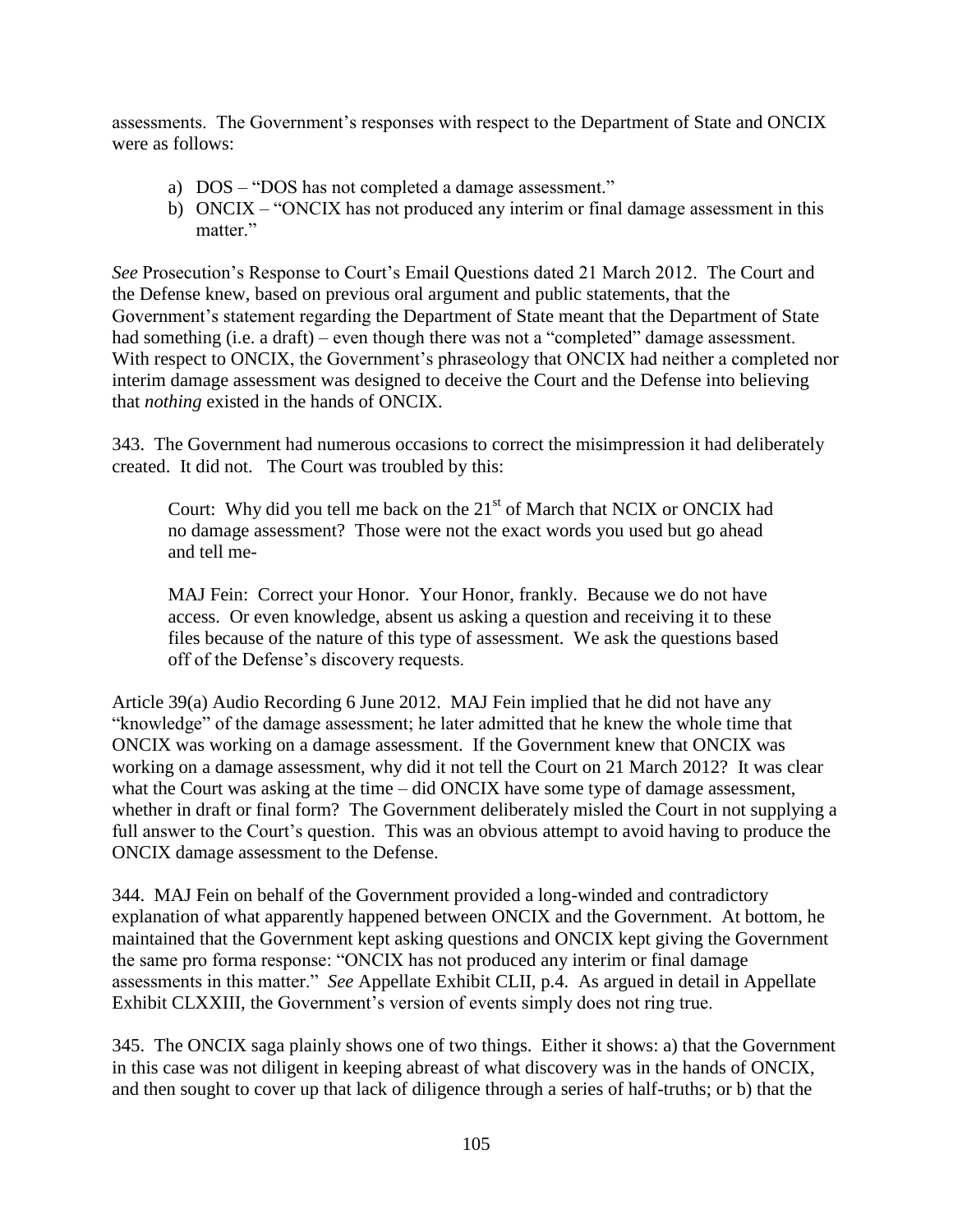assessments. The Government's responses with respect to the Department of State and ONCIX were as follows:

a) DOS – "DOS has not completed a damage assessment."
b) ONCIX – "ONCIX has not produced any interim or final damage assessment in this matter."

*See* Prosecution's Response to Court's Email Questions dated 21 March 2012. The Court and the Defense knew, based on previous oral argument and public statements, that the Government's statement regarding the Department of State meant that the Department of State had something (i.e. a draft) – even though there was not a "completed" damage assessment. With respect to ONCIX, the Government's phraseology that ONCIX had neither a completed nor interim damage assessment was designed to deceive the Court and the Defense into believing that *nothing* existed in the hands of ONCIX.

343. The Government had numerous occasions to correct the misimpression it had deliberately created. It did not. The Court was troubled by this:

> Court: Why did you tell me back on the 21st of March that NCIX or ONCIX had no damage assessment? Those were not the exact words you used but go ahead and tell me-
>
> MAJ Fein: Correct your Honor. Your Honor, frankly. Because we do not have access. Or even knowledge, absent us asking a question and receiving it to these files because of the nature of this type of assessment. We ask the questions based off of the Defense's discovery requests.

Article 39(a) Audio Recording 6 June 2012. MAJ Fein implied that he did not have any "knowledge" of the damage assessment; he later admitted that he knew the whole time that ONCIX was working on a damage assessment. If the Government knew that ONCIX was working on a damage assessment, why did it not tell the Court on 21 March 2012? It was clear what the Court was asking at the time – did ONCIX have some type of damage assessment, whether in draft or final form? The Government deliberately misled the Court in not supplying a full answer to the Court's question. This was an obvious attempt to avoid having to produce the ONCIX damage assessment to the Defense.

344. MAJ Fein on behalf of the Government provided a long-winded and contradictory explanation of what apparently happened between ONCIX and the Government. At bottom, he maintained that the Government kept asking questions and ONCIX kept giving the Government the same pro forma response: "ONCIX has not produced any interim or final damage assessments in this matter." *See* Appellate Exhibit CLII, p.4. As argued in detail in Appellate Exhibit CLXXIII, the Government's version of events simply does not ring true.

345. The ONCIX saga plainly shows one of two things. Either it shows: a) that the Government in this case was not diligent in keeping abreast of what discovery was in the hands of ONCIX, and then sought to cover up that lack of diligence through a series of half-truths; or b) that the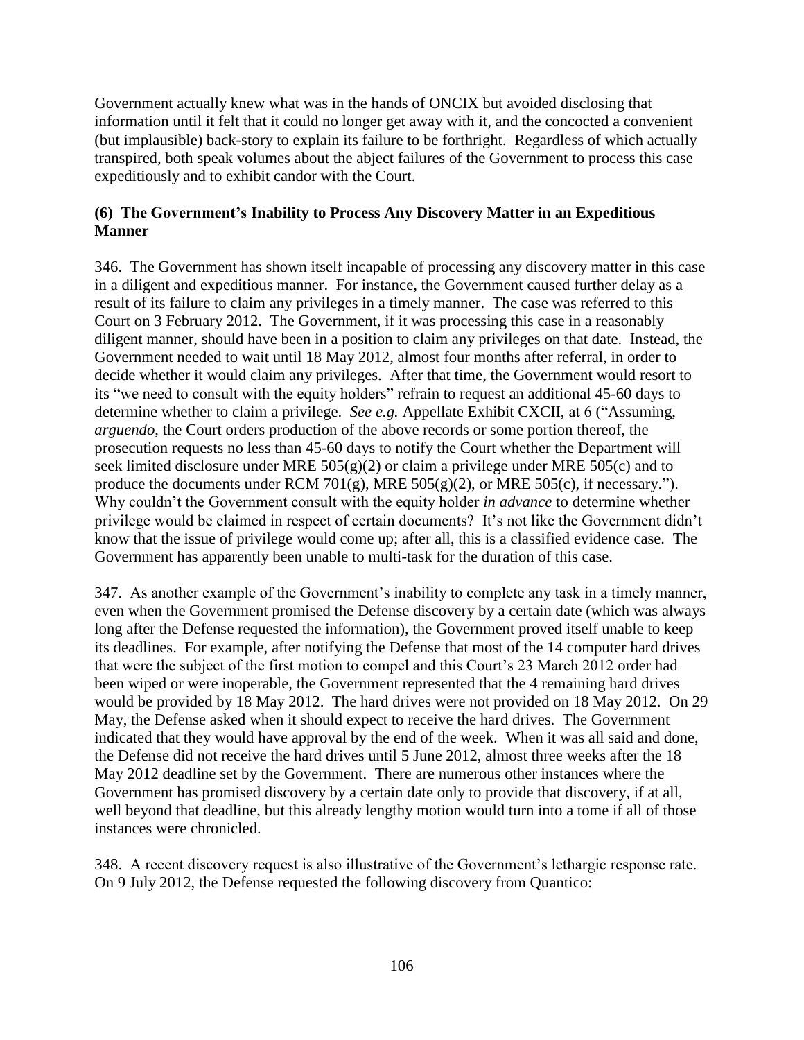Government actually knew what was in the hands of ONCIX but avoided disclosing that information until it felt that it could no longer get away with it, and the concocted a convenient (but implausible) back-story to explain its failure to be forthright. Regardless of which actually transpired, both speak volumes about the abject failures of the Government to process this case expeditiously and to exhibit candor with the Court.

**(6) The Government's Inability to Process Any Discovery Matter in an Expeditious Manner**

346. The Government has shown itself incapable of processing any discovery matter in this case in a diligent and expeditious manner. For instance, the Government caused further delay as a result of its failure to claim any privileges in a timely manner. The case was referred to this Court on 3 February 2012. The Government, if it was processing this case in a reasonably diligent manner, should have been in a position to claim any privileges on that date. Instead, the Government needed to wait until 18 May 2012, almost four months after referral, in order to decide whether it would claim any privileges. After that time, the Government would resort to its "we need to consult with the equity holders" refrain to request an additional 45-60 days to determine whether to claim a privilege. *See e.g.* Appellate Exhibit CXCII, at 6 ("Assuming, *arguendo*, the Court orders production of the above records or some portion thereof, the prosecution requests no less than 45-60 days to notify the Court whether the Department will seek limited disclosure under MRE 505(g)(2) or claim a privilege under MRE 505(c) and to produce the documents under RCM 701(g), MRE 505(g)(2), or MRE 505(c), if necessary."). Why couldn't the Government consult with the equity holder *in advance* to determine whether privilege would be claimed in respect of certain documents? It's not like the Government didn't know that the issue of privilege would come up; after all, this is a classified evidence case. The Government has apparently been unable to multi-task for the duration of this case.

347. As another example of the Government's inability to complete any task in a timely manner, even when the Government promised the Defense discovery by a certain date (which was always long after the Defense requested the information), the Government proved itself unable to keep its deadlines. For example, after notifying the Defense that most of the 14 computer hard drives that were the subject of the first motion to compel and this Court's 23 March 2012 order had been wiped or were inoperable, the Government represented that the 4 remaining hard drives would be provided by 18 May 2012. The hard drives were not provided on 18 May 2012. On 29 May, the Defense asked when it should expect to receive the hard drives. The Government indicated that they would have approval by the end of the week. When it was all said and done, the Defense did not receive the hard drives until 5 June 2012, almost three weeks after the 18 May 2012 deadline set by the Government. There are numerous other instances where the Government has promised discovery by a certain date only to provide that discovery, if at all, well beyond that deadline, but this already lengthy motion would turn into a tome if all of those instances were chronicled.

348. A recent discovery request is also illustrative of the Government's lethargic response rate. On 9 July 2012, the Defense requested the following discovery from Quantico: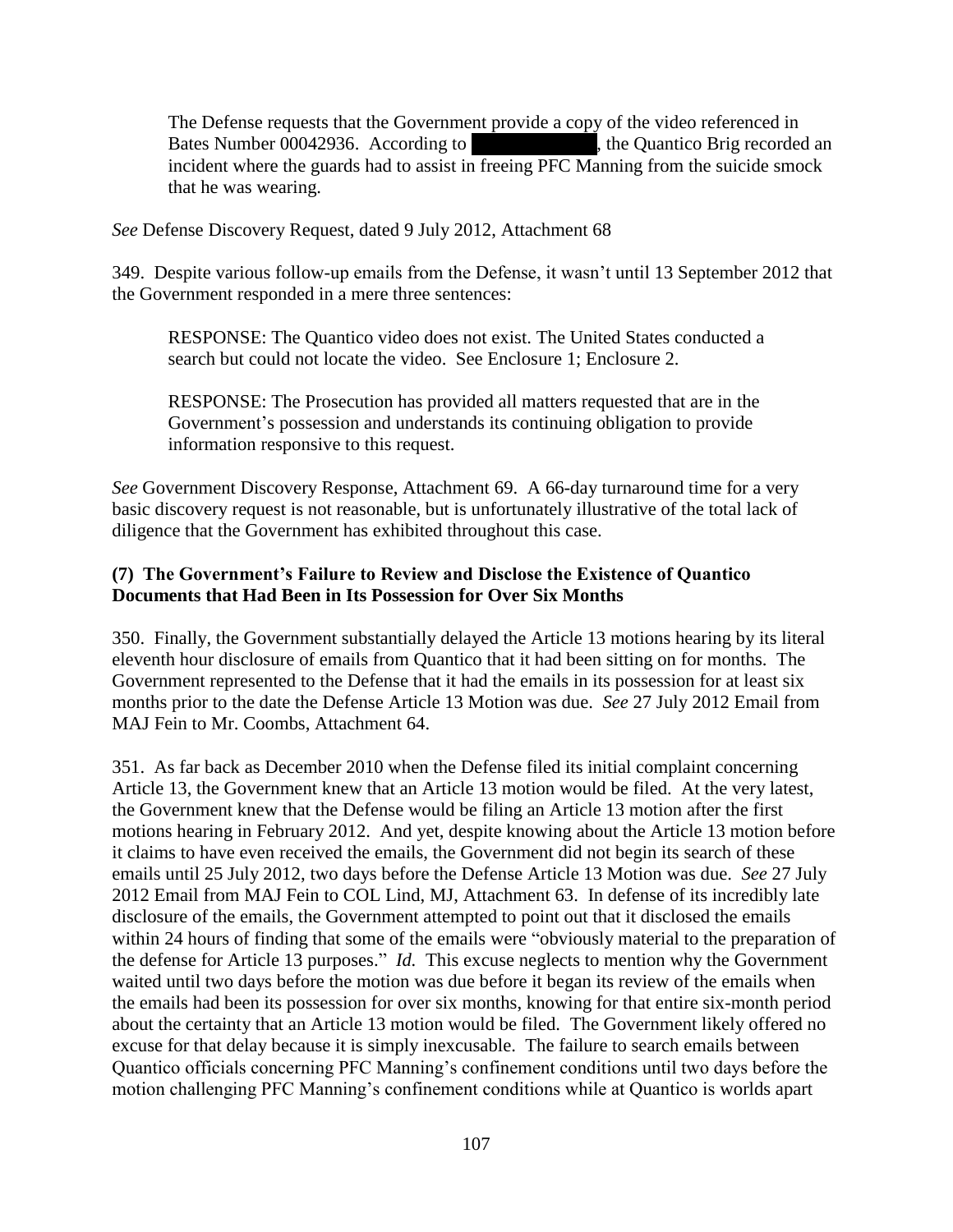> The Defense requests that the Government provide a copy of the video referenced in Bates Number 00042936. According to ██████████, the Quantico Brig recorded an incident where the guards had to assist in freeing PFC Manning from the suicide smock that he was wearing.

*See* Defense Discovery Request, dated 9 July 2012, Attachment 68

349. Despite various follow-up emails from the Defense, it wasn't until 13 September 2012 that the Government responded in a mere three sentences:

> RESPONSE: The Quantico video does not exist. The United States conducted a search but could not locate the video. See Enclosure 1; Enclosure 2.
>
> RESPONSE: The Prosecution has provided all matters requested that are in the Government's possession and understands its continuing obligation to provide information responsive to this request.

*See* Government Discovery Response, Attachment 69. A 66-day turnaround time for a very basic discovery request is not reasonable, but is unfortunately illustrative of the total lack of diligence that the Government has exhibited throughout this case.

**(7) The Government's Failure to Review and Disclose the Existence of Quantico Documents that Had Been in Its Possession for Over Six Months**

350. Finally, the Government substantially delayed the Article 13 motions hearing by its literal eleventh hour disclosure of emails from Quantico that it had been sitting on for months. The Government represented to the Defense that it had the emails in its possession for at least six months prior to the date the Defense Article 13 Motion was due. *See* 27 July 2012 Email from MAJ Fein to Mr. Coombs, Attachment 64.

351. As far back as December 2010 when the Defense filed its initial complaint concerning Article 13, the Government knew that an Article 13 motion would be filed. At the very latest, the Government knew that the Defense would be filing an Article 13 motion after the first motions hearing in February 2012. And yet, despite knowing about the Article 13 motion before it claims to have even received the emails, the Government did not begin its search of these emails until 25 July 2012, two days before the Defense Article 13 Motion was due. *See* 27 July 2012 Email from MAJ Fein to COL Lind, MJ, Attachment 63. In defense of its incredibly late disclosure of the emails, the Government attempted to point out that it disclosed the emails within 24 hours of finding that some of the emails were "obviously material to the preparation of the defense for Article 13 purposes." *Id.* This excuse neglects to mention why the Government waited until two days before the motion was due before it began its review of the emails when the emails had been its possession for over six months, knowing for that entire six-month period about the certainty that an Article 13 motion would be filed. The Government likely offered no excuse for that delay because it is simply inexcusable. The failure to search emails between Quantico officials concerning PFC Manning's confinement conditions until two days before the motion challenging PFC Manning's confinement conditions while at Quantico is worlds apart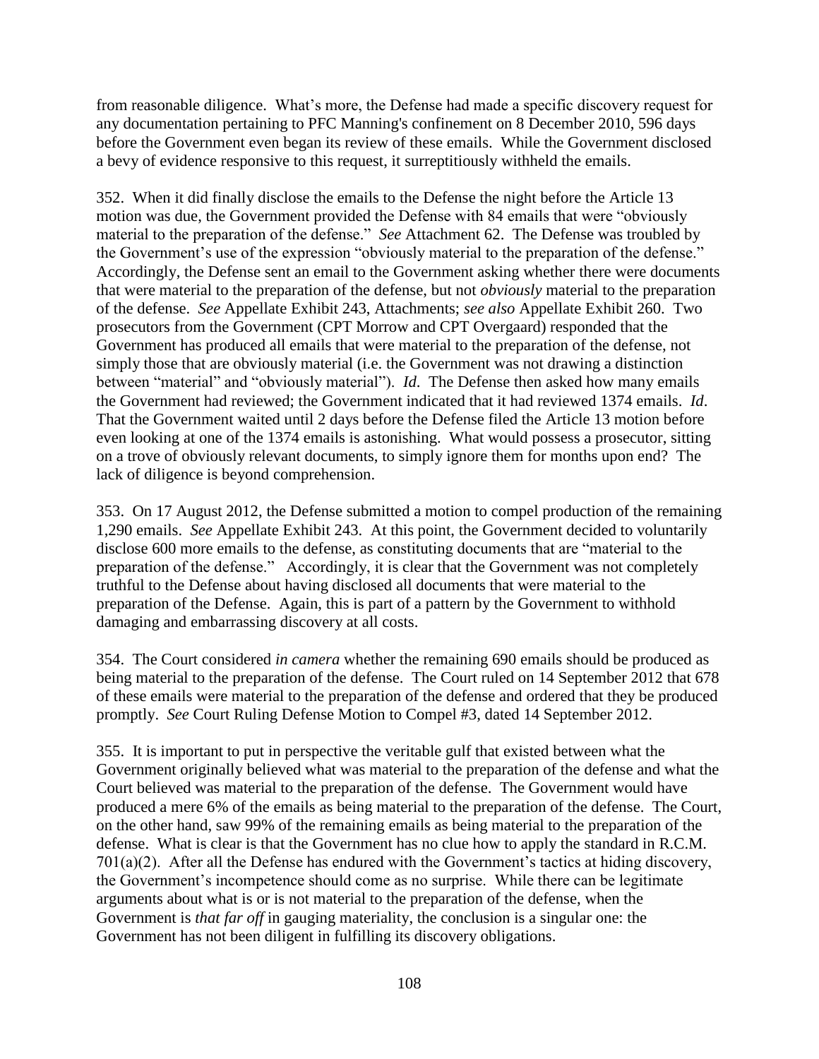from reasonable diligence. What's more, the Defense had made a specific discovery request for any documentation pertaining to PFC Manning's confinement on 8 December 2010, 596 days before the Government even began its review of these emails. While the Government disclosed a bevy of evidence responsive to this request, it surreptitiously withheld the emails.

352. When it did finally disclose the emails to the Defense the night before the Article 13 motion was due, the Government provided the Defense with 84 emails that were "obviously material to the preparation of the defense." *See* Attachment 62. The Defense was troubled by the Government's use of the expression "obviously material to the preparation of the defense." Accordingly, the Defense sent an email to the Government asking whether there were documents that were material to the preparation of the defense, but not *obviously* material to the preparation of the defense. *See* Appellate Exhibit 243, Attachments; *see also* Appellate Exhibit 260. Two prosecutors from the Government (CPT Morrow and CPT Overgaard) responded that the Government has produced all emails that were material to the preparation of the defense, not simply those that are obviously material (i.e. the Government was not drawing a distinction between "material" and "obviously material"). *Id*. The Defense then asked how many emails the Government had reviewed; the Government indicated that it had reviewed 1374 emails. *Id*. That the Government waited until 2 days before the Defense filed the Article 13 motion before even looking at one of the 1374 emails is astonishing. What would possess a prosecutor, sitting on a trove of obviously relevant documents, to simply ignore them for months upon end? The lack of diligence is beyond comprehension.

353. On 17 August 2012, the Defense submitted a motion to compel production of the remaining 1,290 emails. *See* Appellate Exhibit 243. At this point, the Government decided to voluntarily disclose 600 more emails to the defense, as constituting documents that are "material to the preparation of the defense." Accordingly, it is clear that the Government was not completely truthful to the Defense about having disclosed all documents that were material to the preparation of the Defense. Again, this is part of a pattern by the Government to withhold damaging and embarrassing discovery at all costs.

354. The Court considered *in camera* whether the remaining 690 emails should be produced as being material to the preparation of the defense. The Court ruled on 14 September 2012 that 678 of these emails were material to the preparation of the defense and ordered that they be produced promptly. *See* Court Ruling Defense Motion to Compel #3, dated 14 September 2012.

355. It is important to put in perspective the veritable gulf that existed between what the Government originally believed what was material to the preparation of the defense and what the Court believed was material to the preparation of the defense. The Government would have produced a mere 6% of the emails as being material to the preparation of the defense. The Court, on the other hand, saw 99% of the remaining emails as being material to the preparation of the defense. What is clear is that the Government has no clue how to apply the standard in R.C.M. 701(a)(2). After all the Defense has endured with the Government's tactics at hiding discovery, the Government's incompetence should come as no surprise. While there can be legitimate arguments about what is or is not material to the preparation of the defense, when the Government is *that far off* in gauging materiality, the conclusion is a singular one: the Government has not been diligent in fulfilling its discovery obligations.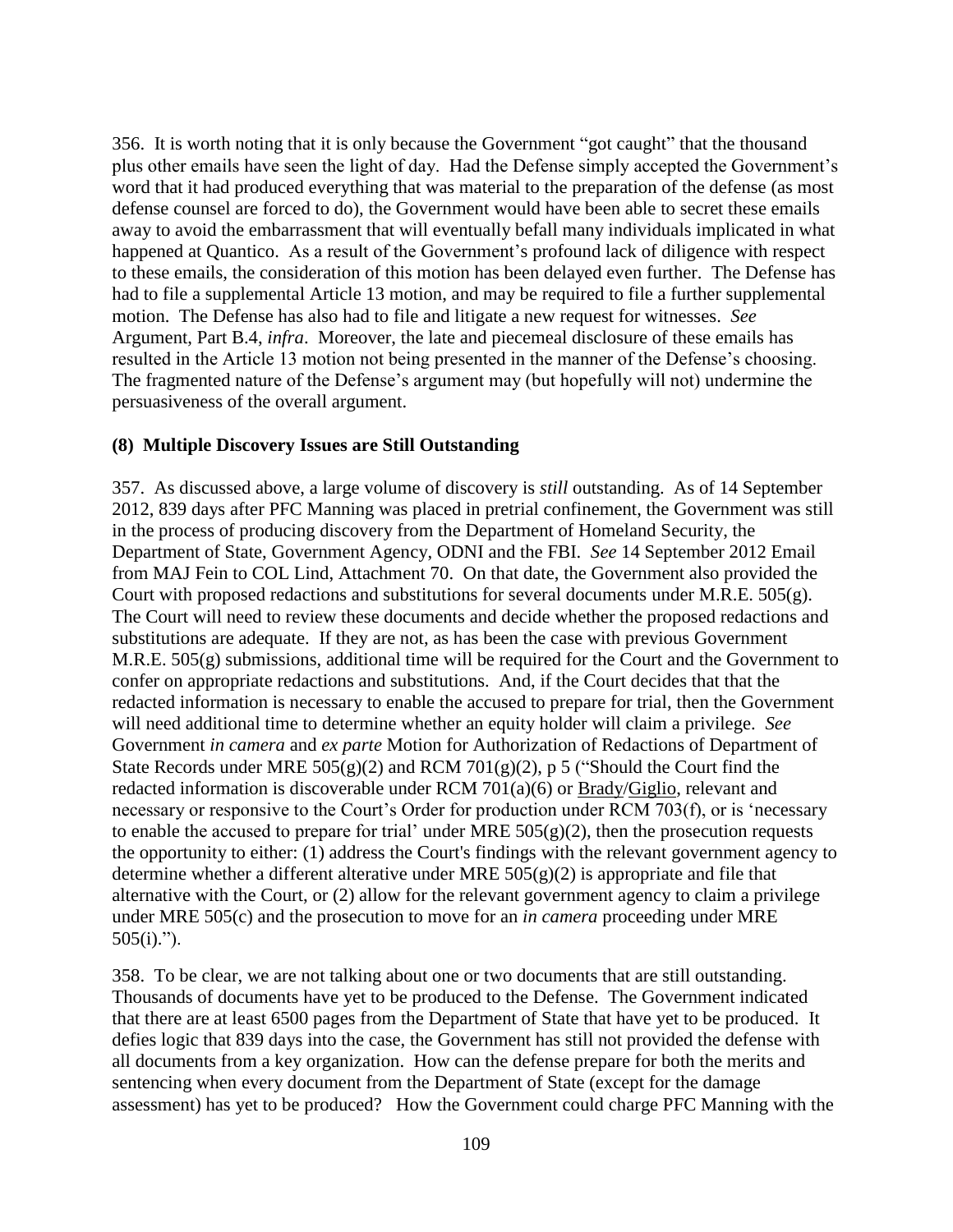356. It is worth noting that it is only because the Government "got caught" that the thousand plus other emails have seen the light of day. Had the Defense simply accepted the Government's word that it had produced everything that was material to the preparation of the defense (as most defense counsel are forced to do), the Government would have been able to secret these emails away to avoid the embarrassment that will eventually befall many individuals implicated in what happened at Quantico. As a result of the Government's profound lack of diligence with respect to these emails, the consideration of this motion has been delayed even further. The Defense has had to file a supplemental Article 13 motion, and may be required to file a further supplemental motion. The Defense has also had to file and litigate a new request for witnesses. *See* Argument, Part B.4, *infra*. Moreover, the late and piecemeal disclosure of these emails has resulted in the Article 13 motion not being presented in the manner of the Defense's choosing. The fragmented nature of the Defense's argument may (but hopefully will not) undermine the persuasiveness of the overall argument.

**(8) Multiple Discovery Issues are Still Outstanding**

357. As discussed above, a large volume of discovery is *still* outstanding. As of 14 September 2012, 839 days after PFC Manning was placed in pretrial confinement, the Government was still in the process of producing discovery from the Department of Homeland Security, the Department of State, Government Agency, ODNI and the FBI. *See* 14 September 2012 Email from MAJ Fein to COL Lind, Attachment 70. On that date, the Government also provided the Court with proposed redactions and substitutions for several documents under M.R.E. 505(g). The Court will need to review these documents and decide whether the proposed redactions and substitutions are adequate. If they are not, as has been the case with previous Government M.R.E. 505(g) submissions, additional time will be required for the Court and the Government to confer on appropriate redactions and substitutions. And, if the Court decides that that the redacted information is necessary to enable the accused to prepare for trial, then the Government will need additional time to determine whether an equity holder will claim a privilege. *See* Government *in camera* and *ex parte* Motion for Authorization of Redactions of Department of State Records under MRE 505(g)(2) and RCM 701(g)(2), p 5 ("Should the Court find the redacted information is discoverable under RCM 701(a)(6) or Brady/Giglio, relevant and necessary or responsive to the Court's Order for production under RCM 703(f), or is 'necessary to enable the accused to prepare for trial' under MRE 505(g)(2), then the prosecution requests the opportunity to either: (1) address the Court's findings with the relevant government agency to determine whether a different alterative under MRE 505(g)(2) is appropriate and file that alternative with the Court, or (2) allow for the relevant government agency to claim a privilege under MRE 505(c) and the prosecution to move for an *in camera* proceeding under MRE 505(i).").

358. To be clear, we are not talking about one or two documents that are still outstanding. Thousands of documents have yet to be produced to the Defense. The Government indicated that there are at least 6500 pages from the Department of State that have yet to be produced. It defies logic that 839 days into the case, the Government has still not provided the defense with all documents from a key organization. How can the defense prepare for both the merits and sentencing when every document from the Department of State (except for the damage assessment) has yet to be produced? How the Government could charge PFC Manning with the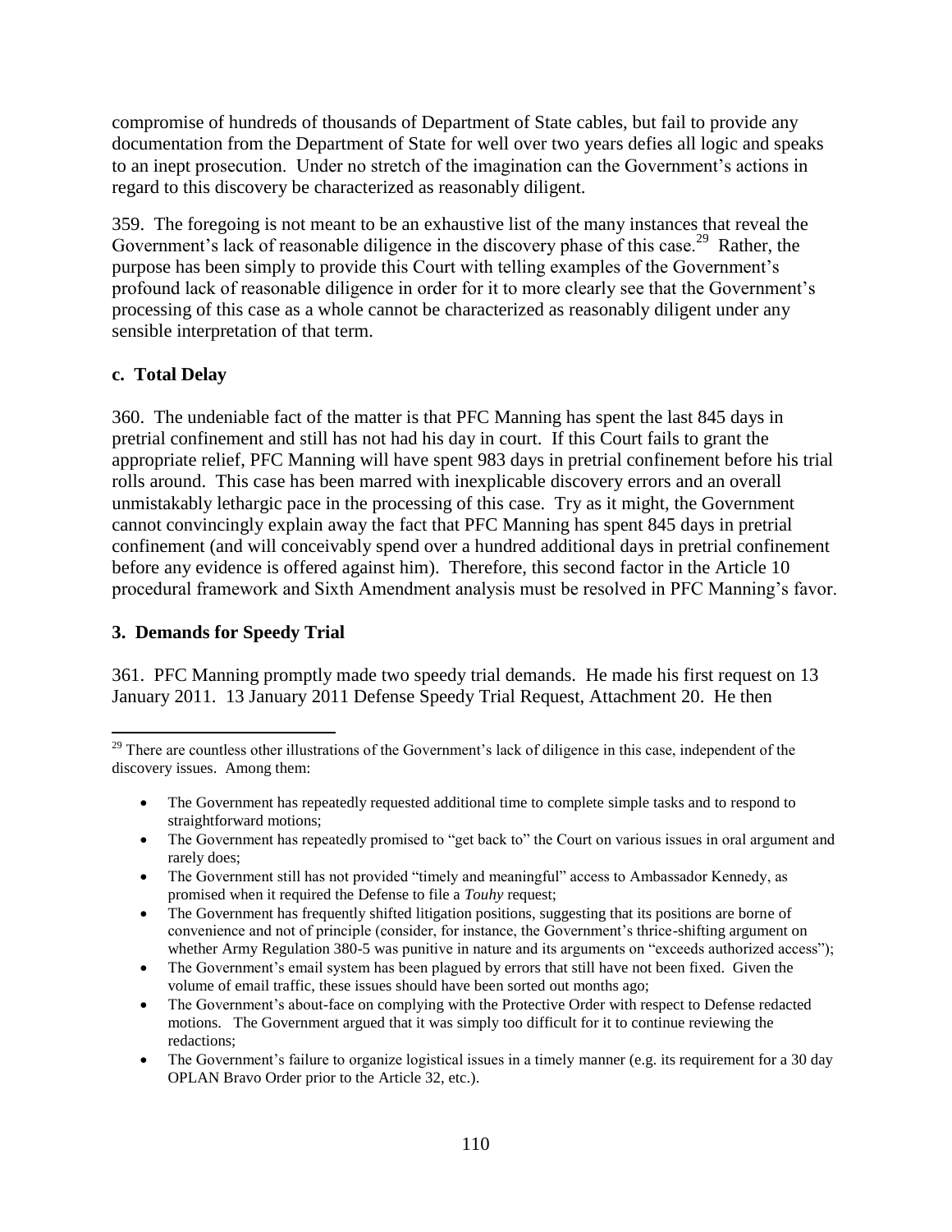compromise of hundreds of thousands of Department of State cables, but fail to provide any documentation from the Department of State for well over two years defies all logic and speaks to an inept prosecution. Under no stretch of the imagination can the Government's actions in regard to this discovery be characterized as reasonably diligent.

359. The foregoing is not meant to be an exhaustive list of the many instances that reveal the Government's lack of reasonable diligence in the discovery phase of this case.[29] Rather, the purpose has been simply to provide this Court with telling examples of the Government's profound lack of reasonable diligence in order for it to more clearly see that the Government's processing of this case as a whole cannot be characterized as reasonably diligent under any sensible interpretation of that term.

### c. Total Delay

360. The undeniable fact of the matter is that PFC Manning has spent the last 845 days in pretrial confinement and still has not had his day in court. If this Court fails to grant the appropriate relief, PFC Manning will have spent 983 days in pretrial confinement before his trial rolls around. This case has been marred with inexplicable discovery errors and an overall unmistakably lethargic pace in the processing of this case. Try as it might, the Government cannot convincingly explain away the fact that PFC Manning has spent 845 days in pretrial confinement (and will conceivably spend over a hundred additional days in pretrial confinement before any evidence is offered against him). Therefore, this second factor in the Article 10 procedural framework and Sixth Amendment analysis must be resolved in PFC Manning's favor.

## 3. Demands for Speedy Trial

361. PFC Manning promptly made two speedy trial demands. He made his first request on 13 January 2011. 13 January 2011 Defense Speedy Trial Request, Attachment 20. He then

---

[29] There are countless other illustrations of the Government's lack of diligence in this case, independent of the discovery issues. Among them:

- The Government has repeatedly requested additional time to complete simple tasks and to respond to straightforward motions;
- The Government has repeatedly promised to "get back to" the Court on various issues in oral argument and rarely does;
- The Government still has not provided "timely and meaningful" access to Ambassador Kennedy, as promised when it required the Defense to file a *Touhy* request;
- The Government has frequently shifted litigation positions, suggesting that its positions are borne of convenience and not of principle (consider, for instance, the Government's thrice-shifting argument on whether Army Regulation 380-5 was punitive in nature and its arguments on "exceeds authorized access");
- The Government's email system has been plagued by errors that still have not been fixed. Given the volume of email traffic, these issues should have been sorted out months ago;
- The Government's about-face on complying with the Protective Order with respect to Defense redacted motions. The Government argued that it was simply too difficult for it to continue reviewing the redactions;
- The Government's failure to organize logistical issues in a timely manner (e.g. its requirement for a 30 day OPLAN Bravo Order prior to the Article 32, etc.).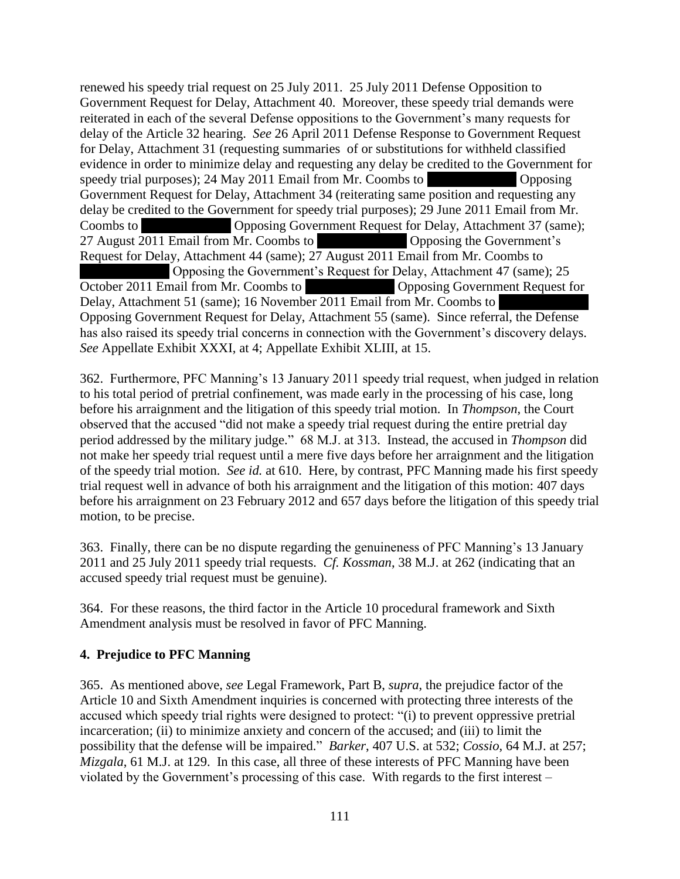renewed his speedy trial request on 25 July 2011. 25 July 2011 Defense Opposition to Government Request for Delay, Attachment 40. Moreover, these speedy trial demands were reiterated in each of the several Defense oppositions to the Government's many requests for delay of the Article 32 hearing. *See* 26 April 2011 Defense Response to Government Request for Delay, Attachment 31 (requesting summaries of or substitutions for withheld classified evidence in order to minimize delay and requesting any delay be credited to the Government for speedy trial purposes); 24 May 2011 Email from Mr. Coombs to ██████████ Opposing Government Request for Delay, Attachment 34 (reiterating same position and requesting any delay be credited to the Government for speedy trial purposes); 29 June 2011 Email from Mr. Coombs to ██████████ Opposing Government Request for Delay, Attachment 37 (same); 27 August 2011 Email from Mr. Coombs to ██████████ Opposing the Government's Request for Delay, Attachment 44 (same); 27 August 2011 Email from Mr. Coombs to ██████████ Opposing the Government's Request for Delay, Attachment 47 (same); 25 October 2011 Email from Mr. Coombs to ██████████ Opposing Government Request for Delay, Attachment 51 (same); 16 November 2011 Email from Mr. Coombs to ██████████ Opposing Government Request for Delay, Attachment 55 (same). Since referral, the Defense has also raised its speedy trial concerns in connection with the Government's discovery delays. *See* Appellate Exhibit XXXI, at 4; Appellate Exhibit XLIII, at 15.

362. Furthermore, PFC Manning's 13 January 2011 speedy trial request, when judged in relation to his total period of pretrial confinement, was made early in the processing of his case, long before his arraignment and the litigation of this speedy trial motion. In *Thompson*, the Court observed that the accused "did not make a speedy trial request during the entire pretrial day period addressed by the military judge." 68 M.J. at 313. Instead, the accused in *Thompson* did not make her speedy trial request until a mere five days before her arraignment and the litigation of the speedy trial motion. *See id.* at 610. Here, by contrast, PFC Manning made his first speedy trial request well in advance of both his arraignment and the litigation of this motion: 407 days before his arraignment on 23 February 2012 and 657 days before the litigation of this speedy trial motion, to be precise.

363. Finally, there can be no dispute regarding the genuineness of PFC Manning's 13 January 2011 and 25 July 2011 speedy trial requests. *Cf. Kossman*, 38 M.J. at 262 (indicating that an accused speedy trial request must be genuine).

364. For these reasons, the third factor in the Article 10 procedural framework and Sixth Amendment analysis must be resolved in favor of PFC Manning.

### 4. Prejudice to PFC Manning

365. As mentioned above, *see* Legal Framework, Part B, *supra*, the prejudice factor of the Article 10 and Sixth Amendment inquiries is concerned with protecting three interests of the accused which speedy trial rights were designed to protect: "(i) to prevent oppressive pretrial incarceration; (ii) to minimize anxiety and concern of the accused; and (iii) to limit the possibility that the defense will be impaired." *Barker*, 407 U.S. at 532; *Cossio*, 64 M.J. at 257; *Mizgala*, 61 M.J. at 129. In this case, all three of these interests of PFC Manning have been violated by the Government's processing of this case. With regards to the first interest –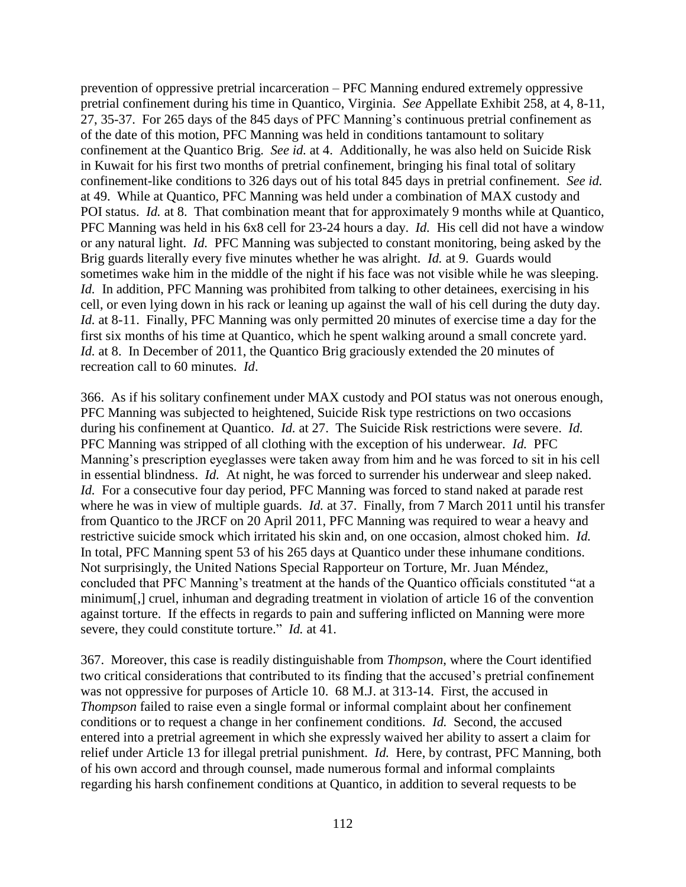prevention of oppressive pretrial incarceration – PFC Manning endured extremely oppressive pretrial confinement during his time in Quantico, Virginia. *See* Appellate Exhibit 258, at 4, 8-11, 27, 35-37. For 265 days of the 845 days of PFC Manning's continuous pretrial confinement as of the date of this motion, PFC Manning was held in conditions tantamount to solitary confinement at the Quantico Brig. *See id.* at 4. Additionally, he was also held on Suicide Risk in Kuwait for his first two months of pretrial confinement, bringing his final total of solitary confinement-like conditions to 326 days out of his total 845 days in pretrial confinement. *See id.* at 49. While at Quantico, PFC Manning was held under a combination of MAX custody and POI status. *Id.* at 8. That combination meant that for approximately 9 months while at Quantico, PFC Manning was held in his 6x8 cell for 23-24 hours a day. *Id.* His cell did not have a window or any natural light. *Id.* PFC Manning was subjected to constant monitoring, being asked by the Brig guards literally every five minutes whether he was alright. *Id.* at 9. Guards would sometimes wake him in the middle of the night if his face was not visible while he was sleeping. *Id.* In addition, PFC Manning was prohibited from talking to other detainees, exercising in his cell, or even lying down in his rack or leaning up against the wall of his cell during the duty day. *Id.* at 8-11. Finally, PFC Manning was only permitted 20 minutes of exercise time a day for the first six months of his time at Quantico, which he spent walking around a small concrete yard. *Id.* at 8. In December of 2011, the Quantico Brig graciously extended the 20 minutes of recreation call to 60 minutes. *Id*.

366. As if his solitary confinement under MAX custody and POI status was not onerous enough, PFC Manning was subjected to heightened, Suicide Risk type restrictions on two occasions during his confinement at Quantico. *Id.* at 27. The Suicide Risk restrictions were severe. *Id.* PFC Manning was stripped of all clothing with the exception of his underwear. *Id.* PFC Manning's prescription eyeglasses were taken away from him and he was forced to sit in his cell in essential blindness. *Id.* At night, he was forced to surrender his underwear and sleep naked. *Id.* For a consecutive four day period, PFC Manning was forced to stand naked at parade rest where he was in view of multiple guards. *Id.* at 37. Finally, from 7 March 2011 until his transfer from Quantico to the JRCF on 20 April 2011, PFC Manning was required to wear a heavy and restrictive suicide smock which irritated his skin and, on one occasion, almost choked him. *Id.* In total, PFC Manning spent 53 of his 265 days at Quantico under these inhumane conditions. Not surprisingly, the United Nations Special Rapporteur on Torture, Mr. Juan Méndez, concluded that PFC Manning's treatment at the hands of the Quantico officials constituted "at a minimum[,] cruel, inhuman and degrading treatment in violation of article 16 of the convention against torture. If the effects in regards to pain and suffering inflicted on Manning were more severe, they could constitute torture." *Id.* at 41.

367. Moreover, this case is readily distinguishable from *Thompson*, where the Court identified two critical considerations that contributed to its finding that the accused's pretrial confinement was not oppressive for purposes of Article 10. 68 M.J. at 313-14. First, the accused in *Thompson* failed to raise even a single formal or informal complaint about her confinement conditions or to request a change in her confinement conditions. *Id.* Second, the accused entered into a pretrial agreement in which she expressly waived her ability to assert a claim for relief under Article 13 for illegal pretrial punishment. *Id.* Here, by contrast, PFC Manning, both of his own accord and through counsel, made numerous formal and informal complaints regarding his harsh confinement conditions at Quantico, in addition to several requests to be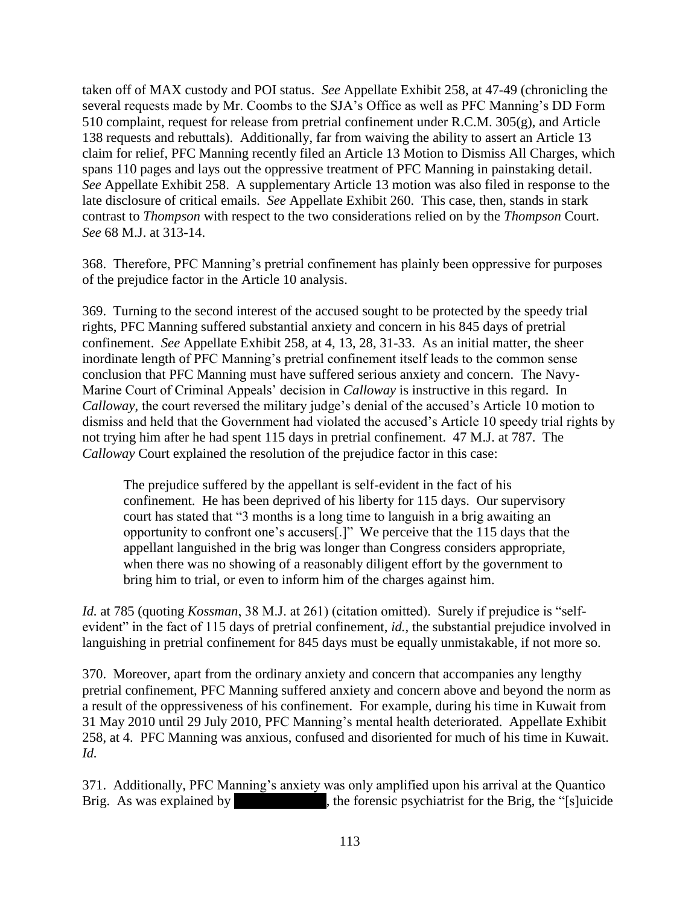taken off of MAX custody and POI status. *See* Appellate Exhibit 258, at 47-49 (chronicling the several requests made by Mr. Coombs to the SJA's Office as well as PFC Manning's DD Form 510 complaint, request for release from pretrial confinement under R.C.M. 305(g), and Article 138 requests and rebuttals). Additionally, far from waiving the ability to assert an Article 13 claim for relief, PFC Manning recently filed an Article 13 Motion to Dismiss All Charges, which spans 110 pages and lays out the oppressive treatment of PFC Manning in painstaking detail. *See* Appellate Exhibit 258. A supplementary Article 13 motion was also filed in response to the late disclosure of critical emails. *See* Appellate Exhibit 260. This case, then, stands in stark contrast to *Thompson* with respect to the two considerations relied on by the *Thompson* Court. *See* 68 M.J. at 313-14.

368. Therefore, PFC Manning's pretrial confinement has plainly been oppressive for purposes of the prejudice factor in the Article 10 analysis.

369. Turning to the second interest of the accused sought to be protected by the speedy trial rights, PFC Manning suffered substantial anxiety and concern in his 845 days of pretrial confinement. *See* Appellate Exhibit 258, at 4, 13, 28, 31-33. As an initial matter, the sheer inordinate length of PFC Manning's pretrial confinement itself leads to the common sense conclusion that PFC Manning must have suffered serious anxiety and concern. The Navy-Marine Court of Criminal Appeals' decision in *Calloway* is instructive in this regard. In *Calloway*, the court reversed the military judge's denial of the accused's Article 10 motion to dismiss and held that the Government had violated the accused's Article 10 speedy trial rights by not trying him after he had spent 115 days in pretrial confinement. 47 M.J. at 787. The *Calloway* Court explained the resolution of the prejudice factor in this case:

> The prejudice suffered by the appellant is self-evident in the fact of his confinement. He has been deprived of his liberty for 115 days. Our supervisory court has stated that "3 months is a long time to languish in a brig awaiting an opportunity to confront one's accusers[.]" We perceive that the 115 days that the appellant languished in the brig was longer than Congress considers appropriate, when there was no showing of a reasonably diligent effort by the government to bring him to trial, or even to inform him of the charges against him.

*Id.* at 785 (quoting *Kossman*, 38 M.J. at 261) (citation omitted). Surely if prejudice is "self-evident" in the fact of 115 days of pretrial confinement, *id.*, the substantial prejudice involved in languishing in pretrial confinement for 845 days must be equally unmistakable, if not more so.

370. Moreover, apart from the ordinary anxiety and concern that accompanies any lengthy pretrial confinement, PFC Manning suffered anxiety and concern above and beyond the norm as a result of the oppressiveness of his confinement. For example, during his time in Kuwait from 31 May 2010 until 29 July 2010, PFC Manning's mental health deteriorated. Appellate Exhibit 258, at 4. PFC Manning was anxious, confused and disoriented for much of his time in Kuwait. *Id.*

371. Additionally, PFC Manning's anxiety was only amplified upon his arrival at the Quantico Brig. As was explained by [REDACTED], the forensic psychiatrist for the Brig, the "[s]uicide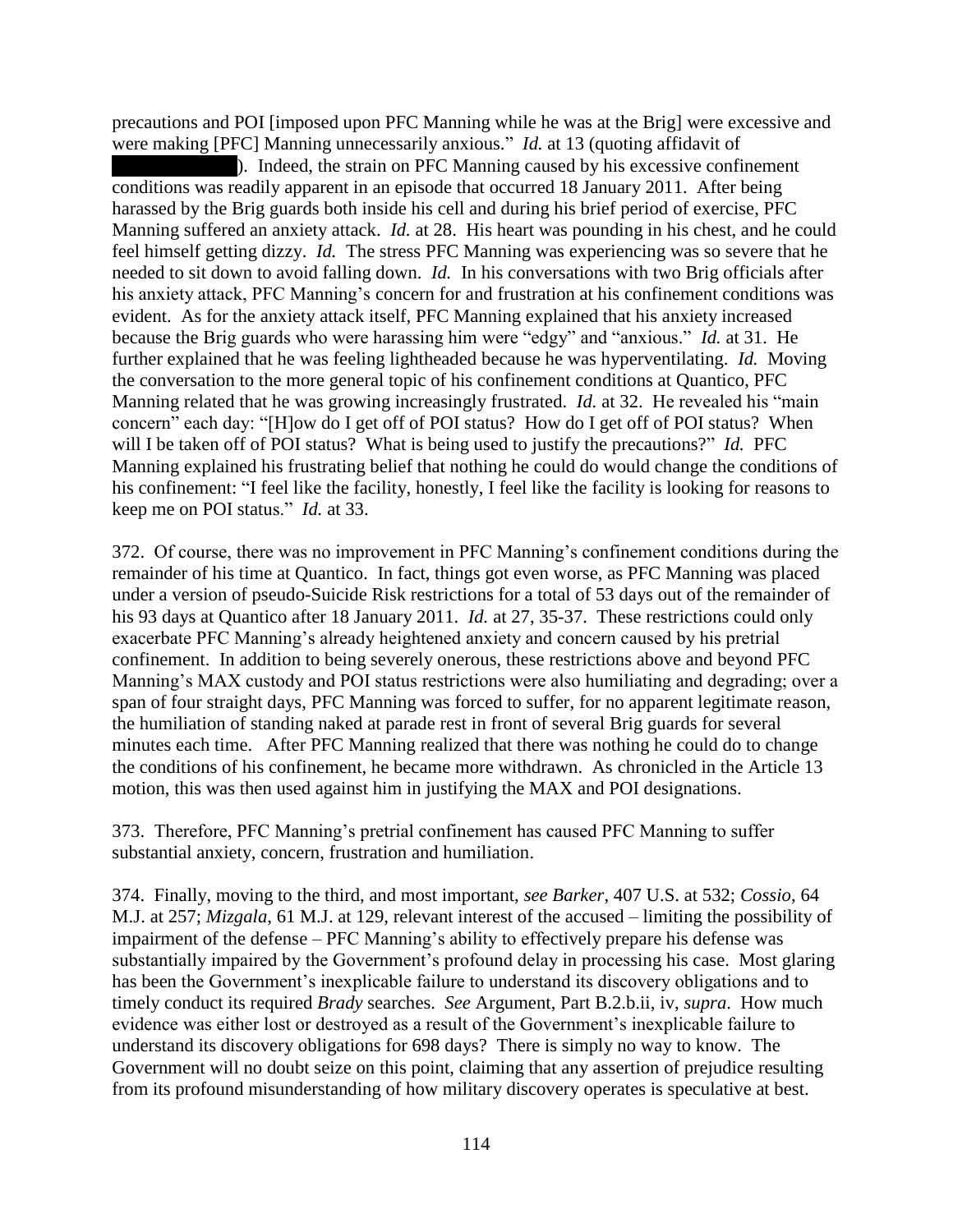precautions and POI [imposed upon PFC Manning while he was at the Brig] were excessive and were making [PFC] Manning unnecessarily anxious." *Id.* at 13 (quoting affidavit of ██████████). Indeed, the strain on PFC Manning caused by his excessive confinement conditions was readily apparent in an episode that occurred 18 January 2011. After being harassed by the Brig guards both inside his cell and during his brief period of exercise, PFC Manning suffered an anxiety attack. *Id.* at 28. His heart was pounding in his chest, and he could feel himself getting dizzy. *Id.* The stress PFC Manning was experiencing was so severe that he needed to sit down to avoid falling down. *Id.* In his conversations with two Brig officials after his anxiety attack, PFC Manning's concern for and frustration at his confinement conditions was evident. As for the anxiety attack itself, PFC Manning explained that his anxiety increased because the Brig guards who were harassing him were "edgy" and "anxious." *Id.* at 31. He further explained that he was feeling lightheaded because he was hyperventilating. *Id.* Moving the conversation to the more general topic of his confinement conditions at Quantico, PFC Manning related that he was growing increasingly frustrated. *Id.* at 32. He revealed his "main concern" each day: "[H]ow do I get off of POI status? How do I get off of POI status? When will I be taken off of POI status? What is being used to justify the precautions?" *Id.* PFC Manning explained his frustrating belief that nothing he could do would change the conditions of his confinement: "I feel like the facility, honestly, I feel like the facility is looking for reasons to keep me on POI status." *Id.* at 33.

372. Of course, there was no improvement in PFC Manning's confinement conditions during the remainder of his time at Quantico. In fact, things got even worse, as PFC Manning was placed under a version of pseudo-Suicide Risk restrictions for a total of 53 days out of the remainder of his 93 days at Quantico after 18 January 2011. *Id.* at 27, 35-37. These restrictions could only exacerbate PFC Manning's already heightened anxiety and concern caused by his pretrial confinement. In addition to being severely onerous, these restrictions above and beyond PFC Manning's MAX custody and POI status restrictions were also humiliating and degrading; over a span of four straight days, PFC Manning was forced to suffer, for no apparent legitimate reason, the humiliation of standing naked at parade rest in front of several Brig guards for several minutes each time. After PFC Manning realized that there was nothing he could do to change the conditions of his confinement, he became more withdrawn. As chronicled in the Article 13 motion, this was then used against him in justifying the MAX and POI designations.

373. Therefore, PFC Manning's pretrial confinement has caused PFC Manning to suffer substantial anxiety, concern, frustration and humiliation.

374. Finally, moving to the third, and most important, *see Barker*, 407 U.S. at 532; *Cossio*, 64 M.J. at 257; *Mizgala*, 61 M.J. at 129, relevant interest of the accused – limiting the possibility of impairment of the defense – PFC Manning's ability to effectively prepare his defense was substantially impaired by the Government's profound delay in processing his case. Most glaring has been the Government's inexplicable failure to understand its discovery obligations and to timely conduct its required *Brady* searches. *See* Argument, Part B.2.b.ii, iv, *supra*. How much evidence was either lost or destroyed as a result of the Government's inexplicable failure to understand its discovery obligations for 698 days? There is simply no way to know. The Government will no doubt seize on this point, claiming that any assertion of prejudice resulting from its profound misunderstanding of how military discovery operates is speculative at best.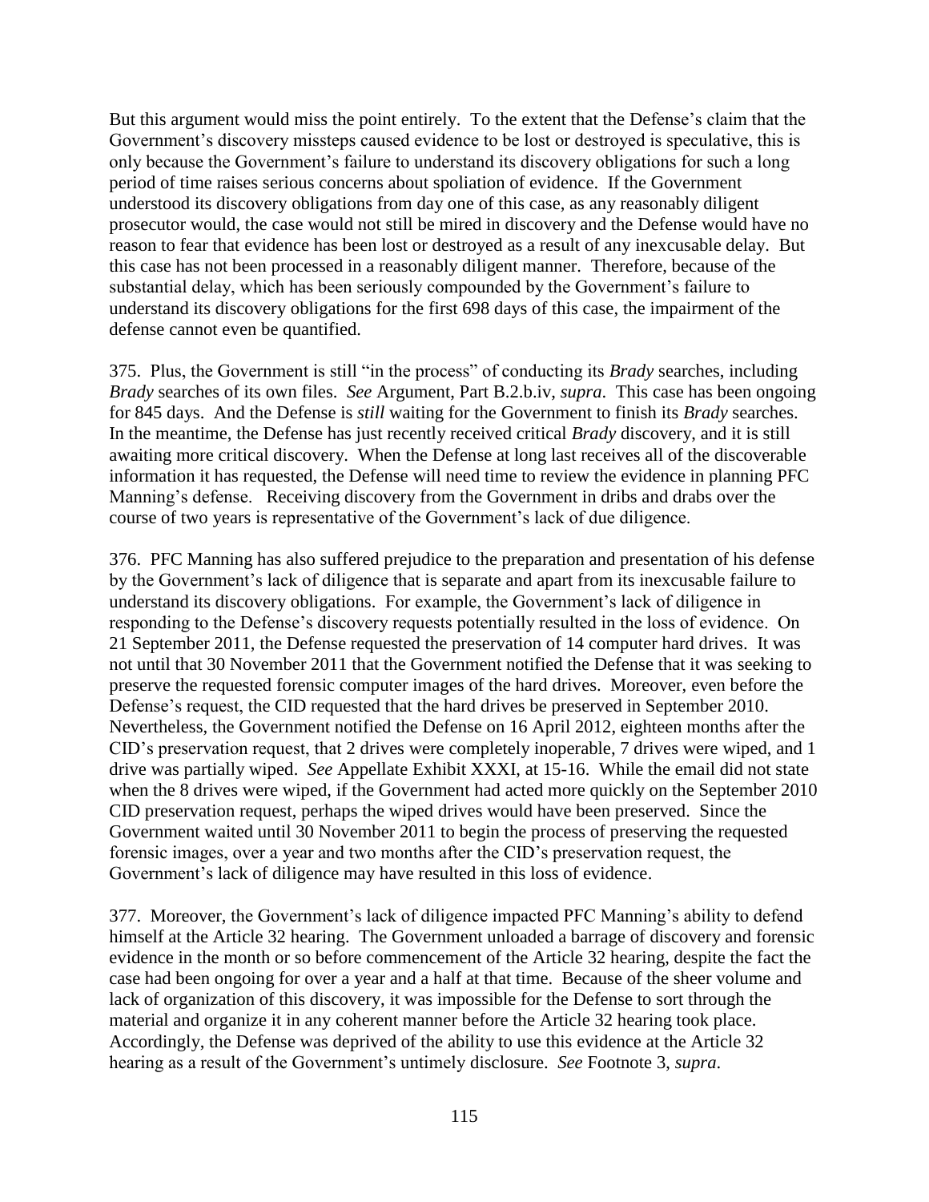But this argument would miss the point entirely. To the extent that the Defense's claim that the Government's discovery missteps caused evidence to be lost or destroyed is speculative, this is only because the Government's failure to understand its discovery obligations for such a long period of time raises serious concerns about spoliation of evidence. If the Government understood its discovery obligations from day one of this case, as any reasonably diligent prosecutor would, the case would not still be mired in discovery and the Defense would have no reason to fear that evidence has been lost or destroyed as a result of any inexcusable delay. But this case has not been processed in a reasonably diligent manner. Therefore, because of the substantial delay, which has been seriously compounded by the Government's failure to understand its discovery obligations for the first 698 days of this case, the impairment of the defense cannot even be quantified.

375. Plus, the Government is still "in the process" of conducting its *Brady* searches, including *Brady* searches of its own files. *See* Argument, Part B.2.b.iv, *supra*. This case has been ongoing for 845 days. And the Defense is *still* waiting for the Government to finish its *Brady* searches. In the meantime, the Defense has just recently received critical *Brady* discovery, and it is still awaiting more critical discovery. When the Defense at long last receives all of the discoverable information it has requested, the Defense will need time to review the evidence in planning PFC Manning's defense. Receiving discovery from the Government in dribs and drabs over the course of two years is representative of the Government's lack of due diligence.

376. PFC Manning has also suffered prejudice to the preparation and presentation of his defense by the Government's lack of diligence that is separate and apart from its inexcusable failure to understand its discovery obligations. For example, the Government's lack of diligence in responding to the Defense's discovery requests potentially resulted in the loss of evidence. On 21 September 2011, the Defense requested the preservation of 14 computer hard drives. It was not until that 30 November 2011 that the Government notified the Defense that it was seeking to preserve the requested forensic computer images of the hard drives. Moreover, even before the Defense's request, the CID requested that the hard drives be preserved in September 2010. Nevertheless, the Government notified the Defense on 16 April 2012, eighteen months after the CID's preservation request, that 2 drives were completely inoperable, 7 drives were wiped, and 1 drive was partially wiped. *See* Appellate Exhibit XXXI, at 15-16. While the email did not state when the 8 drives were wiped, if the Government had acted more quickly on the September 2010 CID preservation request, perhaps the wiped drives would have been preserved. Since the Government waited until 30 November 2011 to begin the process of preserving the requested forensic images, over a year and two months after the CID's preservation request, the Government's lack of diligence may have resulted in this loss of evidence.

377. Moreover, the Government's lack of diligence impacted PFC Manning's ability to defend himself at the Article 32 hearing. The Government unloaded a barrage of discovery and forensic evidence in the month or so before commencement of the Article 32 hearing, despite the fact the case had been ongoing for over a year and a half at that time. Because of the sheer volume and lack of organization of this discovery, it was impossible for the Defense to sort through the material and organize it in any coherent manner before the Article 32 hearing took place. Accordingly, the Defense was deprived of the ability to use this evidence at the Article 32 hearing as a result of the Government's untimely disclosure. *See* Footnote 3, *supra*.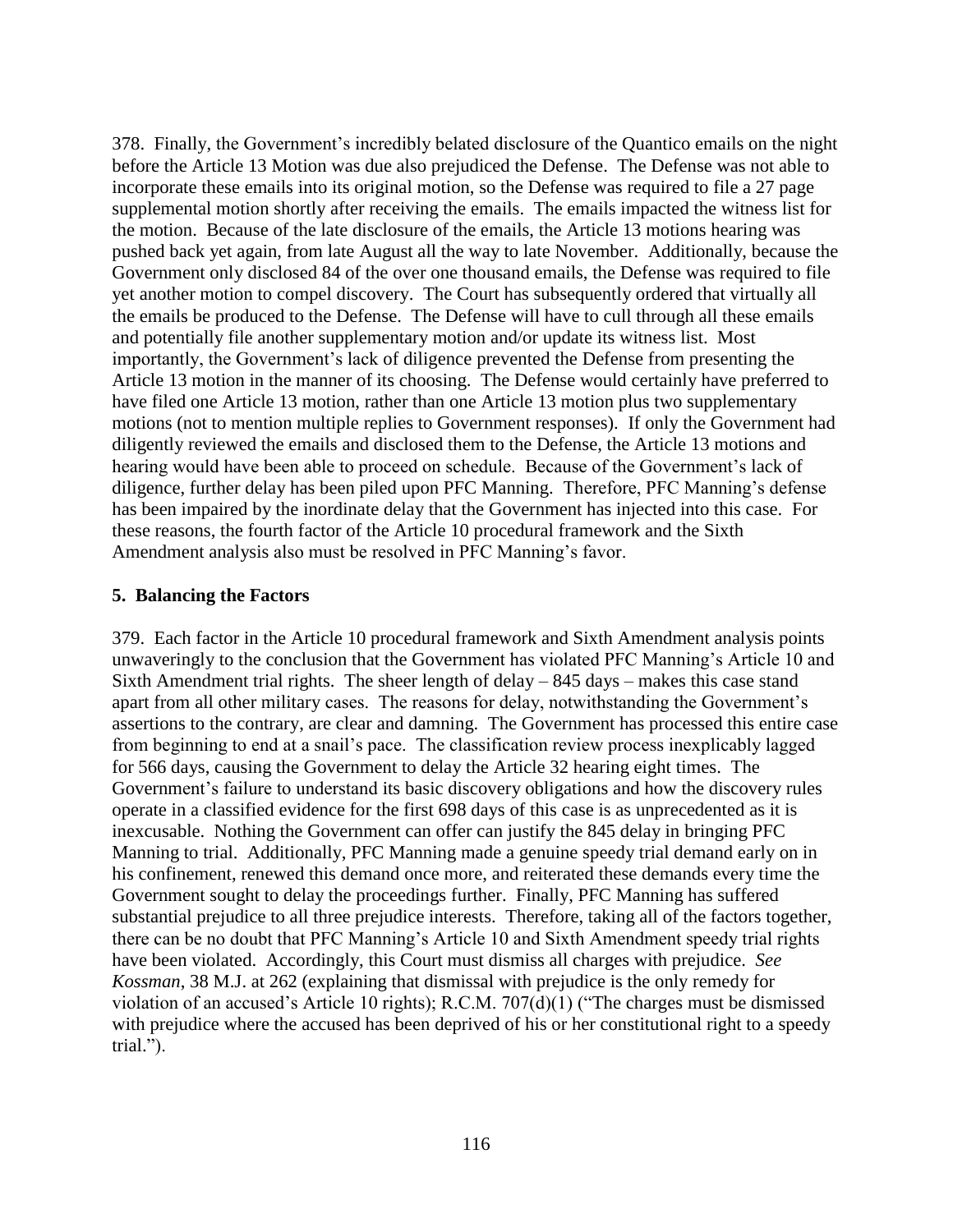378. Finally, the Government's incredibly belated disclosure of the Quantico emails on the night before the Article 13 Motion was due also prejudiced the Defense. The Defense was not able to incorporate these emails into its original motion, so the Defense was required to file a 27 page supplemental motion shortly after receiving the emails. The emails impacted the witness list for the motion. Because of the late disclosure of the emails, the Article 13 motions hearing was pushed back yet again, from late August all the way to late November. Additionally, because the Government only disclosed 84 of the over one thousand emails, the Defense was required to file yet another motion to compel discovery. The Court has subsequently ordered that virtually all the emails be produced to the Defense. The Defense will have to cull through all these emails and potentially file another supplementary motion and/or update its witness list. Most importantly, the Government's lack of diligence prevented the Defense from presenting the Article 13 motion in the manner of its choosing. The Defense would certainly have preferred to have filed one Article 13 motion, rather than one Article 13 motion plus two supplementary motions (not to mention multiple replies to Government responses). If only the Government had diligently reviewed the emails and disclosed them to the Defense, the Article 13 motions and hearing would have been able to proceed on schedule. Because of the Government's lack of diligence, further delay has been piled upon PFC Manning. Therefore, PFC Manning's defense has been impaired by the inordinate delay that the Government has injected into this case. For these reasons, the fourth factor of the Article 10 procedural framework and the Sixth Amendment analysis also must be resolved in PFC Manning's favor.

**5. Balancing the Factors**

379. Each factor in the Article 10 procedural framework and Sixth Amendment analysis points unwaveringly to the conclusion that the Government has violated PFC Manning's Article 10 and Sixth Amendment trial rights. The sheer length of delay – 845 days – makes this case stand apart from all other military cases. The reasons for delay, notwithstanding the Government's assertions to the contrary, are clear and damning. The Government has processed this entire case from beginning to end at a snail's pace. The classification review process inexplicably lagged for 566 days, causing the Government to delay the Article 32 hearing eight times. The Government's failure to understand its basic discovery obligations and how the discovery rules operate in a classified evidence for the first 698 days of this case is as unprecedented as it is inexcusable. Nothing the Government can offer can justify the 845 delay in bringing PFC Manning to trial. Additionally, PFC Manning made a genuine speedy trial demand early on in his confinement, renewed this demand once more, and reiterated these demands every time the Government sought to delay the proceedings further. Finally, PFC Manning has suffered substantial prejudice to all three prejudice interests. Therefore, taking all of the factors together, there can be no doubt that PFC Manning's Article 10 and Sixth Amendment speedy trial rights have been violated. Accordingly, this Court must dismiss all charges with prejudice. *See Kossman*, 38 M.J. at 262 (explaining that dismissal with prejudice is the only remedy for violation of an accused's Article 10 rights); R.C.M. 707(d)(1) ("The charges must be dismissed with prejudice where the accused has been deprived of his or her constitutional right to a speedy trial.").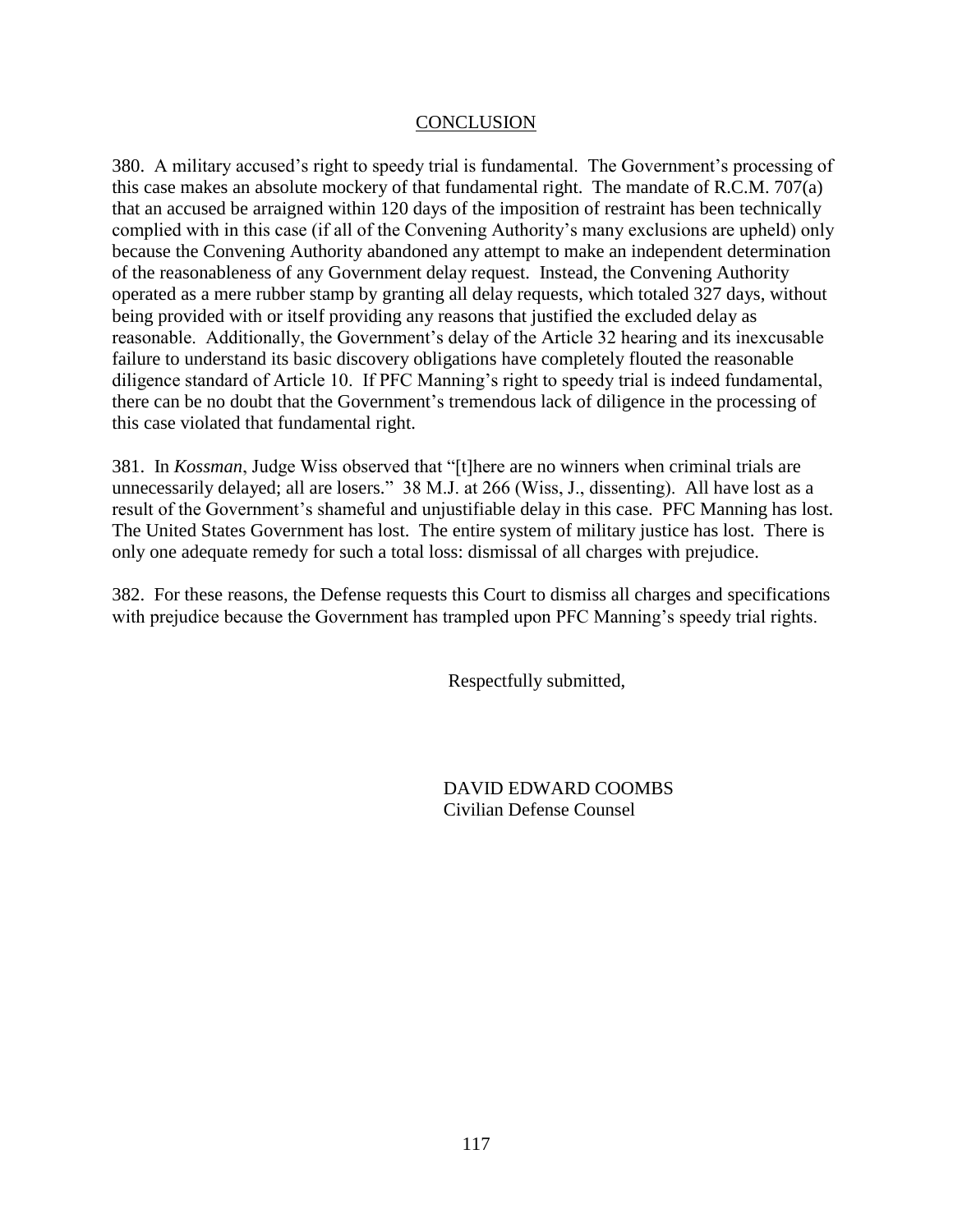## CONCLUSION

380. A military accused's right to speedy trial is fundamental. The Government's processing of this case makes an absolute mockery of that fundamental right. The mandate of R.C.M. 707(a) that an accused be arraigned within 120 days of the imposition of restraint has been technically complied with in this case (if all of the Convening Authority's many exclusions are upheld) only because the Convening Authority abandoned any attempt to make an independent determination of the reasonableness of any Government delay request. Instead, the Convening Authority operated as a mere rubber stamp by granting all delay requests, which totaled 327 days, without being provided with or itself providing any reasons that justified the excluded delay as reasonable. Additionally, the Government's delay of the Article 32 hearing and its inexcusable failure to understand its basic discovery obligations have completely flouted the reasonable diligence standard of Article 10. If PFC Manning's right to speedy trial is indeed fundamental, there can be no doubt that the Government's tremendous lack of diligence in the processing of this case violated that fundamental right.

381. In *Kossman*, Judge Wiss observed that "[t]here are no winners when criminal trials are unnecessarily delayed; all are losers." 38 M.J. at 266 (Wiss, J., dissenting). All have lost as a result of the Government's shameful and unjustifiable delay in this case. PFC Manning has lost. The United States Government has lost. The entire system of military justice has lost. There is only one adequate remedy for such a total loss: dismissal of all charges with prejudice.

382. For these reasons, the Defense requests this Court to dismiss all charges and specifications with prejudice because the Government has trampled upon PFC Manning's speedy trial rights.

Respectfully submitted,

DAVID EDWARD COOMBS
Civilian Defense Counsel